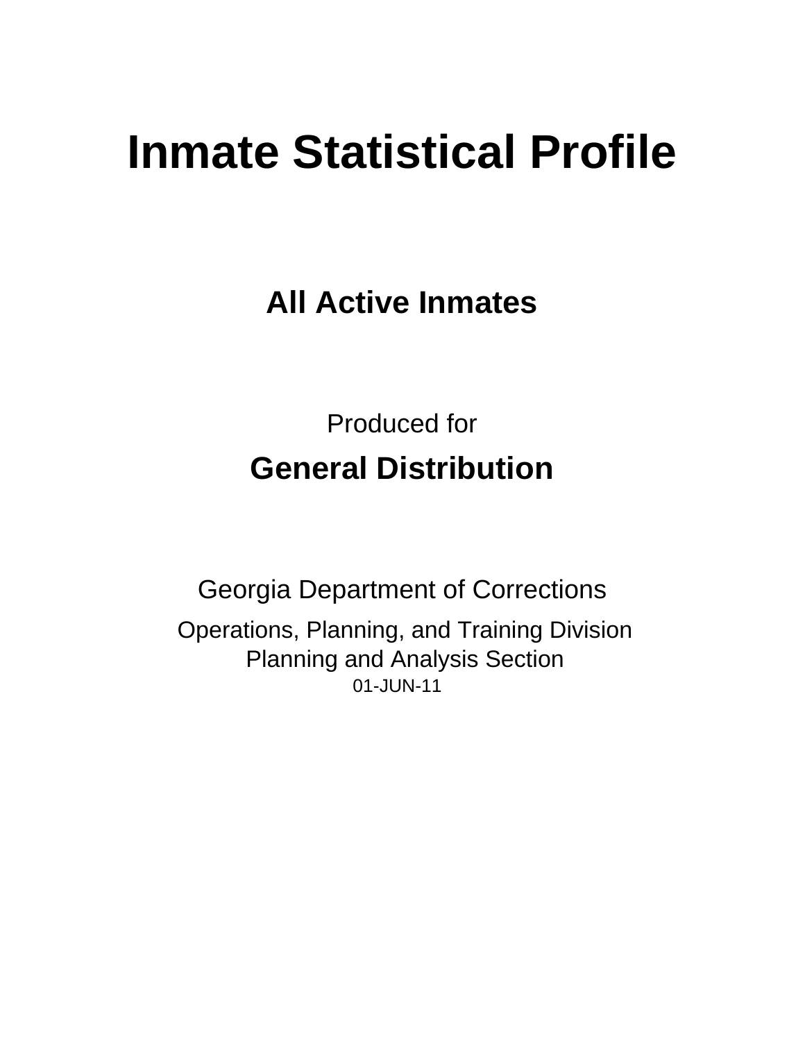# Inmate Statistical Profile

## All Active Inmates

Produced for

## General Distribution

Georgia Department of Corrections

Operations, Planning, and Training Division
Planning and Analysis Section
01-JUN-11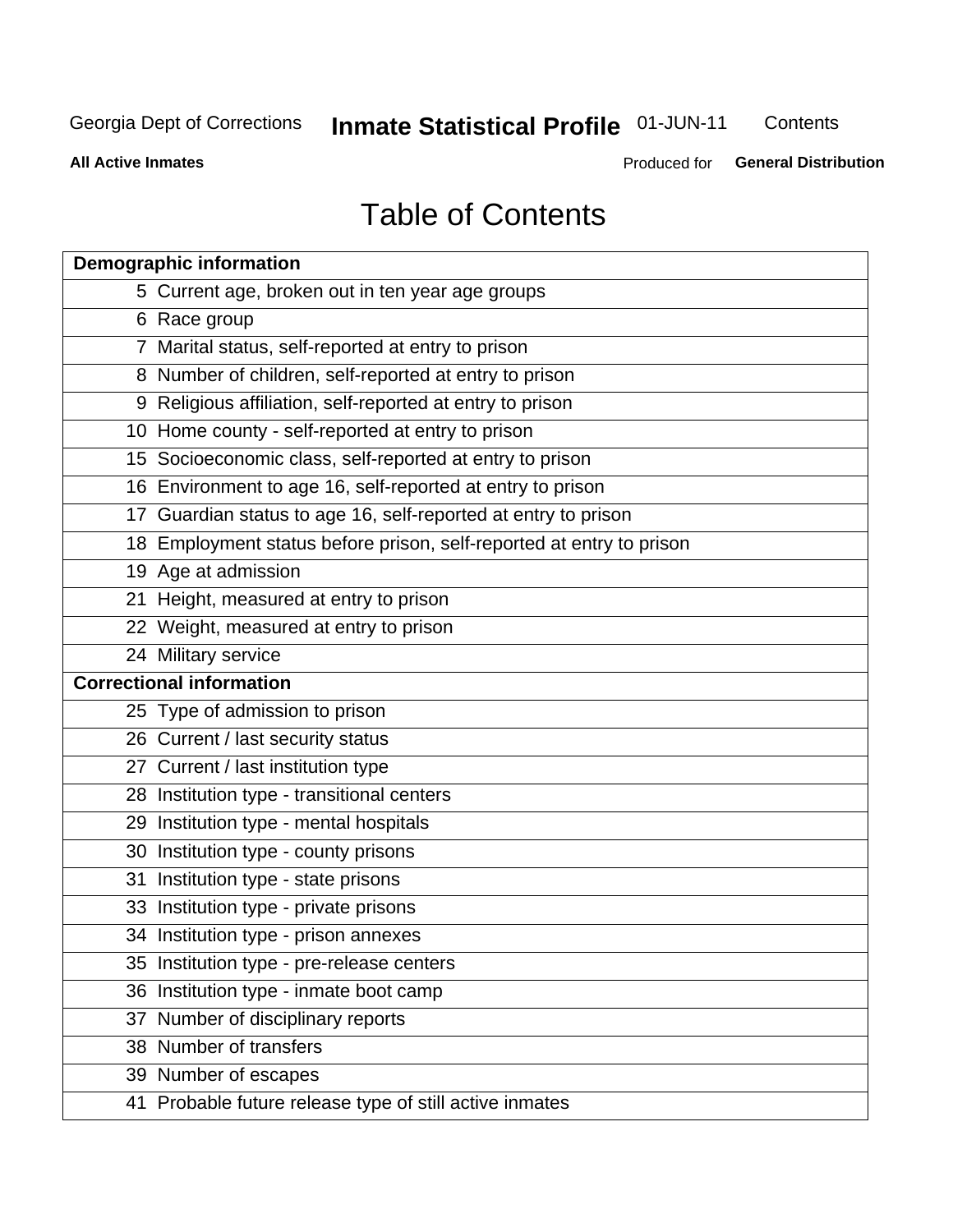Georgia Dept of Corrections **Inmate Statistical Profile** 01-JUN-11 Contents

**All Active Inmates** Produced for **General Distribution**

# Table of Contents

| **Demographic information** | |
|---|---|
| 5 | Current age, broken out in ten year age groups |
| 6 | Race group |
| 7 | Marital status, self-reported at entry to prison |
| 8 | Number of children, self-reported at entry to prison |
| 9 | Religious affiliation, self-reported at entry to prison |
| 10 | Home county - self-reported at entry to prison |
| 15 | Socioeconomic class, self-reported at entry to prison |
| 16 | Environment to age 16, self-reported at entry to prison |
| 17 | Guardian status to age 16, self-reported at entry to prison |
| 18 | Employment status before prison, self-reported at entry to prison |
| 19 | Age at admission |
| 21 | Height, measured at entry to prison |
| 22 | Weight, measured at entry to prison |
| 24 | Military service |
| **Correctional information** | |
| 25 | Type of admission to prison |
| 26 | Current / last security status |
| 27 | Current / last institution type |
| 28 | Institution type - transitional centers |
| 29 | Institution type - mental hospitals |
| 30 | Institution type - county prisons |
| 31 | Institution type - state prisons |
| 33 | Institution type - private prisons |
| 34 | Institution type - prison annexes |
| 35 | Institution type - pre-release centers |
| 36 | Institution type - inmate boot camp |
| 37 | Number of disciplinary reports |
| 38 | Number of transfers |
| 39 | Number of escapes |
| 41 | Probable future release type of still active inmates |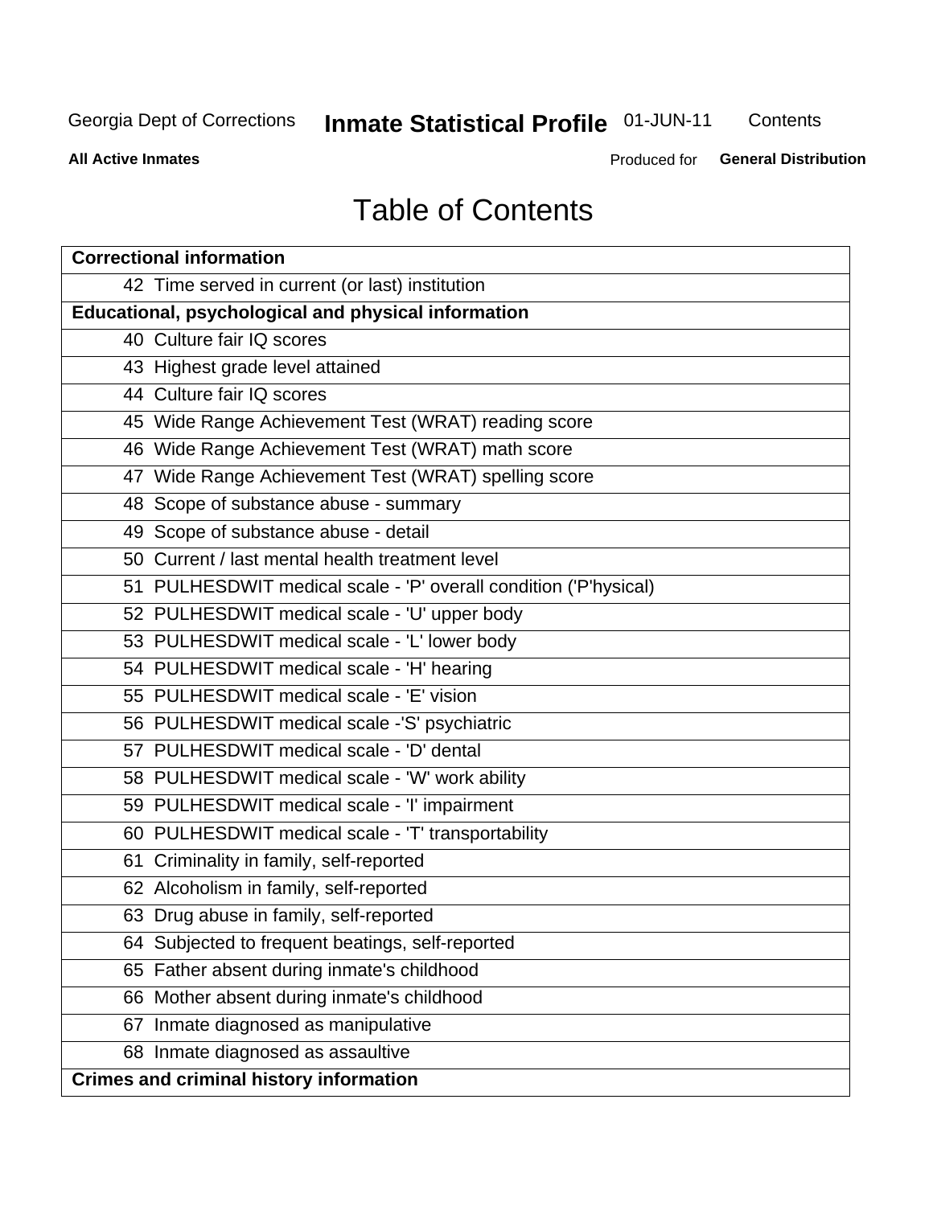Georgia Dept of Corrections **Inmate Statistical Profile** 01-JUN-11 Contents

**All Active Inmates** Produced for **General Distribution**

# Table of Contents

| **Correctional information** |
|---|
| 42 Time served in current (or last) institution |
| **Educational, psychological and physical information** |
| 40 Culture fair IQ scores |
| 43 Highest grade level attained |
| 44 Culture fair IQ scores |
| 45 Wide Range Achievement Test (WRAT) reading score |
| 46 Wide Range Achievement Test (WRAT) math score |
| 47 Wide Range Achievement Test (WRAT) spelling score |
| 48 Scope of substance abuse - summary |
| 49 Scope of substance abuse - detail |
| 50 Current / last mental health treatment level |
| 51 PULHESDWIT medical scale - 'P' overall condition ('P'hysical) |
| 52 PULHESDWIT medical scale - 'U' upper body |
| 53 PULHESDWIT medical scale - 'L' lower body |
| 54 PULHESDWIT medical scale - 'H' hearing |
| 55 PULHESDWIT medical scale - 'E' vision |
| 56 PULHESDWIT medical scale -'S' psychiatric |
| 57 PULHESDWIT medical scale - 'D' dental |
| 58 PULHESDWIT medical scale - 'W' work ability |
| 59 PULHESDWIT medical scale - 'I' impairment |
| 60 PULHESDWIT medical scale - 'T' transportability |
| 61 Criminality in family, self-reported |
| 62 Alcoholism in family, self-reported |
| 63 Drug abuse in family, self-reported |
| 64 Subjected to frequent beatings, self-reported |
| 65 Father absent during inmate's childhood |
| 66 Mother absent during inmate's childhood |
| 67 Inmate diagnosed as manipulative |
| 68 Inmate diagnosed as assaultive |
| **Crimes and criminal history information** |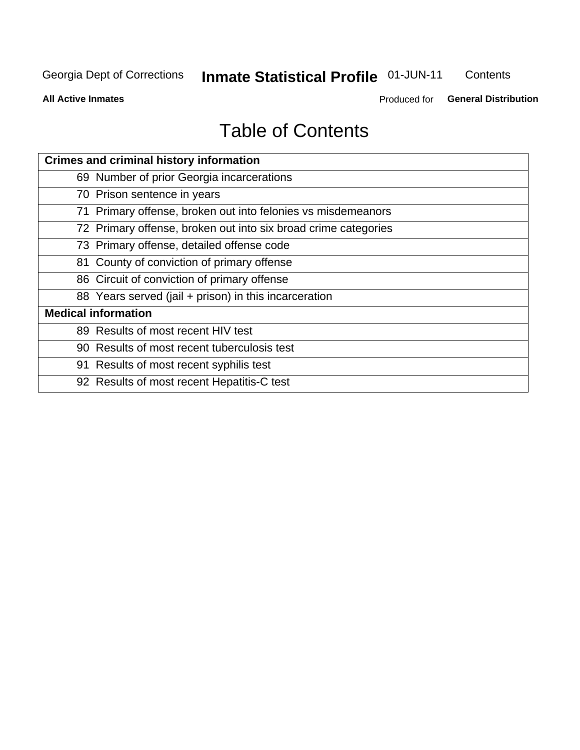# Table of Contents

| Crimes and criminal history information | |
|---|---|
| 69 | Number of prior Georgia incarcerations |
| 70 | Prison sentence in years |
| 71 | Primary offense, broken out into felonies vs misdemeanors |
| 72 | Primary offense, broken out into six broad crime categories |
| 73 | Primary offense, detailed offense code |
| 81 | County of conviction of primary offense |
| 86 | Circuit of conviction of primary offense |
| 88 | Years served (jail + prison) in this incarceration |
| **Medical information** | |
| 89 | Results of most recent HIV test |
| 90 | Results of most recent tuberculosis test |
| 91 | Results of most recent syphilis test |
| 92 | Results of most recent Hepatitis-C test |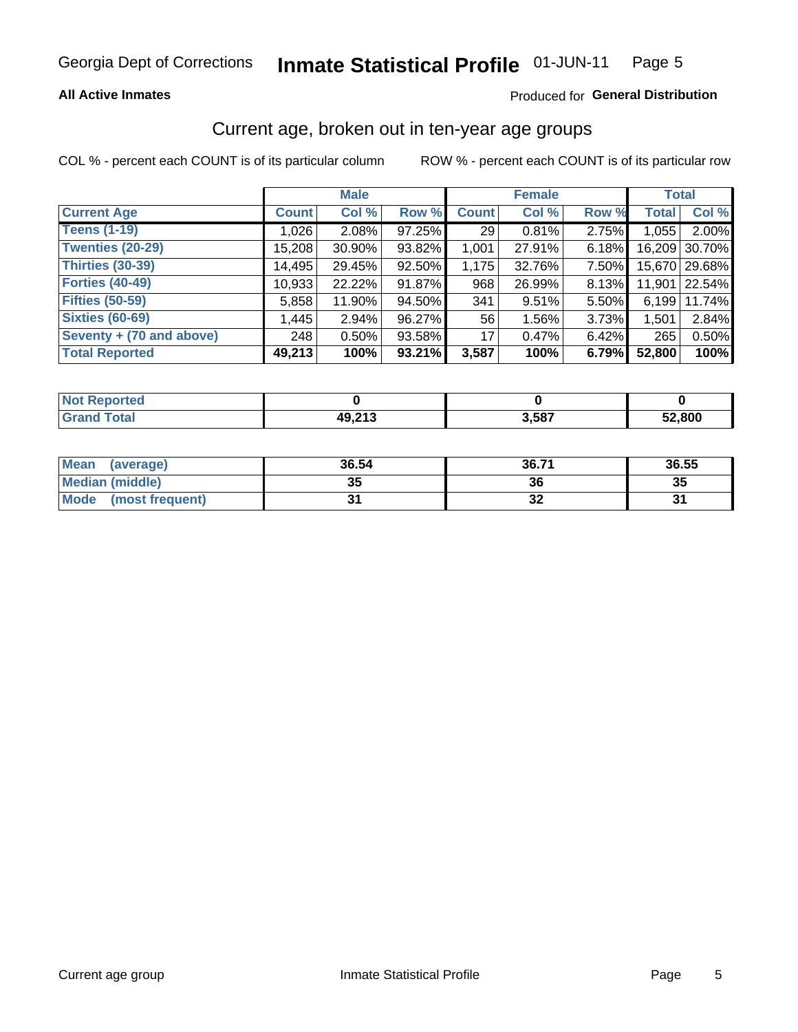Georgia Dept of Corrections **Inmate Statistical Profile** 01-JUN-11

**All Active Inmates**

Produced for **General Distribution**

## Current age, broken out in ten-year age groups

COL % - percent each COUNT is of its particular column

ROW % - percent each COUNT is of its particular row

| | Male | | | Female | | | Total | |
|---|---|---|---|---|---|---|---|---|
| **Current Age** | **Count** | **Col %** | **Row %** | **Count** | **Col %** | **Row %** | **Total** | **Col %** |
| **Teens (1-19)** | 1,026 | 2.08% | 97.25% | 29 | 0.81% | 2.75% | 1,055 | 2.00% |
| **Twenties (20-29)** | 15,208 | 30.90% | 93.82% | 1,001 | 27.91% | 6.18% | 16,209 | 30.70% |
| **Thirties (30-39)** | 14,495 | 29.45% | 92.50% | 1,175 | 32.76% | 7.50% | 15,670 | 29.68% |
| **Forties (40-49)** | 10,933 | 22.22% | 91.87% | 968 | 26.99% | 8.13% | 11,901 | 22.54% |
| **Fifties (50-59)** | 5,858 | 11.90% | 94.50% | 341 | 9.51% | 5.50% | 6,199 | 11.74% |
| **Sixties (60-69)** | 1,445 | 2.94% | 96.27% | 56 | 1.56% | 3.73% | 1,501 | 2.84% |
| **Seventy + (70 and above)** | 248 | 0.50% | 93.58% | 17 | 0.47% | 6.42% | 265 | 0.50% |
| **Total Reported** | **49,213** | **100%** | **93.21%** | **3,587** | **100%** | **6.79%** | **52,800** | **100%** |

| | Male | Female | Total |
|---|---|---|---|
| **Not Reported** | **0** | **0** | **0** |
| **Grand Total** | **49,213** | **3,587** | **52,800** |

| | Male | Female | Total |
|---|---|---|---|
| **Mean (average)** | **36.54** | **36.71** | **36.55** |
| **Median (middle)** | **35** | **36** | **35** |
| **Mode (most frequent)** | **31** | **32** | **31** |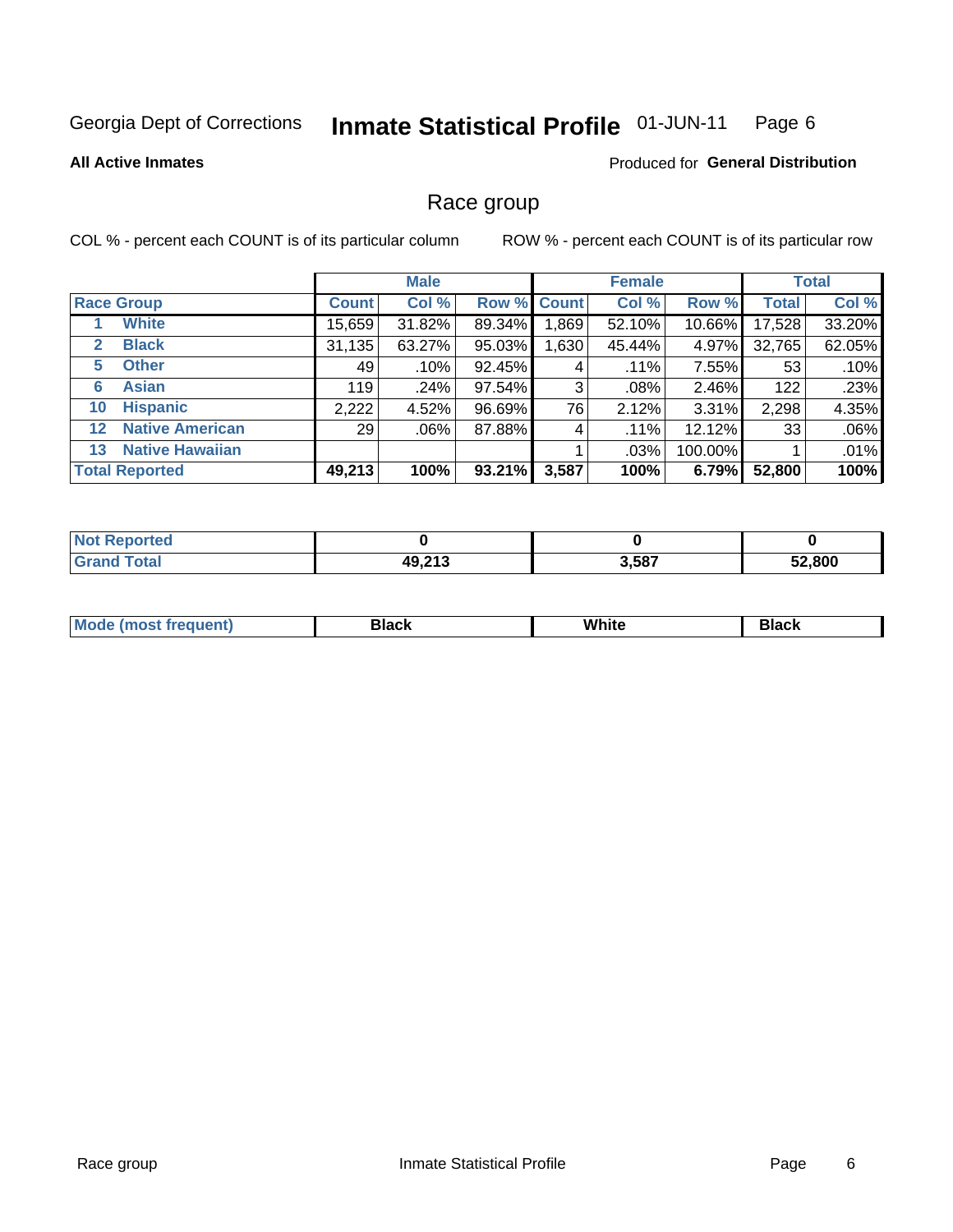Georgia Dept of Corrections **Inmate Statistical Profile** 01-JUN-11 Page 6

**All Active Inmates**

Produced for **General Distribution**

# Race group

COL % - percent each COUNT is of its particular column

ROW % - percent each COUNT is of its particular row

| | | Male | | | Female | | | Total | |
|---|---|---|---|---|---|---|---|---|---|
| **Race Group** | | **Count** | **Col %** | **Row %** | **Count** | **Col %** | **Row %** | **Total** | **Col %** |
| 1 | **White** | 15,659 | 31.82% | 89.34% | 1,869 | 52.10% | 10.66% | 17,528 | 33.20% |
| 2 | **Black** | 31,135 | 63.27% | 95.03% | 1,630 | 45.44% | 4.97% | 32,765 | 62.05% |
| 5 | **Other** | 49 | .10% | 92.45% | 4 | .11% | 7.55% | 53 | .10% |
| 6 | **Asian** | 119 | .24% | 97.54% | 3 | .08% | 2.46% | 122 | .23% |
| 10 | **Hispanic** | 2,222 | 4.52% | 96.69% | 76 | 2.12% | 3.31% | 2,298 | 4.35% |
| 12 | **Native American** | 29 | .06% | 87.88% | 4 | .11% | 12.12% | 33 | .06% |
| 13 | **Native Hawaiian** | | | | 1 | .03% | 100.00% | 1 | .01% |
| **Total Reported** | | **49,213** | **100%** | **93.21%** | **3,587** | **100%** | **6.79%** | **52,800** | **100%** |

| | Male | Female | Total |
|---|---|---|---|
| **Not Reported** | **0** | **0** | **0** |
| **Grand Total** | **49,213** | **3,587** | **52,800** |

| | Male | Female | Total |
|---|---|---|---|
| **Mode (most frequent)** | **Black** | **White** | **Black** |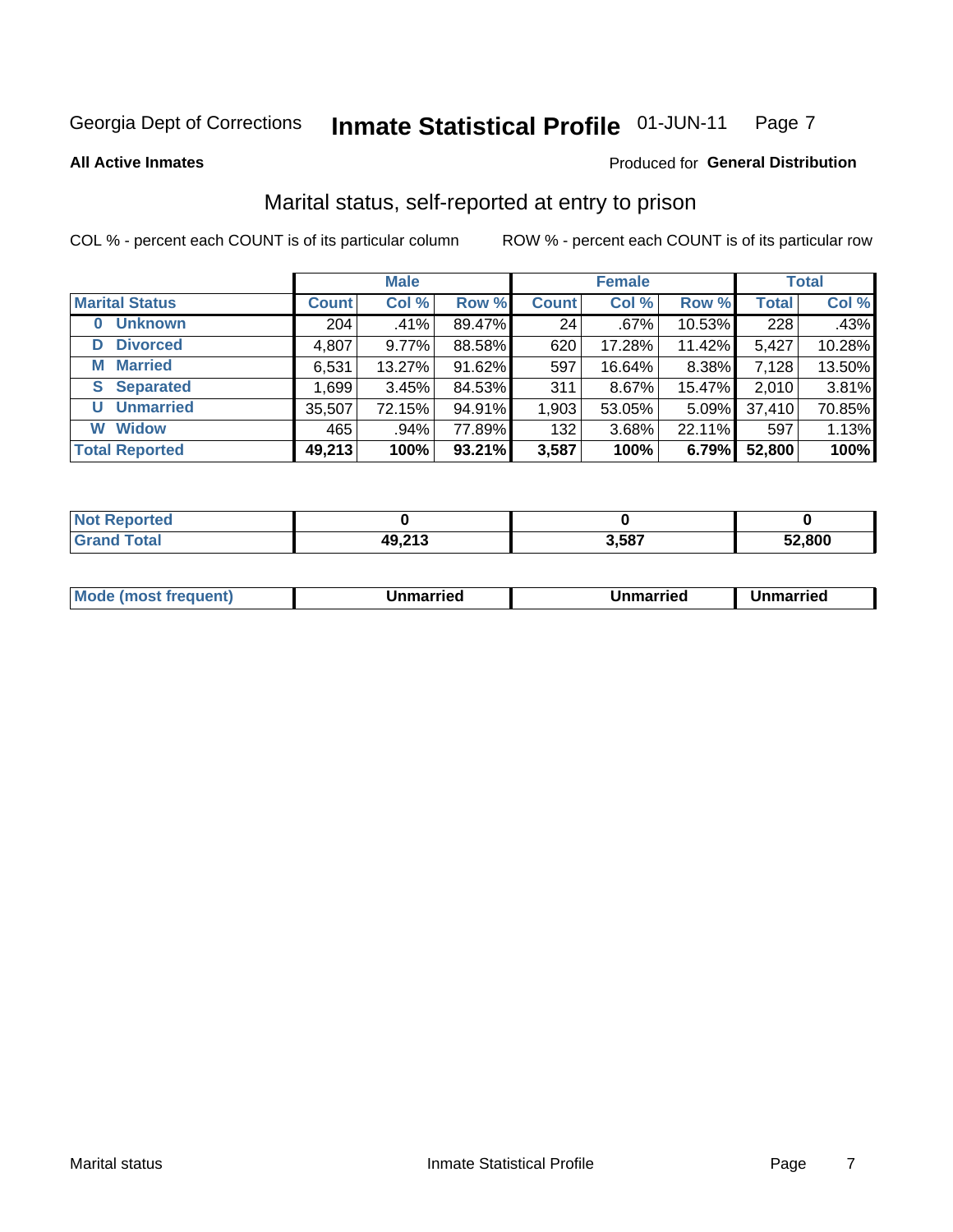Georgia Dept of Corrections **Inmate Statistical Profile** 01-JUN-11

**All Active Inmates**

Produced for **General Distribution**

## Marital status, self-reported at entry to prison

COL % - percent each COUNT is of its particular column

ROW % - percent each COUNT is of its particular row

| | Male | | | Female | | | Total | |
|---|---|---|---|---|---|---|---|---|
| **Marital Status** | **Count** | **Col %** | **Row %** | **Count** | **Col %** | **Row %** | **Total** | **Col %** |
| **0 Unknown** | 204 | .41% | 89.47% | 24 | .67% | 10.53% | 228 | .43% |
| **D Divorced** | 4,807 | 9.77% | 88.58% | 620 | 17.28% | 11.42% | 5,427 | 10.28% |
| **M Married** | 6,531 | 13.27% | 91.62% | 597 | 16.64% | 8.38% | 7,128 | 13.50% |
| **S Separated** | 1,699 | 3.45% | 84.53% | 311 | 8.67% | 15.47% | 2,010 | 3.81% |
| **U Unmarried** | 35,507 | 72.15% | 94.91% | 1,903 | 53.05% | 5.09% | 37,410 | 70.85% |
| **W Widow** | 465 | .94% | 77.89% | 132 | 3.68% | 22.11% | 597 | 1.13% |
| **Total Reported** | **49,213** | **100%** | **93.21%** | **3,587** | **100%** | **6.79%** | **52,800** | **100%** |

| | Male | Female | Total |
|---|---|---|---|
| **Not Reported** | **0** | **0** | **0** |
| **Grand Total** | **49,213** | **3,587** | **52,800** |

| | Male | Female | Total |
|---|---|---|---|
| **Mode (most frequent)** | **Unmarried** | **Unmarried** | **Unmarried** |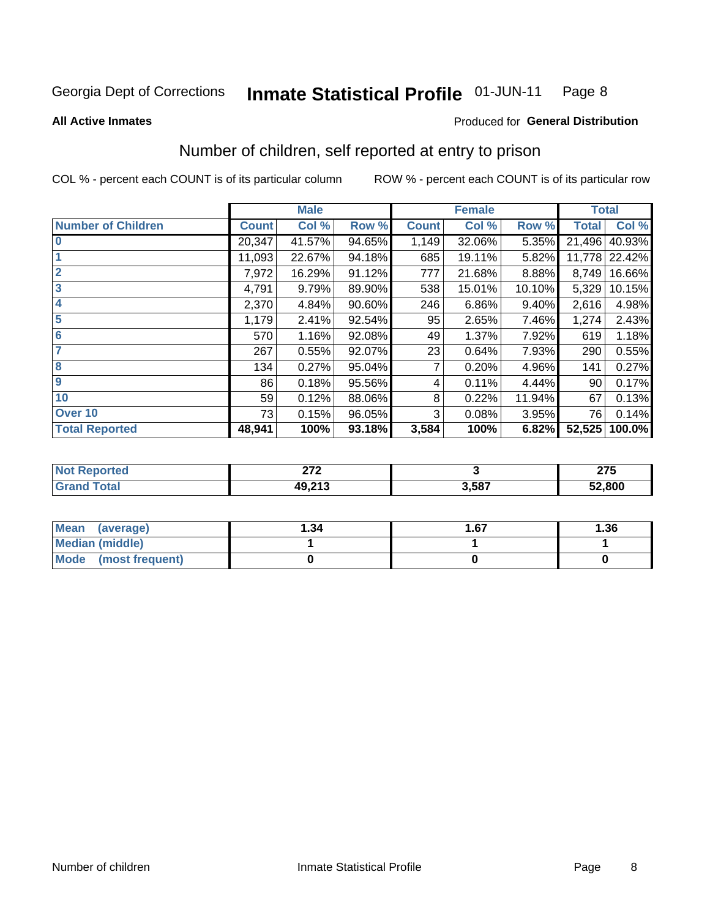Georgia Dept of Corrections **Inmate Statistical Profile** 01-JUN-11

**All Active Inmates**

Produced for **General Distribution**

## Number of children, self reported at entry to prison

COL % - percent each COUNT is of its particular column

ROW % - percent each COUNT is of its particular row

| | Male | | | Female | | | Total | |
|---|---|---|---|---|---|---|---|---|
| **Number of Children** | **Count** | **Col %** | **Row %** | **Count** | **Col %** | **Row %** | **Total** | **Col %** |
| **0** | 20,347 | 41.57% | 94.65% | 1,149 | 32.06% | 5.35% | 21,496 | 40.93% |
| **1** | 11,093 | 22.67% | 94.18% | 685 | 19.11% | 5.82% | 11,778 | 22.42% |
| **2** | 7,972 | 16.29% | 91.12% | 777 | 21.68% | 8.88% | 8,749 | 16.66% |
| **3** | 4,791 | 9.79% | 89.90% | 538 | 15.01% | 10.10% | 5,329 | 10.15% |
| **4** | 2,370 | 4.84% | 90.60% | 246 | 6.86% | 9.40% | 2,616 | 4.98% |
| **5** | 1,179 | 2.41% | 92.54% | 95 | 2.65% | 7.46% | 1,274 | 2.43% |
| **6** | 570 | 1.16% | 92.08% | 49 | 1.37% | 7.92% | 619 | 1.18% |
| **7** | 267 | 0.55% | 92.07% | 23 | 0.64% | 7.93% | 290 | 0.55% |
| **8** | 134 | 0.27% | 95.04% | 7 | 0.20% | 4.96% | 141 | 0.27% |
| **9** | 86 | 0.18% | 95.56% | 4 | 0.11% | 4.44% | 90 | 0.17% |
| **10** | 59 | 0.12% | 88.06% | 8 | 0.22% | 11.94% | 67 | 0.13% |
| **Over 10** | 73 | 0.15% | 96.05% | 3 | 0.08% | 3.95% | 76 | 0.14% |
| **Total Reported** | **48,941** | **100%** | **93.18%** | **3,584** | **100%** | **6.82%** | **52,525** | **100.0%** |

| | Male | Female | Total |
|---|---|---|---|
| **Not Reported** | **272** | **3** | **275** |
| **Grand Total** | **49,213** | **3,587** | **52,800** |

| | Male | Female | Total |
|---|---|---|---|
| **Mean (average)** | **1.34** | **1.67** | **1.36** |
| **Median (middle)** | **1** | **1** | **1** |
| **Mode (most frequent)** | **0** | **0** | **0** |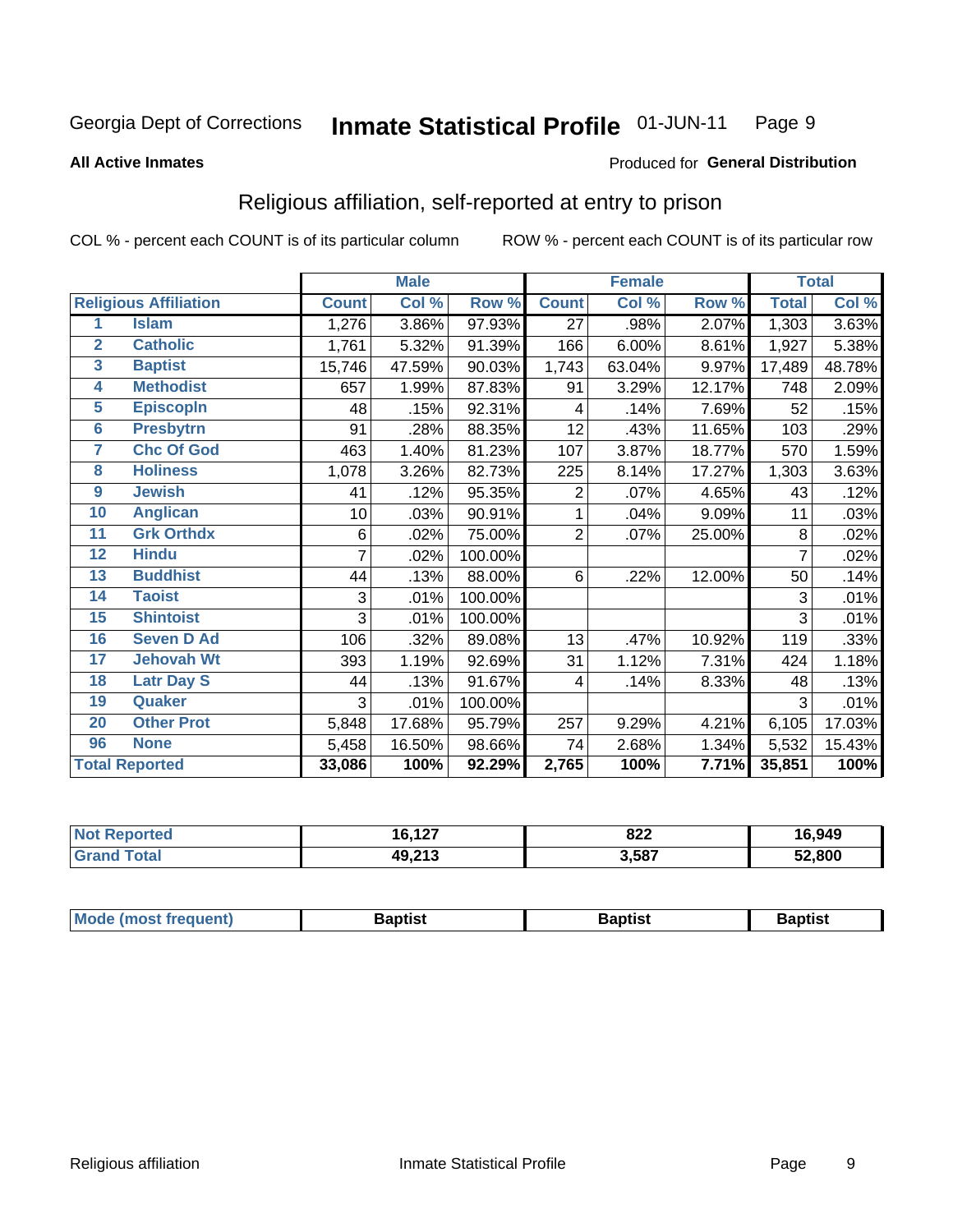Georgia Dept of Corrections **Inmate Statistical Profile** 01-JUN-11 Page 9

**All Active Inmates**

Produced for **General Distribution**

## Religious affiliation, self-reported at entry to prison

COL % - percent each COUNT is of its particular column ROW % - percent each COUNT is of its particular row

| | | Male | | | Female | | | Total | |
|---|---|---|---|---|---|---|---|---|---|
| **Religious Affiliation** | | **Count** | **Col %** | **Row %** | **Count** | **Col %** | **Row %** | **Total** | **Col %** |
| 1 | Islam | 1,276 | 3.86% | 97.93% | 27 | .98% | 2.07% | 1,303 | 3.63% |
| 2 | Catholic | 1,761 | 5.32% | 91.39% | 166 | 6.00% | 8.61% | 1,927 | 5.38% |
| 3 | Baptist | 15,746 | 47.59% | 90.03% | 1,743 | 63.04% | 9.97% | 17,489 | 48.78% |
| 4 | Methodist | 657 | 1.99% | 87.83% | 91 | 3.29% | 12.17% | 748 | 2.09% |
| 5 | Episcopln | 48 | .15% | 92.31% | 4 | .14% | 7.69% | 52 | .15% |
| 6 | Presbytrn | 91 | .28% | 88.35% | 12 | .43% | 11.65% | 103 | .29% |
| 7 | Chc Of God | 463 | 1.40% | 81.23% | 107 | 3.87% | 18.77% | 570 | 1.59% |
| 8 | Holiness | 1,078 | 3.26% | 82.73% | 225 | 8.14% | 17.27% | 1,303 | 3.63% |
| 9 | Jewish | 41 | .12% | 95.35% | 2 | .07% | 4.65% | 43 | .12% |
| 10 | Anglican | 10 | .03% | 90.91% | 1 | .04% | 9.09% | 11 | .03% |
| 11 | Grk Orthdx | 6 | .02% | 75.00% | 2 | .07% | 25.00% | 8 | .02% |
| 12 | Hindu | 7 | .02% | 100.00% | | | | 7 | .02% |
| 13 | Buddhist | 44 | .13% | 88.00% | 6 | .22% | 12.00% | 50 | .14% |
| 14 | Taoist | 3 | .01% | 100.00% | | | | 3 | .01% |
| 15 | Shintoist | 3 | .01% | 100.00% | | | | 3 | .01% |
| 16 | Seven D Ad | 106 | .32% | 89.08% | 13 | .47% | 10.92% | 119 | .33% |
| 17 | Jehovah Wt | 393 | 1.19% | 92.69% | 31 | 1.12% | 7.31% | 424 | 1.18% |
| 18 | Latr Day S | 44 | .13% | 91.67% | 4 | .14% | 8.33% | 48 | .13% |
| 19 | Quaker | 3 | .01% | 100.00% | | | | 3 | .01% |
| 20 | Other Prot | 5,848 | 17.68% | 95.79% | 257 | 9.29% | 4.21% | 6,105 | 17.03% |
| 96 | None | 5,458 | 16.50% | 98.66% | 74 | 2.68% | 1.34% | 5,532 | 15.43% |
| **Total Reported** | | **33,086** | **100%** | **92.29%** | **2,765** | **100%** | **7.71%** | **35,851** | **100%** |

| | Male | Female | Total |
|---|---|---|---|
| Not Reported | **16,127** | **822** | **16,949** |
| Grand Total | **49,213** | **3,587** | **52,800** |

| | Male | Female | Total |
|---|---|---|---|
| Mode (most frequent) | **Baptist** | **Baptist** | **Baptist** |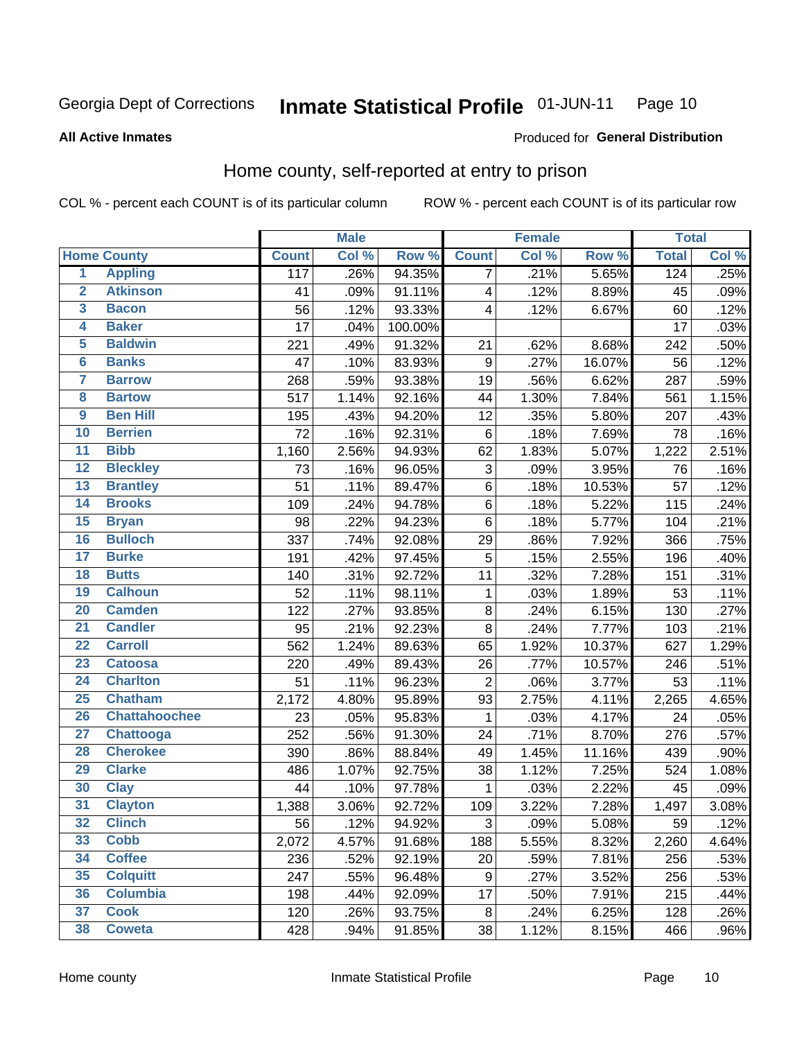Georgia Dept of Corrections **Inmate Statistical Profile** 01-JUN-11

**All Active Inmates**

Produced for **General Distribution**

## Home county, self-reported at entry to prison

COL % - percent each COUNT is of its particular column ROW % - percent each COUNT is of its particular row

| Home County | | Male | | | Female | | | Total | |
|---|---|---|---|---|---|---|---|---|---|
| | | Count | Col % | Row % | Count | Col % | Row % | Total | Col % |
| 1 | Appling | 117 | .26% | 94.35% | 7 | .21% | 5.65% | 124 | .25% |
| 2 | Atkinson | 41 | .09% | 91.11% | 4 | .12% | 8.89% | 45 | .09% |
| 3 | Bacon | 56 | .12% | 93.33% | 4 | .12% | 6.67% | 60 | .12% |
| 4 | Baker | 17 | .04% | 100.00% | | | | 17 | .03% |
| 5 | Baldwin | 221 | .49% | 91.32% | 21 | .62% | 8.68% | 242 | .50% |
| 6 | Banks | 47 | .10% | 83.93% | 9 | .27% | 16.07% | 56 | .12% |
| 7 | Barrow | 268 | .59% | 93.38% | 19 | .56% | 6.62% | 287 | .59% |
| 8 | Bartow | 517 | 1.14% | 92.16% | 44 | 1.30% | 7.84% | 561 | 1.15% |
| 9 | Ben Hill | 195 | .43% | 94.20% | 12 | .35% | 5.80% | 207 | .43% |
| 10 | Berrien | 72 | .16% | 92.31% | 6 | .18% | 7.69% | 78 | .16% |
| 11 | Bibb | 1,160 | 2.56% | 94.93% | 62 | 1.83% | 5.07% | 1,222 | 2.51% |
| 12 | Bleckley | 73 | .16% | 96.05% | 3 | .09% | 3.95% | 76 | .16% |
| 13 | Brantley | 51 | .11% | 89.47% | 6 | .18% | 10.53% | 57 | .12% |
| 14 | Brooks | 109 | .24% | 94.78% | 6 | .18% | 5.22% | 115 | .24% |
| 15 | Bryan | 98 | .22% | 94.23% | 6 | .18% | 5.77% | 104 | .21% |
| 16 | Bulloch | 337 | .74% | 92.08% | 29 | .86% | 7.92% | 366 | .75% |
| 17 | Burke | 191 | .42% | 97.45% | 5 | .15% | 2.55% | 196 | .40% |
| 18 | Butts | 140 | .31% | 92.72% | 11 | .32% | 7.28% | 151 | .31% |
| 19 | Calhoun | 52 | .11% | 98.11% | 1 | .03% | 1.89% | 53 | .11% |
| 20 | Camden | 122 | .27% | 93.85% | 8 | .24% | 6.15% | 130 | .27% |
| 21 | Candler | 95 | .21% | 92.23% | 8 | .24% | 7.77% | 103 | .21% |
| 22 | Carroll | 562 | 1.24% | 89.63% | 65 | 1.92% | 10.37% | 627 | 1.29% |
| 23 | Catoosa | 220 | .49% | 89.43% | 26 | .77% | 10.57% | 246 | .51% |
| 24 | Charlton | 51 | .11% | 96.23% | 2 | .06% | 3.77% | 53 | .11% |
| 25 | Chatham | 2,172 | 4.80% | 95.89% | 93 | 2.75% | 4.11% | 2,265 | 4.65% |
| 26 | Chattahoochee | 23 | .05% | 95.83% | 1 | .03% | 4.17% | 24 | .05% |
| 27 | Chattooga | 252 | .56% | 91.30% | 24 | .71% | 8.70% | 276 | .57% |
| 28 | Cherokee | 390 | .86% | 88.84% | 49 | 1.45% | 11.16% | 439 | .90% |
| 29 | Clarke | 486 | 1.07% | 92.75% | 38 | 1.12% | 7.25% | 524 | 1.08% |
| 30 | Clay | 44 | .10% | 97.78% | 1 | .03% | 2.22% | 45 | .09% |
| 31 | Clayton | 1,388 | 3.06% | 92.72% | 109 | 3.22% | 7.28% | 1,497 | 3.08% |
| 32 | Clinch | 56 | .12% | 94.92% | 3 | .09% | 5.08% | 59 | .12% |
| 33 | Cobb | 2,072 | 4.57% | 91.68% | 188 | 5.55% | 8.32% | 2,260 | 4.64% |
| 34 | Coffee | 236 | .52% | 92.19% | 20 | .59% | 7.81% | 256 | .53% |
| 35 | Colquitt | 247 | .55% | 96.48% | 9 | .27% | 3.52% | 256 | .53% |
| 36 | Columbia | 198 | .44% | 92.09% | 17 | .50% | 7.91% | 215 | .44% |
| 37 | Cook | 120 | .26% | 93.75% | 8 | .24% | 6.25% | 128 | .26% |
| 38 | Coweta | 428 | .94% | 91.85% | 38 | 1.12% | 8.15% | 466 | .96% |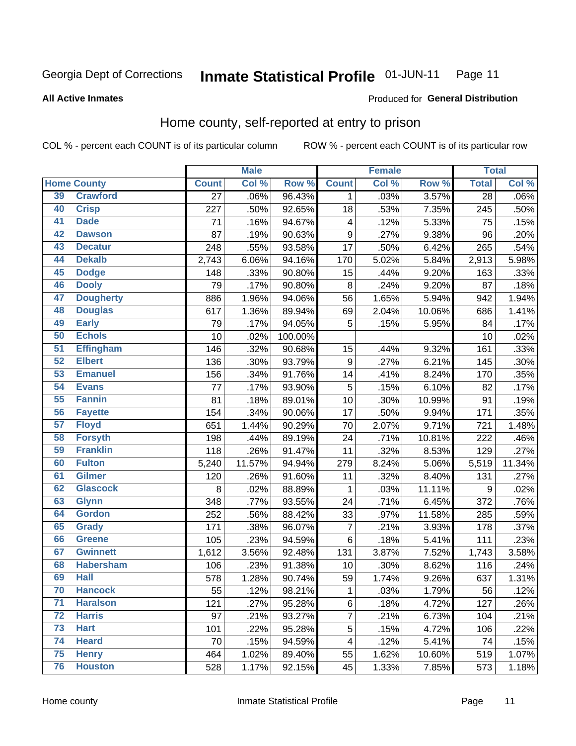Georgia Dept of Corrections **Inmate Statistical Profile** 01-JUN-11

**All Active Inmates**

Produced for **General Distribution**

## Home county, self-reported at entry to prison

COL % - percent each COUNT is of its particular column    ROW % - percent each COUNT is of its particular row

| Home County | | Male | | | Female | | | Total | |
|---|---|---|---|---|---|---|---|---|---|
| | | Count | Col % | Row % | Count | Col % | Row % | Total | Col % |
| 39 | Crawford | 27 | .06% | 96.43% | 1 | .03% | 3.57% | 28 | .06% |
| 40 | Crisp | 227 | .50% | 92.65% | 18 | .53% | 7.35% | 245 | .50% |
| 41 | Dade | 71 | .16% | 94.67% | 4 | .12% | 5.33% | 75 | .15% |
| 42 | Dawson | 87 | .19% | 90.63% | 9 | .27% | 9.38% | 96 | .20% |
| 43 | Decatur | 248 | .55% | 93.58% | 17 | .50% | 6.42% | 265 | .54% |
| 44 | Dekalb | 2,743 | 6.06% | 94.16% | 170 | 5.02% | 5.84% | 2,913 | 5.98% |
| 45 | Dodge | 148 | .33% | 90.80% | 15 | .44% | 9.20% | 163 | .33% |
| 46 | Dooly | 79 | .17% | 90.80% | 8 | .24% | 9.20% | 87 | .18% |
| 47 | Dougherty | 886 | 1.96% | 94.06% | 56 | 1.65% | 5.94% | 942 | 1.94% |
| 48 | Douglas | 617 | 1.36% | 89.94% | 69 | 2.04% | 10.06% | 686 | 1.41% |
| 49 | Early | 79 | .17% | 94.05% | 5 | .15% | 5.95% | 84 | .17% |
| 50 | Echols | 10 | .02% | 100.00% | | | | 10 | .02% |
| 51 | Effingham | 146 | .32% | 90.68% | 15 | .44% | 9.32% | 161 | .33% |
| 52 | Elbert | 136 | .30% | 93.79% | 9 | .27% | 6.21% | 145 | .30% |
| 53 | Emanuel | 156 | .34% | 91.76% | 14 | .41% | 8.24% | 170 | .35% |
| 54 | Evans | 77 | .17% | 93.90% | 5 | .15% | 6.10% | 82 | .17% |
| 55 | Fannin | 81 | .18% | 89.01% | 10 | .30% | 10.99% | 91 | .19% |
| 56 | Fayette | 154 | .34% | 90.06% | 17 | .50% | 9.94% | 171 | .35% |
| 57 | Floyd | 651 | 1.44% | 90.29% | 70 | 2.07% | 9.71% | 721 | 1.48% |
| 58 | Forsyth | 198 | .44% | 89.19% | 24 | .71% | 10.81% | 222 | .46% |
| 59 | Franklin | 118 | .26% | 91.47% | 11 | .32% | 8.53% | 129 | .27% |
| 60 | Fulton | 5,240 | 11.57% | 94.94% | 279 | 8.24% | 5.06% | 5,519 | 11.34% |
| 61 | Gilmer | 120 | .26% | 91.60% | 11 | .32% | 8.40% | 131 | .27% |
| 62 | Glascock | 8 | .02% | 88.89% | 1 | .03% | 11.11% | 9 | .02% |
| 63 | Glynn | 348 | .77% | 93.55% | 24 | .71% | 6.45% | 372 | .76% |
| 64 | Gordon | 252 | .56% | 88.42% | 33 | .97% | 11.58% | 285 | .59% |
| 65 | Grady | 171 | .38% | 96.07% | 7 | .21% | 3.93% | 178 | .37% |
| 66 | Greene | 105 | .23% | 94.59% | 6 | .18% | 5.41% | 111 | .23% |
| 67 | Gwinnett | 1,612 | 3.56% | 92.48% | 131 | 3.87% | 7.52% | 1,743 | 3.58% |
| 68 | Habersham | 106 | .23% | 91.38% | 10 | .30% | 8.62% | 116 | .24% |
| 69 | Hall | 578 | 1.28% | 90.74% | 59 | 1.74% | 9.26% | 637 | 1.31% |
| 70 | Hancock | 55 | .12% | 98.21% | 1 | .03% | 1.79% | 56 | .12% |
| 71 | Haralson | 121 | .27% | 95.28% | 6 | .18% | 4.72% | 127 | .26% |
| 72 | Harris | 97 | .21% | 93.27% | 7 | .21% | 6.73% | 104 | .21% |
| 73 | Hart | 101 | .22% | 95.28% | 5 | .15% | 4.72% | 106 | .22% |
| 74 | Heard | 70 | .15% | 94.59% | 4 | .12% | 5.41% | 74 | .15% |
| 75 | Henry | 464 | 1.02% | 89.40% | 55 | 1.62% | 10.60% | 519 | 1.07% |
| 76 | Houston | 528 | 1.17% | 92.15% | 45 | 1.33% | 7.85% | 573 | 1.18% |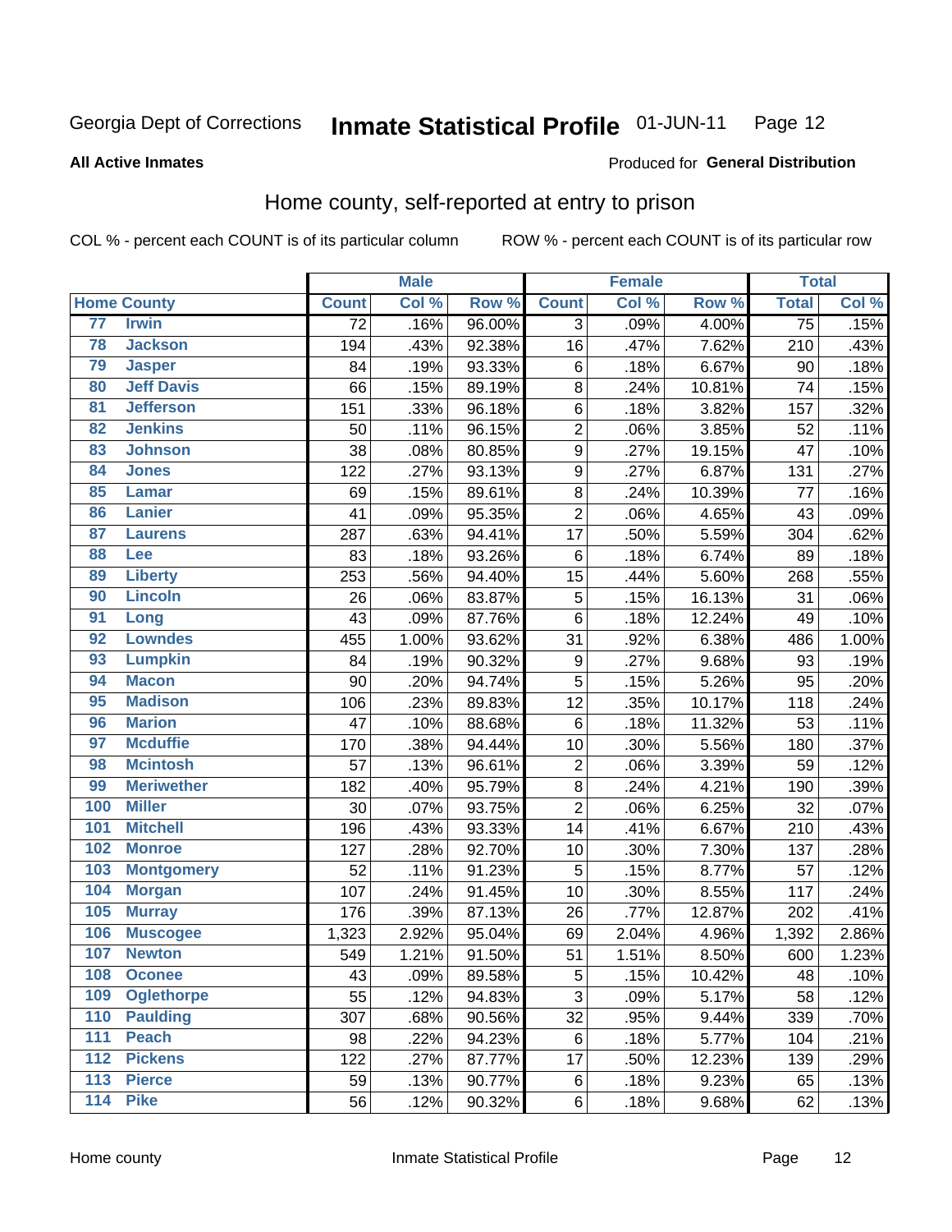Georgia Dept of Corrections **Inmate Statistical Profile** 01-JUN-11 Page 12

**All Active Inmates**

Produced for **General Distribution**

## Home county, self-reported at entry to prison

COL % - percent each COUNT is of its particular column ROW % - percent each COUNT is of its particular row

| Home County | | Male | | | Female | | | Total | |
|---|---|---|---|---|---|---|---|---|---|
| | | Count | Col % | Row % | Count | Col % | Row % | Total | Col % |
| 77 | Irwin | 72 | .16% | 96.00% | 3 | .09% | 4.00% | 75 | .15% |
| 78 | Jackson | 194 | .43% | 92.38% | 16 | .47% | 7.62% | 210 | .43% |
| 79 | Jasper | 84 | .19% | 93.33% | 6 | .18% | 6.67% | 90 | .18% |
| 80 | Jeff Davis | 66 | .15% | 89.19% | 8 | .24% | 10.81% | 74 | .15% |
| 81 | Jefferson | 151 | .33% | 96.18% | 6 | .18% | 3.82% | 157 | .32% |
| 82 | Jenkins | 50 | .11% | 96.15% | 2 | .06% | 3.85% | 52 | .11% |
| 83 | Johnson | 38 | .08% | 80.85% | 9 | .27% | 19.15% | 47 | .10% |
| 84 | Jones | 122 | .27% | 93.13% | 9 | .27% | 6.87% | 131 | .27% |
| 85 | Lamar | 69 | .15% | 89.61% | 8 | .24% | 10.39% | 77 | .16% |
| 86 | Lanier | 41 | .09% | 95.35% | 2 | .06% | 4.65% | 43 | .09% |
| 87 | Laurens | 287 | .63% | 94.41% | 17 | .50% | 5.59% | 304 | .62% |
| 88 | Lee | 83 | .18% | 93.26% | 6 | .18% | 6.74% | 89 | .18% |
| 89 | Liberty | 253 | .56% | 94.40% | 15 | .44% | 5.60% | 268 | .55% |
| 90 | Lincoln | 26 | .06% | 83.87% | 5 | .15% | 16.13% | 31 | .06% |
| 91 | Long | 43 | .09% | 87.76% | 6 | .18% | 12.24% | 49 | .10% |
| 92 | Lowndes | 455 | 1.00% | 93.62% | 31 | .92% | 6.38% | 486 | 1.00% |
| 93 | Lumpkin | 84 | .19% | 90.32% | 9 | .27% | 9.68% | 93 | .19% |
| 94 | Macon | 90 | .20% | 94.74% | 5 | .15% | 5.26% | 95 | .20% |
| 95 | Madison | 106 | .23% | 89.83% | 12 | .35% | 10.17% | 118 | .24% |
| 96 | Marion | 47 | .10% | 88.68% | 6 | .18% | 11.32% | 53 | .11% |
| 97 | Mcduffie | 170 | .38% | 94.44% | 10 | .30% | 5.56% | 180 | .37% |
| 98 | Mcintosh | 57 | .13% | 96.61% | 2 | .06% | 3.39% | 59 | .12% |
| 99 | Meriwether | 182 | .40% | 95.79% | 8 | .24% | 4.21% | 190 | .39% |
| 100 | Miller | 30 | .07% | 93.75% | 2 | .06% | 6.25% | 32 | .07% |
| 101 | Mitchell | 196 | .43% | 93.33% | 14 | .41% | 6.67% | 210 | .43% |
| 102 | Monroe | 127 | .28% | 92.70% | 10 | .30% | 7.30% | 137 | .28% |
| 103 | Montgomery | 52 | .11% | 91.23% | 5 | .15% | 8.77% | 57 | .12% |
| 104 | Morgan | 107 | .24% | 91.45% | 10 | .30% | 8.55% | 117 | .24% |
| 105 | Murray | 176 | .39% | 87.13% | 26 | .77% | 12.87% | 202 | .41% |
| 106 | Muscogee | 1,323 | 2.92% | 95.04% | 69 | 2.04% | 4.96% | 1,392 | 2.86% |
| 107 | Newton | 549 | 1.21% | 91.50% | 51 | 1.51% | 8.50% | 600 | 1.23% |
| 108 | Oconee | 43 | .09% | 89.58% | 5 | .15% | 10.42% | 48 | .10% |
| 109 | Oglethorpe | 55 | .12% | 94.83% | 3 | .09% | 5.17% | 58 | .12% |
| 110 | Paulding | 307 | .68% | 90.56% | 32 | .95% | 9.44% | 339 | .70% |
| 111 | Peach | 98 | .22% | 94.23% | 6 | .18% | 5.77% | 104 | .21% |
| 112 | Pickens | 122 | .27% | 87.77% | 17 | .50% | 12.23% | 139 | .29% |
| 113 | Pierce | 59 | .13% | 90.77% | 6 | .18% | 9.23% | 65 | .13% |
| 114 | Pike | 56 | .12% | 90.32% | 6 | .18% | 9.68% | 62 | .13% |

Home county Inmate Statistical Profile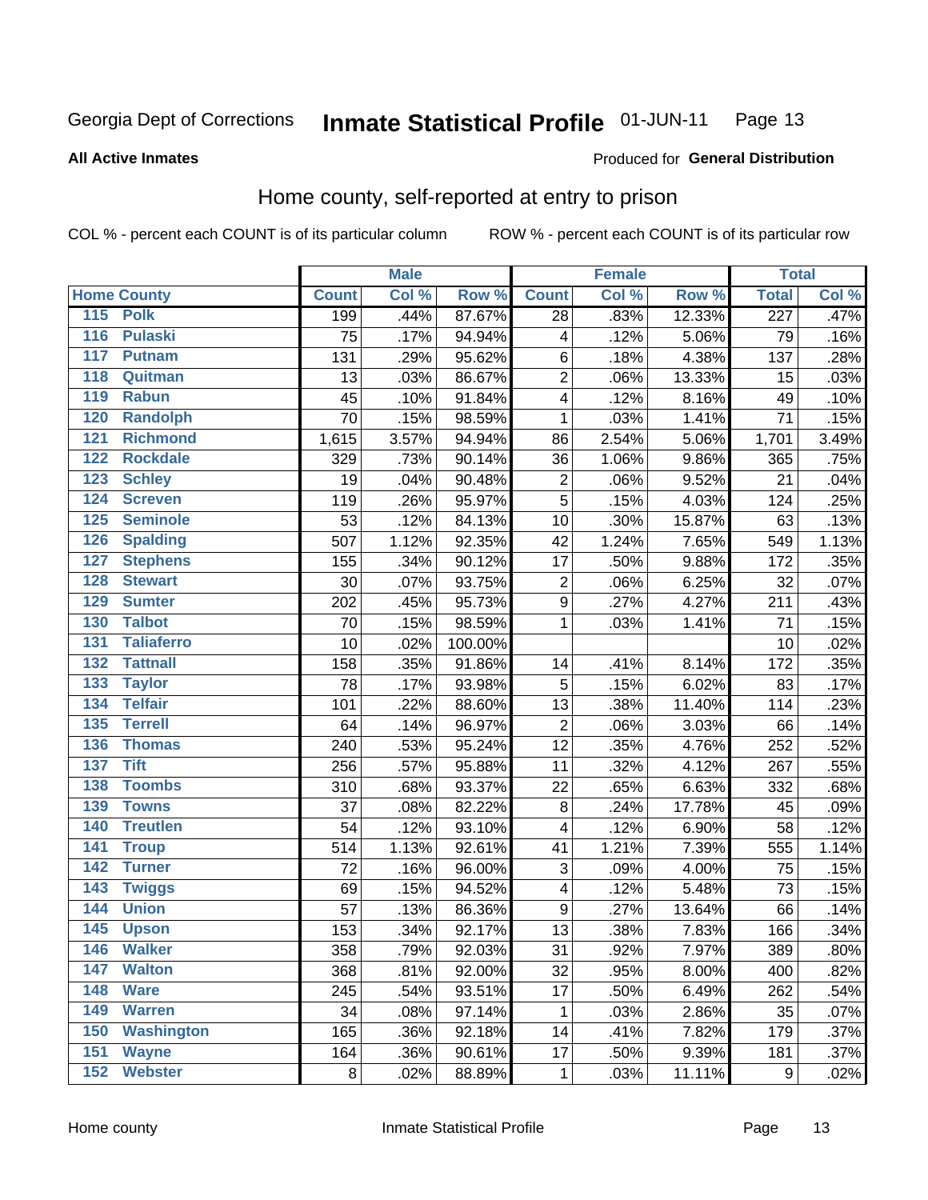Georgia Dept of Corrections **Inmate Statistical Profile** 01-JUN-11

**All Active Inmates**

Produced for **General Distribution**

## Home county, self-reported at entry to prison

COL % - percent each COUNT is of its particular column ROW % - percent each COUNT is of its particular row

| Home County | | Male | | | Female | | | Total | |
|---|---|---|---|---|---|---|---|---|---|
| | | Count | Col % | Row % | Count | Col % | Row % | Total | Col % |
| 115 | Polk | 199 | .44% | 87.67% | 28 | .83% | 12.33% | 227 | .47% |
| 116 | Pulaski | 75 | .17% | 94.94% | 4 | .12% | 5.06% | 79 | .16% |
| 117 | Putnam | 131 | .29% | 95.62% | 6 | .18% | 4.38% | 137 | .28% |
| 118 | Quitman | 13 | .03% | 86.67% | 2 | .06% | 13.33% | 15 | .03% |
| 119 | Rabun | 45 | .10% | 91.84% | 4 | .12% | 8.16% | 49 | .10% |
| 120 | Randolph | 70 | .15% | 98.59% | 1 | .03% | 1.41% | 71 | .15% |
| 121 | Richmond | 1,615 | 3.57% | 94.94% | 86 | 2.54% | 5.06% | 1,701 | 3.49% |
| 122 | Rockdale | 329 | .73% | 90.14% | 36 | 1.06% | 9.86% | 365 | .75% |
| 123 | Schley | 19 | .04% | 90.48% | 2 | .06% | 9.52% | 21 | .04% |
| 124 | Screven | 119 | .26% | 95.97% | 5 | .15% | 4.03% | 124 | .25% |
| 125 | Seminole | 53 | .12% | 84.13% | 10 | .30% | 15.87% | 63 | .13% |
| 126 | Spalding | 507 | 1.12% | 92.35% | 42 | 1.24% | 7.65% | 549 | 1.13% |
| 127 | Stephens | 155 | .34% | 90.12% | 17 | .50% | 9.88% | 172 | .35% |
| 128 | Stewart | 30 | .07% | 93.75% | 2 | .06% | 6.25% | 32 | .07% |
| 129 | Sumter | 202 | .45% | 95.73% | 9 | .27% | 4.27% | 211 | .43% |
| 130 | Talbot | 70 | .15% | 98.59% | 1 | .03% | 1.41% | 71 | .15% |
| 131 | Taliaferro | 10 | .02% | 100.00% | | | | 10 | .02% |
| 132 | Tattnall | 158 | .35% | 91.86% | 14 | .41% | 8.14% | 172 | .35% |
| 133 | Taylor | 78 | .17% | 93.98% | 5 | .15% | 6.02% | 83 | .17% |
| 134 | Telfair | 101 | .22% | 88.60% | 13 | .38% | 11.40% | 114 | .23% |
| 135 | Terrell | 64 | .14% | 96.97% | 2 | .06% | 3.03% | 66 | .14% |
| 136 | Thomas | 240 | .53% | 95.24% | 12 | .35% | 4.76% | 252 | .52% |
| 137 | Tift | 256 | .57% | 95.88% | 11 | .32% | 4.12% | 267 | .55% |
| 138 | Toombs | 310 | .68% | 93.37% | 22 | .65% | 6.63% | 332 | .68% |
| 139 | Towns | 37 | .08% | 82.22% | 8 | .24% | 17.78% | 45 | .09% |
| 140 | Treutlen | 54 | .12% | 93.10% | 4 | .12% | 6.90% | 58 | .12% |
| 141 | Troup | 514 | 1.13% | 92.61% | 41 | 1.21% | 7.39% | 555 | 1.14% |
| 142 | Turner | 72 | .16% | 96.00% | 3 | .09% | 4.00% | 75 | .15% |
| 143 | Twiggs | 69 | .15% | 94.52% | 4 | .12% | 5.48% | 73 | .15% |
| 144 | Union | 57 | .13% | 86.36% | 9 | .27% | 13.64% | 66 | .14% |
| 145 | Upson | 153 | .34% | 92.17% | 13 | .38% | 7.83% | 166 | .34% |
| 146 | Walker | 358 | .79% | 92.03% | 31 | .92% | 7.97% | 389 | .80% |
| 147 | Walton | 368 | .81% | 92.00% | 32 | .95% | 8.00% | 400 | .82% |
| 148 | Ware | 245 | .54% | 93.51% | 17 | .50% | 6.49% | 262 | .54% |
| 149 | Warren | 34 | .08% | 97.14% | 1 | .03% | 2.86% | 35 | .07% |
| 150 | Washington | 165 | .36% | 92.18% | 14 | .41% | 7.82% | 179 | .37% |
| 151 | Wayne | 164 | .36% | 90.61% | 17 | .50% | 9.39% | 181 | .37% |
| 152 | Webster | 8 | .02% | 88.89% | 1 | .03% | 11.11% | 9 | .02% |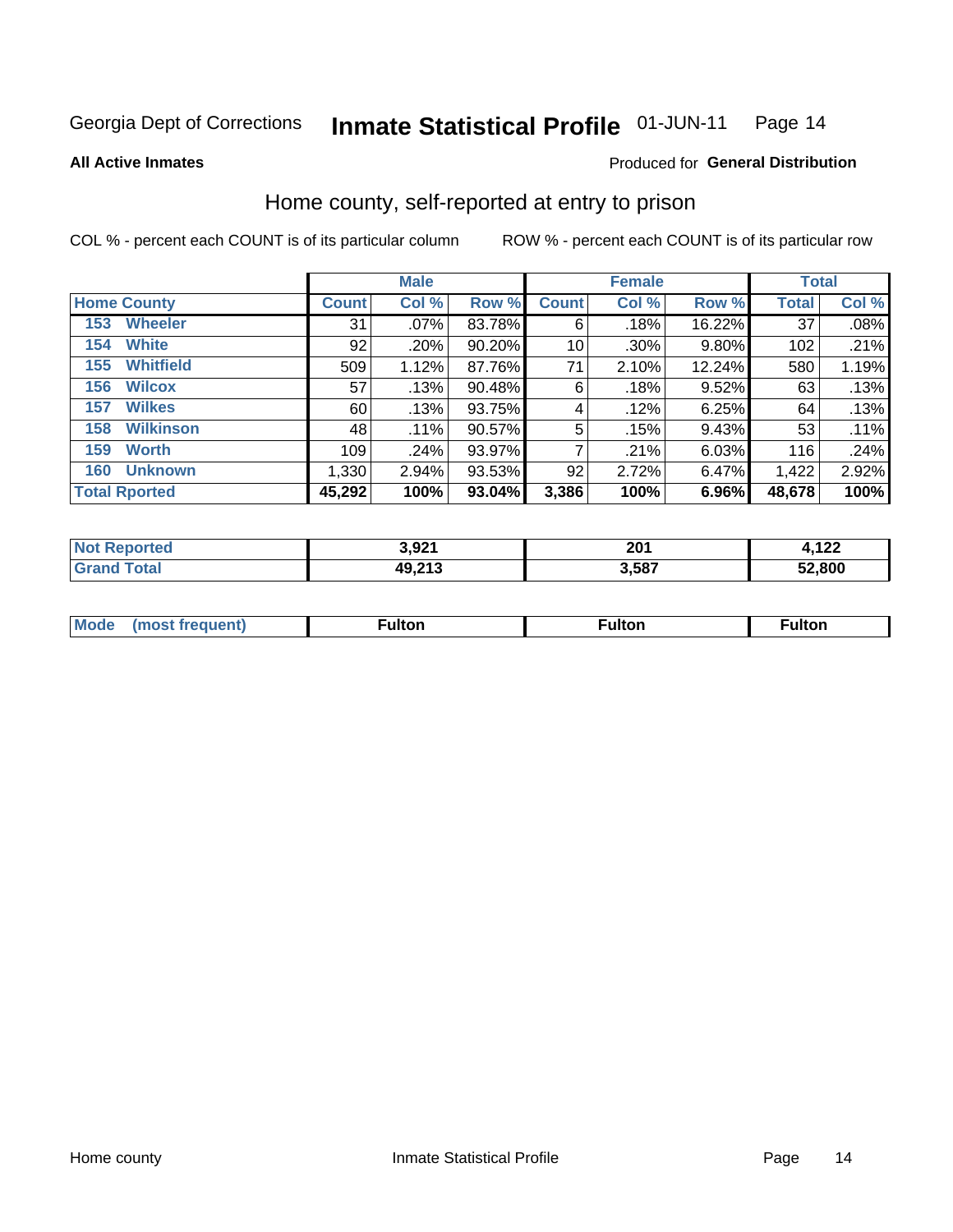Georgia Dept of Corrections **Inmate Statistical Profile** 01-JUN-11

**All Active Inmates**

Produced for **General Distribution**

## Home county, self-reported at entry to prison

COL % - percent each COUNT is of its particular column

ROW % - percent each COUNT is of its particular row

| | Male | | | Female | | | Total | |
|---|---|---|---|---|---|---|---|---|
| **Home County** | **Count** | **Col %** | **Row %** | **Count** | **Col %** | **Row %** | **Total** | **Col %** |
| 153 Wheeler | 31 | .07% | 83.78% | 6 | .18% | 16.22% | 37 | .08% |
| 154 White | 92 | .20% | 90.20% | 10 | .30% | 9.80% | 102 | .21% |
| 155 Whitfield | 509 | 1.12% | 87.76% | 71 | 2.10% | 12.24% | 580 | 1.19% |
| 156 Wilcox | 57 | .13% | 90.48% | 6 | .18% | 9.52% | 63 | .13% |
| 157 Wilkes | 60 | .13% | 93.75% | 4 | .12% | 6.25% | 64 | .13% |
| 158 Wilkinson | 48 | .11% | 90.57% | 5 | .15% | 9.43% | 53 | .11% |
| 159 Worth | 109 | .24% | 93.97% | 7 | .21% | 6.03% | 116 | .24% |
| 160 Unknown | 1,330 | 2.94% | 93.53% | 92 | 2.72% | 6.47% | 1,422 | 2.92% |
| **Total Rported** | **45,292** | **100%** | **93.04%** | **3,386** | **100%** | **6.96%** | **48,678** | **100%** |

| | Male | Female | Total |
|---|---|---|---|
| **Not Reported** | **3,921** | **201** | **4,122** |
| **Grand Total** | **49,213** | **3,587** | **52,800** |

| | Male | Female | Total |
|---|---|---|---|
| **Mode (most frequent)** | **Fulton** | **Fulton** | **Fulton** |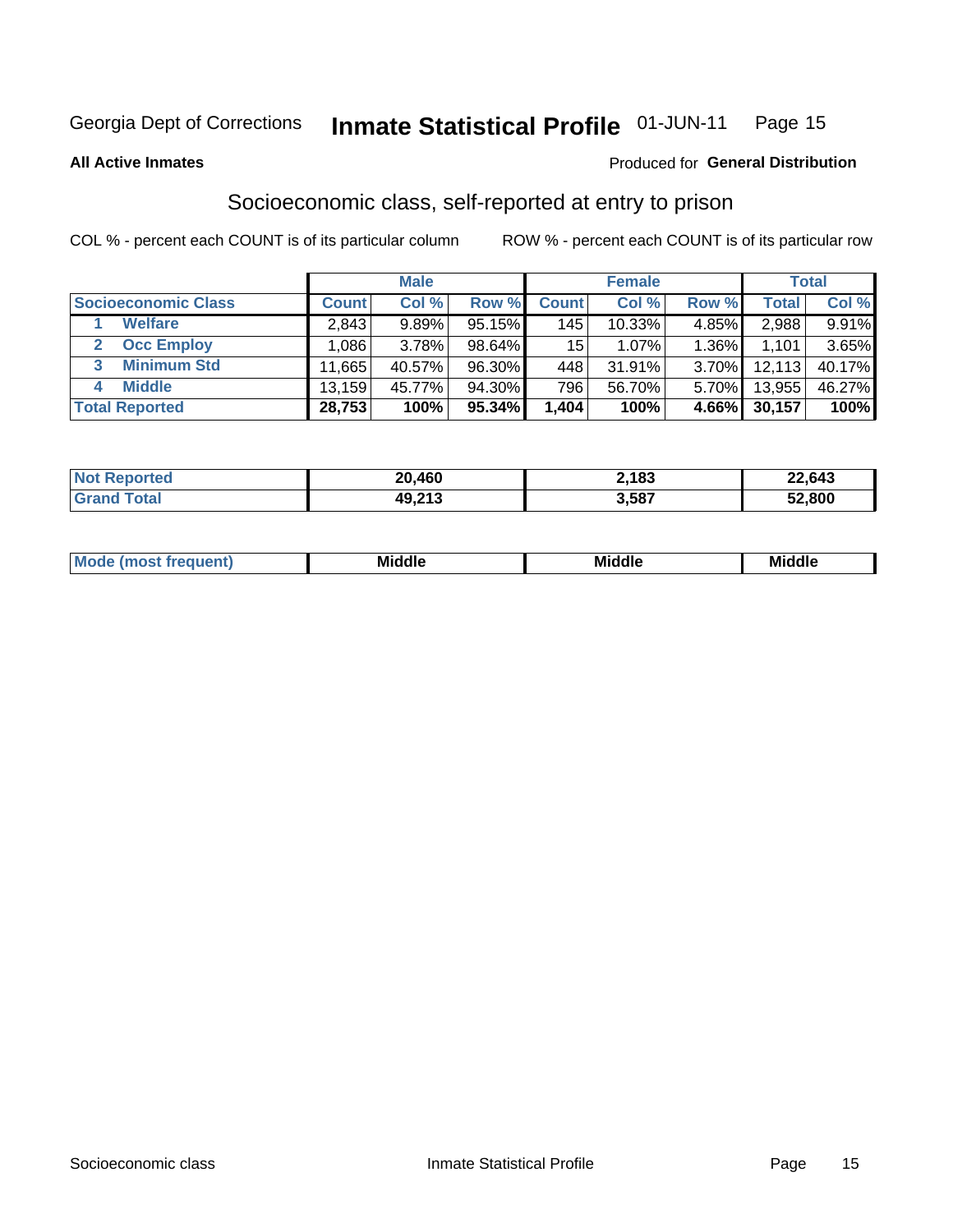Georgia Dept of Corrections **Inmate Statistical Profile** 01-JUN-11 Page 15

**All Active Inmates**

Produced for **General Distribution**

## Socioeconomic class, self-reported at entry to prison

COL % - percent each COUNT is of its particular column    ROW % - percent each COUNT is of its particular row

| | Male | | | Female | | | Total | |
|---|---|---|---|---|---|---|---|---|
| **Socioeconomic Class** | **Count** | **Col %** | **Row %** | **Count** | **Col %** | **Row %** | **Total** | **Col %** |
| **1 Welfare** | 2,843 | 9.89% | 95.15% | 145 | 10.33% | 4.85% | 2,988 | 9.91% |
| **2 Occ Employ** | 1,086 | 3.78% | 98.64% | 15 | 1.07% | 1.36% | 1,101 | 3.65% |
| **3 Minimum Std** | 11,665 | 40.57% | 96.30% | 448 | 31.91% | 3.70% | 12,113 | 40.17% |
| **4 Middle** | 13,159 | 45.77% | 94.30% | 796 | 56.70% | 5.70% | 13,955 | 46.27% |
| **Total Reported** | **28,753** | **100%** | **95.34%** | **1,404** | **100%** | **4.66%** | **30,157** | **100%** |

| | Male | Female | Total |
|---|---|---|---|
| **Not Reported** | **20,460** | **2,183** | **22,643** |
| **Grand Total** | **49,213** | **3,587** | **52,800** |

| | Male | Female | Total |
|---|---|---|---|
| **Mode (most frequent)** | **Middle** | **Middle** | **Middle** |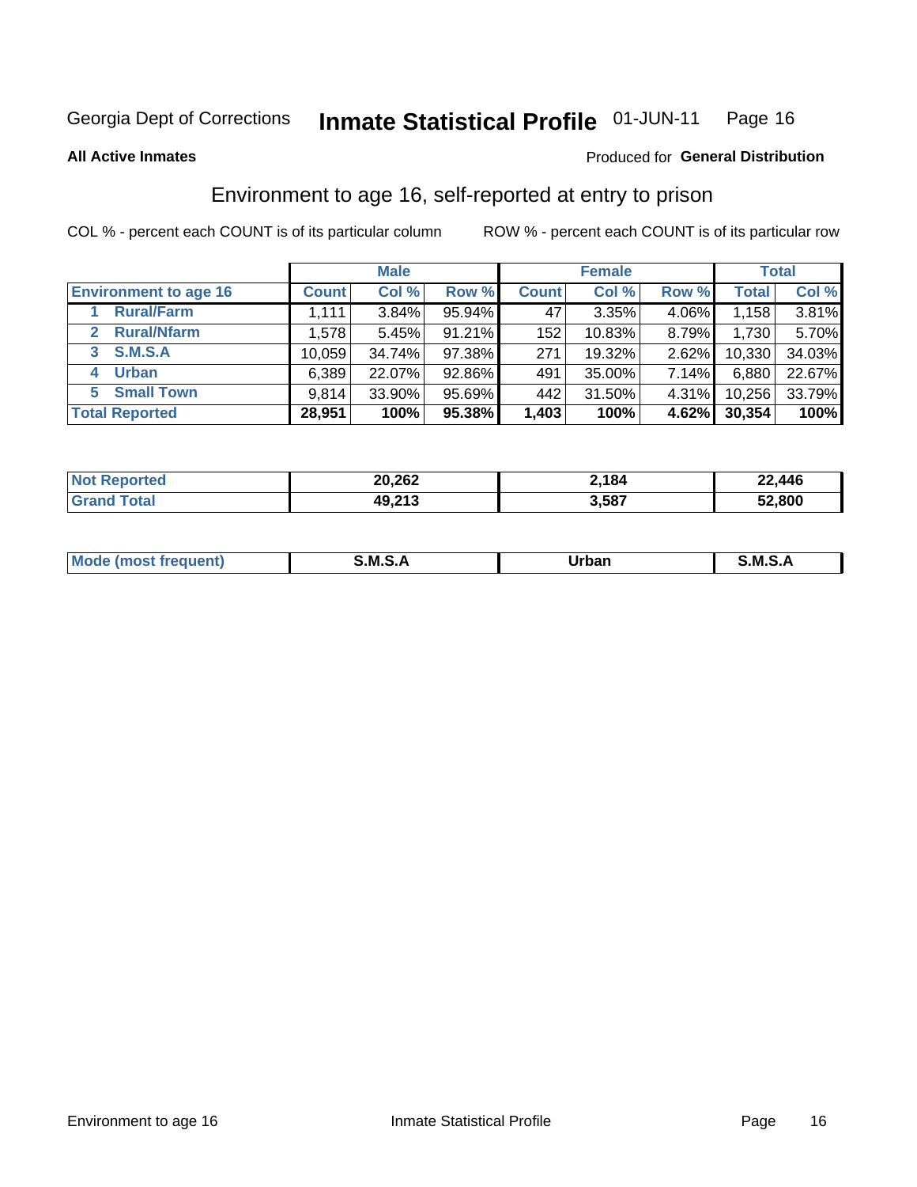Georgia Dept of Corrections **Inmate Statistical Profile** 01-JUN-11

**All Active Inmates**

Produced for **General Distribution**

## Environment to age 16, self-reported at entry to prison

COL % - percent each COUNT is of its particular column

ROW % - percent each COUNT is of its particular row

| | Male | | | Female | | | Total | |
|---|---|---|---|---|---|---|---|---|
| **Environment to age 16** | **Count** | **Col %** | **Row %** | **Count** | **Col %** | **Row %** | **Total** | **Col %** |
| 1 Rural/Farm | 1,111 | 3.84% | 95.94% | 47 | 3.35% | 4.06% | 1,158 | 3.81% |
| 2 Rural/Nfarm | 1,578 | 5.45% | 91.21% | 152 | 10.83% | 8.79% | 1,730 | 5.70% |
| 3 S.M.S.A | 10,059 | 34.74% | 97.38% | 271 | 19.32% | 2.62% | 10,330 | 34.03% |
| 4 Urban | 6,389 | 22.07% | 92.86% | 491 | 35.00% | 7.14% | 6,880 | 22.67% |
| 5 Small Town | 9,814 | 33.90% | 95.69% | 442 | 31.50% | 4.31% | 10,256 | 33.79% |
| **Total Reported** | **28,951** | **100%** | **95.38%** | **1,403** | **100%** | **4.62%** | **30,354** | **100%** |

| | Male | Female | Total |
|---|---|---|---|
| **Not Reported** | **20,262** | **2,184** | **22,446** |
| **Grand Total** | **49,213** | **3,587** | **52,800** |

| | Male | Female | Total |
|---|---|---|---|
| **Mode (most frequent)** | **S.M.S.A** | **Urban** | **S.M.S.A** |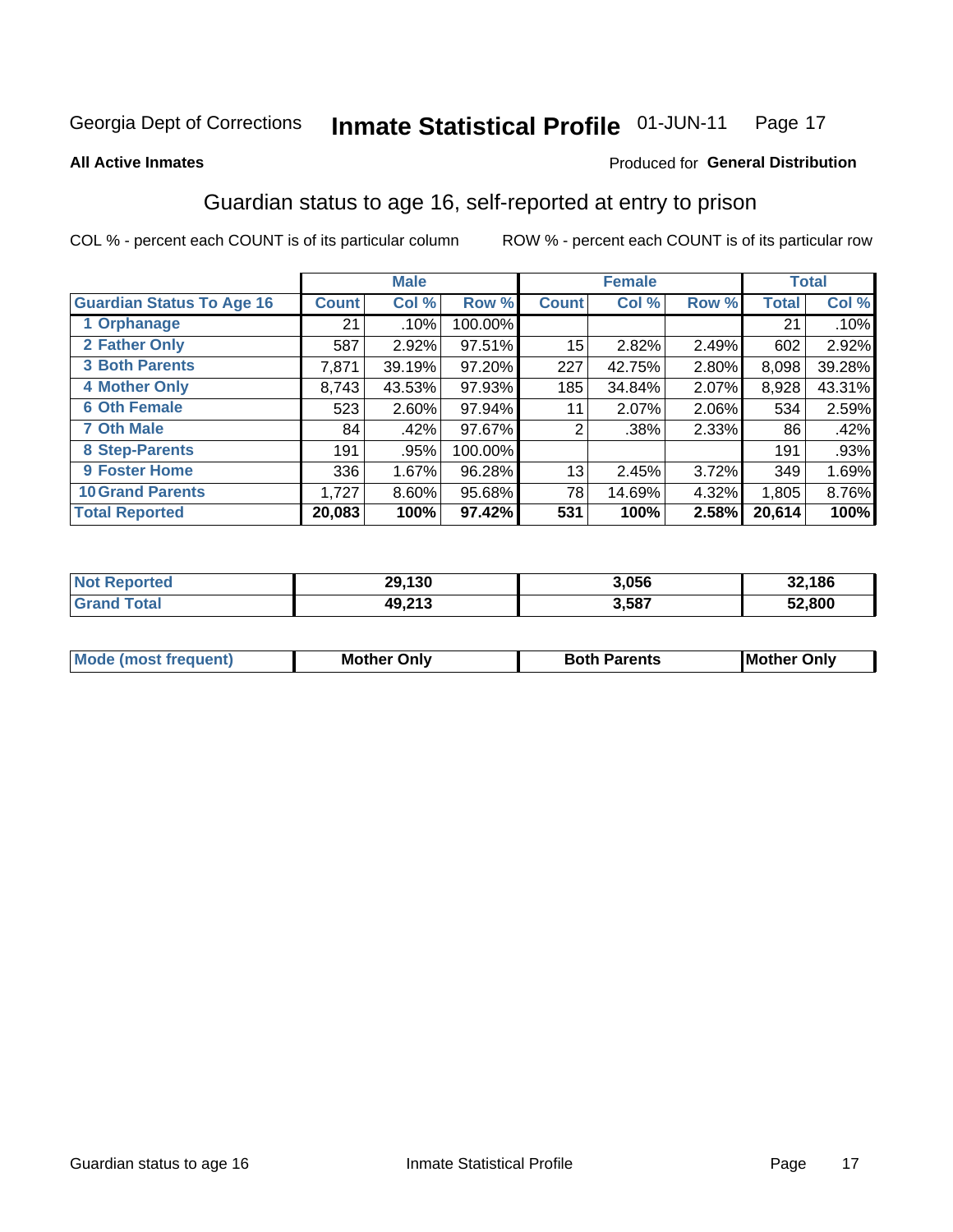Georgia Dept of Corrections **Inmate Statistical Profile** 01-JUN-11

**All Active Inmates**

Produced for **General Distribution**

## Guardian status to age 16, self-reported at entry to prison

COL % - percent each COUNT is of its particular column

ROW % - percent each COUNT is of its particular row

| | Male | | | Female | | | Total | |
|---|---|---|---|---|---|---|---|---|
| **Guardian Status To Age 16** | **Count** | **Col %** | **Row %** | **Count** | **Col %** | **Row %** | **Total** | **Col %** |
| 1 Orphanage | 21 | .10% | 100.00% | | | | 21 | .10% |
| 2 Father Only | 587 | 2.92% | 97.51% | 15 | 2.82% | 2.49% | 602 | 2.92% |
| 3 Both Parents | 7,871 | 39.19% | 97.20% | 227 | 42.75% | 2.80% | 8,098 | 39.28% |
| 4 Mother Only | 8,743 | 43.53% | 97.93% | 185 | 34.84% | 2.07% | 8,928 | 43.31% |
| 6 Oth Female | 523 | 2.60% | 97.94% | 11 | 2.07% | 2.06% | 534 | 2.59% |
| 7 Oth Male | 84 | .42% | 97.67% | 2 | .38% | 2.33% | 86 | .42% |
| 8 Step-Parents | 191 | .95% | 100.00% | | | | 191 | .93% |
| 9 Foster Home | 336 | 1.67% | 96.28% | 13 | 2.45% | 3.72% | 349 | 1.69% |
| 10 Grand Parents | 1,727 | 8.60% | 95.68% | 78 | 14.69% | 4.32% | 1,805 | 8.76% |
| **Total Reported** | **20,083** | **100%** | **97.42%** | **531** | **100%** | **2.58%** | **20,614** | **100%** |

| | Male | Female | Total |
|---|---|---|---|
| Not Reported | 29,130 | 3,056 | 32,186 |
| Grand Total | 49,213 | 3,587 | 52,800 |

| | Male | Female | Total |
|---|---|---|---|
| Mode (most frequent) | Mother Only | Both Parents | Mother Only |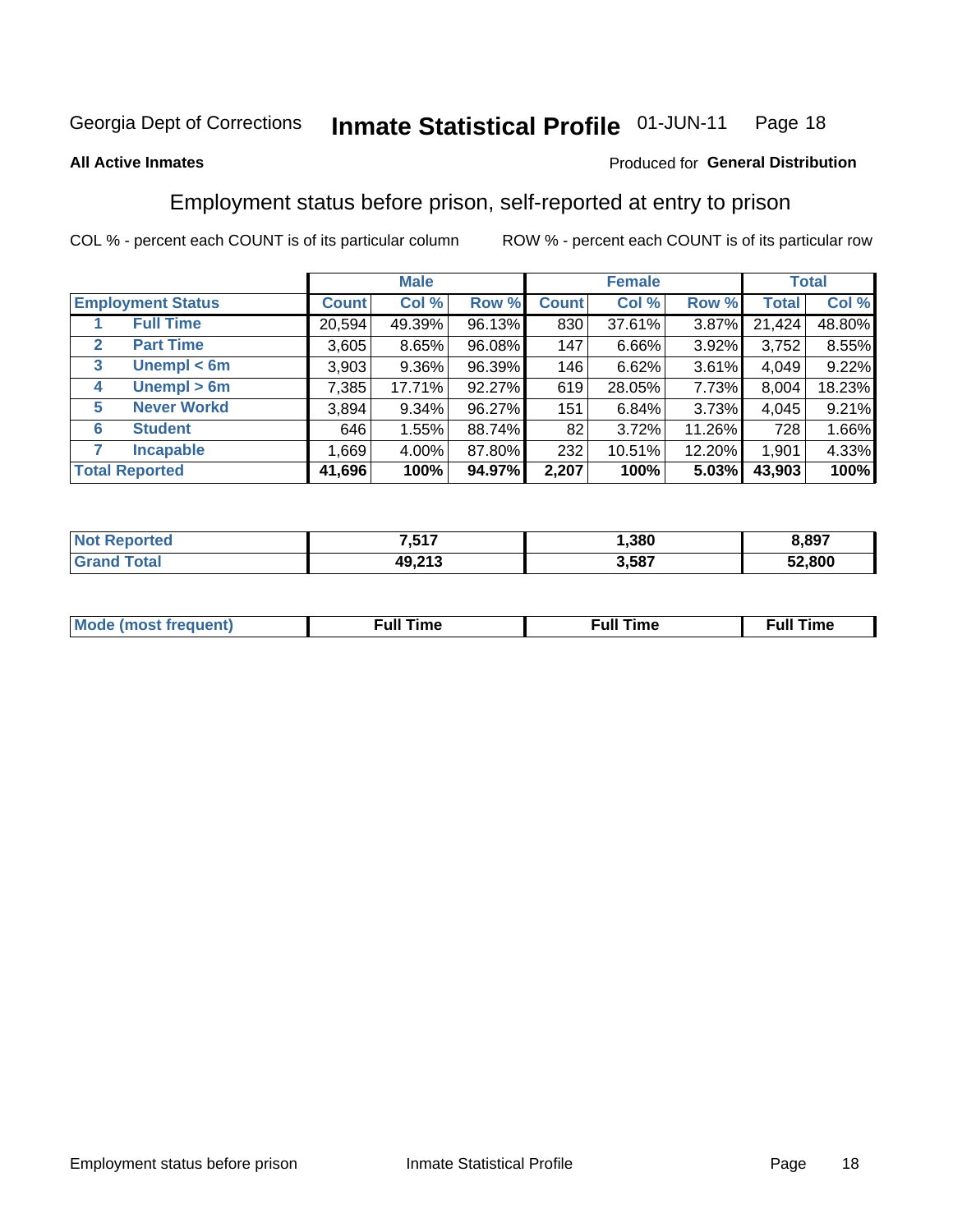Georgia Dept of Corrections **Inmate Statistical Profile** 01-JUN-11

**All Active Inmates**

Produced for **General Distribution**

## Employment status before prison, self-reported at entry to prison

COL % - percent each COUNT is of its particular column    ROW % - percent each COUNT is of its particular row

| Employment Status | | Male | | | Female | | | Total | |
|---|---|---|---|---|---|---|---|---|---|
| | | Count | Col % | Row % | Count | Col % | Row % | Total | Col % |
| 1 | Full Time | 20,594 | 49.39% | 96.13% | 830 | 37.61% | 3.87% | 21,424 | 48.80% |
| 2 | Part Time | 3,605 | 8.65% | 96.08% | 147 | 6.66% | 3.92% | 3,752 | 8.55% |
| 3 | Unempl < 6m | 3,903 | 9.36% | 96.39% | 146 | 6.62% | 3.61% | 4,049 | 9.22% |
| 4 | Unempl > 6m | 7,385 | 17.71% | 92.27% | 619 | 28.05% | 7.73% | 8,004 | 18.23% |
| 5 | Never Workd | 3,894 | 9.34% | 96.27% | 151 | 6.84% | 3.73% | 4,045 | 9.21% |
| 6 | Student | 646 | 1.55% | 88.74% | 82 | 3.72% | 11.26% | 728 | 1.66% |
| 7 | Incapable | 1,669 | 4.00% | 87.80% | 232 | 10.51% | 12.20% | 1,901 | 4.33% |
| **Total Reported** | | **41,696** | **100%** | **94.97%** | **2,207** | **100%** | **5.03%** | **43,903** | **100%** |

| | Male | Female | Total |
|---|---|---|---|
| Not Reported | 7,517 | 1,380 | 8,897 |
| Grand Total | 49,213 | 3,587 | 52,800 |

| | Male | Female | Total |
|---|---|---|---|
| Mode (most frequent) | Full Time | Full Time | Full Time |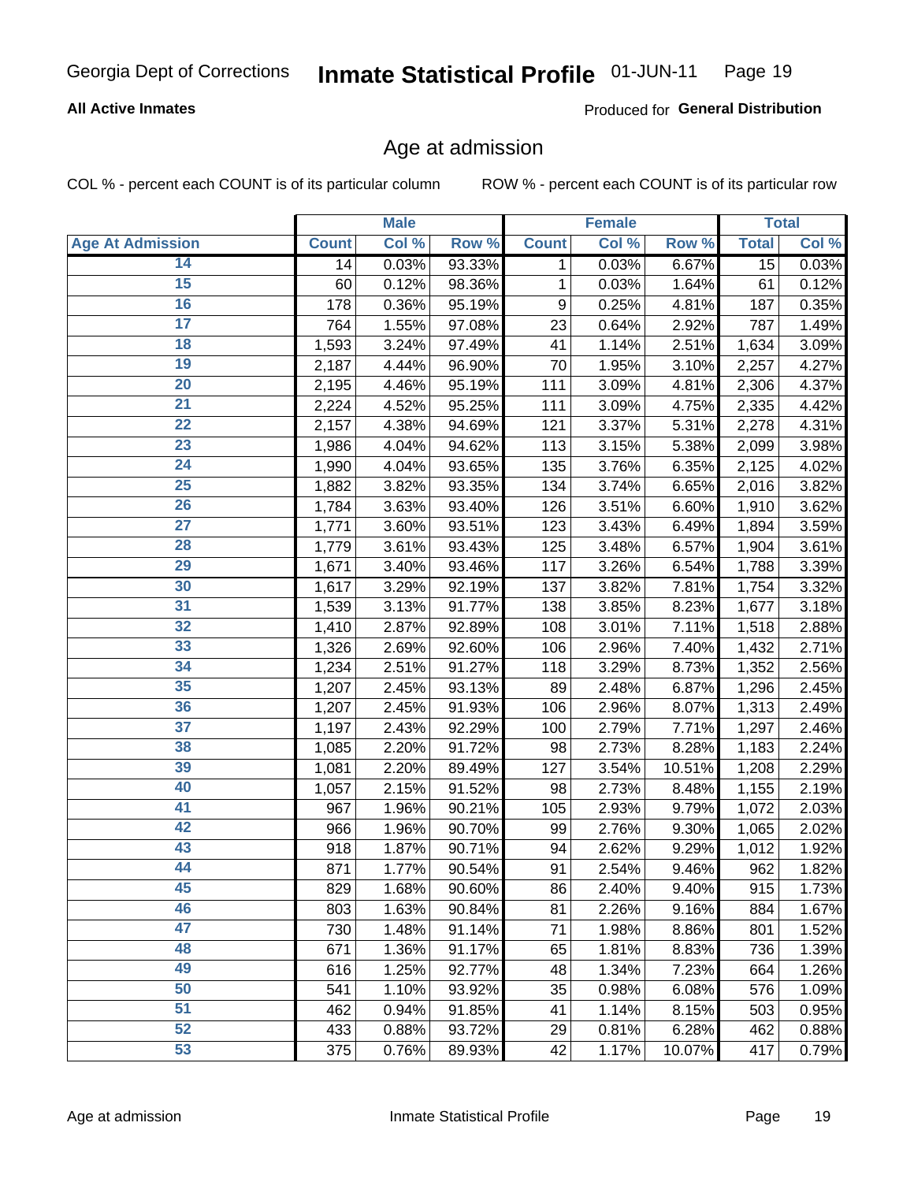Georgia Dept of Corrections **Inmate Statistical Profile** 01-JUN-11

**All Active Inmates**

Produced for **General Distribution**

## Age at admission

COL % - percent each COUNT is of its particular column    ROW % - percent each COUNT is of its particular row

| | Male | | | Female | | | Total | |
|---|---|---|---|---|---|---|---|---|
| **Age At Admission** | **Count** | **Col %** | **Row %** | **Count** | **Col %** | **Row %** | **Total** | **Col %** |
| 14 | 14 | 0.03% | 93.33% | 1 | 0.03% | 6.67% | 15 | 0.03% |
| 15 | 60 | 0.12% | 98.36% | 1 | 0.03% | 1.64% | 61 | 0.12% |
| 16 | 178 | 0.36% | 95.19% | 9 | 0.25% | 4.81% | 187 | 0.35% |
| 17 | 764 | 1.55% | 97.08% | 23 | 0.64% | 2.92% | 787 | 1.49% |
| 18 | 1,593 | 3.24% | 97.49% | 41 | 1.14% | 2.51% | 1,634 | 3.09% |
| 19 | 2,187 | 4.44% | 96.90% | 70 | 1.95% | 3.10% | 2,257 | 4.27% |
| 20 | 2,195 | 4.46% | 95.19% | 111 | 3.09% | 4.81% | 2,306 | 4.37% |
| 21 | 2,224 | 4.52% | 95.25% | 111 | 3.09% | 4.75% | 2,335 | 4.42% |
| 22 | 2,157 | 4.38% | 94.69% | 121 | 3.37% | 5.31% | 2,278 | 4.31% |
| 23 | 1,986 | 4.04% | 94.62% | 113 | 3.15% | 5.38% | 2,099 | 3.98% |
| 24 | 1,990 | 4.04% | 93.65% | 135 | 3.76% | 6.35% | 2,125 | 4.02% |
| 25 | 1,882 | 3.82% | 93.35% | 134 | 3.74% | 6.65% | 2,016 | 3.82% |
| 26 | 1,784 | 3.63% | 93.40% | 126 | 3.51% | 6.60% | 1,910 | 3.62% |
| 27 | 1,771 | 3.60% | 93.51% | 123 | 3.43% | 6.49% | 1,894 | 3.59% |
| 28 | 1,779 | 3.61% | 93.43% | 125 | 3.48% | 6.57% | 1,904 | 3.61% |
| 29 | 1,671 | 3.40% | 93.46% | 117 | 3.26% | 6.54% | 1,788 | 3.39% |
| 30 | 1,617 | 3.29% | 92.19% | 137 | 3.82% | 7.81% | 1,754 | 3.32% |
| 31 | 1,539 | 3.13% | 91.77% | 138 | 3.85% | 8.23% | 1,677 | 3.18% |
| 32 | 1,410 | 2.87% | 92.89% | 108 | 3.01% | 7.11% | 1,518 | 2.88% |
| 33 | 1,326 | 2.69% | 92.60% | 106 | 2.96% | 7.40% | 1,432 | 2.71% |
| 34 | 1,234 | 2.51% | 91.27% | 118 | 3.29% | 8.73% | 1,352 | 2.56% |
| 35 | 1,207 | 2.45% | 93.13% | 89 | 2.48% | 6.87% | 1,296 | 2.45% |
| 36 | 1,207 | 2.45% | 91.93% | 106 | 2.96% | 8.07% | 1,313 | 2.49% |
| 37 | 1,197 | 2.43% | 92.29% | 100 | 2.79% | 7.71% | 1,297 | 2.46% |
| 38 | 1,085 | 2.20% | 91.72% | 98 | 2.73% | 8.28% | 1,183 | 2.24% |
| 39 | 1,081 | 2.20% | 89.49% | 127 | 3.54% | 10.51% | 1,208 | 2.29% |
| 40 | 1,057 | 2.15% | 91.52% | 98 | 2.73% | 8.48% | 1,155 | 2.19% |
| 41 | 967 | 1.96% | 90.21% | 105 | 2.93% | 9.79% | 1,072 | 2.03% |
| 42 | 966 | 1.96% | 90.70% | 99 | 2.76% | 9.30% | 1,065 | 2.02% |
| 43 | 918 | 1.87% | 90.71% | 94 | 2.62% | 9.29% | 1,012 | 1.92% |
| 44 | 871 | 1.77% | 90.54% | 91 | 2.54% | 9.46% | 962 | 1.82% |
| 45 | 829 | 1.68% | 90.60% | 86 | 2.40% | 9.40% | 915 | 1.73% |
| 46 | 803 | 1.63% | 90.84% | 81 | 2.26% | 9.16% | 884 | 1.67% |
| 47 | 730 | 1.48% | 91.14% | 71 | 1.98% | 8.86% | 801 | 1.52% |
| 48 | 671 | 1.36% | 91.17% | 65 | 1.81% | 8.83% | 736 | 1.39% |
| 49 | 616 | 1.25% | 92.77% | 48 | 1.34% | 7.23% | 664 | 1.26% |
| 50 | 541 | 1.10% | 93.92% | 35 | 0.98% | 6.08% | 576 | 1.09% |
| 51 | 462 | 0.94% | 91.85% | 41 | 1.14% | 8.15% | 503 | 0.95% |
| 52 | 433 | 0.88% | 93.72% | 29 | 0.81% | 6.28% | 462 | 0.88% |
| 53 | 375 | 0.76% | 89.93% | 42 | 1.17% | 10.07% | 417 | 0.79% |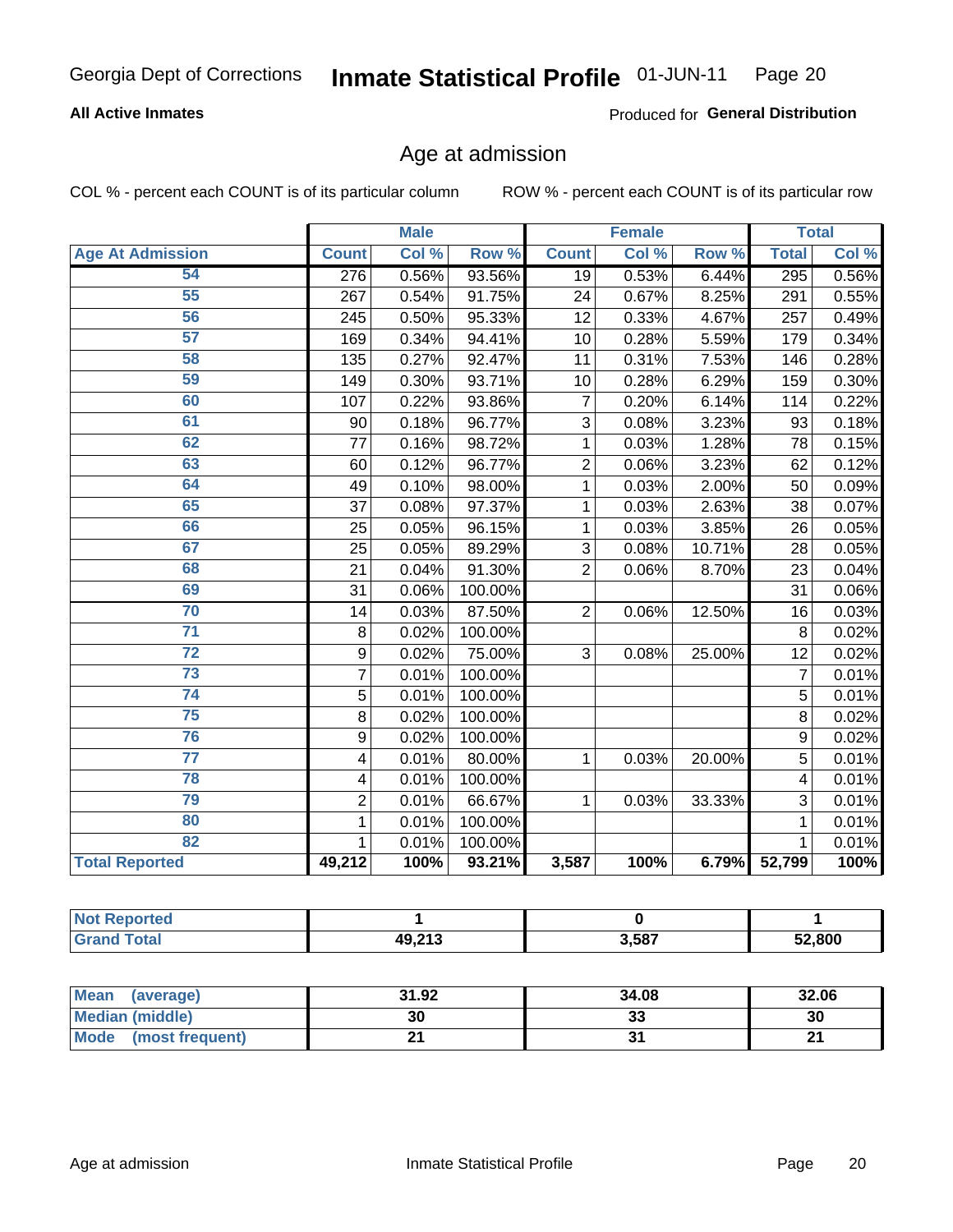Georgia Dept of Corrections **Inmate Statistical Profile** 01-JUN-11

**All Active Inmates**

Produced for **General Distribution**

## Age at admission

COL % - percent each COUNT is of its particular column

ROW % - percent each COUNT is of its particular row

| | Male | | | Female | | | Total | |
|---|---|---|---|---|---|---|---|---|
| **Age At Admission** | **Count** | **Col %** | **Row %** | **Count** | **Col %** | **Row %** | **Total** | **Col %** |
| 54 | 276 | 0.56% | 93.56% | 19 | 0.53% | 6.44% | 295 | 0.56% |
| 55 | 267 | 0.54% | 91.75% | 24 | 0.67% | 8.25% | 291 | 0.55% |
| 56 | 245 | 0.50% | 95.33% | 12 | 0.33% | 4.67% | 257 | 0.49% |
| 57 | 169 | 0.34% | 94.41% | 10 | 0.28% | 5.59% | 179 | 0.34% |
| 58 | 135 | 0.27% | 92.47% | 11 | 0.31% | 7.53% | 146 | 0.28% |
| 59 | 149 | 0.30% | 93.71% | 10 | 0.28% | 6.29% | 159 | 0.30% |
| 60 | 107 | 0.22% | 93.86% | 7 | 0.20% | 6.14% | 114 | 0.22% |
| 61 | 90 | 0.18% | 96.77% | 3 | 0.08% | 3.23% | 93 | 0.18% |
| 62 | 77 | 0.16% | 98.72% | 1 | 0.03% | 1.28% | 78 | 0.15% |
| 63 | 60 | 0.12% | 96.77% | 2 | 0.06% | 3.23% | 62 | 0.12% |
| 64 | 49 | 0.10% | 98.00% | 1 | 0.03% | 2.00% | 50 | 0.09% |
| 65 | 37 | 0.08% | 97.37% | 1 | 0.03% | 2.63% | 38 | 0.07% |
| 66 | 25 | 0.05% | 96.15% | 1 | 0.03% | 3.85% | 26 | 0.05% |
| 67 | 25 | 0.05% | 89.29% | 3 | 0.08% | 10.71% | 28 | 0.05% |
| 68 | 21 | 0.04% | 91.30% | 2 | 0.06% | 8.70% | 23 | 0.04% |
| 69 | 31 | 0.06% | 100.00% | | | | 31 | 0.06% |
| 70 | 14 | 0.03% | 87.50% | 2 | 0.06% | 12.50% | 16 | 0.03% |
| 71 | 8 | 0.02% | 100.00% | | | | 8 | 0.02% |
| 72 | 9 | 0.02% | 75.00% | 3 | 0.08% | 25.00% | 12 | 0.02% |
| 73 | 7 | 0.01% | 100.00% | | | | 7 | 0.01% |
| 74 | 5 | 0.01% | 100.00% | | | | 5 | 0.01% |
| 75 | 8 | 0.02% | 100.00% | | | | 8 | 0.02% |
| 76 | 9 | 0.02% | 100.00% | | | | 9 | 0.02% |
| 77 | 4 | 0.01% | 80.00% | 1 | 0.03% | 20.00% | 5 | 0.01% |
| 78 | 4 | 0.01% | 100.00% | | | | 4 | 0.01% |
| 79 | 2 | 0.01% | 66.67% | 1 | 0.03% | 33.33% | 3 | 0.01% |
| 80 | 1 | 0.01% | 100.00% | | | | 1 | 0.01% |
| 82 | 1 | 0.01% | 100.00% | | | | 1 | 0.01% |
| **Total Reported** | **49,212** | **100%** | **93.21%** | **3,587** | **100%** | **6.79%** | **52,799** | **100%** |

| | Male | Female | Total |
|---|---|---|---|
| **Not Reported** | **1** | **0** | **1** |
| **Grand Total** | **49,213** | **3,587** | **52,800** |

| | Male | Female | Total |
|---|---|---|---|
| **Mean (average)** | **31.92** | **34.08** | **32.06** |
| **Median (middle)** | **30** | **33** | **30** |
| **Mode (most frequent)** | **21** | **31** | **21** |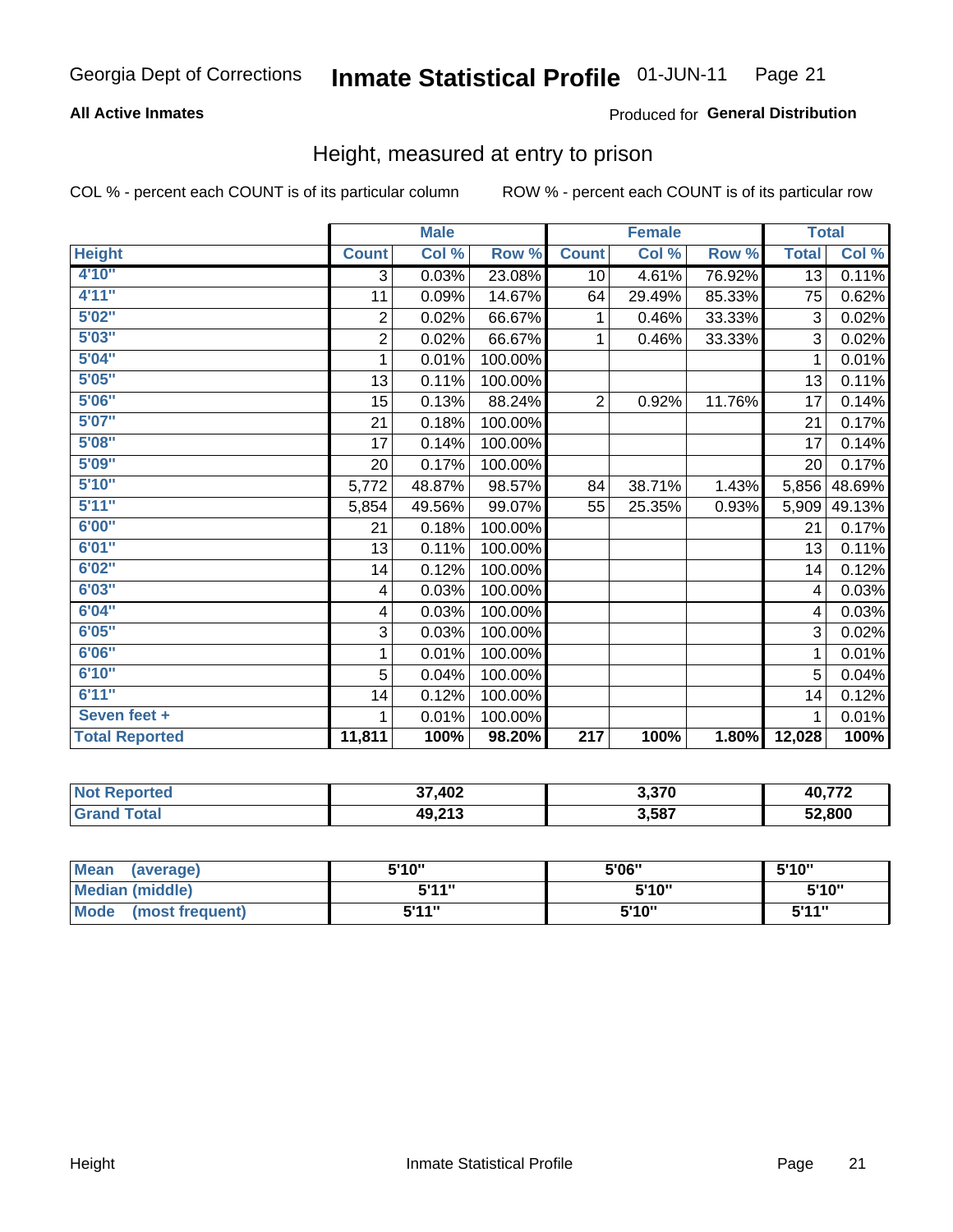Georgia Dept of Corrections **Inmate Statistical Profile** 01-JUN-11

**All Active Inmates**

Produced for **General Distribution**

## Height, measured at entry to prison

COL % - percent each COUNT is of its particular column

ROW % - percent each COUNT is of its particular row

| | Male | | | Female | | | Total | |
|---|---|---|---|---|---|---|---|---|
| **Height** | **Count** | **Col %** | **Row %** | **Count** | **Col %** | **Row %** | **Total** | **Col %** |
| **4'10"** | 3 | 0.03% | 23.08% | 10 | 4.61% | 76.92% | 13 | 0.11% |
| **4'11"** | 11 | 0.09% | 14.67% | 64 | 29.49% | 85.33% | 75 | 0.62% |
| **5'02"** | 2 | 0.02% | 66.67% | 1 | 0.46% | 33.33% | 3 | 0.02% |
| **5'03"** | 2 | 0.02% | 66.67% | 1 | 0.46% | 33.33% | 3 | 0.02% |
| **5'04"** | 1 | 0.01% | 100.00% | | | | 1 | 0.01% |
| **5'05"** | 13 | 0.11% | 100.00% | | | | 13 | 0.11% |
| **5'06"** | 15 | 0.13% | 88.24% | 2 | 0.92% | 11.76% | 17 | 0.14% |
| **5'07"** | 21 | 0.18% | 100.00% | | | | 21 | 0.17% |
| **5'08"** | 17 | 0.14% | 100.00% | | | | 17 | 0.14% |
| **5'09"** | 20 | 0.17% | 100.00% | | | | 20 | 0.17% |
| **5'10"** | 5,772 | 48.87% | 98.57% | 84 | 38.71% | 1.43% | 5,856 | 48.69% |
| **5'11"** | 5,854 | 49.56% | 99.07% | 55 | 25.35% | 0.93% | 5,909 | 49.13% |
| **6'00"** | 21 | 0.18% | 100.00% | | | | 21 | 0.17% |
| **6'01"** | 13 | 0.11% | 100.00% | | | | 13 | 0.11% |
| **6'02"** | 14 | 0.12% | 100.00% | | | | 14 | 0.12% |
| **6'03"** | 4 | 0.03% | 100.00% | | | | 4 | 0.03% |
| **6'04"** | 4 | 0.03% | 100.00% | | | | 4 | 0.03% |
| **6'05"** | 3 | 0.03% | 100.00% | | | | 3 | 0.02% |
| **6'06"** | 1 | 0.01% | 100.00% | | | | 1 | 0.01% |
| **6'10"** | 5 | 0.04% | 100.00% | | | | 5 | 0.04% |
| **6'11"** | 14 | 0.12% | 100.00% | | | | 14 | 0.12% |
| **Seven feet +** | 1 | 0.01% | 100.00% | | | | 1 | 0.01% |
| **Total Reported** | **11,811** | **100%** | **98.20%** | **217** | **100%** | **1.80%** | **12,028** | **100%** |

| | Male | Female | Total |
|---|---|---|---|
| **Not Reported** | **37,402** | **3,370** | **40,772** |
| **Grand Total** | **49,213** | **3,587** | **52,800** |

| | Male | Female | Total |
|---|---|---|---|
| **Mean (average)** | **5'10"** | **5'06"** | **5'10"** |
| **Median (middle)** | **5'11"** | **5'10"** | **5'10"** |
| **Mode (most frequent)** | **5'11"** | **5'10"** | **5'11"** |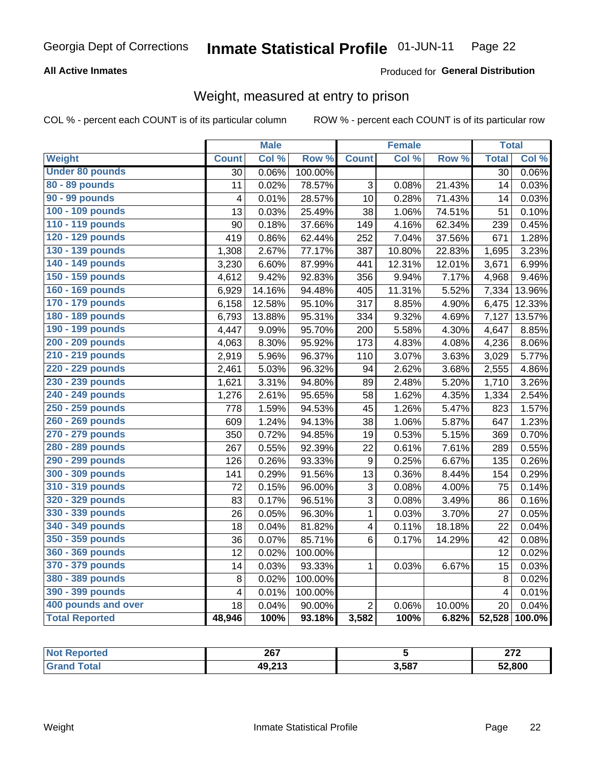Georgia Dept of Corrections **Inmate Statistical Profile** 01-JUN-11

**All Active Inmates**

Produced for **General Distribution**

## Weight, measured at entry to prison

COL % - percent each COUNT is of its particular column ROW % - percent each COUNT is of its particular row

| | Male | | | Female | | | Total | |
|---|---|---|---|---|---|---|---|---|
| **Weight** | **Count** | **Col %** | **Row %** | **Count** | **Col %** | **Row %** | **Total** | **Col %** |
| **Under 80 pounds** | 30 | 0.06% | 100.00% | | | | 30 | 0.06% |
| **80 - 89 pounds** | 11 | 0.02% | 78.57% | 3 | 0.08% | 21.43% | 14 | 0.03% |
| **90 - 99 pounds** | 4 | 0.01% | 28.57% | 10 | 0.28% | 71.43% | 14 | 0.03% |
| **100 - 109 pounds** | 13 | 0.03% | 25.49% | 38 | 1.06% | 74.51% | 51 | 0.10% |
| **110 - 119 pounds** | 90 | 0.18% | 37.66% | 149 | 4.16% | 62.34% | 239 | 0.45% |
| **120 - 129 pounds** | 419 | 0.86% | 62.44% | 252 | 7.04% | 37.56% | 671 | 1.28% |
| **130 - 139 pounds** | 1,308 | 2.67% | 77.17% | 387 | 10.80% | 22.83% | 1,695 | 3.23% |
| **140 - 149 pounds** | 3,230 | 6.60% | 87.99% | 441 | 12.31% | 12.01% | 3,671 | 6.99% |
| **150 - 159 pounds** | 4,612 | 9.42% | 92.83% | 356 | 9.94% | 7.17% | 4,968 | 9.46% |
| **160 - 169 pounds** | 6,929 | 14.16% | 94.48% | 405 | 11.31% | 5.52% | 7,334 | 13.96% |
| **170 - 179 pounds** | 6,158 | 12.58% | 95.10% | 317 | 8.85% | 4.90% | 6,475 | 12.33% |
| **180 - 189 pounds** | 6,793 | 13.88% | 95.31% | 334 | 9.32% | 4.69% | 7,127 | 13.57% |
| **190 - 199 pounds** | 4,447 | 9.09% | 95.70% | 200 | 5.58% | 4.30% | 4,647 | 8.85% |
| **200 - 209 pounds** | 4,063 | 8.30% | 95.92% | 173 | 4.83% | 4.08% | 4,236 | 8.06% |
| **210 - 219 pounds** | 2,919 | 5.96% | 96.37% | 110 | 3.07% | 3.63% | 3,029 | 5.77% |
| **220 - 229 pounds** | 2,461 | 5.03% | 96.32% | 94 | 2.62% | 3.68% | 2,555 | 4.86% |
| **230 - 239 pounds** | 1,621 | 3.31% | 94.80% | 89 | 2.48% | 5.20% | 1,710 | 3.26% |
| **240 - 249 pounds** | 1,276 | 2.61% | 95.65% | 58 | 1.62% | 4.35% | 1,334 | 2.54% |
| **250 - 259 pounds** | 778 | 1.59% | 94.53% | 45 | 1.26% | 5.47% | 823 | 1.57% |
| **260 - 269 pounds** | 609 | 1.24% | 94.13% | 38 | 1.06% | 5.87% | 647 | 1.23% |
| **270 - 279 pounds** | 350 | 0.72% | 94.85% | 19 | 0.53% | 5.15% | 369 | 0.70% |
| **280 - 289 pounds** | 267 | 0.55% | 92.39% | 22 | 0.61% | 7.61% | 289 | 0.55% |
| **290 - 299 pounds** | 126 | 0.26% | 93.33% | 9 | 0.25% | 6.67% | 135 | 0.26% |
| **300 - 309 pounds** | 141 | 0.29% | 91.56% | 13 | 0.36% | 8.44% | 154 | 0.29% |
| **310 - 319 pounds** | 72 | 0.15% | 96.00% | 3 | 0.08% | 4.00% | 75 | 0.14% |
| **320 - 329 pounds** | 83 | 0.17% | 96.51% | 3 | 0.08% | 3.49% | 86 | 0.16% |
| **330 - 339 pounds** | 26 | 0.05% | 96.30% | 1 | 0.03% | 3.70% | 27 | 0.05% |
| **340 - 349 pounds** | 18 | 0.04% | 81.82% | 4 | 0.11% | 18.18% | 22 | 0.04% |
| **350 - 359 pounds** | 36 | 0.07% | 85.71% | 6 | 0.17% | 14.29% | 42 | 0.08% |
| **360 - 369 pounds** | 12 | 0.02% | 100.00% | | | | 12 | 0.02% |
| **370 - 379 pounds** | 14 | 0.03% | 93.33% | 1 | 0.03% | 6.67% | 15 | 0.03% |
| **380 - 389 pounds** | 8 | 0.02% | 100.00% | | | | 8 | 0.02% |
| **390 - 399 pounds** | 4 | 0.01% | 100.00% | | | | 4 | 0.01% |
| **400 pounds and over** | 18 | 0.04% | 90.00% | 2 | 0.06% | 10.00% | 20 | 0.04% |
| **Total Reported** | **48,946** | **100%** | **93.18%** | **3,582** | **100%** | **6.82%** | **52,528** | **100.0%** |

| | Male | Female | Total |
|---|---|---|---|
| **Not Reported** | **267** | **5** | **272** |
| **Grand Total** | **49,213** | **3,587** | **52,800** |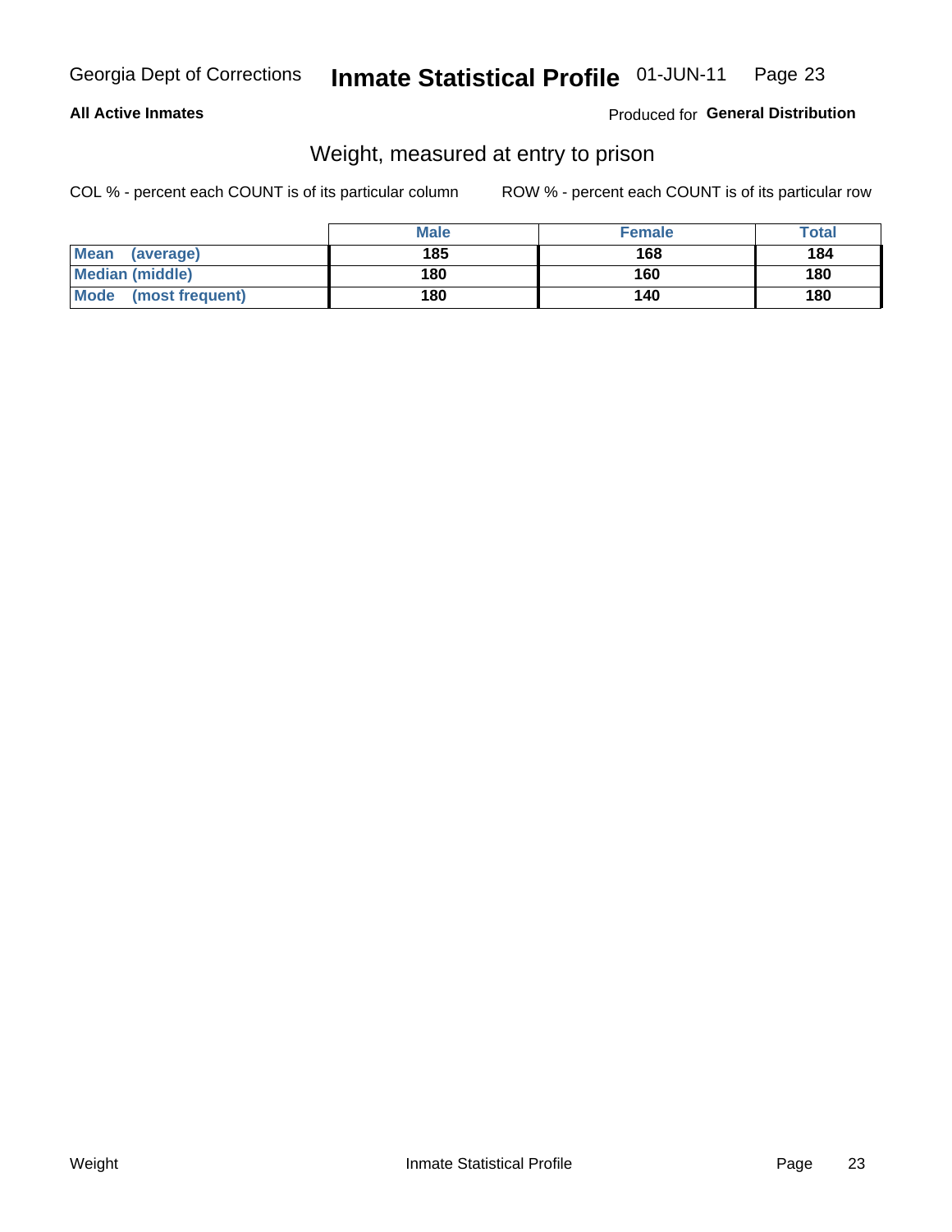## All Active Inmates

Produced for **General Distribution**

### Weight, measured at entry to prison

COL % - percent each COUNT is of its particular column

ROW % - percent each COUNT is of its particular row

| | Male | Female | Total |
|---|---|---|---|
| **Mean (average)** | 185 | 168 | 184 |
| **Median (middle)** | 180 | 160 | 180 |
| **Mode (most frequent)** | 180 | 140 | 180 |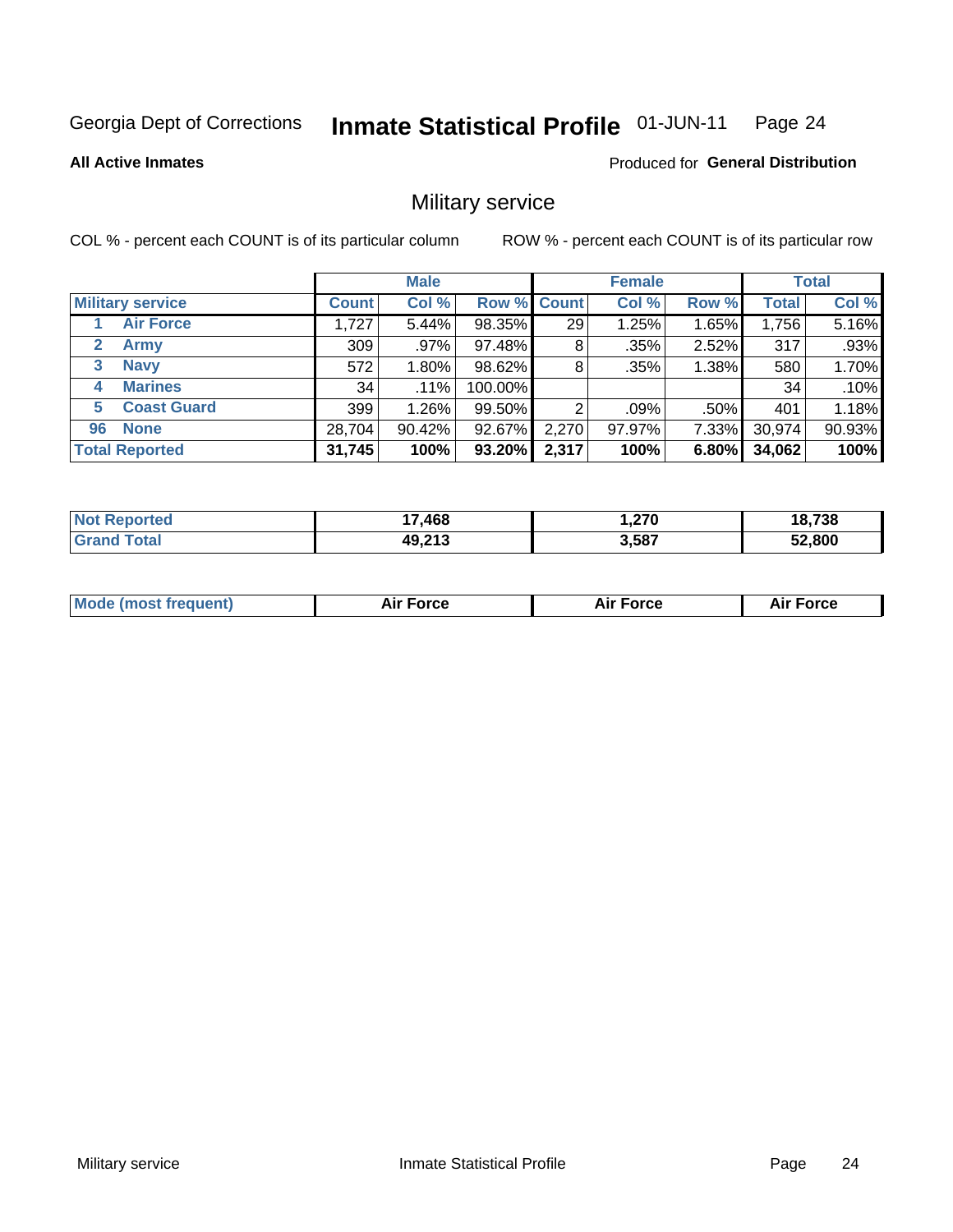Georgia Dept of Corrections **Inmate Statistical Profile** 01-JUN-11

**All Active Inmates**

Produced for **General Distribution**

## Military service

COL % - percent each COUNT is of its particular column

ROW % - percent each COUNT is of its particular row

| | Male | | | Female | | | Total | |
|---|---|---|---|---|---|---|---|---|
| **Military service** | **Count** | **Col %** | **Row %** | **Count** | **Col %** | **Row %** | **Total** | **Col %** |
| 1 Air Force | 1,727 | 5.44% | 98.35% | 29 | 1.25% | 1.65% | 1,756 | 5.16% |
| 2 Army | 309 | .97% | 97.48% | 8 | .35% | 2.52% | 317 | .93% |
| 3 Navy | 572 | 1.80% | 98.62% | 8 | .35% | 1.38% | 580 | 1.70% |
| 4 Marines | 34 | .11% | 100.00% | | | | 34 | .10% |
| 5 Coast Guard | 399 | 1.26% | 99.50% | 2 | .09% | .50% | 401 | 1.18% |
| 96 None | 28,704 | 90.42% | 92.67% | 2,270 | 97.97% | 7.33% | 30,974 | 90.93% |
| **Total Reported** | **31,745** | **100%** | **93.20%** | **2,317** | **100%** | **6.80%** | **34,062** | **100%** |

| | Male | Female | Total |
|---|---|---|---|
| Not Reported | **17,468** | **1,270** | **18,738** |
| Grand Total | **49,213** | **3,587** | **52,800** |

| | Male | Female | Total |
|---|---|---|---|
| Mode (most frequent) | **Air Force** | **Air Force** | **Air Force** |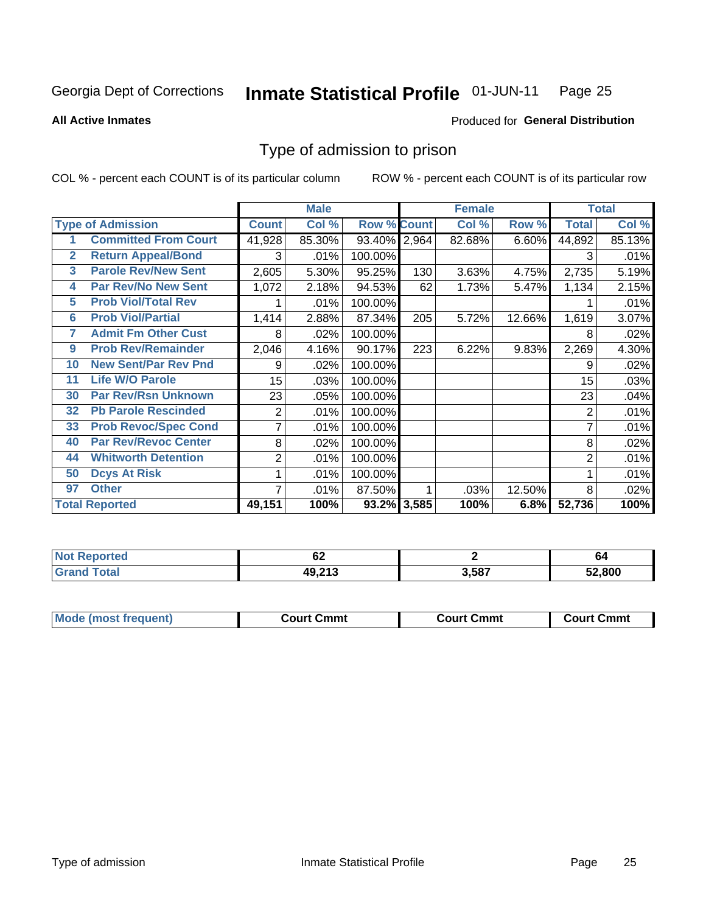Georgia Dept of Corrections **Inmate Statistical Profile** 01-JUN-11

**All Active Inmates**

Produced for **General Distribution**

## Type of admission to prison

COL % - percent each COUNT is of its particular column ROW % - percent each COUNT is of its particular row

| Type of Admission | | Male | | | Female | | | Total | |
|---|---|---|---|---|---|---|---|---|---|
| | | Count | Col % | Row % | Count | Col % | Row % | Total | Col % |
| 1 | Committed From Court | 41,928 | 85.30% | 93.40% | 2,964 | 82.68% | 6.60% | 44,892 | 85.13% |
| 2 | Return Appeal/Bond | 3 | .01% | 100.00% | | | | 3 | .01% |
| 3 | Parole Rev/New Sent | 2,605 | 5.30% | 95.25% | 130 | 3.63% | 4.75% | 2,735 | 5.19% |
| 4 | Par Rev/No New Sent | 1,072 | 2.18% | 94.53% | 62 | 1.73% | 5.47% | 1,134 | 2.15% |
| 5 | Prob Viol/Total Rev | 1 | .01% | 100.00% | | | | 1 | .01% |
| 6 | Prob Viol/Partial | 1,414 | 2.88% | 87.34% | 205 | 5.72% | 12.66% | 1,619 | 3.07% |
| 7 | Admit Fm Other Cust | 8 | .02% | 100.00% | | | | 8 | .02% |
| 9 | Prob Rev/Remainder | 2,046 | 4.16% | 90.17% | 223 | 6.22% | 9.83% | 2,269 | 4.30% |
| 10 | New Sent/Par Rev Pnd | 9 | .02% | 100.00% | | | | 9 | .02% |
| 11 | Life W/O Parole | 15 | .03% | 100.00% | | | | 15 | .03% |
| 30 | Par Rev/Rsn Unknown | 23 | .05% | 100.00% | | | | 23 | .04% |
| 32 | Pb Parole Rescinded | 2 | .01% | 100.00% | | | | 2 | .01% |
| 33 | Prob Revoc/Spec Cond | 7 | .01% | 100.00% | | | | 7 | .01% |
| 40 | Par Rev/Revoc Center | 8 | .02% | 100.00% | | | | 8 | .02% |
| 44 | Whitworth Detention | 2 | .01% | 100.00% | | | | 2 | .01% |
| 50 | Dcys At Risk | 1 | .01% | 100.00% | | | | 1 | .01% |
| 97 | Other | 7 | .01% | 87.50% | 1 | .03% | 12.50% | 8 | .02% |
| **Total Reported** | | **49,151** | **100%** | **93.2%** | **3,585** | **100%** | **6.8%** | **52,736** | **100%** |

| | Male | Female | Total |
|---|---|---|---|
| Not Reported | **62** | **2** | **64** |
| Grand Total | **49,213** | **3,587** | **52,800** |

| | Male | Female | Total |
|---|---|---|---|
| Mode (most frequent) | **Court Cmmt** | **Court Cmmt** | **Court Cmmt** |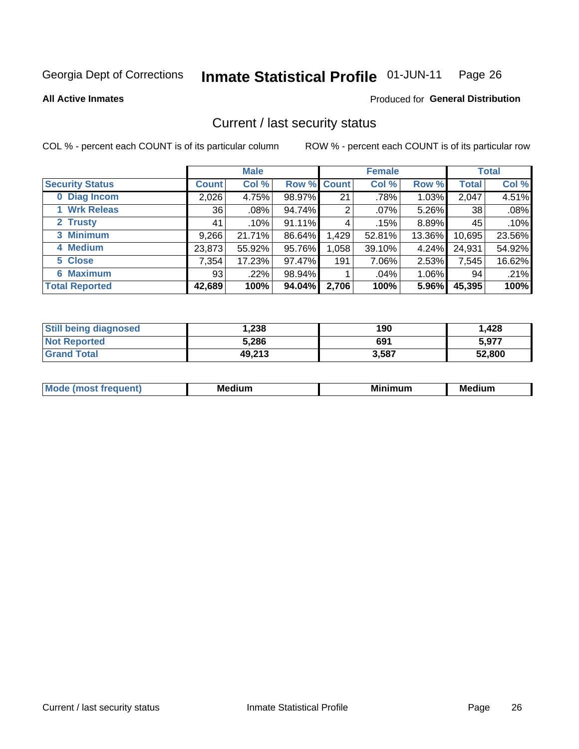Georgia Dept of Corrections **Inmate Statistical Profile** 01-JUN-11

**All Active Inmates**

Produced for **General Distribution**

## Current / last security status

COL % - percent each COUNT is of its particular column

ROW % - percent each COUNT is of its particular row

| | Male | | | Female | | | Total | |
|---|---|---|---|---|---|---|---|---|
| **Security Status** | **Count** | **Col %** | **Row %** | **Count** | **Col %** | **Row %** | **Total** | **Col %** |
| **0 Diag Incom** | 2,026 | 4.75% | 98.97% | 21 | .78% | 1.03% | 2,047 | 4.51% |
| **1 Wrk Releas** | 36 | .08% | 94.74% | 2 | .07% | 5.26% | 38 | .08% |
| **2 Trusty** | 41 | .10% | 91.11% | 4 | .15% | 8.89% | 45 | .10% |
| **3 Minimum** | 9,266 | 21.71% | 86.64% | 1,429 | 52.81% | 13.36% | 10,695 | 23.56% |
| **4 Medium** | 23,873 | 55.92% | 95.76% | 1,058 | 39.10% | 4.24% | 24,931 | 54.92% |
| **5 Close** | 7,354 | 17.23% | 97.47% | 191 | 7.06% | 2.53% | 7,545 | 16.62% |
| **6 Maximum** | 93 | .22% | 98.94% | 1 | .04% | 1.06% | 94 | .21% |
| **Total Reported** | **42,689** | **100%** | **94.04%** | **2,706** | **100%** | **5.96%** | **45,395** | **100%** |

| | Male | Female | Total |
|---|---|---|---|
| **Still being diagnosed** | **1,238** | **190** | **1,428** |
| **Not Reported** | **5,286** | **691** | **5,977** |
| **Grand Total** | **49,213** | **3,587** | **52,800** |

| | Male | Female | Total |
|---|---|---|---|
| **Mode (most frequent)** | **Medium** | **Minimum** | **Medium** |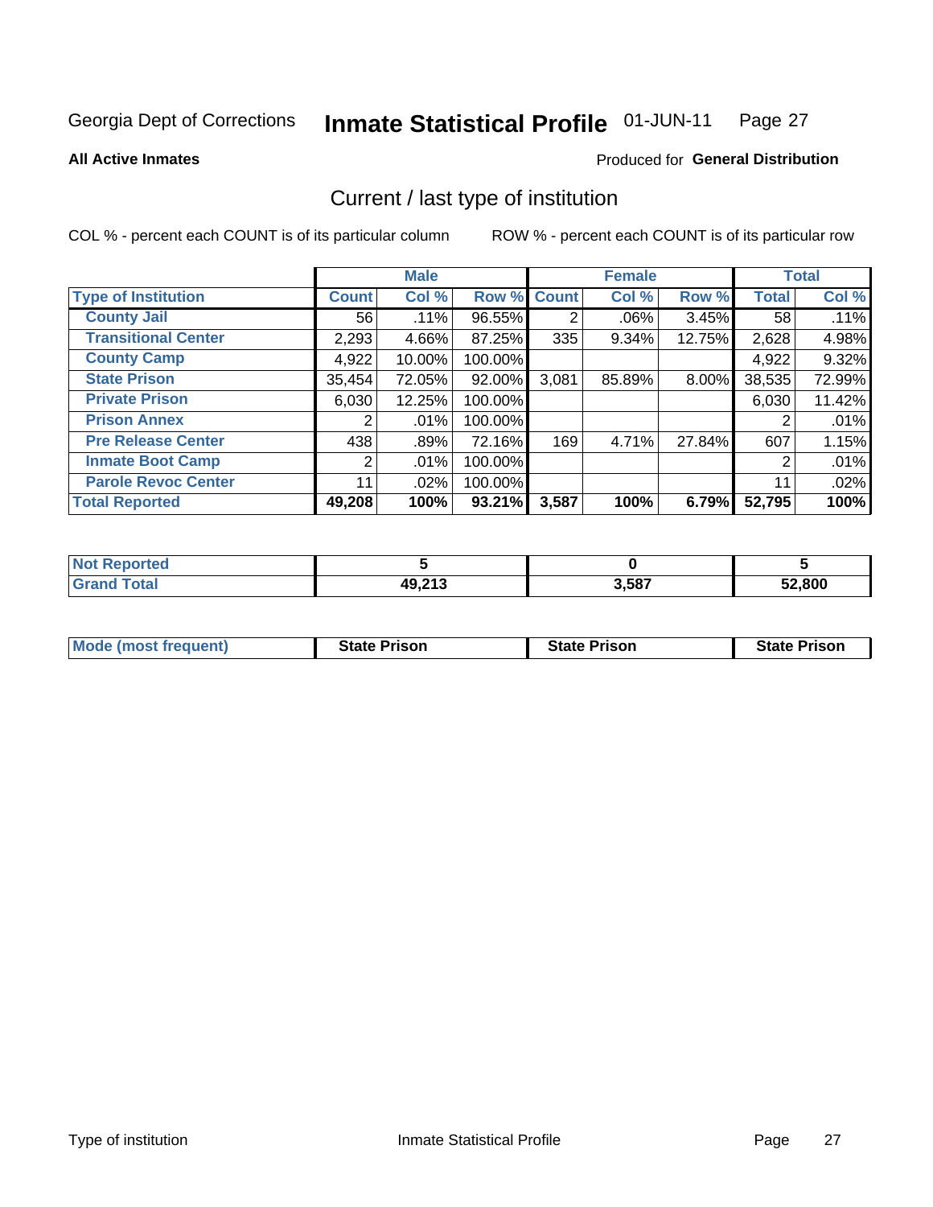Georgia Dept of Corrections **Inmate Statistical Profile** 01-JUN-11

**All Active Inmates**

Produced for **General Distribution**

## Current / last type of institution

COL % - percent each COUNT is of its particular column

ROW % - percent each COUNT is of its particular row

| | Male | | | Female | | | Total | |
|---|---|---|---|---|---|---|---|---|
| **Type of Institution** | **Count** | **Col %** | **Row %** | **Count** | **Col %** | **Row %** | **Total** | **Col %** |
| **County Jail** | 56 | .11% | 96.55% | 2 | .06% | 3.45% | 58 | .11% |
| **Transitional Center** | 2,293 | 4.66% | 87.25% | 335 | 9.34% | 12.75% | 2,628 | 4.98% |
| **County Camp** | 4,922 | 10.00% | 100.00% | | | | 4,922 | 9.32% |
| **State Prison** | 35,454 | 72.05% | 92.00% | 3,081 | 85.89% | 8.00% | 38,535 | 72.99% |
| **Private Prison** | 6,030 | 12.25% | 100.00% | | | | 6,030 | 11.42% |
| **Prison Annex** | 2 | .01% | 100.00% | | | | 2 | .01% |
| **Pre Release Center** | 438 | .89% | 72.16% | 169 | 4.71% | 27.84% | 607 | 1.15% |
| **Inmate Boot Camp** | 2 | .01% | 100.00% | | | | 2 | .01% |
| **Parole Revoc Center** | 11 | .02% | 100.00% | | | | 11 | .02% |
| **Total Reported** | **49,208** | **100%** | **93.21%** | **3,587** | **100%** | **6.79%** | **52,795** | **100%** |

| | Male | Female | Total |
|---|---|---|---|
| **Not Reported** | **5** | **0** | **5** |
| **Grand Total** | **49,213** | **3,587** | **52,800** |

| | Male | Female | Total |
|---|---|---|---|
| **Mode (most frequent)** | **State Prison** | **State Prison** | **State Prison** |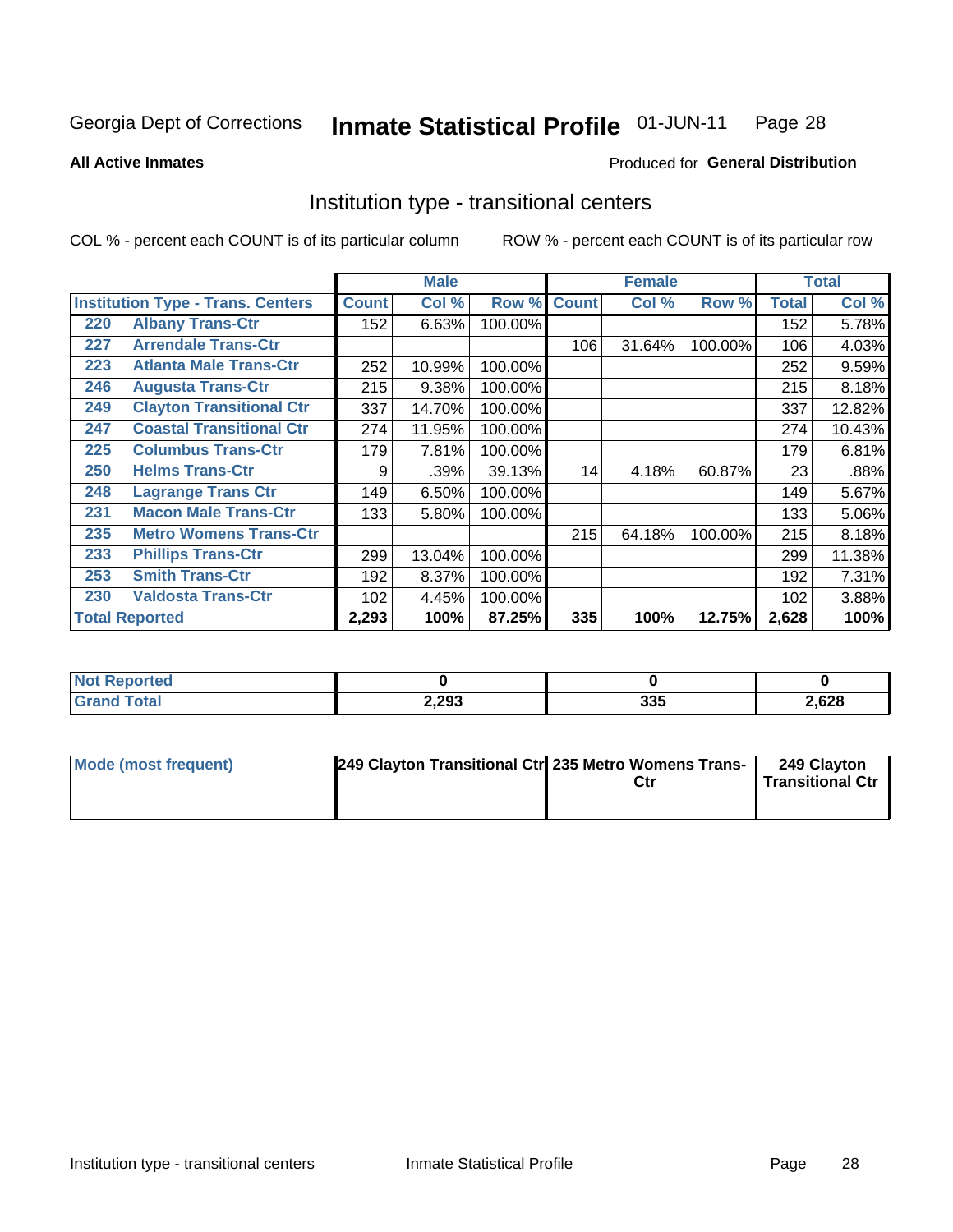Georgia Dept of Corrections **Inmate Statistical Profile** 01-JUN-11 Page 28

**All Active Inmates**

Produced for **General Distribution**

## Institution type - transitional centers

COL % - percent each COUNT is of its particular column

ROW % - percent each COUNT is of its particular row

| Institution Type - Trans. Centers | | Male | | | Female | | | Total | |
|---|---|---|---|---|---|---|---|---|---|
| | | Count | Col % | Row % | Count | Col % | Row % | Total | Col % |
| 220 | Albany Trans-Ctr | 152 | 6.63% | 100.00% | | | | 152 | 5.78% |
| 227 | Arrendale Trans-Ctr | | | | 106 | 31.64% | 100.00% | 106 | 4.03% |
| 223 | Atlanta Male Trans-Ctr | 252 | 10.99% | 100.00% | | | | 252 | 9.59% |
| 246 | Augusta Trans-Ctr | 215 | 9.38% | 100.00% | | | | 215 | 8.18% |
| 249 | Clayton Transitional Ctr | 337 | 14.70% | 100.00% | | | | 337 | 12.82% |
| 247 | Coastal Transitional Ctr | 274 | 11.95% | 100.00% | | | | 274 | 10.43% |
| 225 | Columbus Trans-Ctr | 179 | 7.81% | 100.00% | | | | 179 | 6.81% |
| 250 | Helms Trans-Ctr | 9 | .39% | 39.13% | 14 | 4.18% | 60.87% | 23 | .88% |
| 248 | Lagrange Trans Ctr | 149 | 6.50% | 100.00% | | | | 149 | 5.67% |
| 231 | Macon Male Trans-Ctr | 133 | 5.80% | 100.00% | | | | 133 | 5.06% |
| 235 | Metro Womens Trans-Ctr | | | | 215 | 64.18% | 100.00% | 215 | 8.18% |
| 233 | Phillips Trans-Ctr | 299 | 13.04% | 100.00% | | | | 299 | 11.38% |
| 253 | Smith Trans-Ctr | 192 | 8.37% | 100.00% | | | | 192 | 7.31% |
| 230 | Valdosta Trans-Ctr | 102 | 4.45% | 100.00% | | | | 102 | 3.88% |
| **Total Reported** | | **2,293** | **100%** | **87.25%** | **335** | **100%** | **12.75%** | **2,628** | **100%** |

| | Male | Female | Total |
|---|---|---|---|
| **Not Reported** | **0** | **0** | **0** |
| **Grand Total** | **2,293** | **335** | **2,628** |

| | Male | Female | Total |
|---|---|---|---|
| **Mode (most frequent)** | **249 Clayton Transitional Ctr** | **235 Metro Womens Trans-Ctr** | **249 Clayton Transitional Ctr** |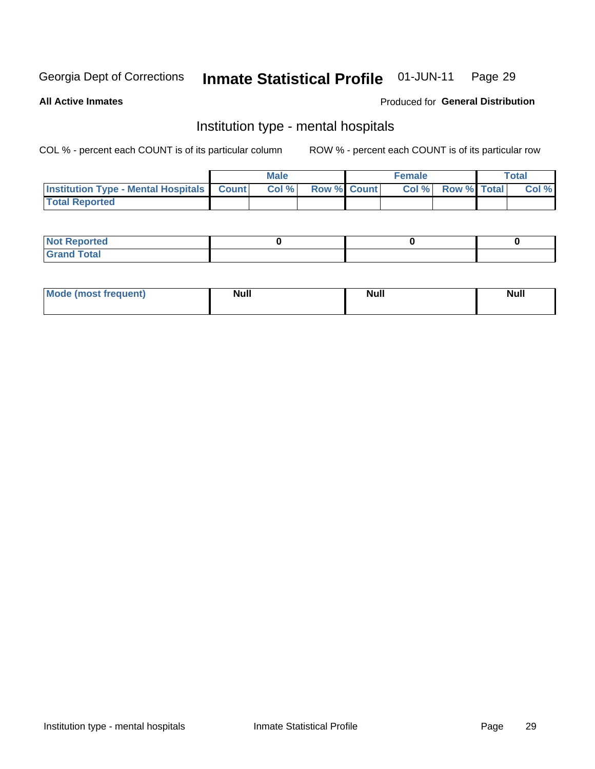Georgia Dept of Corrections **Inmate Statistical Profile** 01-JUN-11

**All Active Inmates**

Produced for **General Distribution**

## Institution type - mental hospitals

COL % - percent each COUNT is of its particular column

ROW % - percent each COUNT is of its particular row

| | Male | | | Female | | | Total | |
|---|---|---|---|---|---|---|---|---|
| **Institution Type - Mental Hospitals** | **Count** | **Col %** | **Row %** | **Count** | **Col %** | **Row %** | **Total** | **Col %** |
| **Total Reported** | | | | | | | | |

| | Male | Female | Total |
|---|---|---|---|
| **Not Reported** | 0 | 0 | 0 |
| **Grand Total** | | | |

| | Male | Female | Total |
|---|---|---|---|
| **Mode (most frequent)** | Null | Null | Null |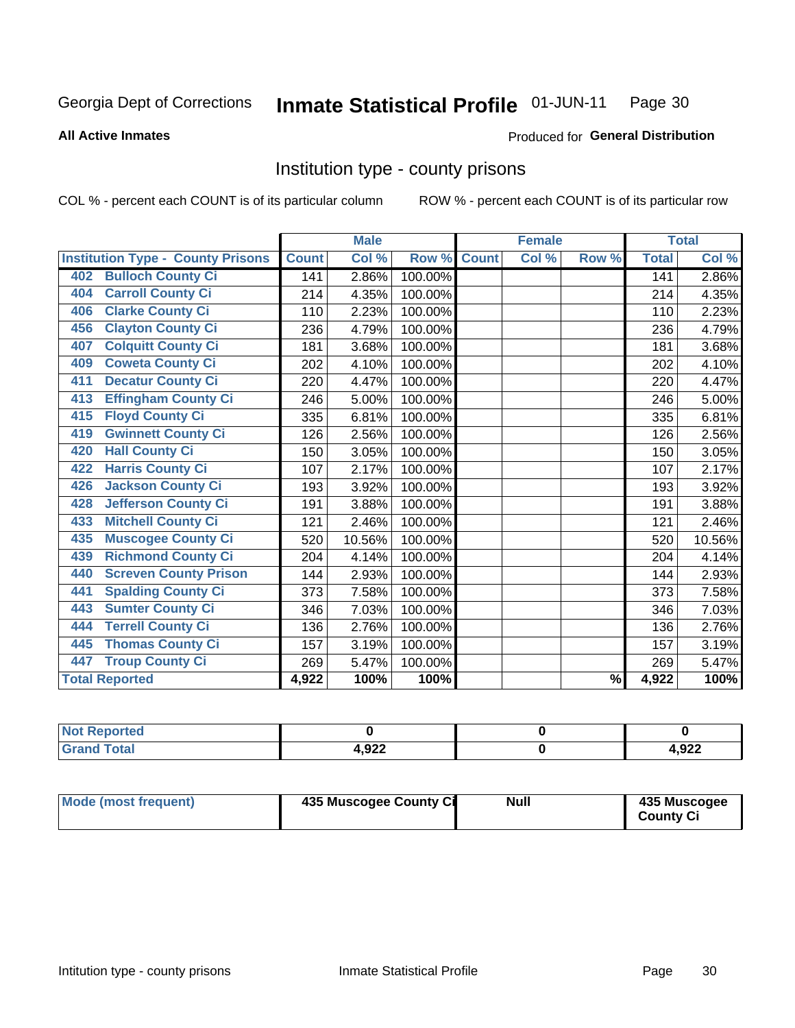Georgia Dept of Corrections **Inmate Statistical Profile** 01-JUN-11

**All Active Inmates**

Produced for **General Distribution**

## Institution type - county prisons

COL % - percent each COUNT is of its particular column ROW % - percent each COUNT is of its particular row

| Institution Type - County Prisons | Male | | | Female | | | Total | |
|---|---|---|---|---|---|---|---|---|
| | Count | Col % | Row % | Count | Col % | Row % | Total | Col % |
| 402 Bulloch County Ci | 141 | 2.86% | 100.00% | | | | 141 | 2.86% |
| 404 Carroll County Ci | 214 | 4.35% | 100.00% | | | | 214 | 4.35% |
| 406 Clarke County Ci | 110 | 2.23% | 100.00% | | | | 110 | 2.23% |
| 456 Clayton County Ci | 236 | 4.79% | 100.00% | | | | 236 | 4.79% |
| 407 Colquitt County Ci | 181 | 3.68% | 100.00% | | | | 181 | 3.68% |
| 409 Coweta County Ci | 202 | 4.10% | 100.00% | | | | 202 | 4.10% |
| 411 Decatur County Ci | 220 | 4.47% | 100.00% | | | | 220 | 4.47% |
| 413 Effingham County Ci | 246 | 5.00% | 100.00% | | | | 246 | 5.00% |
| 415 Floyd County Ci | 335 | 6.81% | 100.00% | | | | 335 | 6.81% |
| 419 Gwinnett County Ci | 126 | 2.56% | 100.00% | | | | 126 | 2.56% |
| 420 Hall County Ci | 150 | 3.05% | 100.00% | | | | 150 | 3.05% |
| 422 Harris County Ci | 107 | 2.17% | 100.00% | | | | 107 | 2.17% |
| 426 Jackson County Ci | 193 | 3.92% | 100.00% | | | | 193 | 3.92% |
| 428 Jefferson County Ci | 191 | 3.88% | 100.00% | | | | 191 | 3.88% |
| 433 Mitchell County Ci | 121 | 2.46% | 100.00% | | | | 121 | 2.46% |
| 435 Muscogee County Ci | 520 | 10.56% | 100.00% | | | | 520 | 10.56% |
| 439 Richmond County Ci | 204 | 4.14% | 100.00% | | | | 204 | 4.14% |
| 440 Screven County Prison | 144 | 2.93% | 100.00% | | | | 144 | 2.93% |
| 441 Spalding County Ci | 373 | 7.58% | 100.00% | | | | 373 | 7.58% |
| 443 Sumter County Ci | 346 | 7.03% | 100.00% | | | | 346 | 7.03% |
| 444 Terrell County Ci | 136 | 2.76% | 100.00% | | | | 136 | 2.76% |
| 445 Thomas County Ci | 157 | 3.19% | 100.00% | | | | 157 | 3.19% |
| 447 Troup County Ci | 269 | 5.47% | 100.00% | | | | 269 | 5.47% |
| **Total Reported** | **4,922** | **100%** | **100%** | | | **%** | **4,922** | **100%** |

| | Male | Female | Total |
|---|---|---|---|
| Not Reported | 0 | 0 | 0 |
| Grand Total | 4,922 | 0 | 4,922 |

| | Male | Female | Total |
|---|---|---|---|
| Mode (most frequent) | 435 Muscogee County Ci | Null | 435 Muscogee County Ci |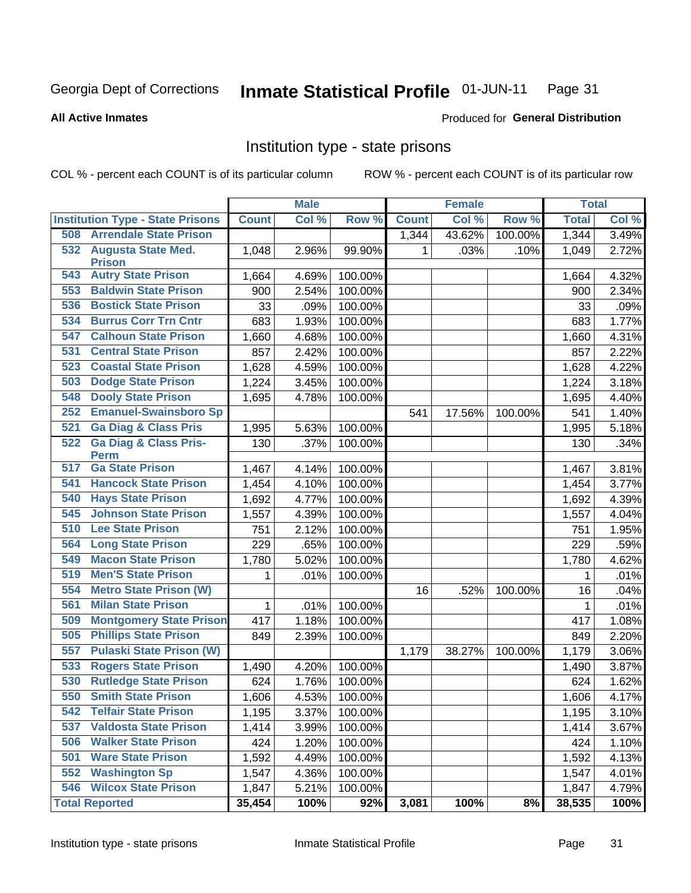Georgia Dept of Corrections **Inmate Statistical Profile** 01-JUN-11

**All Active Inmates**

Produced for **General Distribution**

## Institution type - state prisons

COL % - percent each COUNT is of its particular column

ROW % - percent each COUNT is of its particular row

| | Male | | | Female | | | Total | |
|---|---|---|---|---|---|---|---|---|
| **Institution Type - State Prisons** | **Count** | **Col %** | **Row %** | **Count** | **Col %** | **Row %** | **Total** | **Col %** |
| **508 Arrendale State Prison** | | | | 1,344 | 43.62% | 100.00% | 1,344 | 3.49% |
| **532 Augusta State Med. Prison** | 1,048 | 2.96% | 99.90% | 1 | .03% | .10% | 1,049 | 2.72% |
| **543 Autry State Prison** | 1,664 | 4.69% | 100.00% | | | | 1,664 | 4.32% |
| **553 Baldwin State Prison** | 900 | 2.54% | 100.00% | | | | 900 | 2.34% |
| **536 Bostick State Prison** | 33 | .09% | 100.00% | | | | 33 | .09% |
| **534 Burrus Corr Trn Cntr** | 683 | 1.93% | 100.00% | | | | 683 | 1.77% |
| **547 Calhoun State Prison** | 1,660 | 4.68% | 100.00% | | | | 1,660 | 4.31% |
| **531 Central State Prison** | 857 | 2.42% | 100.00% | | | | 857 | 2.22% |
| **523 Coastal State Prison** | 1,628 | 4.59% | 100.00% | | | | 1,628 | 4.22% |
| **503 Dodge State Prison** | 1,224 | 3.45% | 100.00% | | | | 1,224 | 3.18% |
| **548 Dooly State Prison** | 1,695 | 4.78% | 100.00% | | | | 1,695 | 4.40% |
| **252 Emanuel-Swainsboro Sp** | | | | 541 | 17.56% | 100.00% | 541 | 1.40% |
| **521 Ga Diag & Class Pris** | 1,995 | 5.63% | 100.00% | | | | 1,995 | 5.18% |
| **522 Ga Diag & Class Pris-Perm** | 130 | .37% | 100.00% | | | | 130 | .34% |
| **517 Ga State Prison** | 1,467 | 4.14% | 100.00% | | | | 1,467 | 3.81% |
| **541 Hancock State Prison** | 1,454 | 4.10% | 100.00% | | | | 1,454 | 3.77% |
| **540 Hays State Prison** | 1,692 | 4.77% | 100.00% | | | | 1,692 | 4.39% |
| **545 Johnson State Prison** | 1,557 | 4.39% | 100.00% | | | | 1,557 | 4.04% |
| **510 Lee State Prison** | 751 | 2.12% | 100.00% | | | | 751 | 1.95% |
| **564 Long State Prison** | 229 | .65% | 100.00% | | | | 229 | .59% |
| **549 Macon State Prison** | 1,780 | 5.02% | 100.00% | | | | 1,780 | 4.62% |
| **519 Men'S State Prison** | 1 | .01% | 100.00% | | | | 1 | .01% |
| **554 Metro State Prison (W)** | | | | 16 | .52% | 100.00% | 16 | .04% |
| **561 Milan State Prison** | 1 | .01% | 100.00% | | | | 1 | .01% |
| **509 Montgomery State Prison** | 417 | 1.18% | 100.00% | | | | 417 | 1.08% |
| **505 Phillips State Prison** | 849 | 2.39% | 100.00% | | | | 849 | 2.20% |
| **557 Pulaski State Prison (W)** | | | | 1,179 | 38.27% | 100.00% | 1,179 | 3.06% |
| **533 Rogers State Prison** | 1,490 | 4.20% | 100.00% | | | | 1,490 | 3.87% |
| **530 Rutledge State Prison** | 624 | 1.76% | 100.00% | | | | 624 | 1.62% |
| **550 Smith State Prison** | 1,606 | 4.53% | 100.00% | | | | 1,606 | 4.17% |
| **542 Telfair State Prison** | 1,195 | 3.37% | 100.00% | | | | 1,195 | 3.10% |
| **537 Valdosta State Prison** | 1,414 | 3.99% | 100.00% | | | | 1,414 | 3.67% |
| **506 Walker State Prison** | 424 | 1.20% | 100.00% | | | | 424 | 1.10% |
| **501 Ware State Prison** | 1,592 | 4.49% | 100.00% | | | | 1,592 | 4.13% |
| **552 Washington Sp** | 1,547 | 4.36% | 100.00% | | | | 1,547 | 4.01% |
| **546 Wilcox State Prison** | 1,847 | 5.21% | 100.00% | | | | 1,847 | 4.79% |
| **Total Reported** | **35,454** | **100%** | **92%** | **3,081** | **100%** | **8%** | **38,535** | **100%** |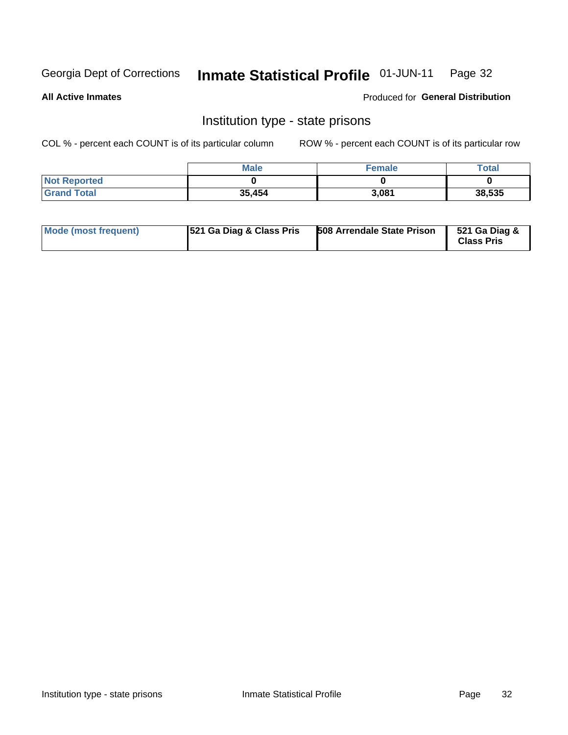Georgia Dept of Corrections **Inmate Statistical Profile** 01-JUN-11

**All Active Inmates**

Produced for **General Distribution**

## Institution type - state prisons

COL % - percent each COUNT is of its particular column ROW % - percent each COUNT is of its particular row

| | Male | Female | Total |
|---|---|---|---|
| **Not Reported** | **0** | **0** | **0** |
| **Grand Total** | **35,454** | **3,081** | **38,535** |

| | | | |
|---|---|---|---|
| **Mode (most frequent)** | **521 Ga Diag & Class Pris** | **508 Arrendale State Prison** | **521 Ga Diag & Class Pris** |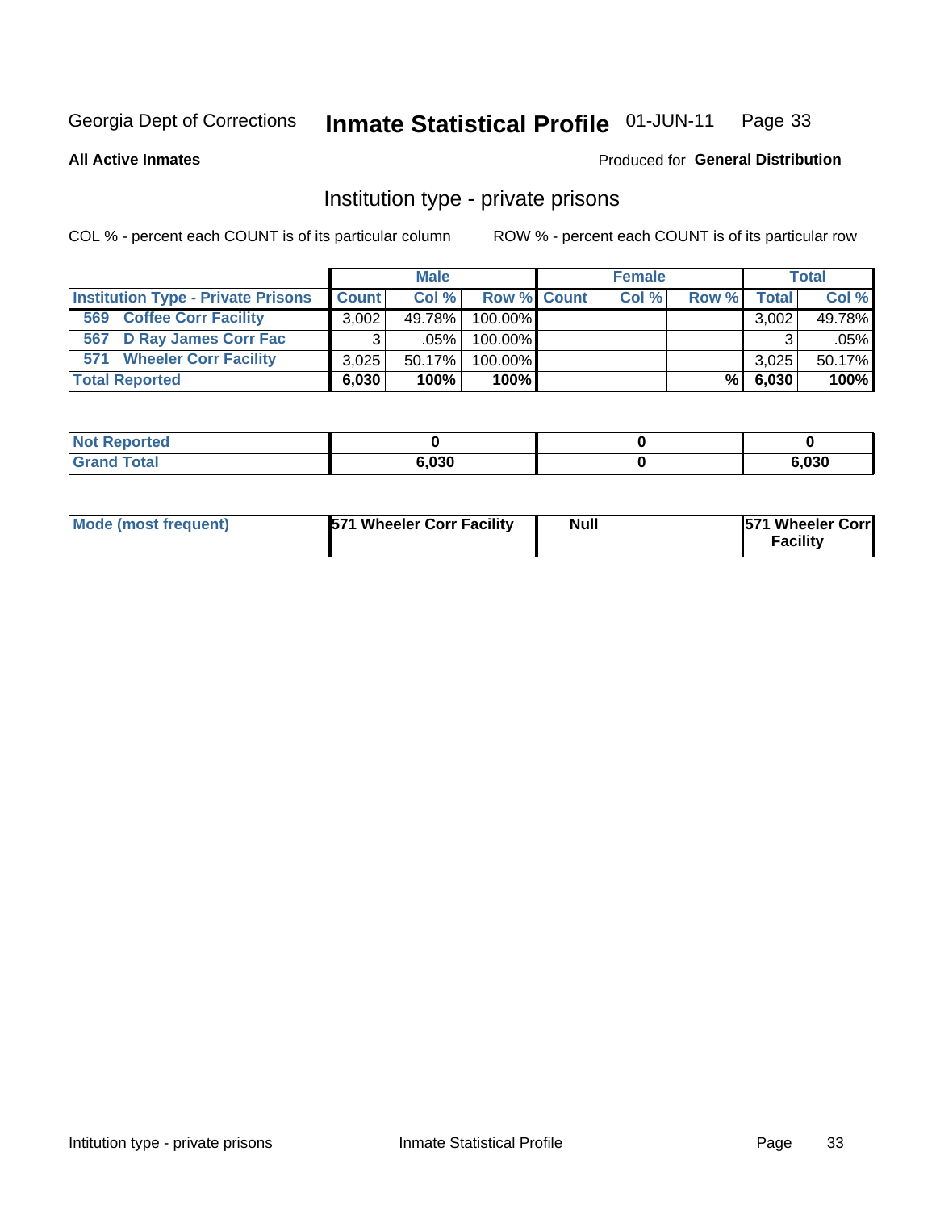Georgia Dept of Corrections **Inmate Statistical Profile** 01-JUN-11

**All Active Inmates**

Produced for **General Distribution**

## Institution type - private prisons

COL % - percent each COUNT is of its particular column

ROW % - percent each COUNT is of its particular row

| | Male | | | Female | | | Total | |
|---|---|---|---|---|---|---|---|---|
| **Institution Type - Private Prisons** | **Count** | **Col %** | **Row %** | **Count** | **Col %** | **Row %** | **Total** | **Col %** |
| **569 Coffee Corr Facility** | 3,002 | 49.78% | 100.00% | | | | 3,002 | 49.78% |
| **567 D Ray James Corr Fac** | 3 | .05% | 100.00% | | | | 3 | .05% |
| **571 Wheeler Corr Facility** | 3,025 | 50.17% | 100.00% | | | | 3,025 | 50.17% |
| **Total Reported** | **6,030** | **100%** | **100%** | | | **%** | **6,030** | **100%** |

| | Male | Female | Total |
|---|---|---|---|
| **Not Reported** | **0** | **0** | **0** |
| **Grand Total** | **6,030** | **0** | **6,030** |

| | Male | Female | Total |
|---|---|---|---|
| **Mode (most frequent)** | **571 Wheeler Corr Facility** | **Null** | **571 Wheeler Corr Facility** |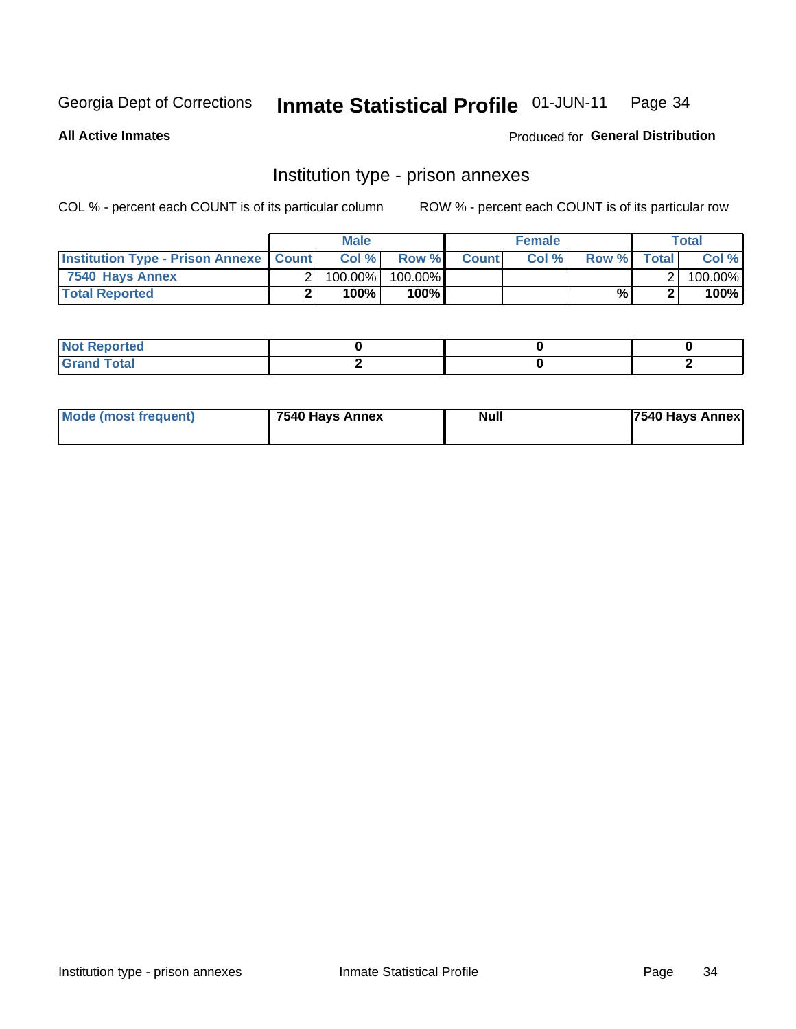Georgia Dept of Corrections **Inmate Statistical Profile** 01-JUN-11

**All Active Inmates**

Produced for **General Distribution**

## Institution type - prison annexes

COL % - percent each COUNT is of its particular column ROW % - percent each COUNT is of its particular row

| | Male | | | Female | | | Total | |
|---|---|---|---|---|---|---|---|---|
| **Institution Type - Prison Annexe** | **Count** | **Col %** | **Row %** | **Count** | **Col %** | **Row %** | **Total** | **Col %** |
| **7540 Hays Annex** | 2 | 100.00% | 100.00% | | | | 2 | 100.00% |
| **Total Reported** | **2** | **100%** | **100%** | | | **%** | **2** | **100%** |

| | Male | Female | Total |
|---|---|---|---|
| **Not Reported** | **0** | **0** | **0** |
| **Grand Total** | **2** | **0** | **2** |

| | Male | Female | Total |
|---|---|---|---|
| **Mode (most frequent)** | **7540 Hays Annex** | **Null** | **7540 Hays Annex** |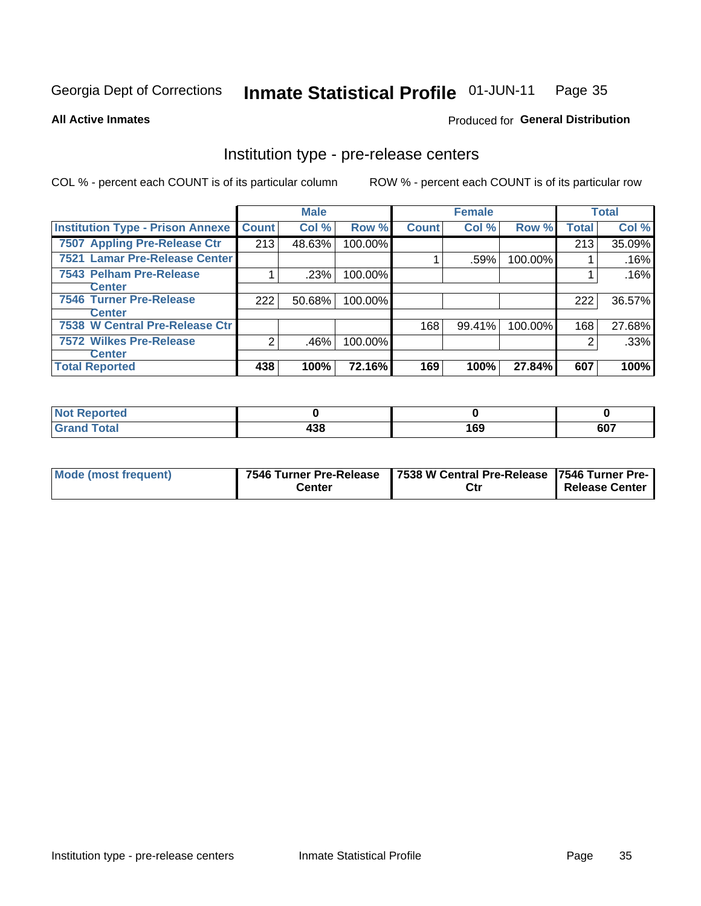Georgia Dept of Corrections **Inmate Statistical Profile** 01-JUN-11 Page 35

**All Active Inmates**

Produced for **General Distribution**

## Institution type - pre-release centers

COL % - percent each COUNT is of its particular column ROW % - percent each COUNT is of its particular row

| | Male | | | Female | | | Total | |
|---|---|---|---|---|---|---|---|---|
| Institution Type - Prison Annexe | Count | Col % | Row % | Count | Col % | Row % | Total | Col % |
| 7507 Appling Pre-Release Ctr | 213 | 48.63% | 100.00% | | | | 213 | 35.09% |
| 7521 Lamar Pre-Release Center | | | | 1 | .59% | 100.00% | 1 | .16% |
| 7543 Pelham Pre-Release Center | 1 | .23% | 100.00% | | | | 1 | .16% |
| 7546 Turner Pre-Release Center | 222 | 50.68% | 100.00% | | | | 222 | 36.57% |
| 7538 W Central Pre-Release Ctr | | | | 168 | 99.41% | 100.00% | 168 | 27.68% |
| 7572 Wilkes Pre-Release Center | 2 | .46% | 100.00% | | | | 2 | .33% |
| **Total Reported** | **438** | **100%** | **72.16%** | **169** | **100%** | **27.84%** | **607** | **100%** |

| | Male | Female | Total |
|---|---|---|---|
| Not Reported | **0** | **0** | **0** |
| Grand Total | **438** | **169** | **607** |

| | Male | Female | Total |
|---|---|---|---|
| Mode (most frequent) | **7546 Turner Pre-Release Center** | **7538 W Central Pre-Release Ctr** | **7546 Turner Pre-Release Center** |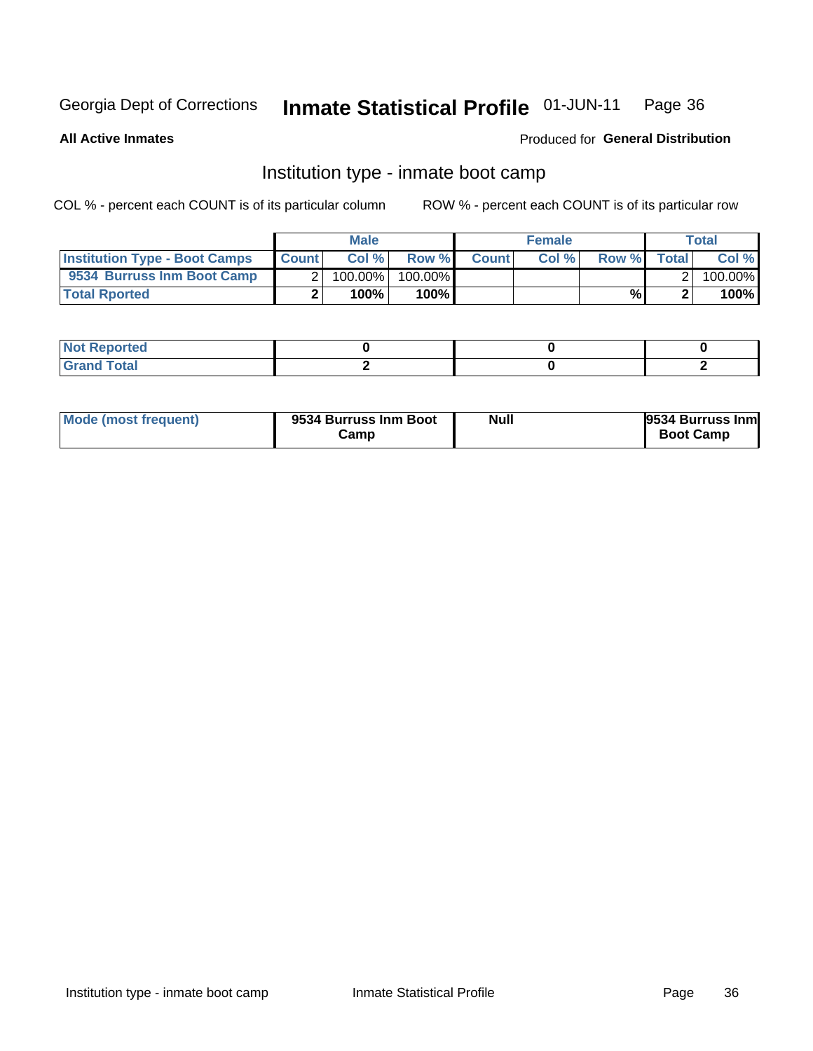Georgia Dept of Corrections **Inmate Statistical Profile** 01-JUN-11 Page 36

**All Active Inmates**

Produced for **General Distribution**

## Institution type - inmate boot camp

COL % - percent each COUNT is of its particular column ROW % - percent each COUNT is of its particular row

| | Male | | | Female | | | Total | |
|---|---|---|---|---|---|---|---|---|
| Institution Type - Boot Camps | Count | Col % | Row % | Count | Col % | Row % | Total | Col % |
| 9534 Burruss Inm Boot Camp | 2 | 100.00% | 100.00% | | | | 2 | 100.00% |
| Total Rported | 2 | 100% | 100% | | | % | 2 | 100% |

| | Male | Female | Total |
|---|---|---|---|
| Not Reported | 0 | 0 | 0 |
| Grand Total | 2 | 0 | 2 |

| | Male | Female | Total |
|---|---|---|---|
| Mode (most frequent) | 9534 Burruss Inm Boot Camp | Null | 9534 Burruss Inm Boot Camp |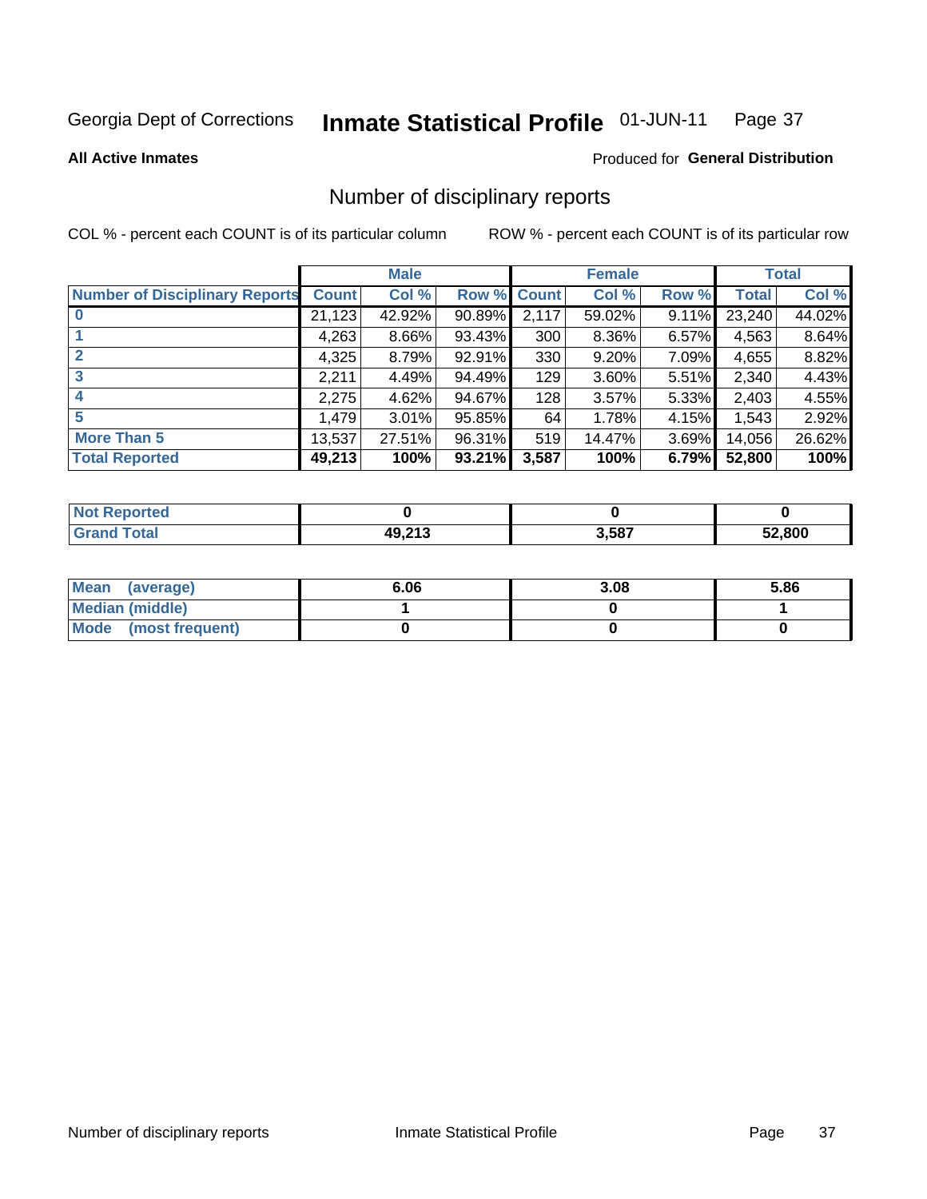Georgia Dept of Corrections **Inmate Statistical Profile** 01-JUN-11

**All Active Inmates**

Produced for **General Distribution**

## Number of disciplinary reports

COL % - percent each COUNT is of its particular column ROW % - percent each COUNT is of its particular row

| | Male | | | Female | | | Total | |
|---|---|---|---|---|---|---|---|---|
| **Number of Disciplinary Reports** | **Count** | **Col %** | **Row %** | **Count** | **Col %** | **Row %** | **Total** | **Col %** |
| **0** | 21,123 | 42.92% | 90.89% | 2,117 | 59.02% | 9.11% | 23,240 | 44.02% |
| **1** | 4,263 | 8.66% | 93.43% | 300 | 8.36% | 6.57% | 4,563 | 8.64% |
| **2** | 4,325 | 8.79% | 92.91% | 330 | 9.20% | 7.09% | 4,655 | 8.82% |
| **3** | 2,211 | 4.49% | 94.49% | 129 | 3.60% | 5.51% | 2,340 | 4.43% |
| **4** | 2,275 | 4.62% | 94.67% | 128 | 3.57% | 5.33% | 2,403 | 4.55% |
| **5** | 1,479 | 3.01% | 95.85% | 64 | 1.78% | 4.15% | 1,543 | 2.92% |
| **More Than 5** | 13,537 | 27.51% | 96.31% | 519 | 14.47% | 3.69% | 14,056 | 26.62% |
| **Total Reported** | **49,213** | **100%** | **93.21%** | **3,587** | **100%** | **6.79%** | **52,800** | **100%** |

| | Male | Female | Total |
|---|---|---|---|
| **Not Reported** | **0** | **0** | **0** |
| **Grand Total** | **49,213** | **3,587** | **52,800** |

| | Male | Female | Total |
|---|---|---|---|
| **Mean (average)** | **6.06** | **3.08** | **5.86** |
| **Median (middle)** | **1** | **0** | **1** |
| **Mode (most frequent)** | **0** | **0** | **0** |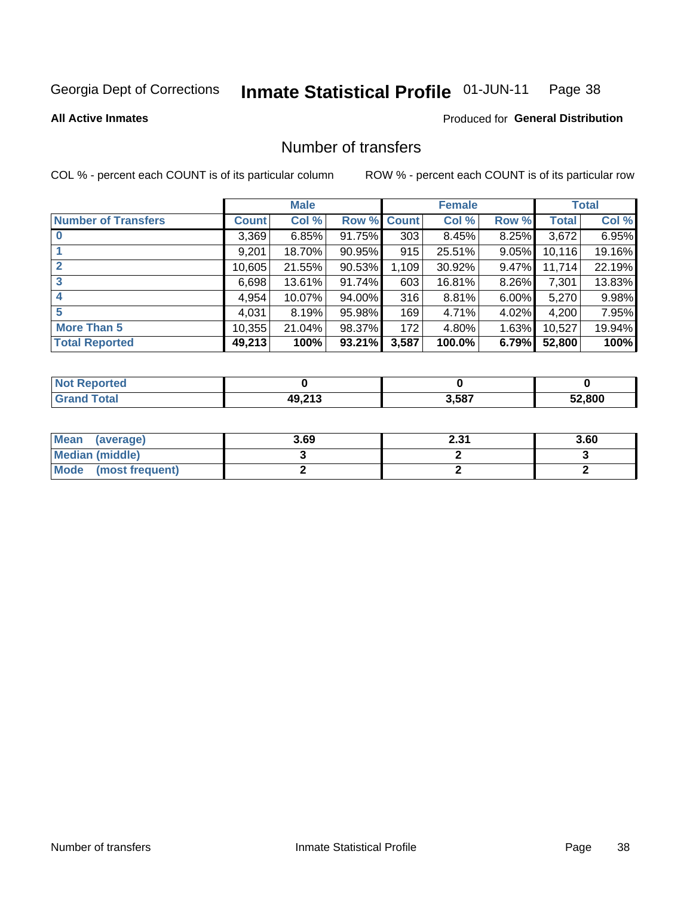Georgia Dept of Corrections **Inmate Statistical Profile** 01-JUN-11

**All Active Inmates**

Produced for **General Distribution**

## Number of transfers

COL % - percent each COUNT is of its particular column    ROW % - percent each COUNT is of its particular row

| | Male | | | Female | | | Total | |
|---|---|---|---|---|---|---|---|---|
| **Number of Transfers** | **Count** | **Col %** | **Row %** | **Count** | **Col %** | **Row %** | **Total** | **Col %** |
| **0** | 3,369 | 6.85% | 91.75% | 303 | 8.45% | 8.25% | 3,672 | 6.95% |
| **1** | 9,201 | 18.70% | 90.95% | 915 | 25.51% | 9.05% | 10,116 | 19.16% |
| **2** | 10,605 | 21.55% | 90.53% | 1,109 | 30.92% | 9.47% | 11,714 | 22.19% |
| **3** | 6,698 | 13.61% | 91.74% | 603 | 16.81% | 8.26% | 7,301 | 13.83% |
| **4** | 4,954 | 10.07% | 94.00% | 316 | 8.81% | 6.00% | 5,270 | 9.98% |
| **5** | 4,031 | 8.19% | 95.98% | 169 | 4.71% | 4.02% | 4,200 | 7.95% |
| **More Than 5** | 10,355 | 21.04% | 98.37% | 172 | 4.80% | 1.63% | 10,527 | 19.94% |
| **Total Reported** | **49,213** | **100%** | **93.21%** | **3,587** | **100.0%** | **6.79%** | **52,800** | **100%** |

| | Male | Female | Total |
|---|---|---|---|
| **Not Reported** | **0** | **0** | **0** |
| **Grand Total** | **49,213** | **3,587** | **52,800** |

| | Male | Female | Total |
|---|---|---|---|
| **Mean (average)** | **3.69** | **2.31** | **3.60** |
| **Median (middle)** | **3** | **2** | **3** |
| **Mode (most frequent)** | **2** | **2** | **2** |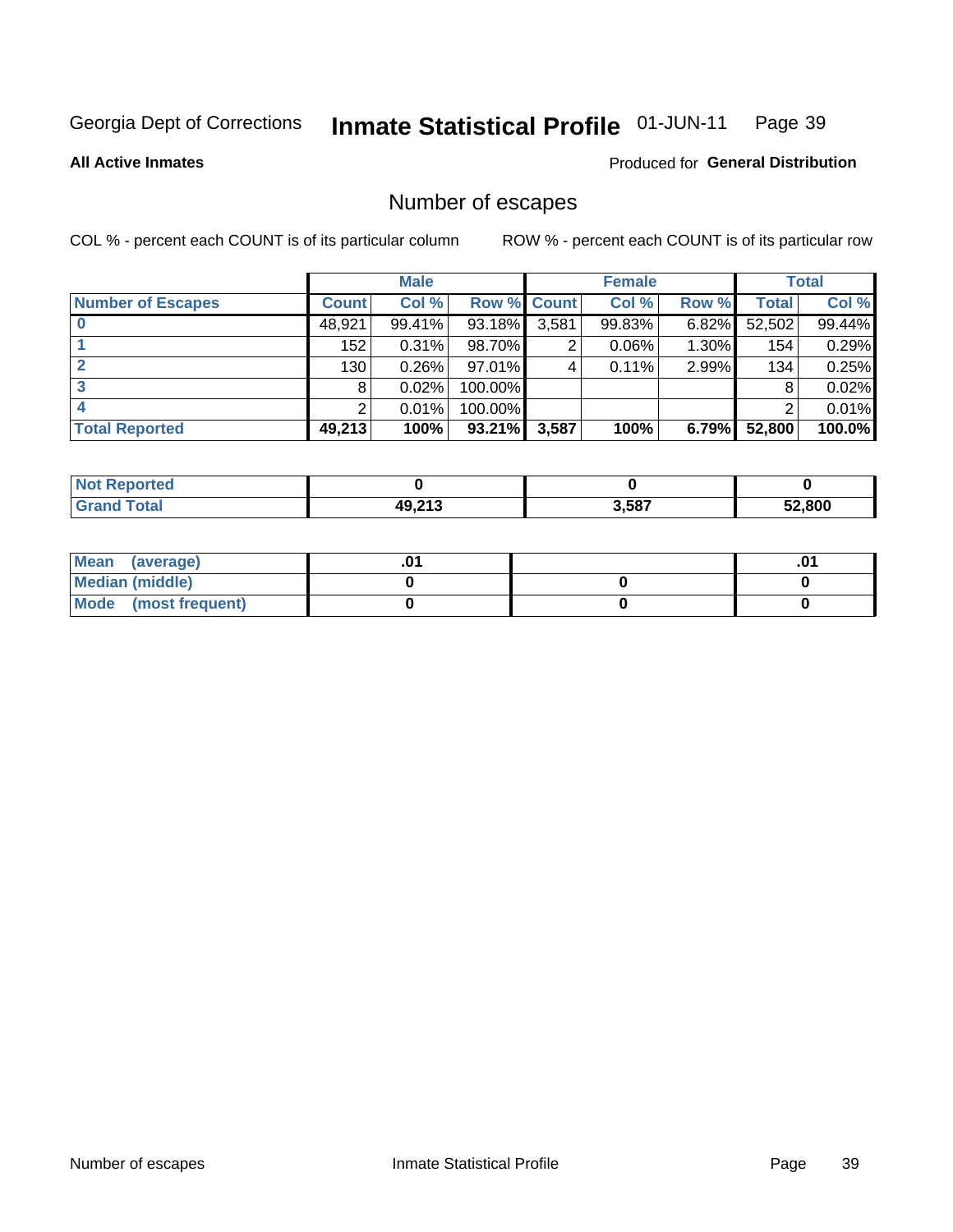Georgia Dept of Corrections **Inmate Statistical Profile** 01-JUN-11

**All Active Inmates**

Produced for **General Distribution**

## Number of escapes

COL % - percent each COUNT is of its particular column

ROW % - percent each COUNT is of its particular row

| | Male | | | Female | | | Total | |
|---|---|---|---|---|---|---|---|---|
| **Number of Escapes** | **Count** | **Col %** | **Row %** | **Count** | **Col %** | **Row %** | **Total** | **Col %** |
| **0** | 48,921 | 99.41% | 93.18% | 3,581 | 99.83% | 6.82% | 52,502 | 99.44% |
| **1** | 152 | 0.31% | 98.70% | 2 | 0.06% | 1.30% | 154 | 0.29% |
| **2** | 130 | 0.26% | 97.01% | 4 | 0.11% | 2.99% | 134 | 0.25% |
| **3** | 8 | 0.02% | 100.00% | | | | 8 | 0.02% |
| **4** | 2 | 0.01% | 100.00% | | | | 2 | 0.01% |
| **Total Reported** | **49,213** | **100%** | **93.21%** | **3,587** | **100%** | **6.79%** | **52,800** | **100.0%** |

| | Male | Female | Total |
|---|---|---|---|
| **Not Reported** | **0** | **0** | **0** |
| **Grand Total** | **49,213** | **3,587** | **52,800** |

| | Male | Female | Total |
|---|---|---|---|
| **Mean (average)** | **.01** | | **.01** |
| **Median (middle)** | **0** | **0** | **0** |
| **Mode (most frequent)** | **0** | **0** | **0** |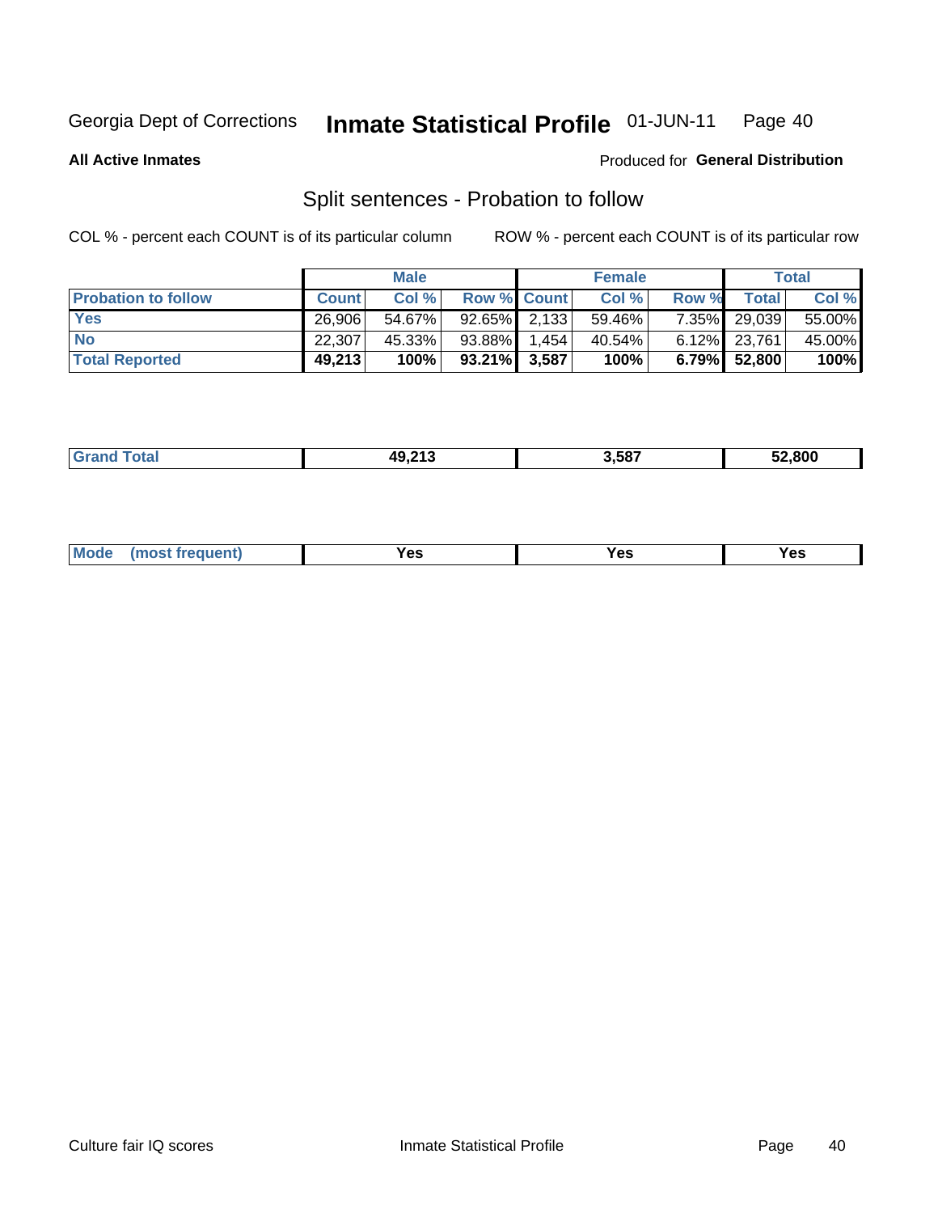Georgia Dept of Corrections **Inmate Statistical Profile** 01-JUN-11

**All Active Inmates**

Produced for **General Distribution**

## Split sentences - Probation to follow

COL % - percent each COUNT is of its particular column

ROW % - percent each COUNT is of its particular row

| | Male | | | Female | | | Total | |
|---|---|---|---|---|---|---|---|---|
| Probation to follow | Count | Col % | Row % | Count | Col % | Row % | Total | Col % |
| Yes | 26,906 | 54.67% | 92.65% | 2,133 | 59.46% | 7.35% | 29,039 | 55.00% |
| No | 22,307 | 45.33% | 93.88% | 1,454 | 40.54% | 6.12% | 23,761 | 45.00% |
| **Total Reported** | **49,213** | **100%** | **93.21%** | **3,587** | **100%** | **6.79%** | **52,800** | **100%** |

| Grand Total | 49,213 | 3,587 | 52,800 |
|---|---|---|---|

| Mode (most frequent) | Yes | Yes | Yes |
|---|---|---|---|

Culture fair IQ scores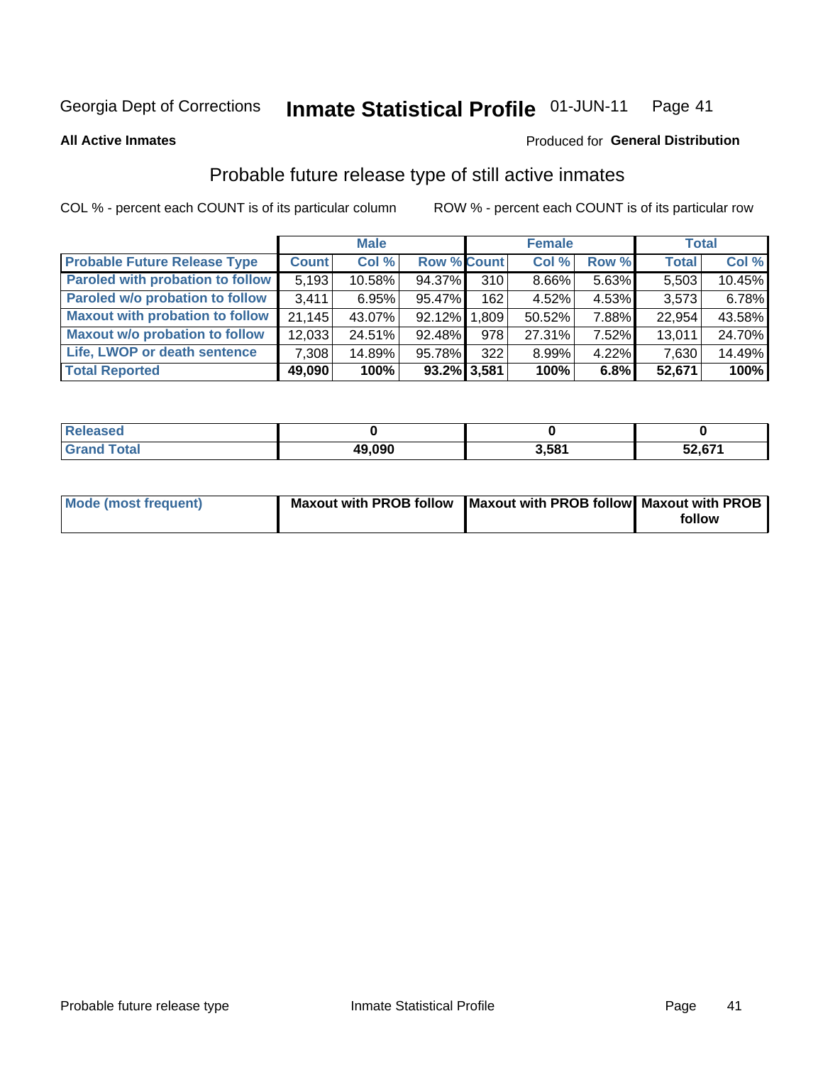Georgia Dept of Corrections **Inmate Statistical Profile** 01-JUN-11

**All Active Inmates**

Produced for **General Distribution**

## Probable future release type of still active inmates

COL % - percent each COUNT is of its particular column ROW % - percent each COUNT is of its particular row

| | Male | | | Female | | | Total | |
|---|---|---|---|---|---|---|---|---|
| **Probable Future Release Type** | **Count** | **Col %** | **Row %** | **Count** | **Col %** | **Row %** | **Total** | **Col %** |
| **Paroled with probation to follow** | 5,193 | 10.58% | 94.37% | 310 | 8.66% | 5.63% | 5,503 | 10.45% |
| **Paroled w/o probation to follow** | 3,411 | 6.95% | 95.47% | 162 | 4.52% | 4.53% | 3,573 | 6.78% |
| **Maxout with probation to follow** | 21,145 | 43.07% | 92.12% | 1,809 | 50.52% | 7.88% | 22,954 | 43.58% |
| **Maxout w/o probation to follow** | 12,033 | 24.51% | 92.48% | 978 | 27.31% | 7.52% | 13,011 | 24.70% |
| **Life, LWOP or death sentence** | 7,308 | 14.89% | 95.78% | 322 | 8.99% | 4.22% | 7,630 | 14.49% |
| **Total Reported** | **49,090** | **100%** | **93.2%** | **3,581** | **100%** | **6.8%** | **52,671** | **100%** |

| | Male | Female | Total |
|---|---|---|---|
| **Released** | **0** | **0** | **0** |
| **Grand Total** | **49,090** | **3,581** | **52,671** |

| | Male | Female | Total |
|---|---|---|---|
| **Mode (most frequent)** | **Maxout with PROB follow** | **Maxout with PROB follow** | **Maxout with PROB follow** |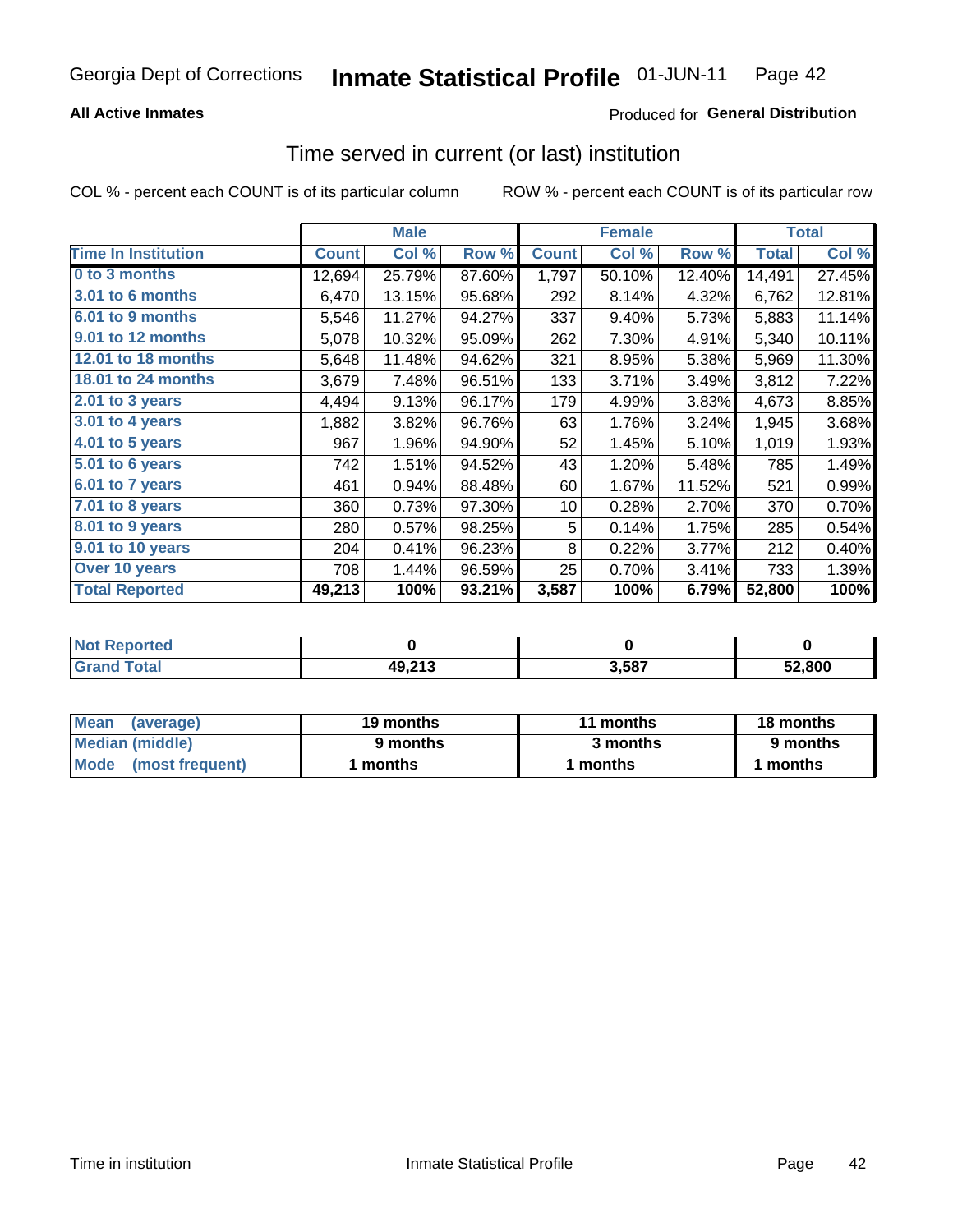Georgia Dept of Corrections **Inmate Statistical Profile** 01-JUN-11

**All Active Inmates**

Produced for **General Distribution**

## Time served in current (or last) institution

COL % - percent each COUNT is of its particular column ROW % - percent each COUNT is of its particular row

| | Male | | | Female | | | Total | |
|---|---|---|---|---|---|---|---|---|
| **Time In Institution** | **Count** | **Col %** | **Row %** | **Count** | **Col %** | **Row %** | **Total** | **Col %** |
| 0 to 3 months | 12,694 | 25.79% | 87.60% | 1,797 | 50.10% | 12.40% | 14,491 | 27.45% |
| 3.01 to 6 months | 6,470 | 13.15% | 95.68% | 292 | 8.14% | 4.32% | 6,762 | 12.81% |
| 6.01 to 9 months | 5,546 | 11.27% | 94.27% | 337 | 9.40% | 5.73% | 5,883 | 11.14% |
| 9.01 to 12 months | 5,078 | 10.32% | 95.09% | 262 | 7.30% | 4.91% | 5,340 | 10.11% |
| 12.01 to 18 months | 5,648 | 11.48% | 94.62% | 321 | 8.95% | 5.38% | 5,969 | 11.30% |
| 18.01 to 24 months | 3,679 | 7.48% | 96.51% | 133 | 3.71% | 3.49% | 3,812 | 7.22% |
| 2.01 to 3 years | 4,494 | 9.13% | 96.17% | 179 | 4.99% | 3.83% | 4,673 | 8.85% |
| 3.01 to 4 years | 1,882 | 3.82% | 96.76% | 63 | 1.76% | 3.24% | 1,945 | 3.68% |
| 4.01 to 5 years | 967 | 1.96% | 94.90% | 52 | 1.45% | 5.10% | 1,019 | 1.93% |
| 5.01 to 6 years | 742 | 1.51% | 94.52% | 43 | 1.20% | 5.48% | 785 | 1.49% |
| 6.01 to 7 years | 461 | 0.94% | 88.48% | 60 | 1.67% | 11.52% | 521 | 0.99% |
| 7.01 to 8 years | 360 | 0.73% | 97.30% | 10 | 0.28% | 2.70% | 370 | 0.70% |
| 8.01 to 9 years | 280 | 0.57% | 98.25% | 5 | 0.14% | 1.75% | 285 | 0.54% |
| 9.01 to 10 years | 204 | 0.41% | 96.23% | 8 | 0.22% | 3.77% | 212 | 0.40% |
| Over 10 years | 708 | 1.44% | 96.59% | 25 | 0.70% | 3.41% | 733 | 1.39% |
| **Total Reported** | **49,213** | **100%** | **93.21%** | **3,587** | **100%** | **6.79%** | **52,800** | **100%** |

| | Male | Female | Total |
|---|---|---|---|
| Not Reported | **0** | **0** | **0** |
| Grand Total | **49,213** | **3,587** | **52,800** |

| | Male | Female | Total |
|---|---|---|---|
| Mean (average) | **19 months** | **11 months** | **18 months** |
| Median (middle) | **9 months** | **3 months** | **9 months** |
| Mode (most frequent) | **1 months** | **1 months** | **1 months** |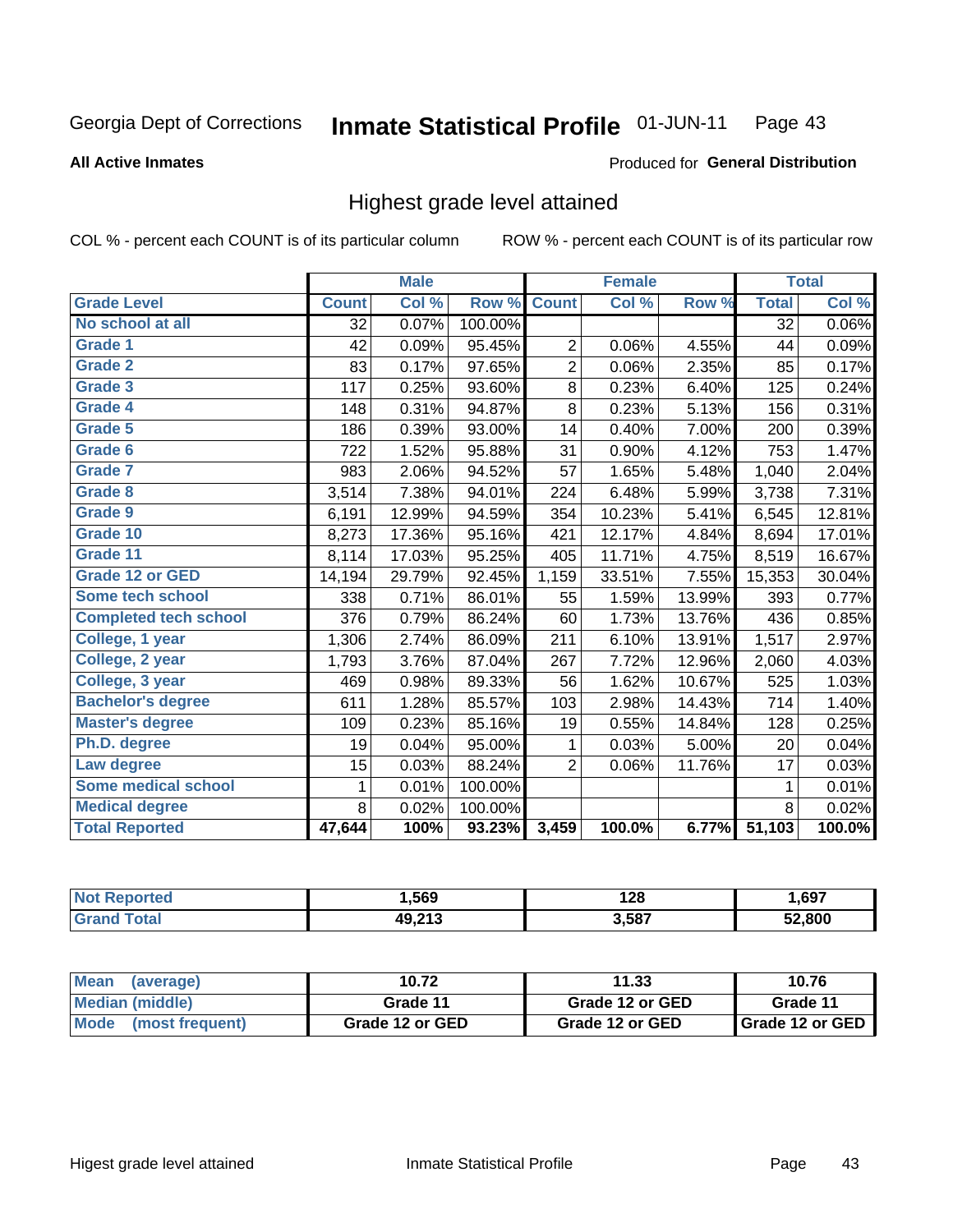Georgia Dept of Corrections **Inmate Statistical Profile** 01-JUN-11 Page 43

**All Active Inmates**

Produced for **General Distribution**

## Highest grade level attained

COL % - percent each COUNT is of its particular column ROW % - percent each COUNT is of its particular row

| | Male | | | Female | | | Total | |
|---|---|---|---|---|---|---|---|---|
| **Grade Level** | **Count** | **Col %** | **Row %** | **Count** | **Col %** | **Row %** | **Total** | **Col %** |
| No school at all | 32 | 0.07% | 100.00% | | | | 32 | 0.06% |
| Grade 1 | 42 | 0.09% | 95.45% | 2 | 0.06% | 4.55% | 44 | 0.09% |
| Grade 2 | 83 | 0.17% | 97.65% | 2 | 0.06% | 2.35% | 85 | 0.17% |
| Grade 3 | 117 | 0.25% | 93.60% | 8 | 0.23% | 6.40% | 125 | 0.24% |
| Grade 4 | 148 | 0.31% | 94.87% | 8 | 0.23% | 5.13% | 156 | 0.31% |
| Grade 5 | 186 | 0.39% | 93.00% | 14 | 0.40% | 7.00% | 200 | 0.39% |
| Grade 6 | 722 | 1.52% | 95.88% | 31 | 0.90% | 4.12% | 753 | 1.47% |
| Grade 7 | 983 | 2.06% | 94.52% | 57 | 1.65% | 5.48% | 1,040 | 2.04% |
| Grade 8 | 3,514 | 7.38% | 94.01% | 224 | 6.48% | 5.99% | 3,738 | 7.31% |
| Grade 9 | 6,191 | 12.99% | 94.59% | 354 | 10.23% | 5.41% | 6,545 | 12.81% |
| Grade 10 | 8,273 | 17.36% | 95.16% | 421 | 12.17% | 4.84% | 8,694 | 17.01% |
| Grade 11 | 8,114 | 17.03% | 95.25% | 405 | 11.71% | 4.75% | 8,519 | 16.67% |
| Grade 12 or GED | 14,194 | 29.79% | 92.45% | 1,159 | 33.51% | 7.55% | 15,353 | 30.04% |
| Some tech school | 338 | 0.71% | 86.01% | 55 | 1.59% | 13.99% | 393 | 0.77% |
| Completed tech school | 376 | 0.79% | 86.24% | 60 | 1.73% | 13.76% | 436 | 0.85% |
| College, 1 year | 1,306 | 2.74% | 86.09% | 211 | 6.10% | 13.91% | 1,517 | 2.97% |
| College, 2 year | 1,793 | 3.76% | 87.04% | 267 | 7.72% | 12.96% | 2,060 | 4.03% |
| College, 3 year | 469 | 0.98% | 89.33% | 56 | 1.62% | 10.67% | 525 | 1.03% |
| Bachelor's degree | 611 | 1.28% | 85.57% | 103 | 2.98% | 14.43% | 714 | 1.40% |
| Master's degree | 109 | 0.23% | 85.16% | 19 | 0.55% | 14.84% | 128 | 0.25% |
| Ph.D. degree | 19 | 0.04% | 95.00% | 1 | 0.03% | 5.00% | 20 | 0.04% |
| Law degree | 15 | 0.03% | 88.24% | 2 | 0.06% | 11.76% | 17 | 0.03% |
| Some medical school | 1 | 0.01% | 100.00% | | | | 1 | 0.01% |
| Medical degree | 8 | 0.02% | 100.00% | | | | 8 | 0.02% |
| **Total Reported** | **47,644** | **100%** | **93.23%** | **3,459** | **100.0%** | **6.77%** | **51,103** | **100.0%** |

| | Male | Female | Total |
|---|---|---|---|
| Not Reported | 1,569 | 128 | 1,697 |
| Grand Total | 49,213 | 3,587 | 52,800 |

| | Male | Female | Total |
|---|---|---|---|
| Mean (average) | 10.72 | 11.33 | 10.76 |
| Median (middle) | Grade 11 | Grade 12 or GED | Grade 11 |
| Mode (most frequent) | Grade 12 or GED | Grade 12 or GED | Grade 12 or GED |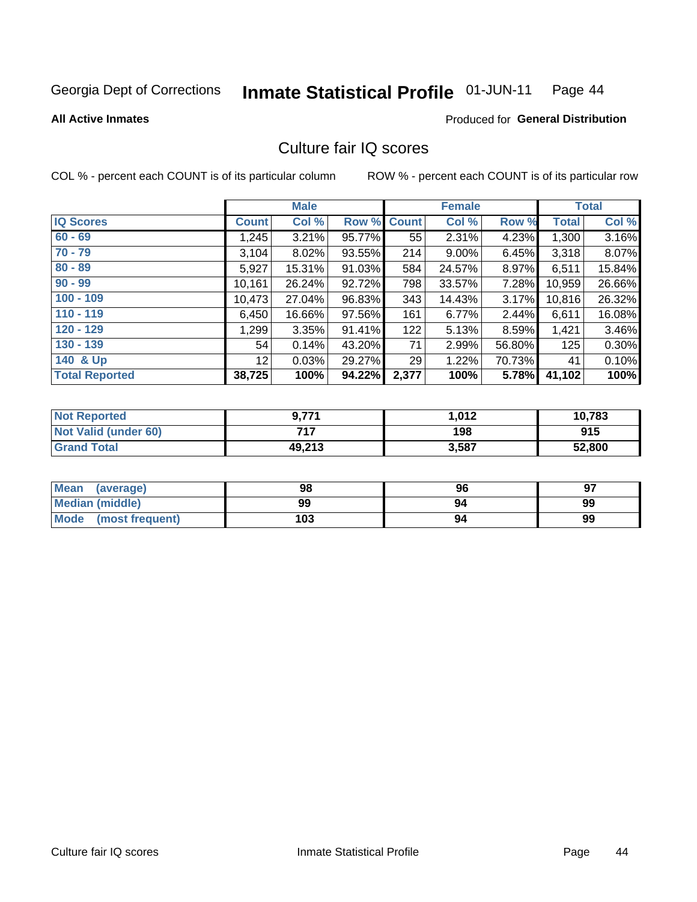Georgia Dept of Corrections **Inmate Statistical Profile** 01-JUN-11

**All Active Inmates**

Produced for **General Distribution**

## Culture fair IQ scores

COL % - percent each COUNT is of its particular column ROW % - percent each COUNT is of its particular row

| | Male | | | Female | | | Total | |
|---|---|---|---|---|---|---|---|---|
| IQ Scores | Count | Col % | Row % | Count | Col % | Row % | Total | Col % |
| 60 - 69 | 1,245 | 3.21% | 95.77% | 55 | 2.31% | 4.23% | 1,300 | 3.16% |
| 70 - 79 | 3,104 | 8.02% | 93.55% | 214 | 9.00% | 6.45% | 3,318 | 8.07% |
| 80 - 89 | 5,927 | 15.31% | 91.03% | 584 | 24.57% | 8.97% | 6,511 | 15.84% |
| 90 - 99 | 10,161 | 26.24% | 92.72% | 798 | 33.57% | 7.28% | 10,959 | 26.66% |
| 100 - 109 | 10,473 | 27.04% | 96.83% | 343 | 14.43% | 3.17% | 10,816 | 26.32% |
| 110 - 119 | 6,450 | 16.66% | 97.56% | 161 | 6.77% | 2.44% | 6,611 | 16.08% |
| 120 - 129 | 1,299 | 3.35% | 91.41% | 122 | 5.13% | 8.59% | 1,421 | 3.46% |
| 130 - 139 | 54 | 0.14% | 43.20% | 71 | 2.99% | 56.80% | 125 | 0.30% |
| 140 & Up | 12 | 0.03% | 29.27% | 29 | 1.22% | 70.73% | 41 | 0.10% |
| **Total Reported** | **38,725** | **100%** | **94.22%** | **2,377** | **100%** | **5.78%** | **41,102** | **100%** |

| | Male | Female | Total |
|---|---|---|---|
| Not Reported | 9,771 | 1,012 | 10,783 |
| Not Valid (under 60) | 717 | 198 | 915 |
| Grand Total | 49,213 | 3,587 | 52,800 |

| | Male | Female | Total |
|---|---|---|---|
| Mean (average) | 98 | 96 | 97 |
| Median (middle) | 99 | 94 | 99 |
| Mode (most frequent) | 103 | 94 | 99 |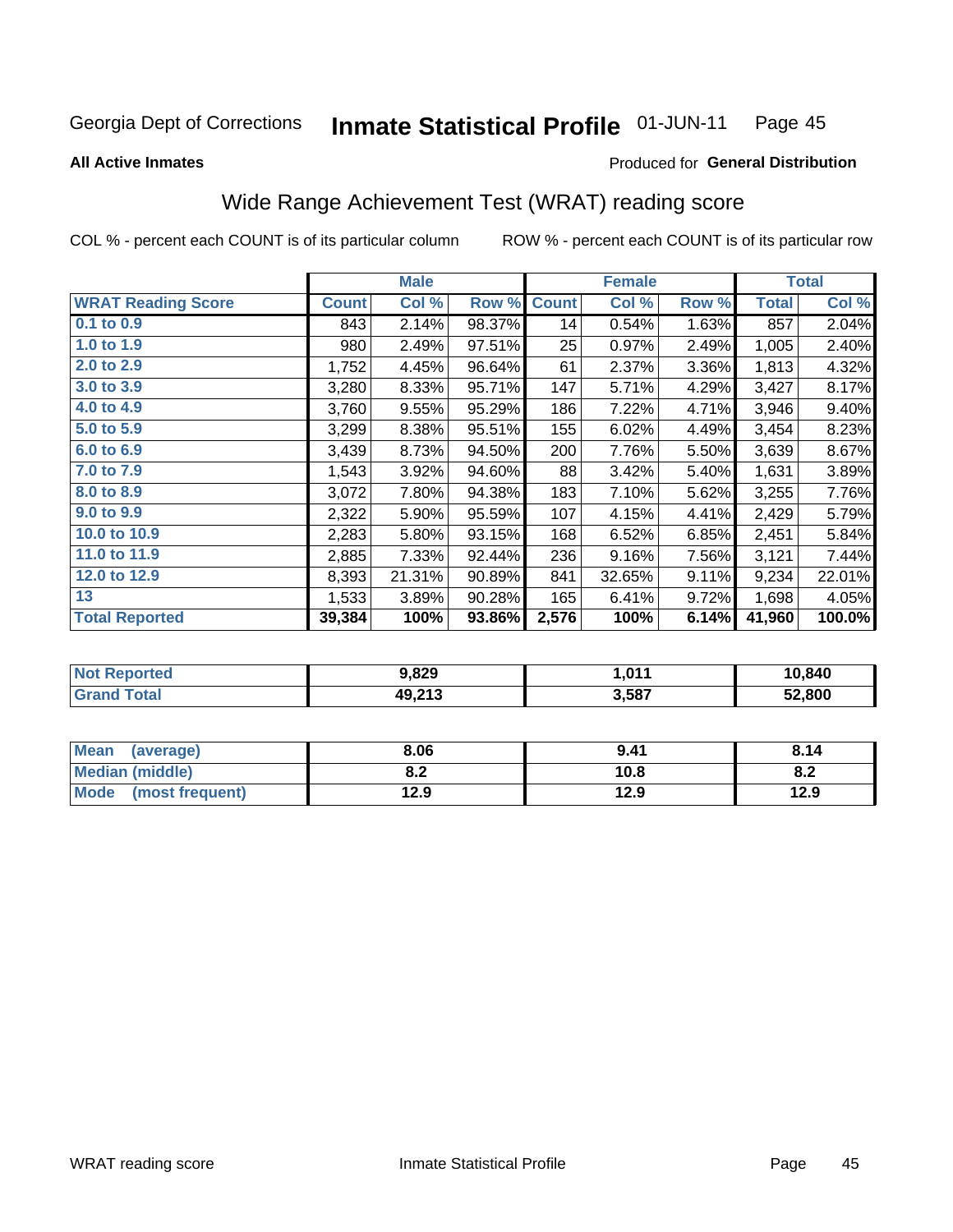Georgia Dept of Corrections **Inmate Statistical Profile** 01-JUN-11 Page 45

**All Active Inmates**

Produced for **General Distribution**

## Wide Range Achievement Test (WRAT) reading score

COL % - percent each COUNT is of its particular column ROW % - percent each COUNT is of its particular row

| | Male | | | Female | | | Total | |
|---|---|---|---|---|---|---|---|---|
| **WRAT Reading Score** | **Count** | **Col %** | **Row %** | **Count** | **Col %** | **Row %** | **Total** | **Col %** |
| **0.1 to 0.9** | 843 | 2.14% | 98.37% | 14 | 0.54% | 1.63% | 857 | 2.04% |
| **1.0 to 1.9** | 980 | 2.49% | 97.51% | 25 | 0.97% | 2.49% | 1,005 | 2.40% |
| **2.0 to 2.9** | 1,752 | 4.45% | 96.64% | 61 | 2.37% | 3.36% | 1,813 | 4.32% |
| **3.0 to 3.9** | 3,280 | 8.33% | 95.71% | 147 | 5.71% | 4.29% | 3,427 | 8.17% |
| **4.0 to 4.9** | 3,760 | 9.55% | 95.29% | 186 | 7.22% | 4.71% | 3,946 | 9.40% |
| **5.0 to 5.9** | 3,299 | 8.38% | 95.51% | 155 | 6.02% | 4.49% | 3,454 | 8.23% |
| **6.0 to 6.9** | 3,439 | 8.73% | 94.50% | 200 | 7.76% | 5.50% | 3,639 | 8.67% |
| **7.0 to 7.9** | 1,543 | 3.92% | 94.60% | 88 | 3.42% | 5.40% | 1,631 | 3.89% |
| **8.0 to 8.9** | 3,072 | 7.80% | 94.38% | 183 | 7.10% | 5.62% | 3,255 | 7.76% |
| **9.0 to 9.9** | 2,322 | 5.90% | 95.59% | 107 | 4.15% | 4.41% | 2,429 | 5.79% |
| **10.0 to 10.9** | 2,283 | 5.80% | 93.15% | 168 | 6.52% | 6.85% | 2,451 | 5.84% |
| **11.0 to 11.9** | 2,885 | 7.33% | 92.44% | 236 | 9.16% | 7.56% | 3,121 | 7.44% |
| **12.0 to 12.9** | 8,393 | 21.31% | 90.89% | 841 | 32.65% | 9.11% | 9,234 | 22.01% |
| **13** | 1,533 | 3.89% | 90.28% | 165 | 6.41% | 9.72% | 1,698 | 4.05% |
| **Total Reported** | **39,384** | **100%** | **93.86%** | **2,576** | **100%** | **6.14%** | **41,960** | **100.0%** |

| | Male | Female | Total |
|---|---|---|---|
| **Not Reported** | **9,829** | **1,011** | **10,840** |
| **Grand Total** | **49,213** | **3,587** | **52,800** |

| | Male | Female | Total |
|---|---|---|---|
| **Mean (average)** | **8.06** | **9.41** | **8.14** |
| **Median (middle)** | **8.2** | **10.8** | **8.2** |
| **Mode (most frequent)** | **12.9** | **12.9** | **12.9** |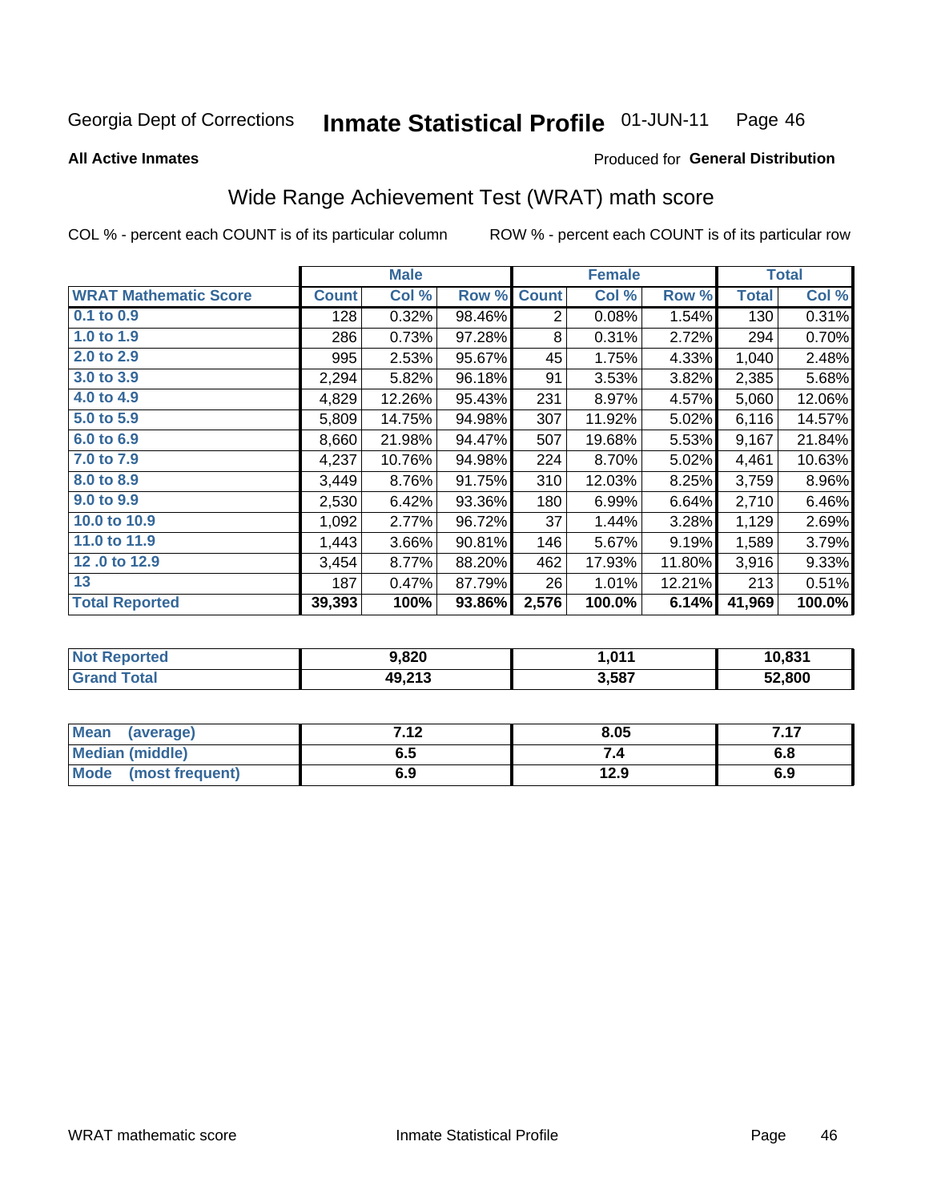Georgia Dept of Corrections **Inmate Statistical Profile** 01-JUN-11 Page 46

**All Active Inmates**

Produced for **General Distribution**

## Wide Range Achievement Test (WRAT) math score

COL % - percent each COUNT is of its particular column    ROW % - percent each COUNT is of its particular row

| | Male | | | Female | | | Total | |
|---|---|---|---|---|---|---|---|---|
| **WRAT Mathematic Score** | **Count** | **Col %** | **Row %** | **Count** | **Col %** | **Row %** | **Total** | **Col %** |
| 0.1 to 0.9 | 128 | 0.32% | 98.46% | 2 | 0.08% | 1.54% | 130 | 0.31% |
| 1.0 to 1.9 | 286 | 0.73% | 97.28% | 8 | 0.31% | 2.72% | 294 | 0.70% |
| 2.0 to 2.9 | 995 | 2.53% | 95.67% | 45 | 1.75% | 4.33% | 1,040 | 2.48% |
| 3.0 to 3.9 | 2,294 | 5.82% | 96.18% | 91 | 3.53% | 3.82% | 2,385 | 5.68% |
| 4.0 to 4.9 | 4,829 | 12.26% | 95.43% | 231 | 8.97% | 4.57% | 5,060 | 12.06% |
| 5.0 to 5.9 | 5,809 | 14.75% | 94.98% | 307 | 11.92% | 5.02% | 6,116 | 14.57% |
| 6.0 to 6.9 | 8,660 | 21.98% | 94.47% | 507 | 19.68% | 5.53% | 9,167 | 21.84% |
| 7.0 to 7.9 | 4,237 | 10.76% | 94.98% | 224 | 8.70% | 5.02% | 4,461 | 10.63% |
| 8.0 to 8.9 | 3,449 | 8.76% | 91.75% | 310 | 12.03% | 8.25% | 3,759 | 8.96% |
| 9.0 to 9.9 | 2,530 | 6.42% | 93.36% | 180 | 6.99% | 6.64% | 2,710 | 6.46% |
| 10.0 to 10.9 | 1,092 | 2.77% | 96.72% | 37 | 1.44% | 3.28% | 1,129 | 2.69% |
| 11.0 to 11.9 | 1,443 | 3.66% | 90.81% | 146 | 5.67% | 9.19% | 1,589 | 3.79% |
| 12 .0 to 12.9 | 3,454 | 8.77% | 88.20% | 462 | 17.93% | 11.80% | 3,916 | 9.33% |
| 13 | 187 | 0.47% | 87.79% | 26 | 1.01% | 12.21% | 213 | 0.51% |
| **Total Reported** | **39,393** | **100%** | **93.86%** | **2,576** | **100.0%** | **6.14%** | **41,969** | **100.0%** |

| | Male | Female | Total |
|---|---|---|---|
| **Not Reported** | **9,820** | **1,011** | **10,831** |
| **Grand Total** | **49,213** | **3,587** | **52,800** |

| | Male | Female | Total |
|---|---|---|---|
| **Mean (average)** | **7.12** | **8.05** | **7.17** |
| **Median (middle)** | **6.5** | **7.4** | **6.8** |
| **Mode (most frequent)** | **6.9** | **12.9** | **6.9** |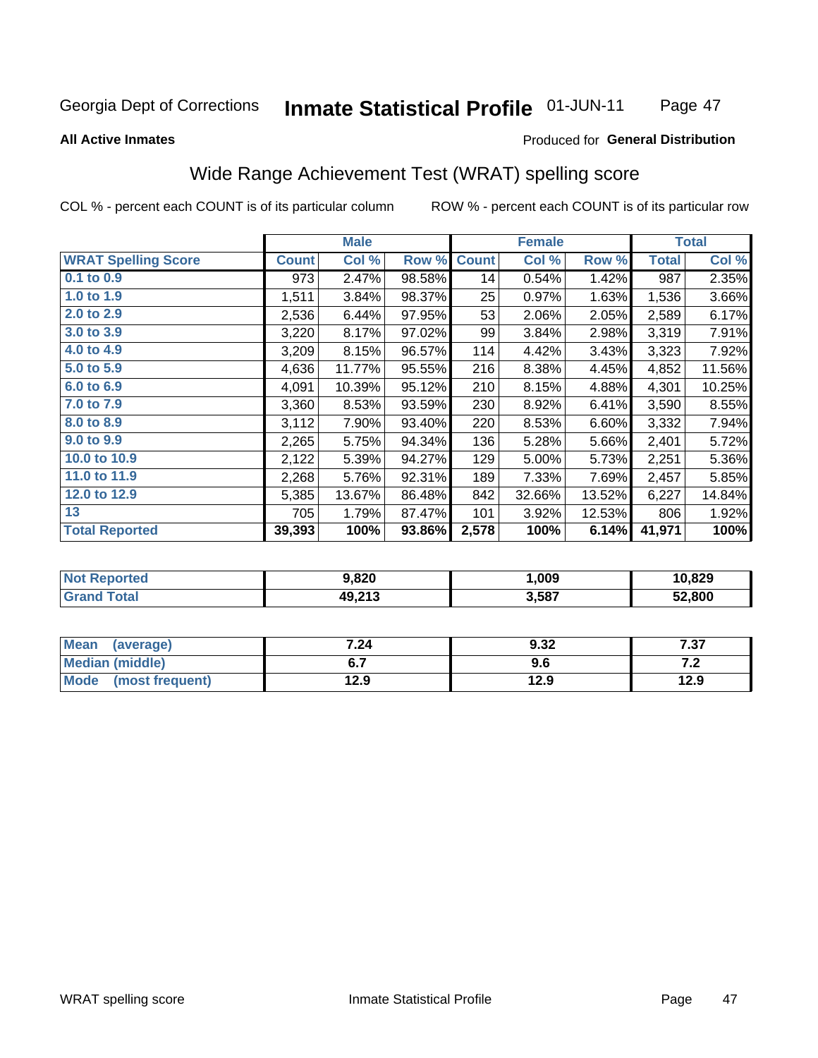Georgia Dept of Corrections **Inmate Statistical Profile** 01-JUN-11

**All Active Inmates**

Produced for **General Distribution**

## Wide Range Achievement Test (WRAT) spelling score

COL % - percent each COUNT is of its particular column ROW % - percent each COUNT is of its particular row

| | Male | | | Female | | | Total | |
|---|---|---|---|---|---|---|---|---|
| **WRAT Spelling Score** | **Count** | **Col %** | **Row %** | **Count** | **Col %** | **Row %** | **Total** | **Col %** |
| **0.1 to 0.9** | 973 | 2.47% | 98.58% | 14 | 0.54% | 1.42% | 987 | 2.35% |
| **1.0 to 1.9** | 1,511 | 3.84% | 98.37% | 25 | 0.97% | 1.63% | 1,536 | 3.66% |
| **2.0 to 2.9** | 2,536 | 6.44% | 97.95% | 53 | 2.06% | 2.05% | 2,589 | 6.17% |
| **3.0 to 3.9** | 3,220 | 8.17% | 97.02% | 99 | 3.84% | 2.98% | 3,319 | 7.91% |
| **4.0 to 4.9** | 3,209 | 8.15% | 96.57% | 114 | 4.42% | 3.43% | 3,323 | 7.92% |
| **5.0 to 5.9** | 4,636 | 11.77% | 95.55% | 216 | 8.38% | 4.45% | 4,852 | 11.56% |
| **6.0 to 6.9** | 4,091 | 10.39% | 95.12% | 210 | 8.15% | 4.88% | 4,301 | 10.25% |
| **7.0 to 7.9** | 3,360 | 8.53% | 93.59% | 230 | 8.92% | 6.41% | 3,590 | 8.55% |
| **8.0 to 8.9** | 3,112 | 7.90% | 93.40% | 220 | 8.53% | 6.60% | 3,332 | 7.94% |
| **9.0 to 9.9** | 2,265 | 5.75% | 94.34% | 136 | 5.28% | 5.66% | 2,401 | 5.72% |
| **10.0 to 10.9** | 2,122 | 5.39% | 94.27% | 129 | 5.00% | 5.73% | 2,251 | 5.36% |
| **11.0 to 11.9** | 2,268 | 5.76% | 92.31% | 189 | 7.33% | 7.69% | 2,457 | 5.85% |
| **12.0 to 12.9** | 5,385 | 13.67% | 86.48% | 842 | 32.66% | 13.52% | 6,227 | 14.84% |
| **13** | 705 | 1.79% | 87.47% | 101 | 3.92% | 12.53% | 806 | 1.92% |
| **Total Reported** | **39,393** | **100%** | **93.86%** | **2,578** | **100%** | **6.14%** | **41,971** | **100%** |

| | Male | Female | Total |
|---|---|---|---|
| **Not Reported** | **9,820** | **1,009** | **10,829** |
| **Grand Total** | **49,213** | **3,587** | **52,800** |

| | Male | Female | Total |
|---|---|---|---|
| **Mean (average)** | **7.24** | **9.32** | **7.37** |
| **Median (middle)** | **6.7** | **9.6** | **7.2** |
| **Mode (most frequent)** | **12.9** | **12.9** | **12.9** |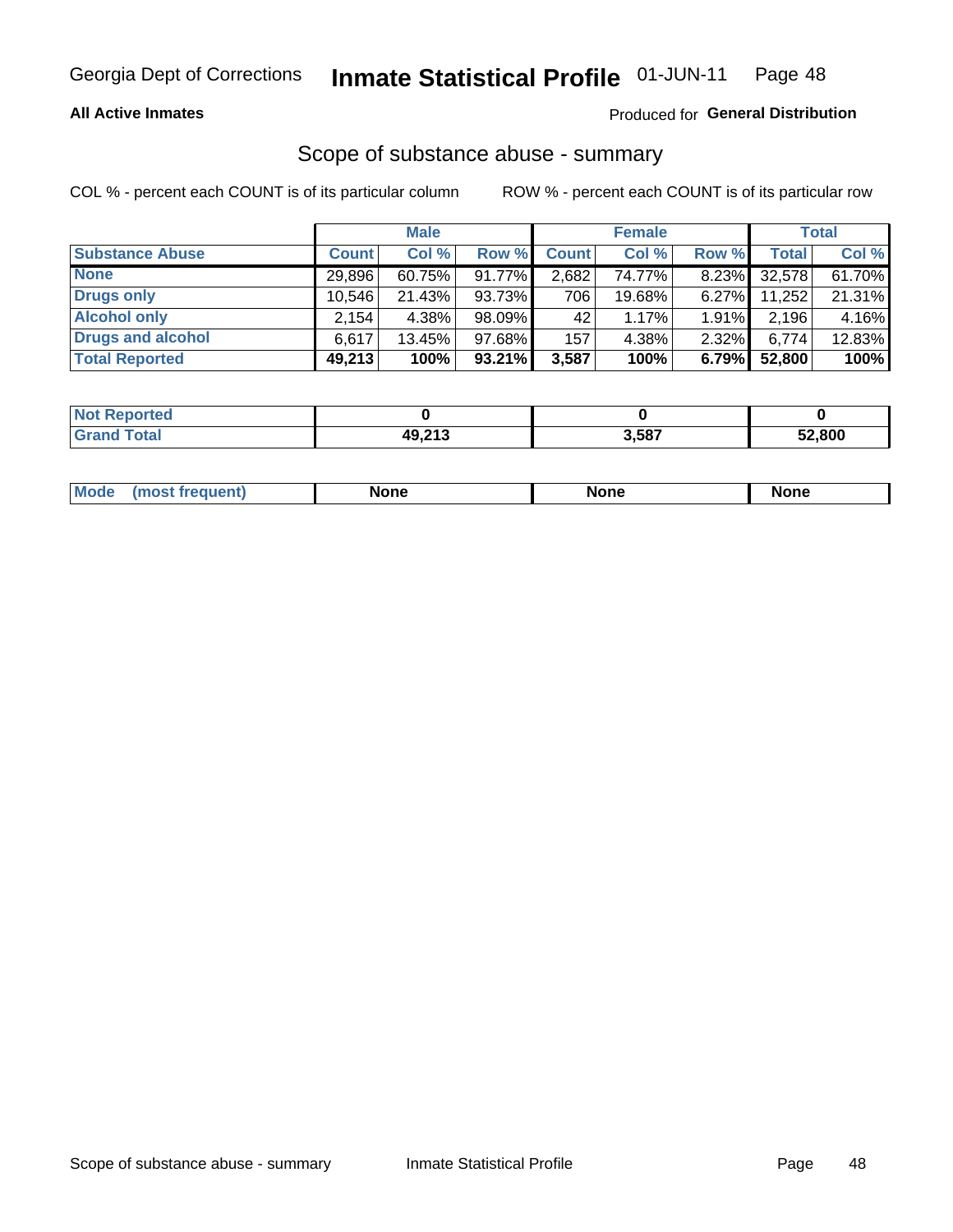Georgia Dept of Corrections **Inmate Statistical Profile** 01-JUN-11

**All Active Inmates**

Produced for **General Distribution**

## Scope of substance abuse - summary

COL % - percent each COUNT is of its particular column        ROW % - percent each COUNT is of its particular row

| | Male | | | Female | | | Total | |
|---|---|---|---|---|---|---|---|---|
| **Substance Abuse** | **Count** | **Col %** | **Row %** | **Count** | **Col %** | **Row %** | **Total** | **Col %** |
| **None** | 29,896 | 60.75% | 91.77% | 2,682 | 74.77% | 8.23% | 32,578 | 61.70% |
| **Drugs only** | 10,546 | 21.43% | 93.73% | 706 | 19.68% | 6.27% | 11,252 | 21.31% |
| **Alcohol only** | 2,154 | 4.38% | 98.09% | 42 | 1.17% | 1.91% | 2,196 | 4.16% |
| **Drugs and alcohol** | 6,617 | 13.45% | 97.68% | 157 | 4.38% | 2.32% | 6,774 | 12.83% |
| **Total Reported** | **49,213** | **100%** | **93.21%** | **3,587** | **100%** | **6.79%** | **52,800** | **100%** |

| | Male | Female | Total |
|---|---|---|---|
| **Not Reported** | **0** | **0** | **0** |
| **Grand Total** | **49,213** | **3,587** | **52,800** |

| | Male | Female | Total |
|---|---|---|---|
| **Mode (most frequent)** | **None** | **None** | **None** |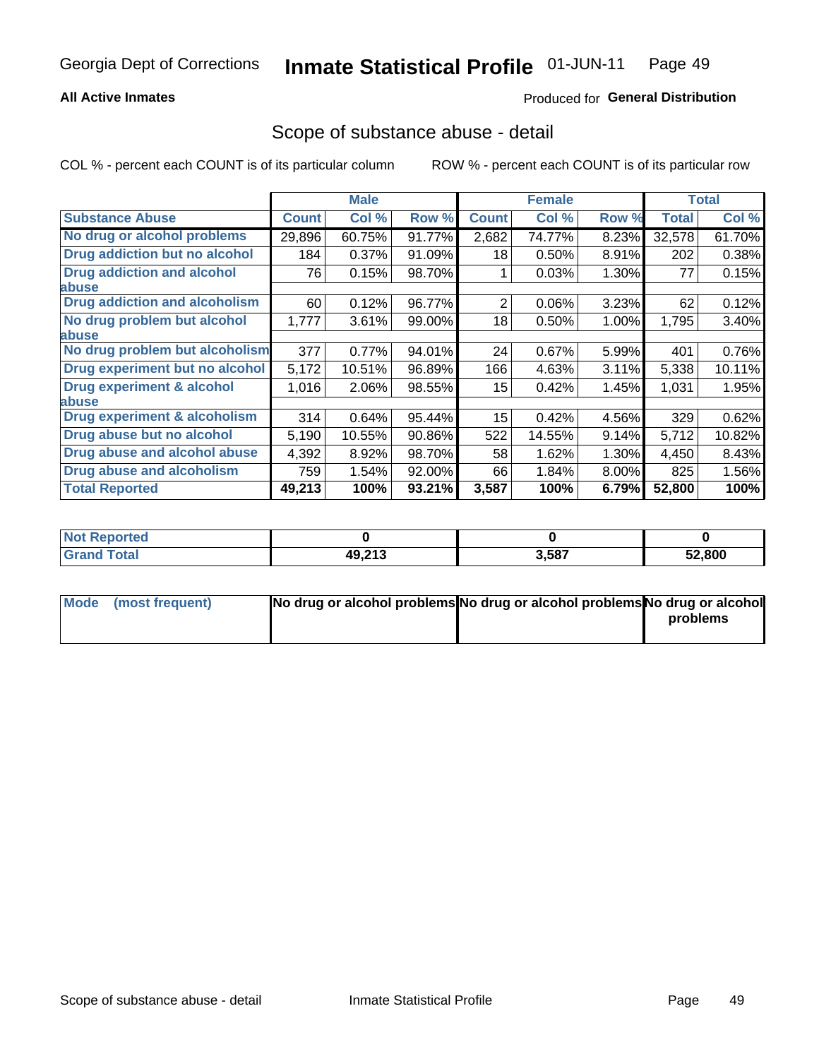Georgia Dept of Corrections **Inmate Statistical Profile** 01-JUN-11

**All Active Inmates**

Produced for **General Distribution**

## Scope of substance abuse - detail

COL % - percent each COUNT is of its particular column ROW % - percent each COUNT is of its particular row

| | Male | | | Female | | | Total | |
|---|---|---|---|---|---|---|---|---|
| **Substance Abuse** | **Count** | **Col %** | **Row %** | **Count** | **Col %** | **Row %** | **Total** | **Col %** |
| **No drug or alcohol problems** | 29,896 | 60.75% | 91.77% | 2,682 | 74.77% | 8.23% | 32,578 | 61.70% |
| **Drug addiction but no alcohol** | 184 | 0.37% | 91.09% | 18 | 0.50% | 8.91% | 202 | 0.38% |
| **Drug addiction and alcohol abuse** | 76 | 0.15% | 98.70% | 1 | 0.03% | 1.30% | 77 | 0.15% |
| **Drug addiction and alcoholism** | 60 | 0.12% | 96.77% | 2 | 0.06% | 3.23% | 62 | 0.12% |
| **No drug problem but alcohol abuse** | 1,777 | 3.61% | 99.00% | 18 | 0.50% | 1.00% | 1,795 | 3.40% |
| **No drug problem but alcoholism** | 377 | 0.77% | 94.01% | 24 | 0.67% | 5.99% | 401 | 0.76% |
| **Drug experiment but no alcohol** | 5,172 | 10.51% | 96.89% | 166 | 4.63% | 3.11% | 5,338 | 10.11% |
| **Drug experiment & alcohol abuse** | 1,016 | 2.06% | 98.55% | 15 | 0.42% | 1.45% | 1,031 | 1.95% |
| **Drug experiment & alcoholism** | 314 | 0.64% | 95.44% | 15 | 0.42% | 4.56% | 329 | 0.62% |
| **Drug abuse but no alcohol** | 5,190 | 10.55% | 90.86% | 522 | 14.55% | 9.14% | 5,712 | 10.82% |
| **Drug abuse and alcohol abuse** | 4,392 | 8.92% | 98.70% | 58 | 1.62% | 1.30% | 4,450 | 8.43% |
| **Drug abuse and alcoholism** | 759 | 1.54% | 92.00% | 66 | 1.84% | 8.00% | 825 | 1.56% |
| **Total Reported** | **49,213** | **100%** | **93.21%** | **3,587** | **100%** | **6.79%** | **52,800** | **100%** |

| | Male | Female | Total |
|---|---|---|---|
| **Not Reported** | **0** | **0** | **0** |
| **Grand Total** | **49,213** | **3,587** | **52,800** |

| | Male | Female | Total |
|---|---|---|---|
| **Mode (most frequent)** | **No drug or alcohol problems** | **No drug or alcohol problems** | **No drug or alcohol problems** |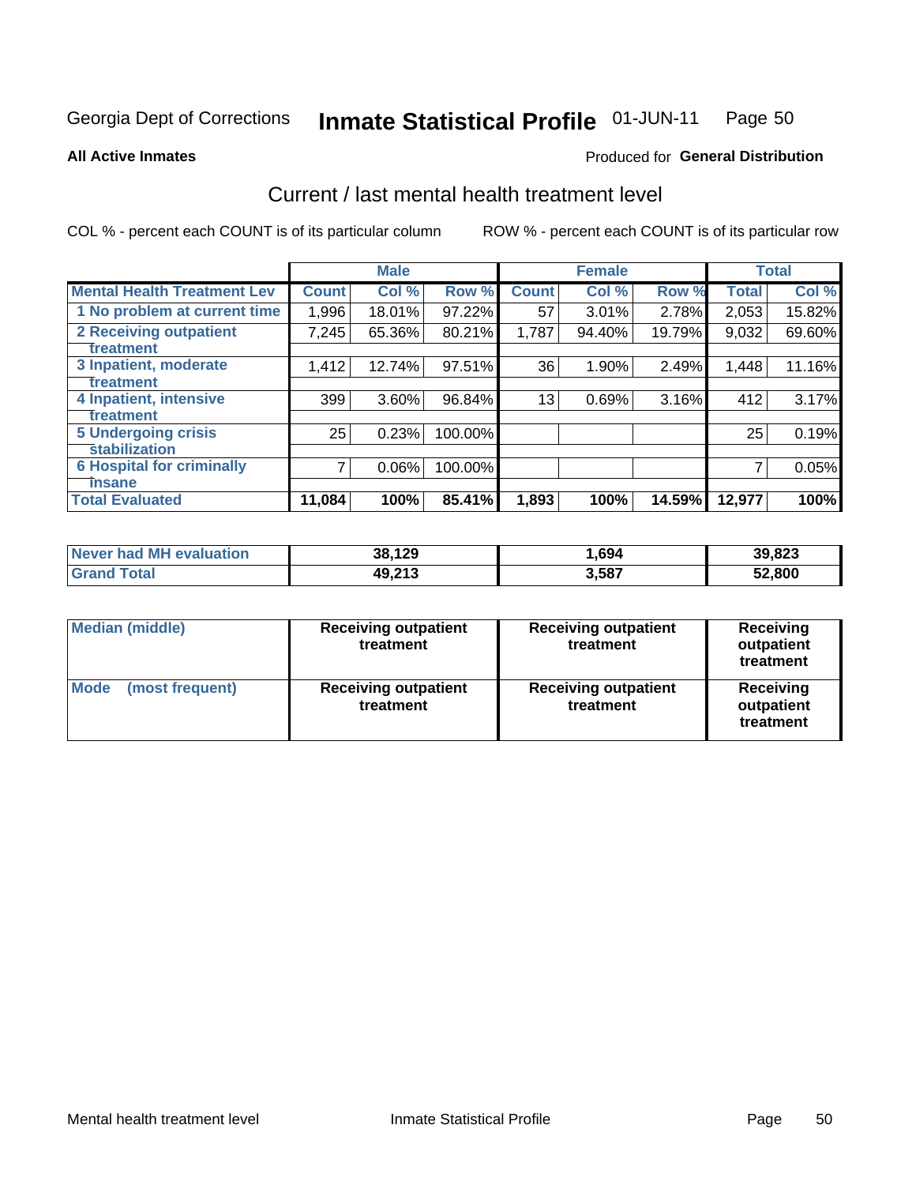Georgia Dept of Corrections **Inmate Statistical Profile** 01-JUN-11

**All Active Inmates**

Produced for **General Distribution**

## Current / last mental health treatment level

COL % - percent each COUNT is of its particular column

ROW % - percent each COUNT is of its particular row

| | Male | | | Female | | | Total | |
|---|---|---|---|---|---|---|---|---|
| **Mental Health Treatment Lev** | **Count** | **Col %** | **Row %** | **Count** | **Col %** | **Row %** | **Total** | **Col %** |
| 1 No problem at current time | 1,996 | 18.01% | 97.22% | 57 | 3.01% | 2.78% | 2,053 | 15.82% |
| 2 Receiving outpatient treatment | 7,245 | 65.36% | 80.21% | 1,787 | 94.40% | 19.79% | 9,032 | 69.60% |
| 3 Inpatient, moderate treatment | 1,412 | 12.74% | 97.51% | 36 | 1.90% | 2.49% | 1,448 | 11.16% |
| 4 Inpatient, intensive treatment | 399 | 3.60% | 96.84% | 13 | 0.69% | 3.16% | 412 | 3.17% |
| 5 Undergoing crisis stabilization | 25 | 0.23% | 100.00% | | | | 25 | 0.19% |
| 6 Hospital for criminally insane | 7 | 0.06% | 100.00% | | | | 7 | 0.05% |
| **Total Evaluated** | **11,084** | **100%** | **85.41%** | **1,893** | **100%** | **14.59%** | **12,977** | **100%** |

| | Male | Female | Total |
|---|---|---|---|
| **Never had MH evaluation** | **38,129** | **1,694** | **39,823** |
| **Grand Total** | **49,213** | **3,587** | **52,800** |

| | Male | Female | Total |
|---|---|---|---|
| **Median (middle)** | **Receiving outpatient treatment** | **Receiving outpatient treatment** | **Receiving outpatient treatment** |
| **Mode (most frequent)** | **Receiving outpatient treatment** | **Receiving outpatient treatment** | **Receiving outpatient treatment** |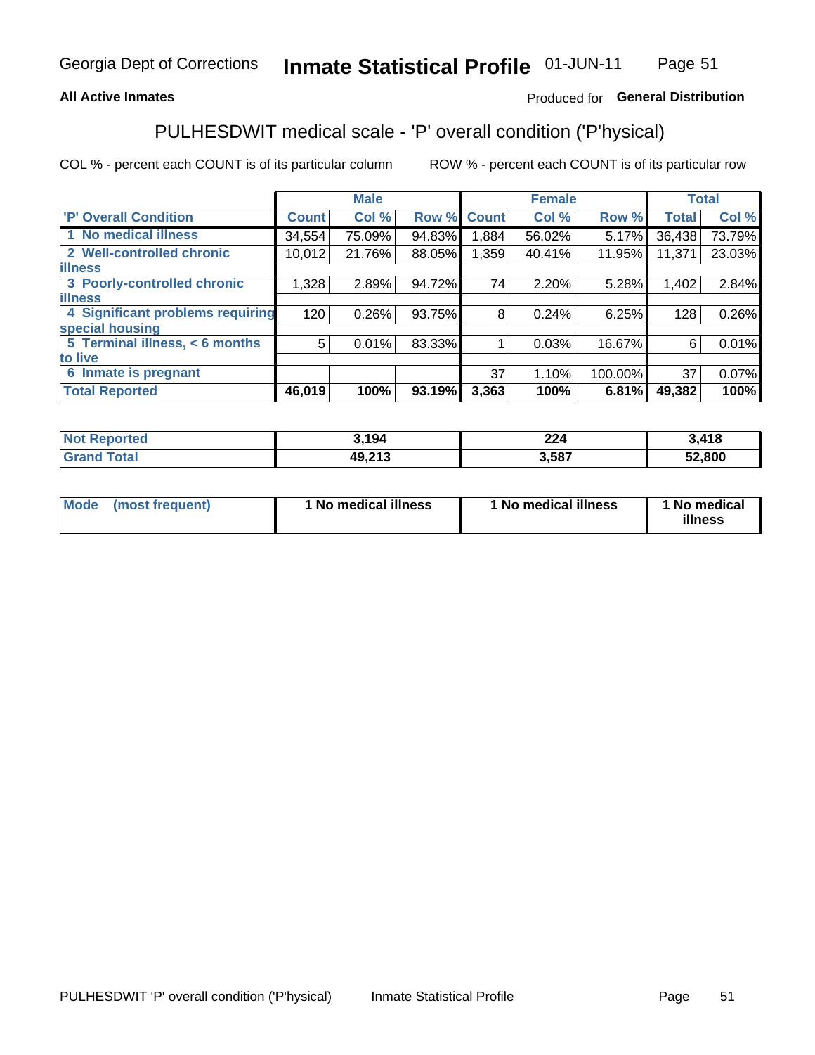Georgia Dept of Corrections **Inmate Statistical Profile** 01-JUN-11

**All Active Inmates**

Produced for **General Distribution**

## PULHESDWIT medical scale - 'P' overall condition ('P'hysical)

COL % - percent each COUNT is of its particular column

ROW % - percent each COUNT is of its particular row

| | Male | | | Female | | | Total | |
|---|---|---|---|---|---|---|---|---|
| **'P' Overall Condition** | **Count** | **Col %** | **Row %** | **Count** | **Col %** | **Row %** | **Total** | **Col %** |
| **1 No medical illness** | 34,554 | 75.09% | 94.83% | 1,884 | 56.02% | 5.17% | 36,438 | 73.79% |
| **2 Well-controlled chronic illness** | 10,012 | 21.76% | 88.05% | 1,359 | 40.41% | 11.95% | 11,371 | 23.03% |
| **3 Poorly-controlled chronic illness** | 1,328 | 2.89% | 94.72% | 74 | 2.20% | 5.28% | 1,402 | 2.84% |
| **4 Significant problems requiring special housing** | 120 | 0.26% | 93.75% | 8 | 0.24% | 6.25% | 128 | 0.26% |
| **5 Terminal illness, < 6 months to live** | 5 | 0.01% | 83.33% | 1 | 0.03% | 16.67% | 6 | 0.01% |
| **6 Inmate is pregnant** | | | | 37 | 1.10% | 100.00% | 37 | 0.07% |
| **Total Reported** | **46,019** | **100%** | **93.19%** | **3,363** | **100%** | **6.81%** | **49,382** | **100%** |

| | Male | Female | Total |
|---|---|---|---|
| **Not Reported** | **3,194** | **224** | **3,418** |
| **Grand Total** | **49,213** | **3,587** | **52,800** |

| | Male | Female | Total |
|---|---|---|---|
| **Mode (most frequent)** | **1 No medical illness** | **1 No medical illness** | **1 No medical illness** |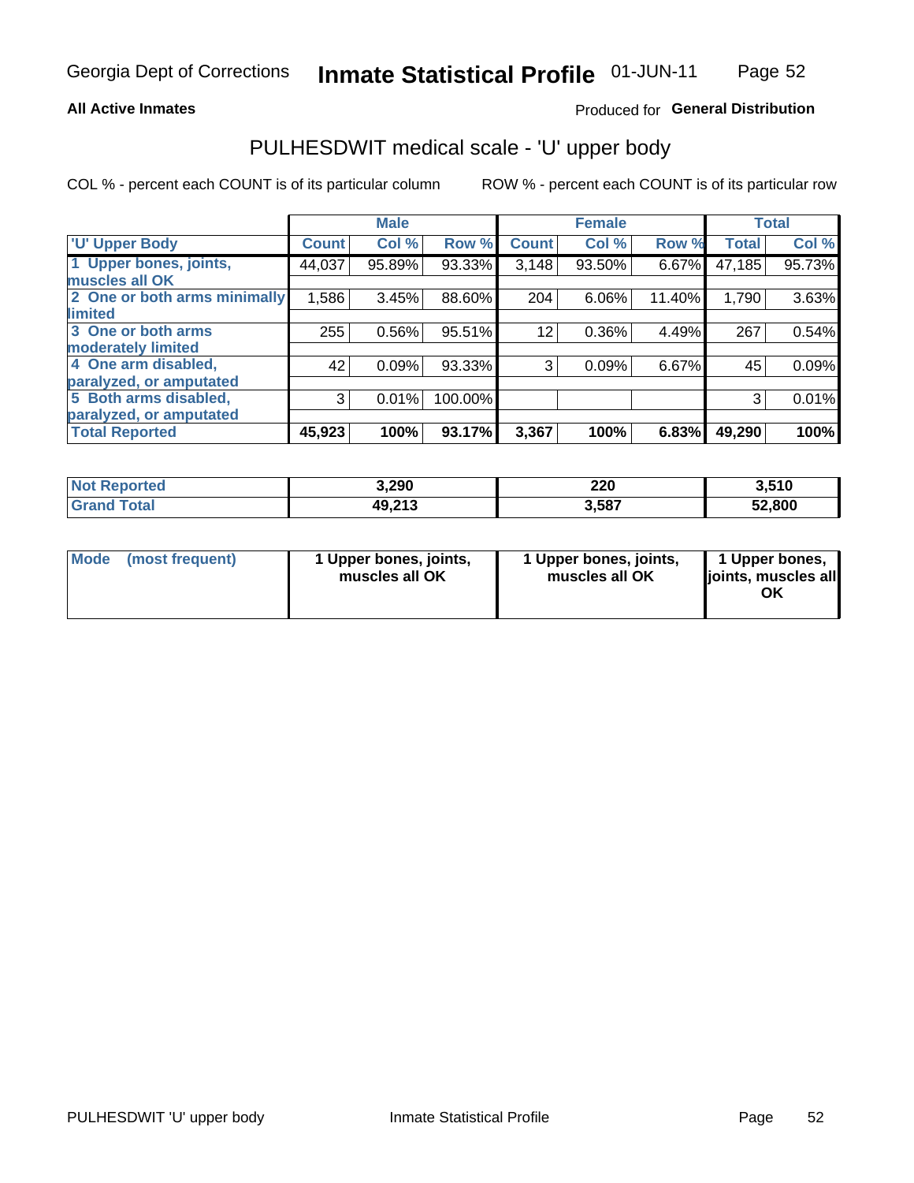**All Active Inmates**

Produced for **General Distribution**

## PULHESDWIT medical scale - 'U' upper body

COL % - percent each COUNT is of its particular column

ROW % - percent each COUNT is of its particular row

| | Male | | | Female | | | Total | |
|---|---|---|---|---|---|---|---|---|
| 'U' Upper Body | Count | Col % | Row % | Count | Col % | Row % | Total | Col % |
| 1 Upper bones, joints, muscles all OK | 44,037 | 95.89% | 93.33% | 3,148 | 93.50% | 6.67% | 47,185 | 95.73% |
| 2 One or both arms minimally limited | 1,586 | 3.45% | 88.60% | 204 | 6.06% | 11.40% | 1,790 | 3.63% |
| 3 One or both arms moderately limited | 255 | 0.56% | 95.51% | 12 | 0.36% | 4.49% | 267 | 0.54% |
| 4 One arm disabled, paralyzed, or amputated | 42 | 0.09% | 93.33% | 3 | 0.09% | 6.67% | 45 | 0.09% |
| 5 Both arms disabled, paralyzed, or amputated | 3 | 0.01% | 100.00% | | | | 3 | 0.01% |
| **Total Reported** | **45,923** | **100%** | **93.17%** | **3,367** | **100%** | **6.83%** | **49,290** | **100%** |

| | Male | Female | Total |
|---|---|---|---|
| Not Reported | 3,290 | 220 | 3,510 |
| Grand Total | 49,213 | 3,587 | 52,800 |

| | Male | Female | Total |
|---|---|---|---|
| Mode (most frequent) | 1 Upper bones, joints, muscles all OK | 1 Upper bones, joints, muscles all OK | 1 Upper bones, joints, muscles all OK |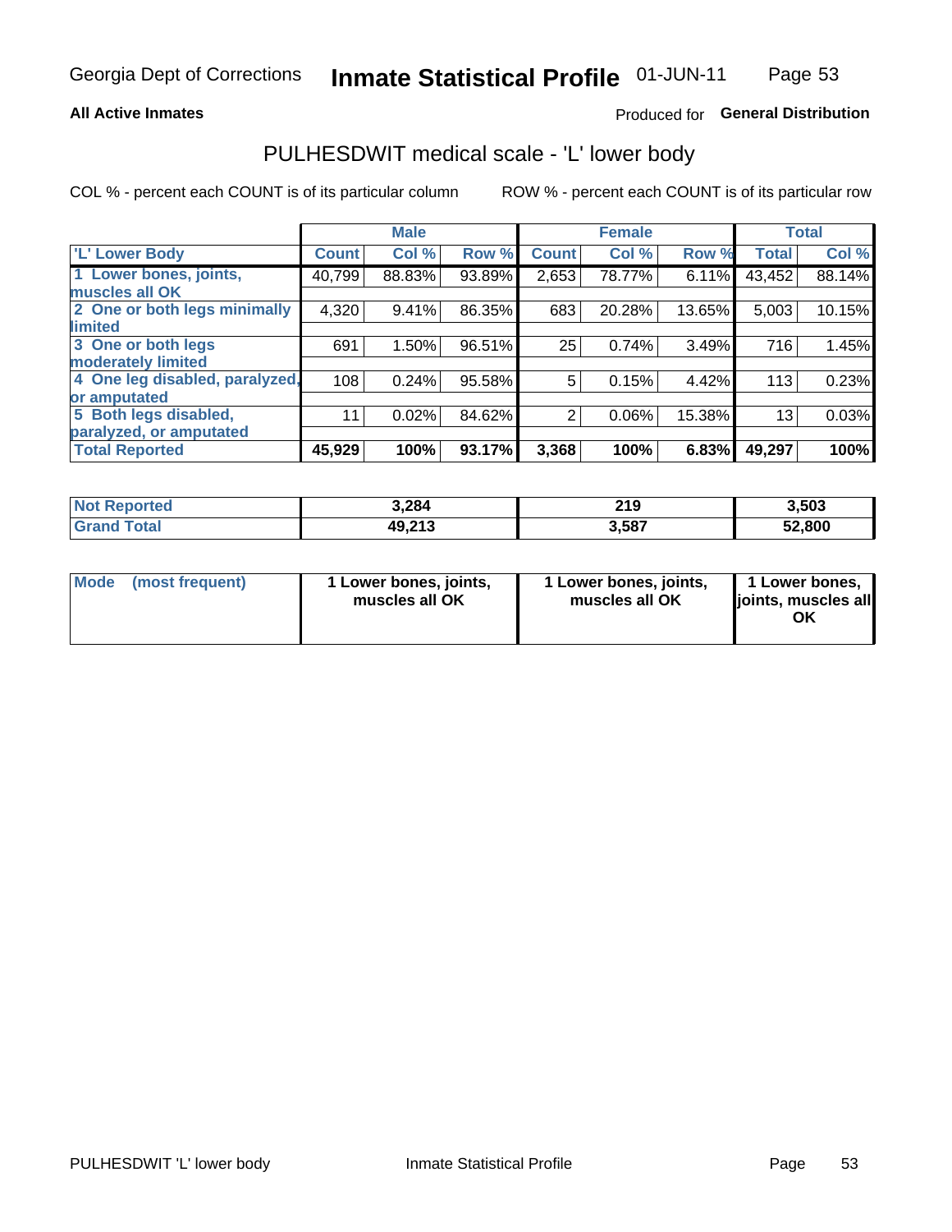Georgia Dept of Corrections **Inmate Statistical Profile** 01-JUN-11

**All Active Inmates**

Produced for **General Distribution**

# PULHESDWIT medical scale - 'L' lower body

COL % - percent each COUNT is of its particular column ROW % - percent each COUNT is of its particular row

| | Male | | | Female | | | Total | |
|---|---|---|---|---|---|---|---|---|
| **'L' Lower Body** | **Count** | **Col %** | **Row %** | **Count** | **Col %** | **Row %** | **Total** | **Col %** |
| **1 Lower bones, joints, muscles all OK** | 40,799 | 88.83% | 93.89% | 2,653 | 78.77% | 6.11% | 43,452 | 88.14% |
| **2 One or both legs minimally limited** | 4,320 | 9.41% | 86.35% | 683 | 20.28% | 13.65% | 5,003 | 10.15% |
| **3 One or both legs moderately limited** | 691 | 1.50% | 96.51% | 25 | 0.74% | 3.49% | 716 | 1.45% |
| **4 One leg disabled, paralyzed, or amputated** | 108 | 0.24% | 95.58% | 5 | 0.15% | 4.42% | 113 | 0.23% |
| **5 Both legs disabled, paralyzed, or amputated** | 11 | 0.02% | 84.62% | 2 | 0.06% | 15.38% | 13 | 0.03% |
| **Total Reported** | **45,929** | **100%** | **93.17%** | **3,368** | **100%** | **6.83%** | **49,297** | **100%** |

| | Male | Female | Total |
|---|---|---|---|
| **Not Reported** | **3,284** | **219** | **3,503** |
| **Grand Total** | **49,213** | **3,587** | **52,800** |

| | Male | Female | Total |
|---|---|---|---|
| **Mode (most frequent)** | **1 Lower bones, joints, muscles all OK** | **1 Lower bones, joints, muscles all OK** | **1 Lower bones, joints, muscles all OK** |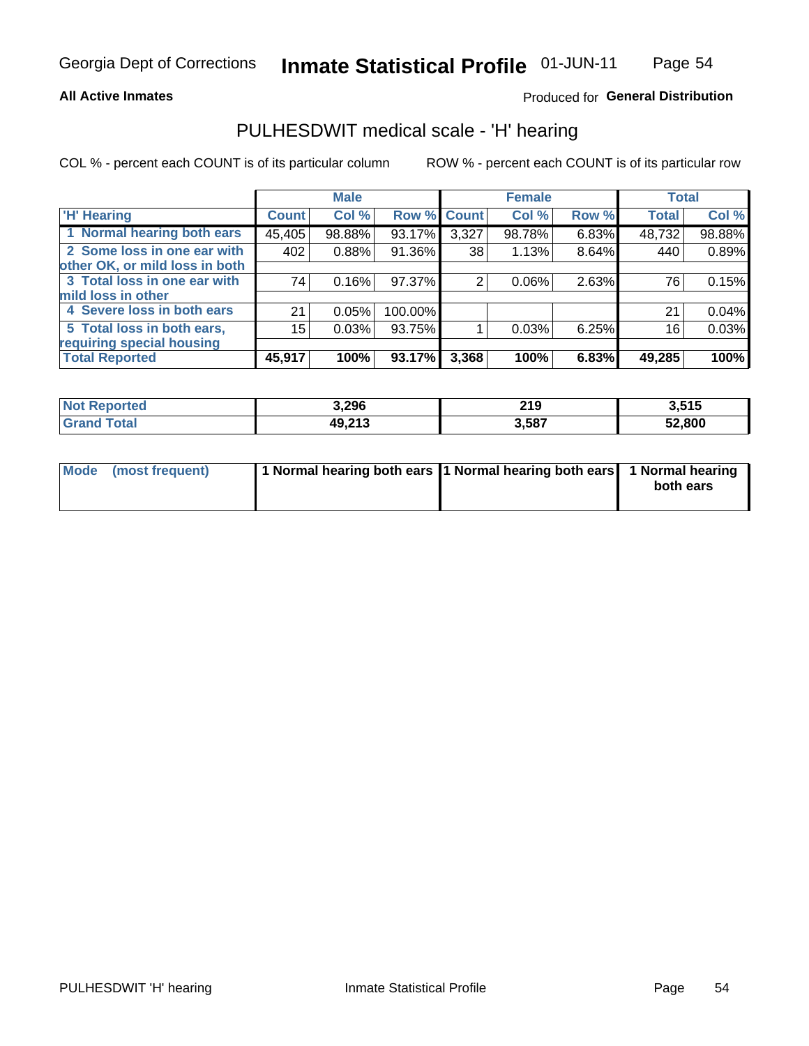Georgia Dept of Corrections **Inmate Statistical Profile** 01-JUN-11

**All Active Inmates**

Produced for **General Distribution**

## PULHESDWIT medical scale - 'H' hearing

COL % - percent each COUNT is of its particular column

ROW % - percent each COUNT is of its particular row

| | Male | | | Female | | | Total | |
|---|---|---|---|---|---|---|---|---|
| 'H' Hearing | Count | Col % | Row % | Count | Col % | Row % | Total | Col % |
| 1 Normal hearing both ears | 45,405 | 98.88% | 93.17% | 3,327 | 98.78% | 6.83% | 48,732 | 98.88% |
| 2 Some loss in one ear with other OK, or mild loss in both | 402 | 0.88% | 91.36% | 38 | 1.13% | 8.64% | 440 | 0.89% |
| 3 Total loss in one ear with mild loss in other | 74 | 0.16% | 97.37% | 2 | 0.06% | 2.63% | 76 | 0.15% |
| 4 Severe loss in both ears | 21 | 0.05% | 100.00% | | | | 21 | 0.04% |
| 5 Total loss in both ears, requiring special housing | 15 | 0.03% | 93.75% | 1 | 0.03% | 6.25% | 16 | 0.03% |
| **Total Reported** | **45,917** | **100%** | **93.17%** | **3,368** | **100%** | **6.83%** | **49,285** | **100%** |

| | Male | Female | Total |
|---|---|---|---|
| **Not Reported** | **3,296** | **219** | **3,515** |
| **Grand Total** | **49,213** | **3,587** | **52,800** |

| | Male | Female | Total |
|---|---|---|---|
| **Mode (most frequent)** | **1 Normal hearing both ears** | **1 Normal hearing both ears** | **1 Normal hearing both ears** |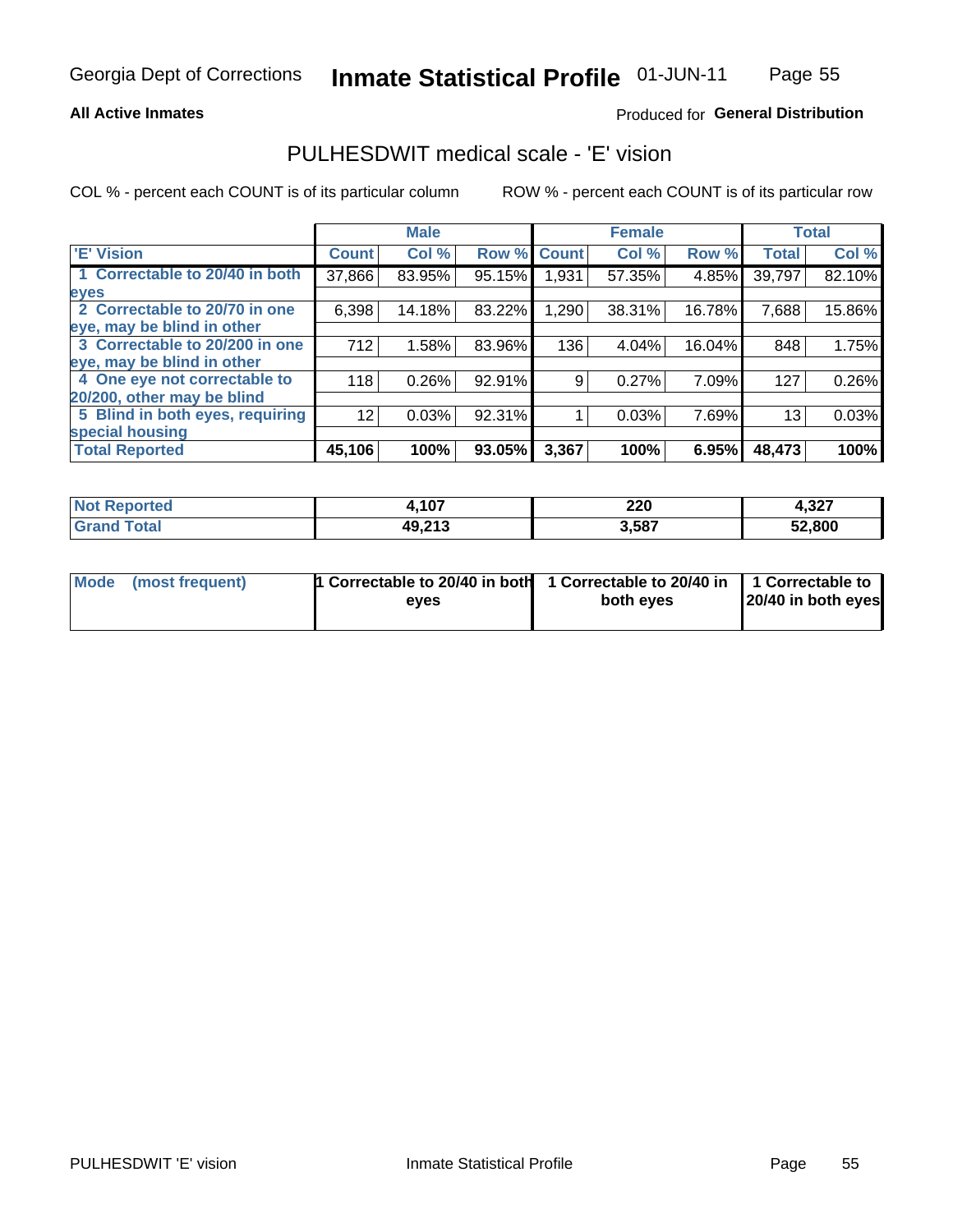Georgia Dept of Corrections **Inmate Statistical Profile** 01-JUN-11

**All Active Inmates**

Produced for **General Distribution**

## PULHESDWIT medical scale - 'E' vision

COL % - percent each COUNT is of its particular column ROW % - percent each COUNT is of its particular row

| | Male | | | Female | | | Total | |
|---|---|---|---|---|---|---|---|---|
| 'E' Vision | Count | Col % | Row % | Count | Col % | Row % | Total | Col % |
| 1 Correctable to 20/40 in both eyes | 37,866 | 83.95% | 95.15% | 1,931 | 57.35% | 4.85% | 39,797 | 82.10% |
| 2 Correctable to 20/70 in one eye, may be blind in other | 6,398 | 14.18% | 83.22% | 1,290 | 38.31% | 16.78% | 7,688 | 15.86% |
| 3 Correctable to 20/200 in one eye, may be blind in other | 712 | 1.58% | 83.96% | 136 | 4.04% | 16.04% | 848 | 1.75% |
| 4 One eye not correctable to 20/200, other may be blind | 118 | 0.26% | 92.91% | 9 | 0.27% | 7.09% | 127 | 0.26% |
| 5 Blind in both eyes, requiring special housing | 12 | 0.03% | 92.31% | 1 | 0.03% | 7.69% | 13 | 0.03% |
| **Total Reported** | **45,106** | **100%** | **93.05%** | **3,367** | **100%** | **6.95%** | **48,473** | **100%** |

| | Male | Female | Total |
|---|---|---|---|
| Not Reported | 4,107 | 220 | 4,327 |
| Grand Total | 49,213 | 3,587 | 52,800 |

| | Male | Female | Total |
|---|---|---|---|
| Mode (most frequent) | 1 Correctable to 20/40 in both eyes | 1 Correctable to 20/40 in both eyes | 1 Correctable to 20/40 in both eyes |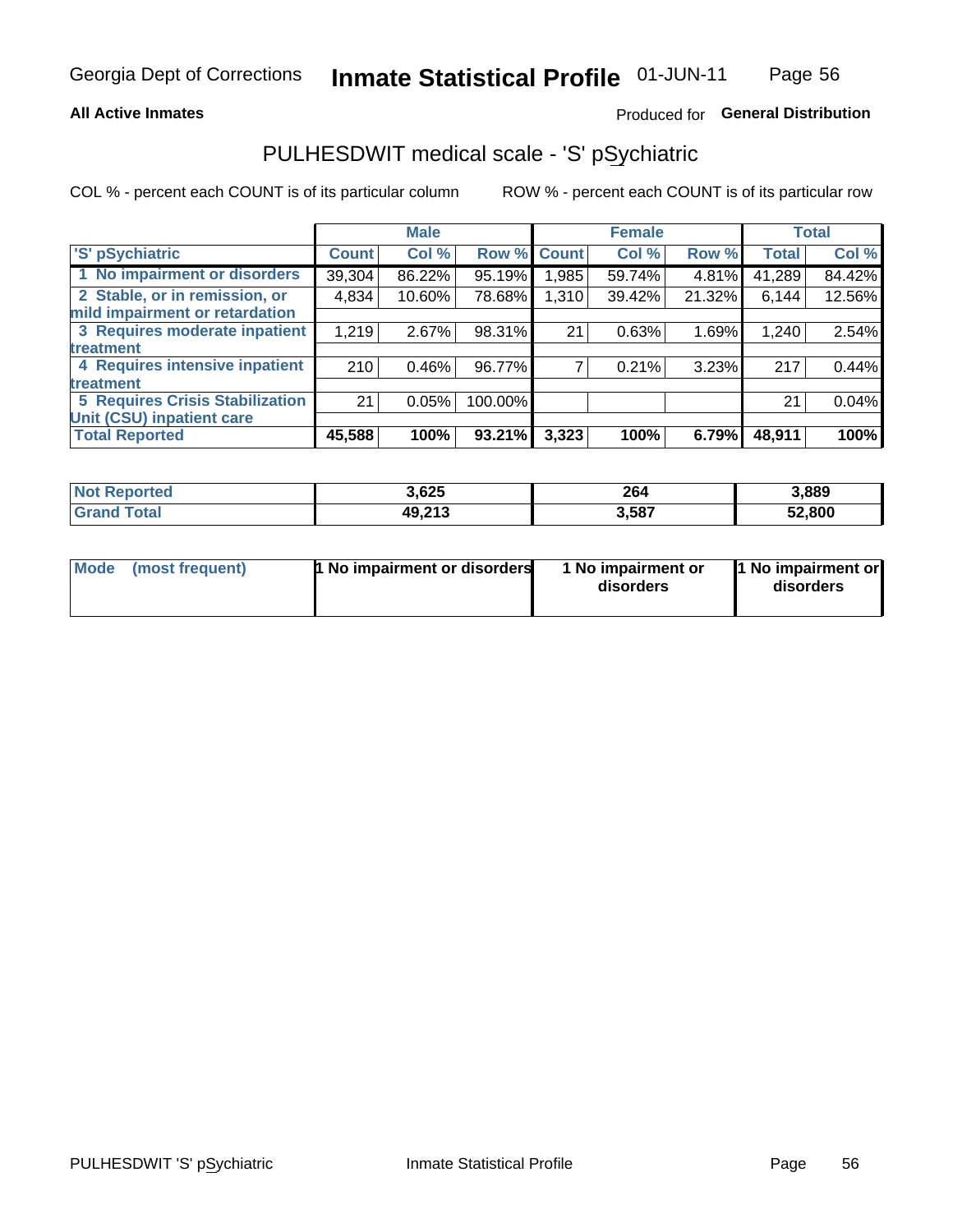Georgia Dept of Corrections **Inmate Statistical Profile** 01-JUN-11

**All Active Inmates**

Produced for **General Distribution**

## PULHESDWIT medical scale - 'S' pSychiatric

COL % - percent each COUNT is of its particular column

ROW % - percent each COUNT is of its particular row

| 'S' pSychiatric | Male | | | Female | | | Total | |
|---|---|---|---|---|---|---|---|---|
| | Count | Col % | Row % | Count | Col % | Row % | Total | Col % |
| 1 No impairment or disorders | 39,304 | 86.22% | 95.19% | 1,985 | 59.74% | 4.81% | 41,289 | 84.42% |
| 2 Stable, or in remission, or mild impairment or retardation | 4,834 | 10.60% | 78.68% | 1,310 | 39.42% | 21.32% | 6,144 | 12.56% |
| 3 Requires moderate inpatient treatment | 1,219 | 2.67% | 98.31% | 21 | 0.63% | 1.69% | 1,240 | 2.54% |
| 4 Requires intensive inpatient treatment | 210 | 0.46% | 96.77% | 7 | 0.21% | 3.23% | 217 | 0.44% |
| 5 Requires Crisis Stabilization Unit (CSU) inpatient care | 21 | 0.05% | 100.00% | | | | 21 | 0.04% |
| **Total Reported** | **45,588** | **100%** | **93.21%** | **3,323** | **100%** | **6.79%** | **48,911** | **100%** |

| | Male | Female | Total |
|---|---|---|---|
| Not Reported | 3,625 | 264 | 3,889 |
| Grand Total | 49,213 | 3,587 | 52,800 |

| | Male | Female | Total |
|---|---|---|---|
| Mode (most frequent) | 1 No impairment or disorders | 1 No impairment or disorders | 1 No impairment or disorders |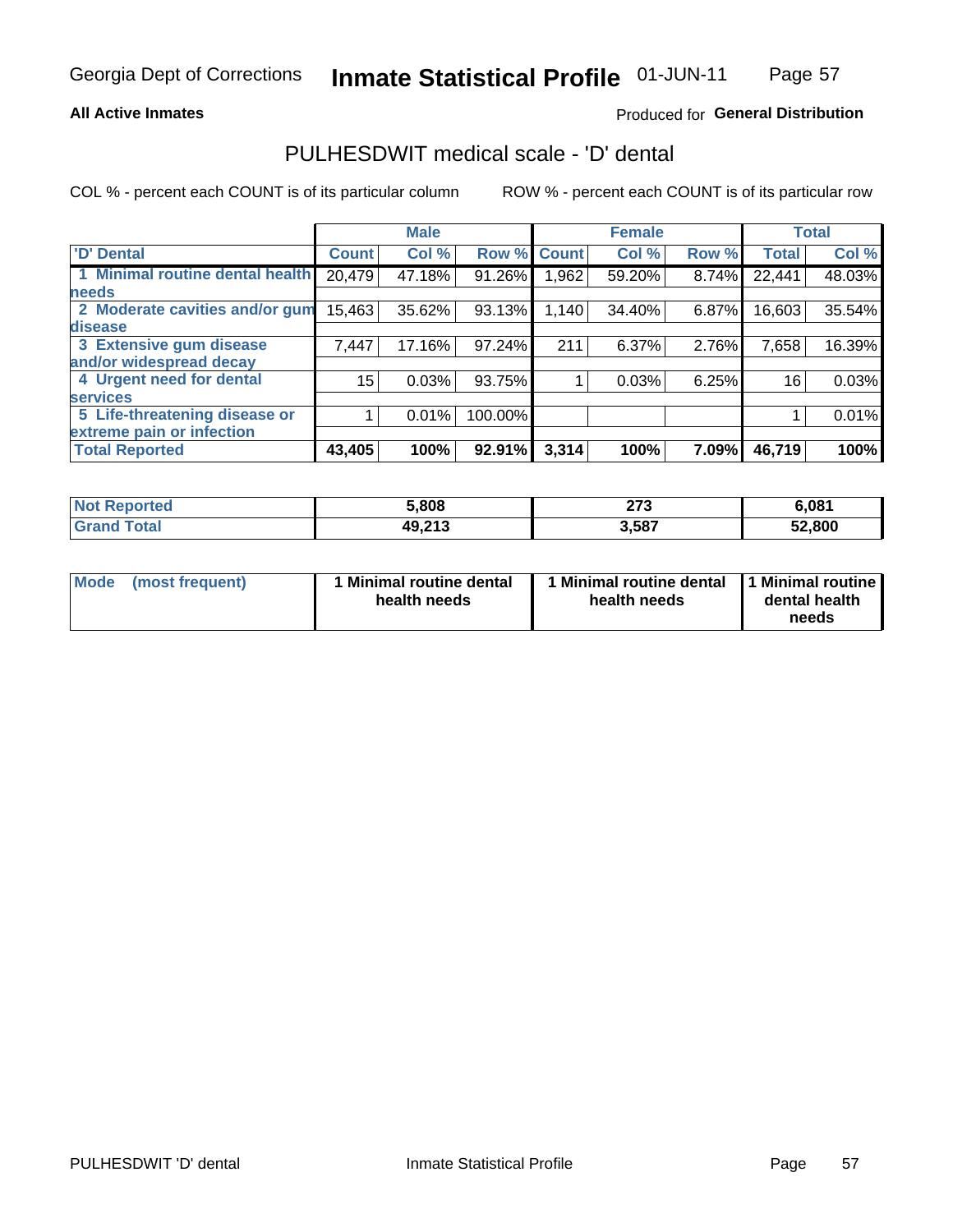Georgia Dept of Corrections **Inmate Statistical Profile** 01-JUN-11

**All Active Inmates**

Produced for **General Distribution**

## PULHESDWIT medical scale - 'D' dental

COL % - percent each COUNT is of its particular column    ROW % - percent each COUNT is of its particular row

| | Male | | | Female | | | Total | |
|---|---|---|---|---|---|---|---|---|
| **'D' Dental** | **Count** | **Col %** | **Row %** | **Count** | **Col %** | **Row %** | **Total** | **Col %** |
| **1 Minimal routine dental health needs** | 20,479 | 47.18% | 91.26% | 1,962 | 59.20% | 8.74% | 22,441 | 48.03% |
| **2 Moderate cavities and/or gum disease** | 15,463 | 35.62% | 93.13% | 1,140 | 34.40% | 6.87% | 16,603 | 35.54% |
| **3 Extensive gum disease and/or widespread decay** | 7,447 | 17.16% | 97.24% | 211 | 6.37% | 2.76% | 7,658 | 16.39% |
| **4 Urgent need for dental services** | 15 | 0.03% | 93.75% | 1 | 0.03% | 6.25% | 16 | 0.03% |
| **5 Life-threatening disease or extreme pain or infection** | 1 | 0.01% | 100.00% | | | | 1 | 0.01% |
| **Total Reported** | **43,405** | **100%** | **92.91%** | **3,314** | **100%** | **7.09%** | **46,719** | **100%** |

| | Male | Female | Total |
|---|---|---|---|
| **Not Reported** | **5,808** | **273** | **6,081** |
| **Grand Total** | **49,213** | **3,587** | **52,800** |

| | Male | Female | Total |
|---|---|---|---|
| **Mode (most frequent)** | **1 Minimal routine dental health needs** | **1 Minimal routine dental health needs** | **1 Minimal routine dental health needs** |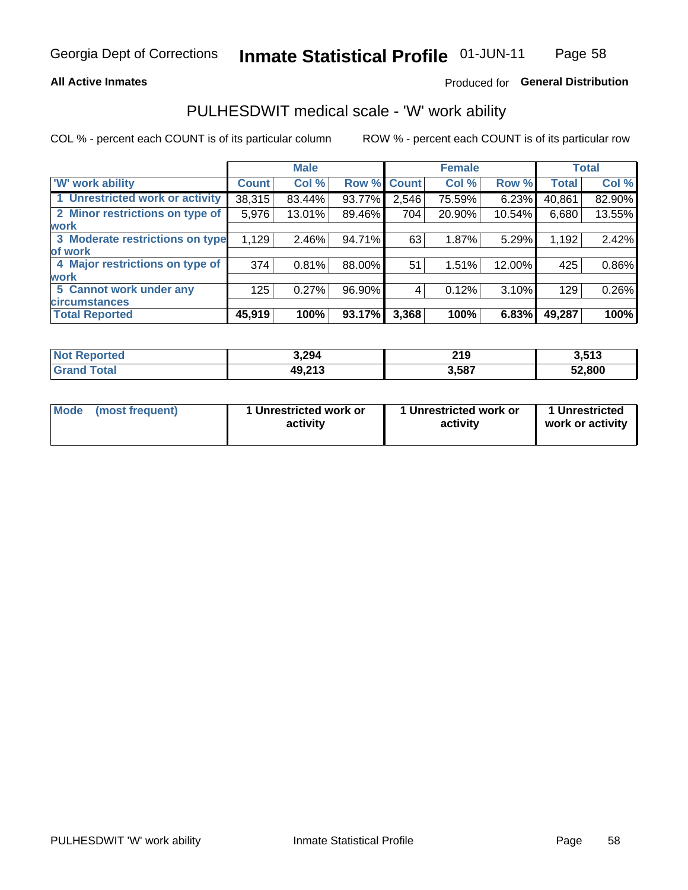Georgia Dept of Corrections **Inmate Statistical Profile** 01-JUN-11

**All Active Inmates**

Produced for **General Distribution**

## PULHESDWIT medical scale - 'W' work ability

COL % - percent each COUNT is of its particular column    ROW % - percent each COUNT is of its particular row

| | Male | | | Female | | | Total | |
|---|---|---|---|---|---|---|---|---|
| 'W' work ability | Count | Col % | Row % | Count | Col % | Row % | Total | Col % |
| 1 Unrestricted work or activity | 38,315 | 83.44% | 93.77% | 2,546 | 75.59% | 6.23% | 40,861 | 82.90% |
| 2 Minor restrictions on type of work | 5,976 | 13.01% | 89.46% | 704 | 20.90% | 10.54% | 6,680 | 13.55% |
| 3 Moderate restrictions on type of work | 1,129 | 2.46% | 94.71% | 63 | 1.87% | 5.29% | 1,192 | 2.42% |
| 4 Major restrictions on type of work | 374 | 0.81% | 88.00% | 51 | 1.51% | 12.00% | 425 | 0.86% |
| 5 Cannot work under any circumstances | 125 | 0.27% | 96.90% | 4 | 0.12% | 3.10% | 129 | 0.26% |
| **Total Reported** | **45,919** | **100%** | **93.17%** | **3,368** | **100%** | **6.83%** | **49,287** | **100%** |

| | Male | Female | Total |
|---|---|---|---|
| Not Reported | 3,294 | 219 | 3,513 |
| Grand Total | 49,213 | 3,587 | 52,800 |

| | Male | Female | Total |
|---|---|---|---|
| Mode (most frequent) | 1 Unrestricted work or activity | 1 Unrestricted work or activity | 1 Unrestricted work or activity |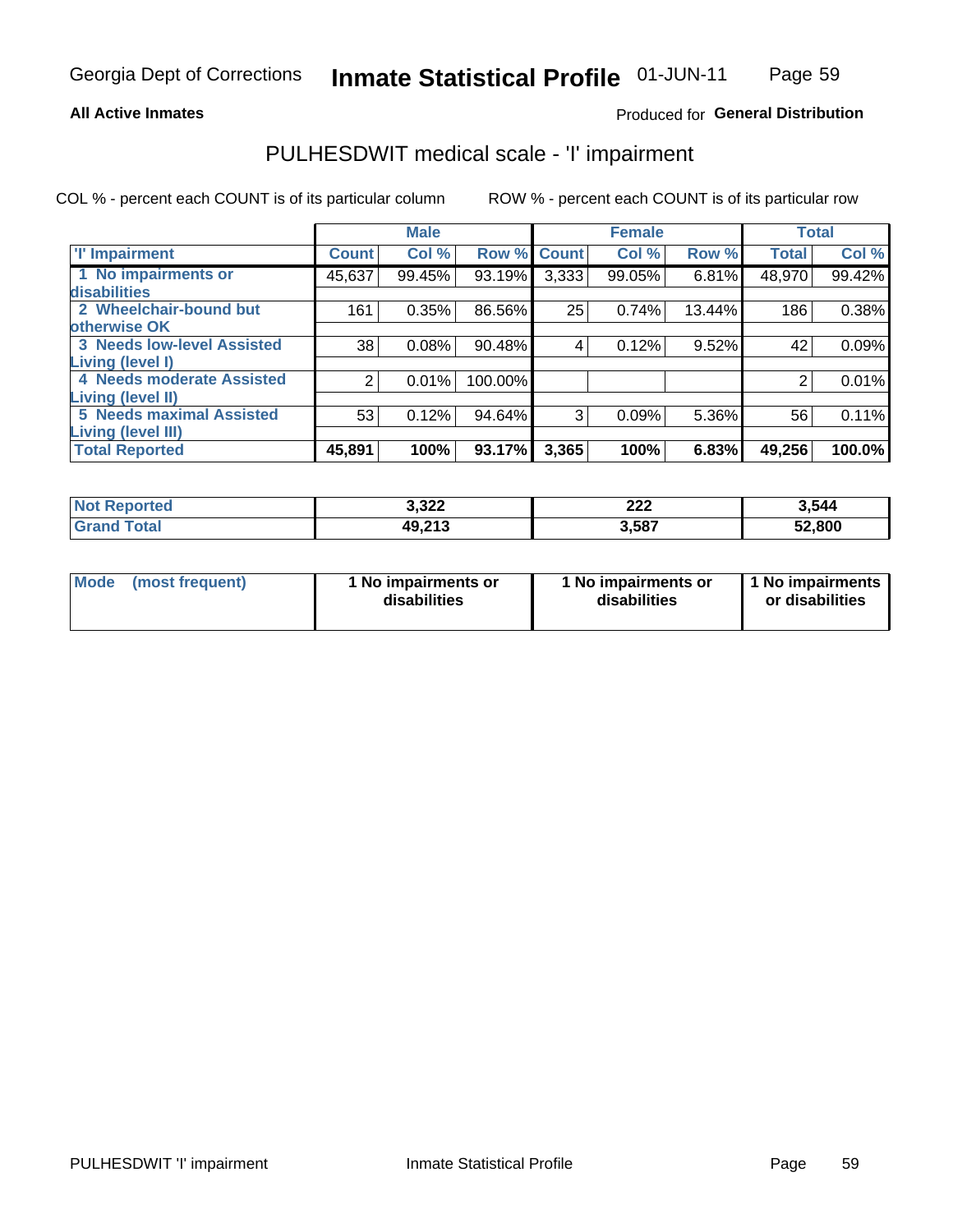Georgia Dept of Corrections **Inmate Statistical Profile** 01-JUN-11

**All Active Inmates**

Produced for **General Distribution**

# PULHESDWIT medical scale - 'I' impairment

COL % - percent each COUNT is of its particular column ROW % - percent each COUNT is of its particular row

| | Male | | | Female | | | Total | |
|---|---|---|---|---|---|---|---|---|
| 'I' Impairment | Count | Col % | Row % | Count | Col % | Row % | Total | Col % |
| 1 No impairments or disabilities | 45,637 | 99.45% | 93.19% | 3,333 | 99.05% | 6.81% | 48,970 | 99.42% |
| 2 Wheelchair-bound but otherwise OK | 161 | 0.35% | 86.56% | 25 | 0.74% | 13.44% | 186 | 0.38% |
| 3 Needs low-level Assisted Living (level I) | 38 | 0.08% | 90.48% | 4 | 0.12% | 9.52% | 42 | 0.09% |
| 4 Needs moderate Assisted Living (level II) | 2 | 0.01% | 100.00% | | | | 2 | 0.01% |
| 5 Needs maximal Assisted Living (level III) | 53 | 0.12% | 94.64% | 3 | 0.09% | 5.36% | 56 | 0.11% |
| **Total Reported** | **45,891** | **100%** | **93.17%** | **3,365** | **100%** | **6.83%** | **49,256** | **100.0%** |

| | Male | Female | Total |
|---|---|---|---|
| Not Reported | 3,322 | 222 | 3,544 |
| Grand Total | 49,213 | 3,587 | 52,800 |

| | Male | Female | Total |
|---|---|---|---|
| Mode (most frequent) | 1 No impairments or disabilities | 1 No impairments or disabilities | 1 No impairments or disabilities |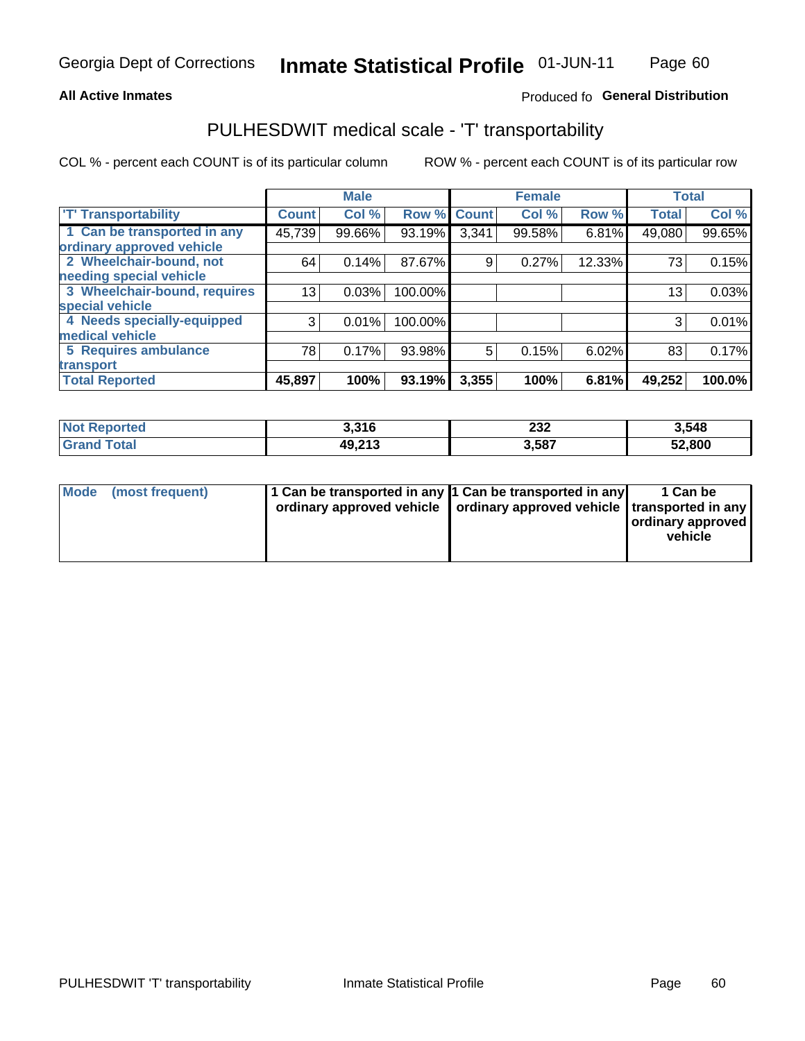Georgia Dept of Corrections **Inmate Statistical Profile** 01-JUN-11

**All Active Inmates**

Produced fo **General Distribution**

## PULHESDWIT medical scale - 'T' transportability

COL % - percent each COUNT is of its particular column

ROW % - percent each COUNT is of its particular row

| | Male | | | Female | | | Total | |
|---|---|---|---|---|---|---|---|---|
| 'T' Transportability | Count | Col % | Row % | Count | Col % | Row % | Total | Col % |
| 1 Can be transported in any ordinary approved vehicle | 45,739 | 99.66% | 93.19% | 3,341 | 99.58% | 6.81% | 49,080 | 99.65% |
| 2 Wheelchair-bound, not needing special vehicle | 64 | 0.14% | 87.67% | 9 | 0.27% | 12.33% | 73 | 0.15% |
| 3 Wheelchair-bound, requires special vehicle | 13 | 0.03% | 100.00% | | | | 13 | 0.03% |
| 4 Needs specially-equipped medical vehicle | 3 | 0.01% | 100.00% | | | | 3 | 0.01% |
| 5 Requires ambulance transport | 78 | 0.17% | 93.98% | 5 | 0.15% | 6.02% | 83 | 0.17% |
| **Total Reported** | **45,897** | **100%** | **93.19%** | **3,355** | **100%** | **6.81%** | **49,252** | **100.0%** |

| | Male | Female | Total |
|---|---|---|---|
| Not Reported | 3,316 | 232 | 3,548 |
| Grand Total | 49,213 | 3,587 | 52,800 |

| | Male | Female | Total |
|---|---|---|---|
| Mode (most frequent) | 1 Can be transported in any ordinary approved vehicle | 1 Can be transported in any ordinary approved vehicle | 1 Can be transported in any ordinary approved vehicle |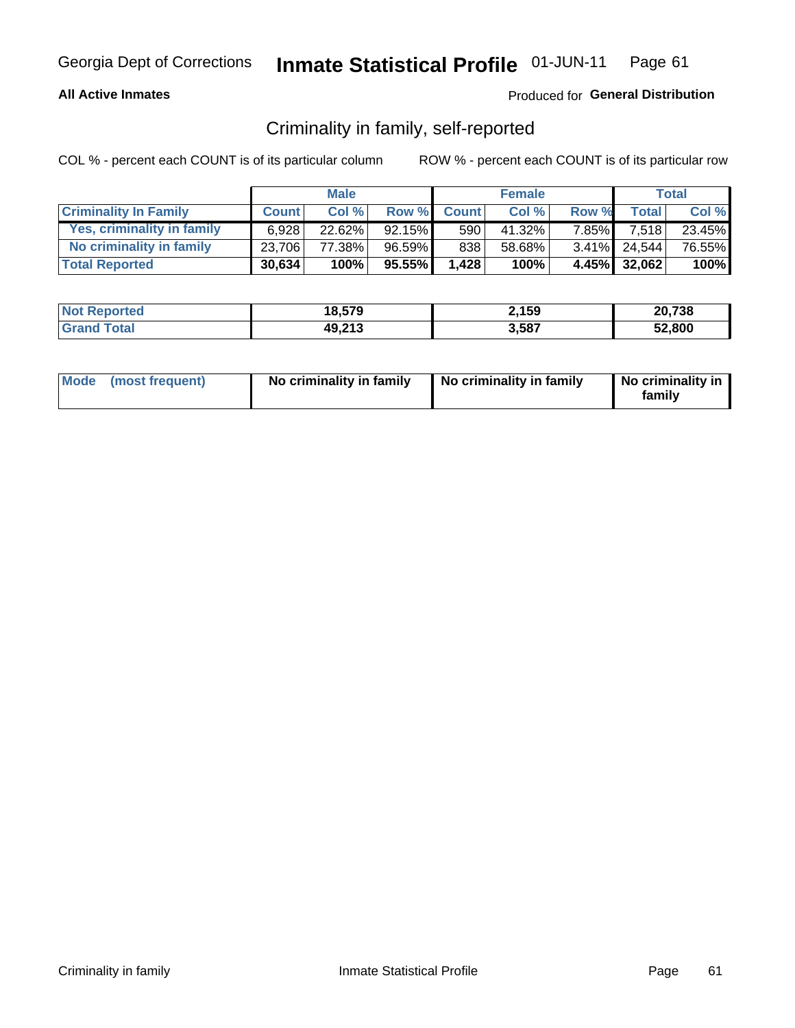Georgia Dept of Corrections **Inmate Statistical Profile** 01-JUN-11

**All Active Inmates**

Produced for **General Distribution**

## Criminality in family, self-reported

COL % - percent each COUNT is of its particular column    ROW % - percent each COUNT is of its particular row

| | Male | | | Female | | | Total | |
|---|---|---|---|---|---|---|---|---|
| **Criminality In Family** | **Count** | **Col %** | **Row %** | **Count** | **Col %** | **Row %** | **Total** | **Col %** |
| **Yes, criminality in family** | 6,928 | 22.62% | 92.15% | 590 | 41.32% | 7.85% | 7,518 | 23.45% |
| **No criminality in family** | 23,706 | 77.38% | 96.59% | 838 | 58.68% | 3.41% | 24,544 | 76.55% |
| **Total Reported** | **30,634** | **100%** | **95.55%** | **1,428** | **100%** | **4.45%** | **32,062** | **100%** |

| | Male | Female | Total |
|---|---|---|---|
| **Not Reported** | **18,579** | **2,159** | **20,738** |
| **Grand Total** | **49,213** | **3,587** | **52,800** |

| | Male | Female | Total |
|---|---|---|---|
| **Mode (most frequent)** | **No criminality in family** | **No criminality in family** | **No criminality in family** |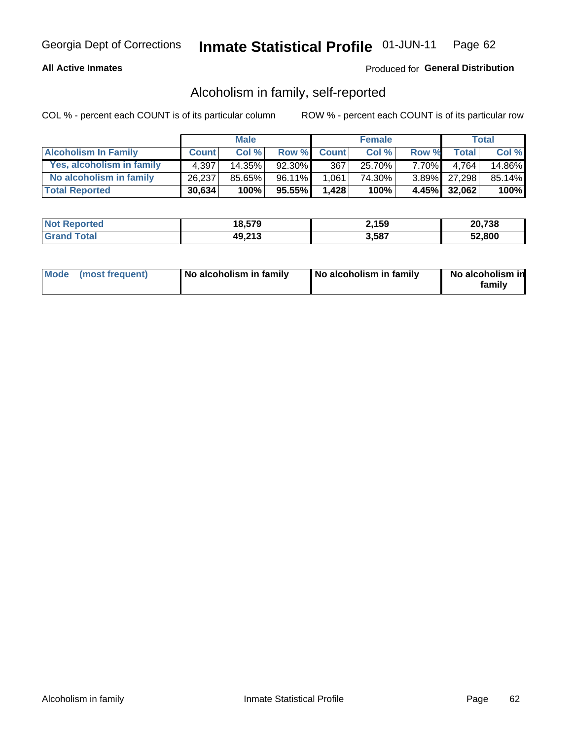**All Active Inmates**

Produced for **General Distribution**

## Alcoholism in family, self-reported

COL % - percent each COUNT is of its particular column

ROW % - percent each COUNT is of its particular row

| | Male | | | Female | | | Total | |
|---|---|---|---|---|---|---|---|---|
| **Alcoholism In Family** | **Count** | **Col %** | **Row %** | **Count** | **Col %** | **Row %** | **Total** | **Col %** |
| **Yes, alcoholism in family** | 4,397 | 14.35% | 92.30% | 367 | 25.70% | 7.70% | 4,764 | 14.86% |
| **No alcoholism in family** | 26,237 | 85.65% | 96.11% | 1,061 | 74.30% | 3.89% | 27,298 | 85.14% |
| **Total Reported** | **30,634** | **100%** | **95.55%** | **1,428** | **100%** | **4.45%** | **32,062** | **100%** |

| | Male | Female | Total |
|---|---|---|---|
| **Not Reported** | **18,579** | **2,159** | **20,738** |
| **Grand Total** | **49,213** | **3,587** | **52,800** |

| | Male | Female | Total |
|---|---|---|---|
| **Mode (most frequent)** | **No alcoholism in family** | **No alcoholism in family** | **No alcoholism in family** |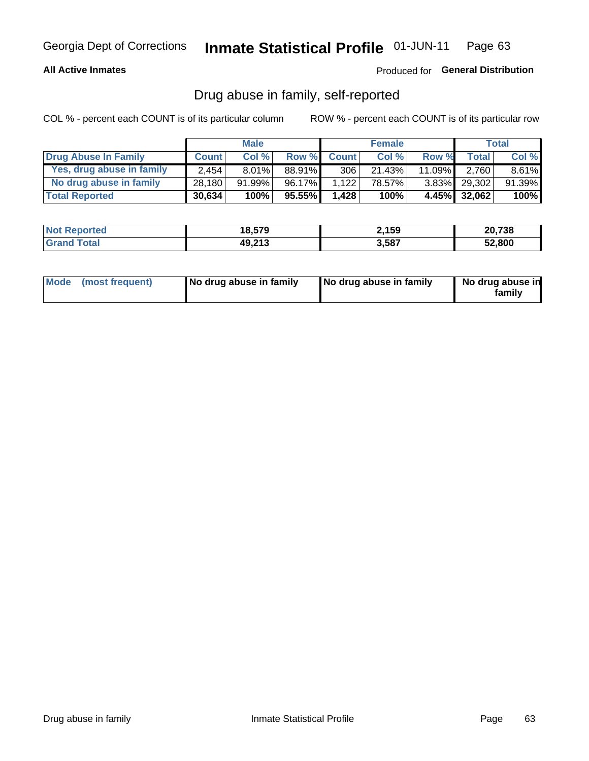Georgia Dept of Corrections **Inmate Statistical Profile** 01-JUN-11

**All Active Inmates**

Produced for **General Distribution**

## Drug abuse in family, self-reported

COL % - percent each COUNT is of its particular column

ROW % - percent each COUNT is of its particular row

| | Male | | | Female | | | Total | |
|---|---|---|---|---|---|---|---|---|
| **Drug Abuse In Family** | **Count** | **Col %** | **Row %** | **Count** | **Col %** | **Row %** | **Total** | **Col %** |
| Yes, drug abuse in family | 2,454 | 8.01% | 88.91% | 306 | 21.43% | 11.09% | 2,760 | 8.61% |
| No drug abuse in family | 28,180 | 91.99% | 96.17% | 1,122 | 78.57% | 3.83% | 29,302 | 91.39% |
| **Total Reported** | **30,634** | **100%** | **95.55%** | **1,428** | **100%** | **4.45%** | **32,062** | **100%** |

| | Male | Female | Total |
|---|---|---|---|
| **Not Reported** | **18,579** | **2,159** | **20,738** |
| **Grand Total** | **49,213** | **3,587** | **52,800** |

| | Male | Female | Total |
|---|---|---|---|
| **Mode (most frequent)** | **No drug abuse in family** | **No drug abuse in family** | **No drug abuse in family** |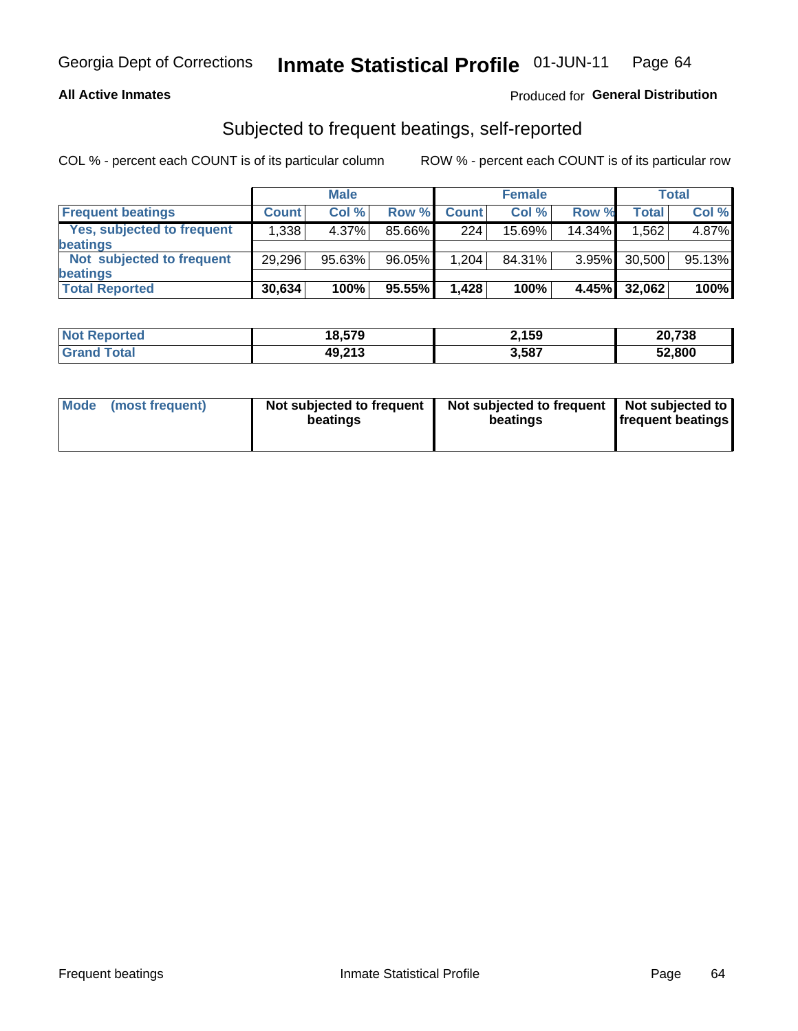Georgia Dept of Corrections **Inmate Statistical Profile** 01-JUN-11

**All Active Inmates**

Produced for **General Distribution**

## Subjected to frequent beatings, self-reported

COL % - percent each COUNT is of its particular column

ROW % - percent each COUNT is of its particular row

| | Male | | | Female | | | Total | |
|---|---|---|---|---|---|---|---|---|
| **Frequent beatings** | **Count** | **Col %** | **Row %** | **Count** | **Col %** | **Row %** | **Total** | **Col %** |
| **Yes, subjected to frequent beatings** | 1,338 | 4.37% | 85.66% | 224 | 15.69% | 14.34% | 1,562 | 4.87% |
| **Not subjected to frequent beatings** | 29,296 | 95.63% | 96.05% | 1,204 | 84.31% | 3.95% | 30,500 | 95.13% |
| **Total Reported** | **30,634** | **100%** | **95.55%** | **1,428** | **100%** | **4.45%** | **32,062** | **100%** |

| | Male | Female | Total |
|---|---|---|---|
| **Not Reported** | **18,579** | **2,159** | **20,738** |
| **Grand Total** | **49,213** | **3,587** | **52,800** |

| | Male | Female | Total |
|---|---|---|---|
| **Mode (most frequent)** | **Not subjected to frequent beatings** | **Not subjected to frequent beatings** | **Not subjected to frequent beatings** |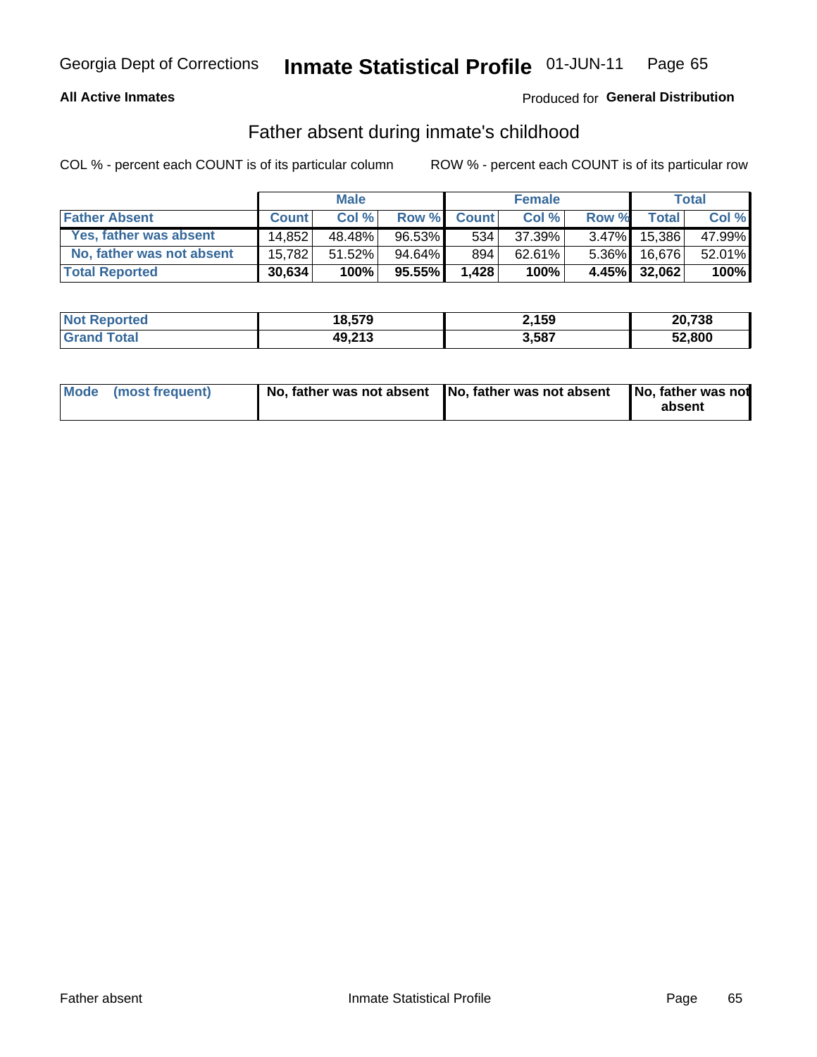Georgia Dept of Corrections **Inmate Statistical Profile** 01-JUN-11

**All Active Inmates**

Produced for **General Distribution**

## Father absent during inmate's childhood

COL % - percent each COUNT is of its particular column

ROW % - percent each COUNT is of its particular row

| | Male | | | Female | | | Total | |
|---|---|---|---|---|---|---|---|---|
| **Father Absent** | **Count** | **Col %** | **Row %** | **Count** | **Col %** | **Row %** | **Total** | **Col %** |
| **Yes, father was absent** | 14,852 | 48.48% | 96.53% | 534 | 37.39% | 3.47% | 15,386 | 47.99% |
| **No, father was not absent** | 15,782 | 51.52% | 94.64% | 894 | 62.61% | 5.36% | 16,676 | 52.01% |
| **Total Reported** | **30,634** | **100%** | **95.55%** | **1,428** | **100%** | **4.45%** | **32,062** | **100%** |

| | Male | Female | Total |
|---|---|---|---|
| **Not Reported** | **18,579** | **2,159** | **20,738** |
| **Grand Total** | **49,213** | **3,587** | **52,800** |

| | Male | Female | Total |
|---|---|---|---|
| **Mode (most frequent)** | **No, father was not absent** | **No, father was not absent** | **No, father was not absent** |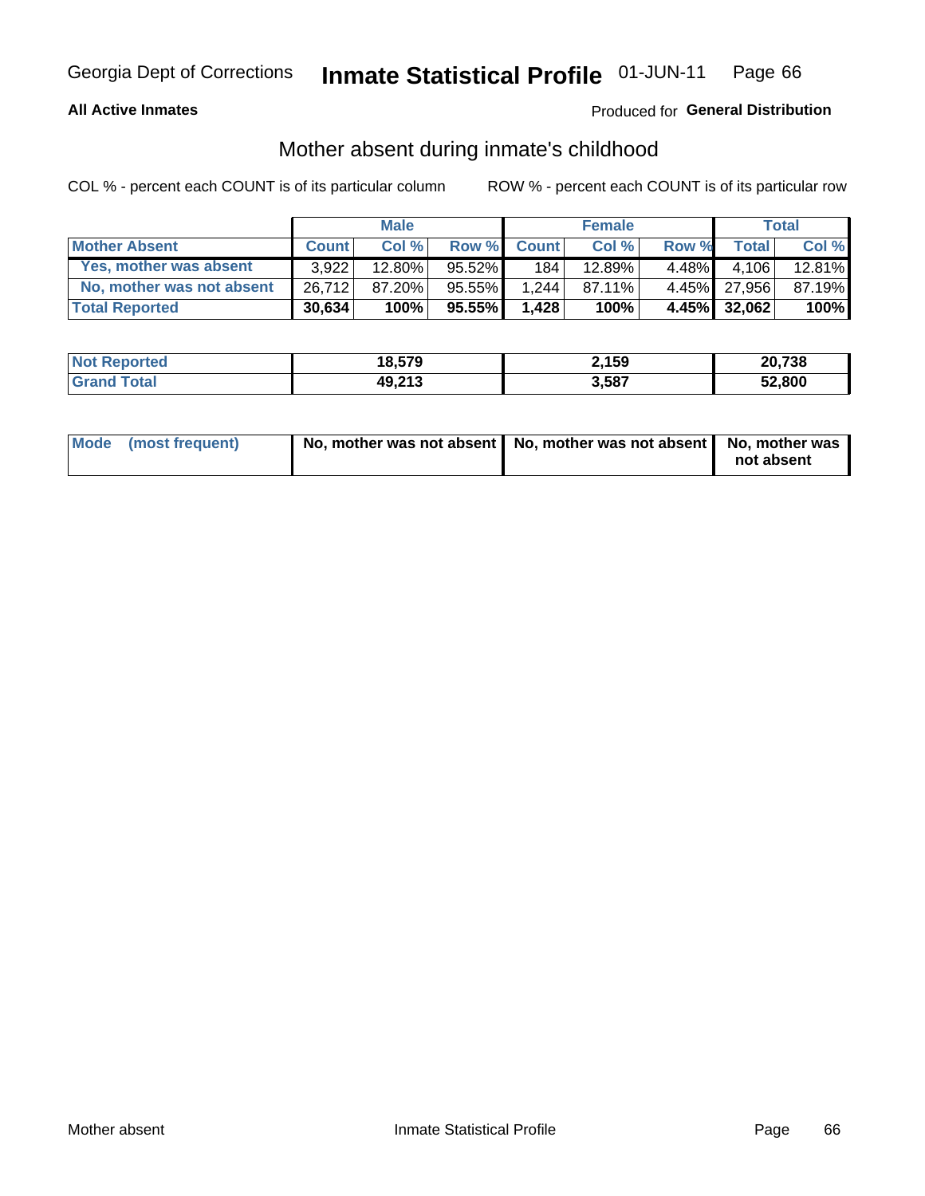Georgia Dept of Corrections **Inmate Statistical Profile** 01-JUN-11

**All Active Inmates**

Produced for **General Distribution**

## Mother absent during inmate's childhood

COL % - percent each COUNT is of its particular column

ROW % - percent each COUNT is of its particular row

| | Male | | | Female | | | Total | |
|---|---|---|---|---|---|---|---|---|
| **Mother Absent** | **Count** | **Col %** | **Row %** | **Count** | **Col %** | **Row %** | **Total** | **Col %** |
| **Yes, mother was absent** | 3,922 | 12.80% | 95.52% | 184 | 12.89% | 4.48% | 4,106 | 12.81% |
| **No, mother was not absent** | 26,712 | 87.20% | 95.55% | 1,244 | 87.11% | 4.45% | 27,956 | 87.19% |
| **Total Reported** | **30,634** | **100%** | **95.55%** | **1,428** | **100%** | **4.45%** | **32,062** | **100%** |

| | Male | Female | Total |
|---|---|---|---|
| **Not Reported** | **18,579** | **2,159** | **20,738** |
| **Grand Total** | **49,213** | **3,587** | **52,800** |

| | Male | Female | Total |
|---|---|---|---|
| **Mode (most frequent)** | **No, mother was not absent** | **No, mother was not absent** | **No, mother was not absent** |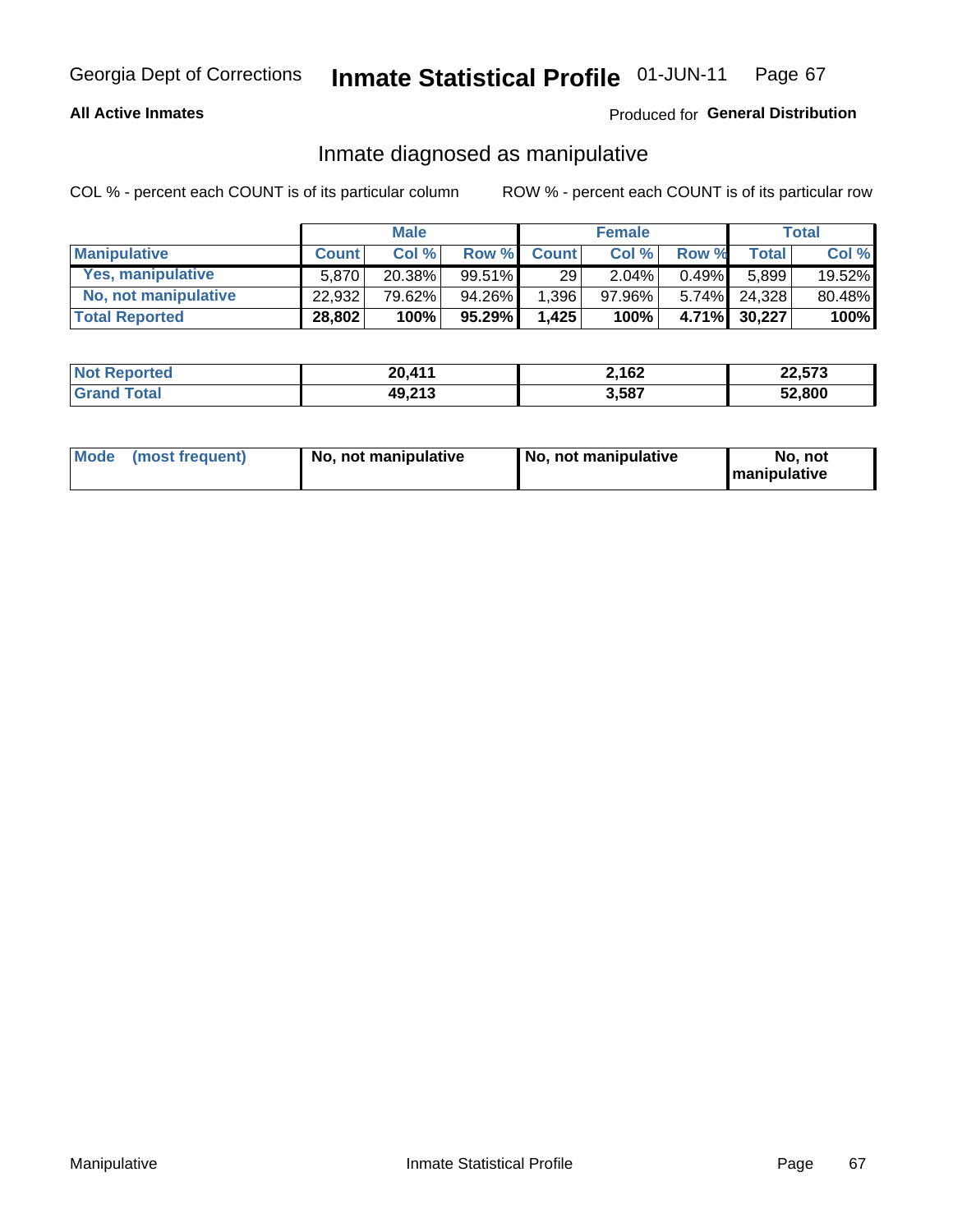Georgia Dept of Corrections **Inmate Statistical Profile** 01-JUN-11

**All Active Inmates**

Produced for **General Distribution**

## Inmate diagnosed as manipulative

COL % - percent each COUNT is of its particular column

ROW % - percent each COUNT is of its particular row

| | Male | | | Female | | | Total | |
|---|---|---|---|---|---|---|---|---|
| **Manipulative** | **Count** | **Col %** | **Row %** | **Count** | **Col %** | **Row %** | **Total** | **Col %** |
| **Yes, manipulative** | 5,870 | 20.38% | 99.51% | 29 | 2.04% | 0.49% | 5,899 | 19.52% |
| **No, not manipulative** | 22,932 | 79.62% | 94.26% | 1,396 | 97.96% | 5.74% | 24,328 | 80.48% |
| **Total Reported** | **28,802** | **100%** | **95.29%** | **1,425** | **100%** | **4.71%** | **30,227** | **100%** |

| | Male | Female | Total |
|---|---|---|---|
| **Not Reported** | **20,411** | **2,162** | **22,573** |
| **Grand Total** | **49,213** | **3,587** | **52,800** |

| | Male | Female | Total |
|---|---|---|---|
| **Mode (most frequent)** | **No, not manipulative** | **No, not manipulative** | **No, not manipulative** |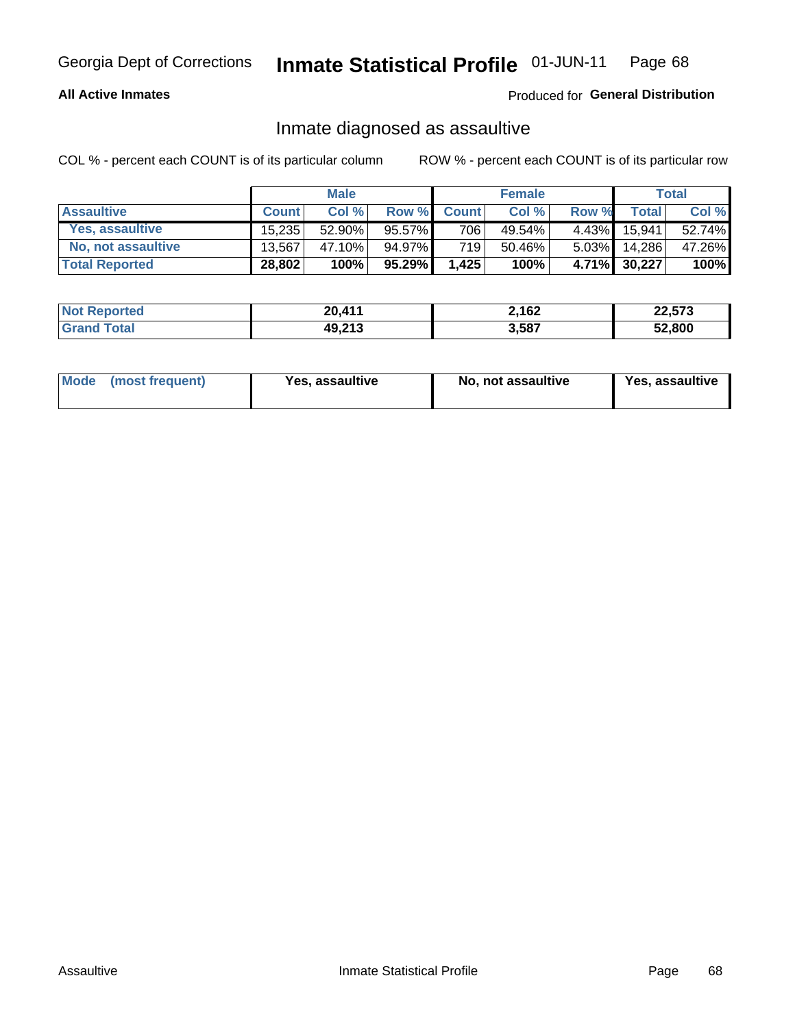Georgia Dept of Corrections **Inmate Statistical Profile** 01-JUN-11

**All Active Inmates**

Produced for **General Distribution**

## Inmate diagnosed as assaultive

COL % - percent each COUNT is of its particular column

ROW % - percent each COUNT is of its particular row

| | Male | | | Female | | | Total | |
|---|---|---|---|---|---|---|---|---|
| **Assaultive** | **Count** | **Col %** | **Row %** | **Count** | **Col %** | **Row %** | **Total** | **Col %** |
| **Yes, assaultive** | 15,235 | 52.90% | 95.57% | 706 | 49.54% | 4.43% | 15,941 | 52.74% |
| **No, not assaultive** | 13,567 | 47.10% | 94.97% | 719 | 50.46% | 5.03% | 14,286 | 47.26% |
| **Total Reported** | **28,802** | **100%** | **95.29%** | **1,425** | **100%** | **4.71%** | **30,227** | **100%** |

| | Male | Female | Total |
|---|---|---|---|
| **Not Reported** | **20,411** | **2,162** | **22,573** |
| **Grand Total** | **49,213** | **3,587** | **52,800** |

| | Male | Female | Total |
|---|---|---|---|
| **Mode (most frequent)** | **Yes, assaultive** | **No, not assaultive** | **Yes, assaultive** |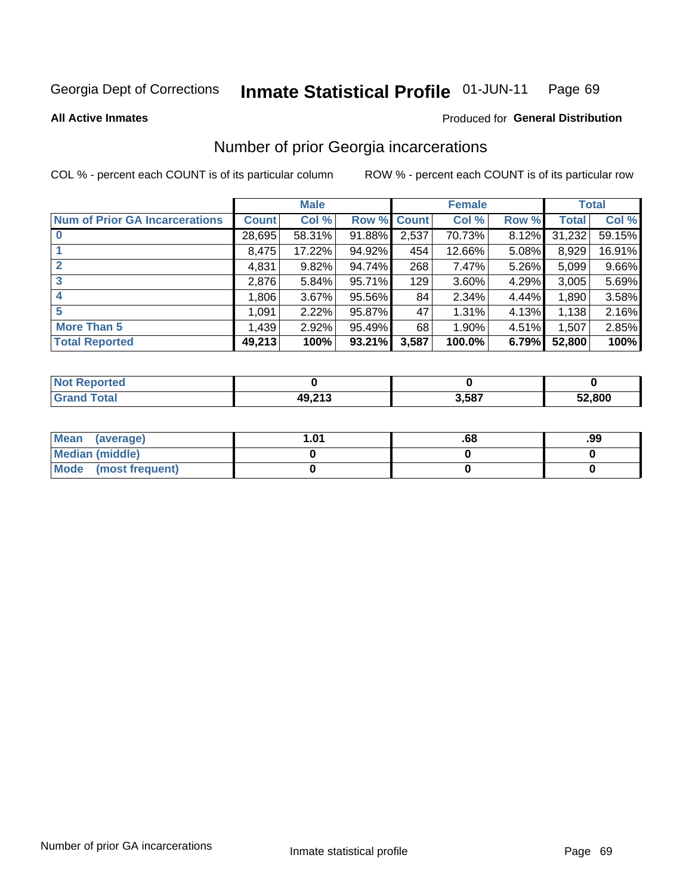Georgia Dept of Corrections **Inmate Statistical Profile** 01-JUN-11

**All Active Inmates**

Produced for **General Distribution**

## Number of prior Georgia incarcerations

COL % - percent each COUNT is of its particular column

ROW % - percent each COUNT is of its particular row

| | Male | | | Female | | | Total | |
|---|---|---|---|---|---|---|---|---|
| **Num of Prior GA Incarcerations** | **Count** | **Col %** | **Row %** | **Count** | **Col %** | **Row %** | **Total** | **Col %** |
| **0** | 28,695 | 58.31% | 91.88% | 2,537 | 70.73% | 8.12% | 31,232 | 59.15% |
| **1** | 8,475 | 17.22% | 94.92% | 454 | 12.66% | 5.08% | 8,929 | 16.91% |
| **2** | 4,831 | 9.82% | 94.74% | 268 | 7.47% | 5.26% | 5,099 | 9.66% |
| **3** | 2,876 | 5.84% | 95.71% | 129 | 3.60% | 4.29% | 3,005 | 5.69% |
| **4** | 1,806 | 3.67% | 95.56% | 84 | 2.34% | 4.44% | 1,890 | 3.58% |
| **5** | 1,091 | 2.22% | 95.87% | 47 | 1.31% | 4.13% | 1,138 | 2.16% |
| **More Than 5** | 1,439 | 2.92% | 95.49% | 68 | 1.90% | 4.51% | 1,507 | 2.85% |
| **Total Reported** | **49,213** | **100%** | **93.21%** | **3,587** | **100.0%** | **6.79%** | **52,800** | **100%** |

| | Male | Female | Total |
|---|---|---|---|
| **Not Reported** | **0** | **0** | **0** |
| **Grand Total** | **49,213** | **3,587** | **52,800** |

| | Male | Female | Total |
|---|---|---|---|
| **Mean (average)** | **1.01** | **.68** | **.99** |
| **Median (middle)** | **0** | **0** | **0** |
| **Mode (most frequent)** | **0** | **0** | **0** |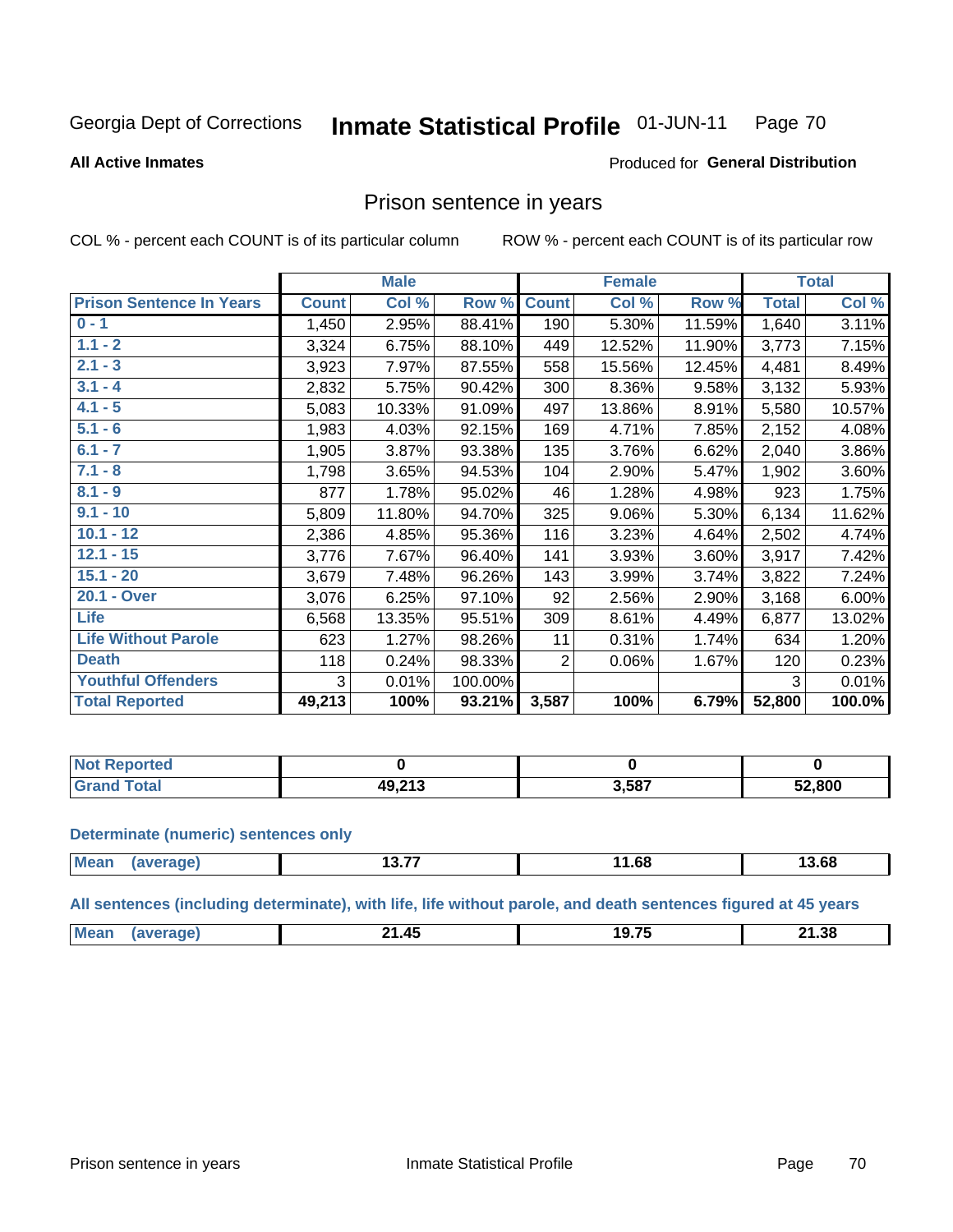Georgia Dept of Corrections **Inmate Statistical Profile** 01-JUN-11 Page 70

**All Active Inmates**

Produced for **General Distribution**

## Prison sentence in years

COL % - percent each COUNT is of its particular column

ROW % - percent each COUNT is of its particular row

| | Male | | | Female | | | Total | |
|---|---|---|---|---|---|---|---|---|
| **Prison Sentence In Years** | **Count** | **Col %** | **Row %** | **Count** | **Col %** | **Row %** | **Total** | **Col %** |
| 0 - 1 | 1,450 | 2.95% | 88.41% | 190 | 5.30% | 11.59% | 1,640 | 3.11% |
| 1.1 - 2 | 3,324 | 6.75% | 88.10% | 449 | 12.52% | 11.90% | 3,773 | 7.15% |
| 2.1 - 3 | 3,923 | 7.97% | 87.55% | 558 | 15.56% | 12.45% | 4,481 | 8.49% |
| 3.1 - 4 | 2,832 | 5.75% | 90.42% | 300 | 8.36% | 9.58% | 3,132 | 5.93% |
| 4.1 - 5 | 5,083 | 10.33% | 91.09% | 497 | 13.86% | 8.91% | 5,580 | 10.57% |
| 5.1 - 6 | 1,983 | 4.03% | 92.15% | 169 | 4.71% | 7.85% | 2,152 | 4.08% |
| 6.1 - 7 | 1,905 | 3.87% | 93.38% | 135 | 3.76% | 6.62% | 2,040 | 3.86% |
| 7.1 - 8 | 1,798 | 3.65% | 94.53% | 104 | 2.90% | 5.47% | 1,902 | 3.60% |
| 8.1 - 9 | 877 | 1.78% | 95.02% | 46 | 1.28% | 4.98% | 923 | 1.75% |
| 9.1 - 10 | 5,809 | 11.80% | 94.70% | 325 | 9.06% | 5.30% | 6,134 | 11.62% |
| 10.1 - 12 | 2,386 | 4.85% | 95.36% | 116 | 3.23% | 4.64% | 2,502 | 4.74% |
| 12.1 - 15 | 3,776 | 7.67% | 96.40% | 141 | 3.93% | 3.60% | 3,917 | 7.42% |
| 15.1 - 20 | 3,679 | 7.48% | 96.26% | 143 | 3.99% | 3.74% | 3,822 | 7.24% |
| 20.1 - Over | 3,076 | 6.25% | 97.10% | 92 | 2.56% | 2.90% | 3,168 | 6.00% |
| Life | 6,568 | 13.35% | 95.51% | 309 | 8.61% | 4.49% | 6,877 | 13.02% |
| Life Without Parole | 623 | 1.27% | 98.26% | 11 | 0.31% | 1.74% | 634 | 1.20% |
| Death | 118 | 0.24% | 98.33% | 2 | 0.06% | 1.67% | 120 | 0.23% |
| Youthful Offenders | 3 | 0.01% | 100.00% | | | | 3 | 0.01% |
| **Total Reported** | **49,213** | **100%** | **93.21%** | **3,587** | **100%** | **6.79%** | **52,800** | **100.0%** |

| | Male | Female | Total |
|---|---|---|---|
| Not Reported | 0 | 0 | 0 |
| Grand Total | 49,213 | 3,587 | 52,800 |

**Determinate (numeric) sentences only**

| | Male | Female | Total |
|---|---|---|---|
| Mean (average) | 13.77 | 11.68 | 13.68 |

**All sentences (including determinate), with life, life without parole, and death sentences figured at 45 years**

| | Male | Female | Total |
|---|---|---|---|
| Mean (average) | 21.45 | 19.75 | 21.38 |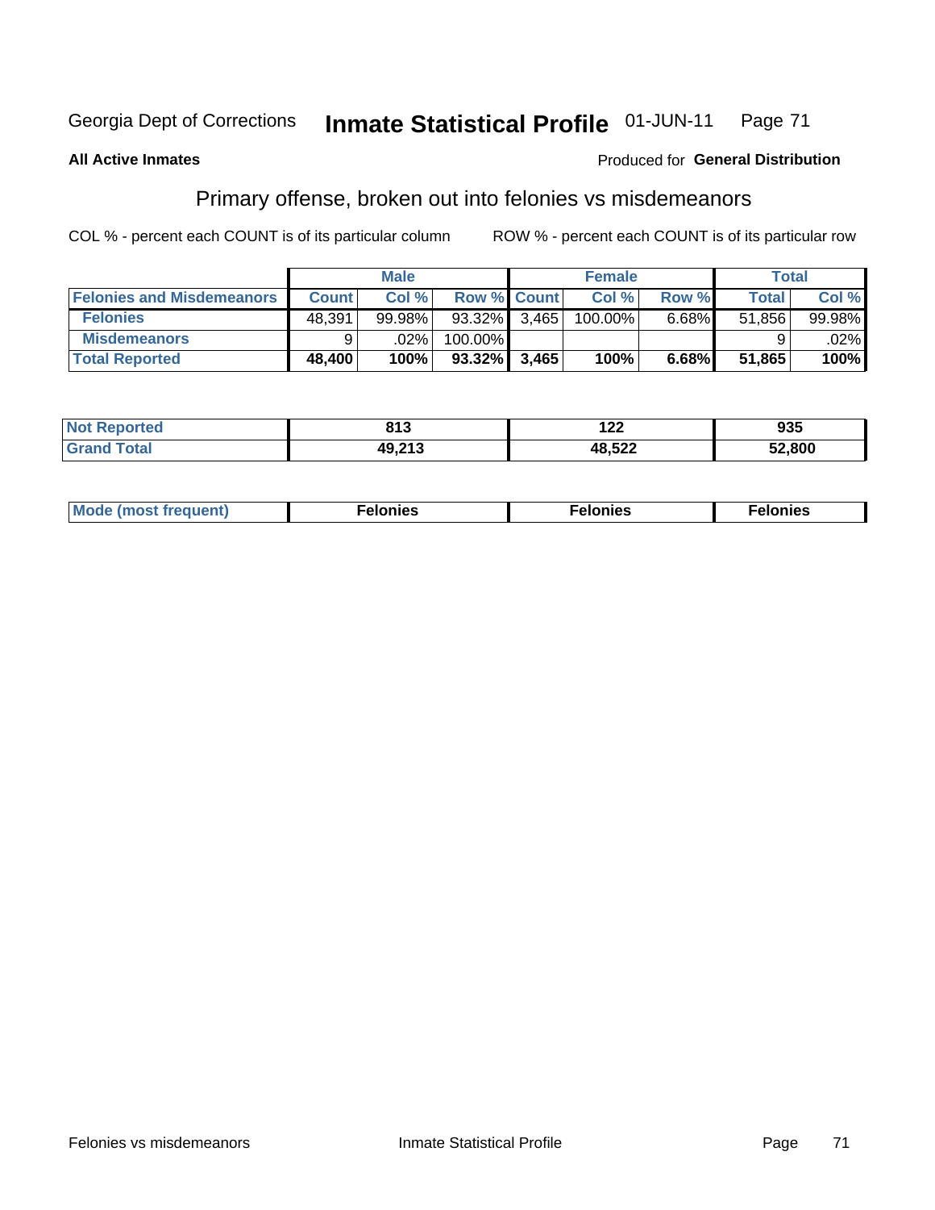Georgia Dept of Corrections **Inmate Statistical Profile** 01-JUN-11

**All Active Inmates**

Produced for **General Distribution**

## Primary offense, broken out into felonies vs misdemeanors

COL % - percent each COUNT is of its particular column

ROW % - percent each COUNT is of its particular row

| | Male | | | Female | | | Total | |
|---|---|---|---|---|---|---|---|---|
| **Felonies and Misdemeanors** | **Count** | **Col %** | **Row %** | **Count** | **Col %** | **Row %** | **Total** | **Col %** |
| **Felonies** | 48,391 | 99.98% | 93.32% | 3,465 | 100.00% | 6.68% | 51,856 | 99.98% |
| **Misdemeanors** | 9 | .02% | 100.00% | | | | 9 | .02% |
| **Total Reported** | **48,400** | **100%** | **93.32%** | **3,465** | **100%** | **6.68%** | **51,865** | **100%** |

| | Male | Female | Total |
|---|---|---|---|
| **Not Reported** | **813** | **122** | **935** |
| **Grand Total** | **49,213** | **48,522** | **52,800** |

| | Male | Female | Total |
|---|---|---|---|
| **Mode (most frequent)** | **Felonies** | **Felonies** | **Felonies** |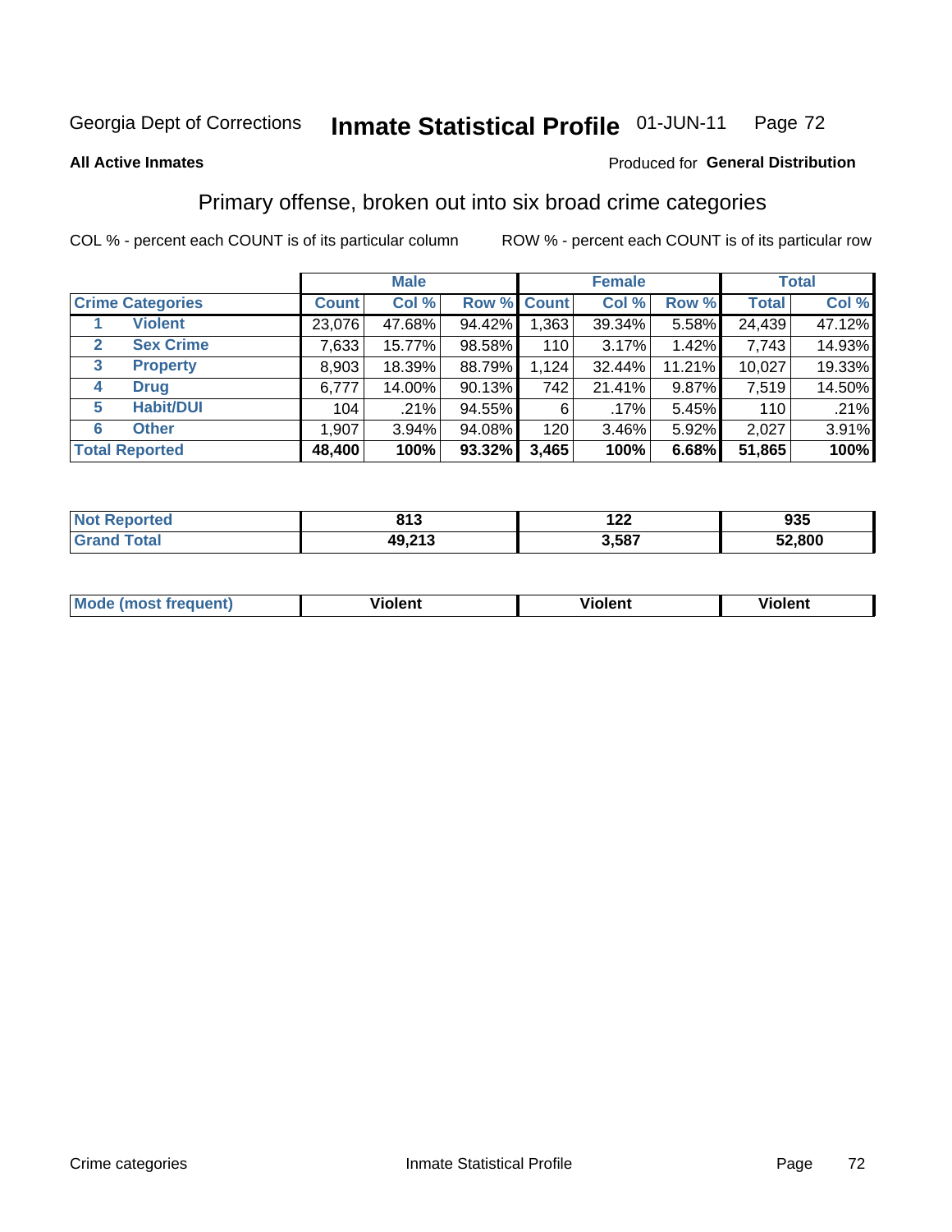Georgia Dept of Corrections **Inmate Statistical Profile** 01-JUN-11 Page 72

**All Active Inmates**

Produced for **General Distribution**

## Primary offense, broken out into six broad crime categories

COL % - percent each COUNT is of its particular column

ROW % - percent each COUNT is of its particular row

| | | Male | | | Female | | | Total | |
|---|---|---|---|---|---|---|---|---|---|
| **Crime Categories** | | **Count** | **Col %** | **Row %** | **Count** | **Col %** | **Row %** | **Total** | **Col %** |
| 1 | **Violent** | 23,076 | 47.68% | 94.42% | 1,363 | 39.34% | 5.58% | 24,439 | 47.12% |
| 2 | **Sex Crime** | 7,633 | 15.77% | 98.58% | 110 | 3.17% | 1.42% | 7,743 | 14.93% |
| 3 | **Property** | 8,903 | 18.39% | 88.79% | 1,124 | 32.44% | 11.21% | 10,027 | 19.33% |
| 4 | **Drug** | 6,777 | 14.00% | 90.13% | 742 | 21.41% | 9.87% | 7,519 | 14.50% |
| 5 | **Habit/DUI** | 104 | .21% | 94.55% | 6 | .17% | 5.45% | 110 | .21% |
| 6 | **Other** | 1,907 | 3.94% | 94.08% | 120 | 3.46% | 5.92% | 2,027 | 3.91% |
| **Total Reported** | | **48,400** | **100%** | **93.32%** | **3,465** | **100%** | **6.68%** | **51,865** | **100%** |

| | Male | Female | Total |
|---|---|---|---|
| **Not Reported** | **813** | **122** | **935** |
| **Grand Total** | **49,213** | **3,587** | **52,800** |

| | Male | Female | Total |
|---|---|---|---|
| **Mode (most frequent)** | **Violent** | **Violent** | **Violent** |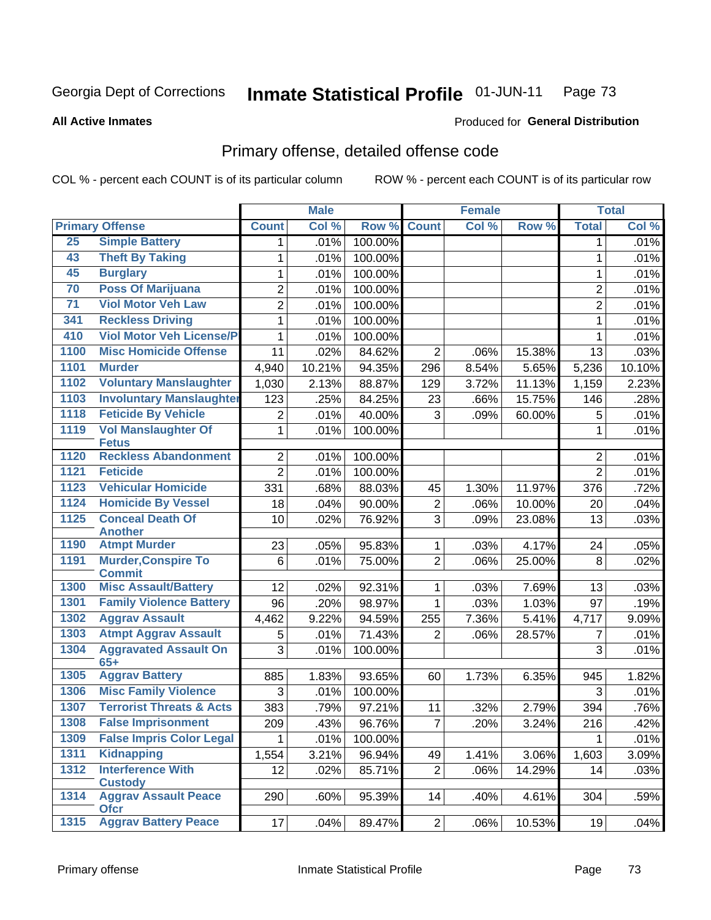Georgia Dept of Corrections **Inmate Statistical Profile** 01-JUN-11

**All Active Inmates**

Produced for **General Distribution**

## Primary offense, detailed offense code

COL % - percent each COUNT is of its particular column    ROW % - percent each COUNT is of its particular row

| Primary Offense | | Male | | | Female | | | Total | |
|---|---|---|---|---|---|---|---|---|---|
| | | Count | Col % | Row % | Count | Col % | Row % | Total | Col % |
| 25 | Simple Battery | 1 | .01% | 100.00% | | | | 1 | .01% |
| 43 | Theft By Taking | 1 | .01% | 100.00% | | | | 1 | .01% |
| 45 | Burglary | 1 | .01% | 100.00% | | | | 1 | .01% |
| 70 | Poss Of Marijuana | 2 | .01% | 100.00% | | | | 2 | .01% |
| 71 | Viol Motor Veh Law | 2 | .01% | 100.00% | | | | 2 | .01% |
| 341 | Reckless Driving | 1 | .01% | 100.00% | | | | 1 | .01% |
| 410 | Viol Motor Veh License/P | 1 | .01% | 100.00% | | | | 1 | .01% |
| 1100 | Misc Homicide Offense | 11 | .02% | 84.62% | 2 | .06% | 15.38% | 13 | .03% |
| 1101 | Murder | 4,940 | 10.21% | 94.35% | 296 | 8.54% | 5.65% | 5,236 | 10.10% |
| 1102 | Voluntary Manslaughter | 1,030 | 2.13% | 88.87% | 129 | 3.72% | 11.13% | 1,159 | 2.23% |
| 1103 | Involuntary Manslaughter | 123 | .25% | 84.25% | 23 | .66% | 15.75% | 146 | .28% |
| 1118 | Feticide By Vehicle | 2 | .01% | 40.00% | 3 | .09% | 60.00% | 5 | .01% |
| 1119 | Vol Manslaughter Of Fetus | 1 | .01% | 100.00% | | | | 1 | .01% |
| 1120 | Reckless Abandonment | 2 | .01% | 100.00% | | | | 2 | .01% |
| 1121 | Feticide | 2 | .01% | 100.00% | | | | 2 | .01% |
| 1123 | Vehicular Homicide | 331 | .68% | 88.03% | 45 | 1.30% | 11.97% | 376 | .72% |
| 1124 | Homicide By Vessel | 18 | .04% | 90.00% | 2 | .06% | 10.00% | 20 | .04% |
| 1125 | Conceal Death Of Another | 10 | .02% | 76.92% | 3 | .09% | 23.08% | 13 | .03% |
| 1190 | Atmpt Murder | 23 | .05% | 95.83% | 1 | .03% | 4.17% | 24 | .05% |
| 1191 | Murder,Conspire To Commit | 6 | .01% | 75.00% | 2 | .06% | 25.00% | 8 | .02% |
| 1300 | Misc Assault/Battery | 12 | .02% | 92.31% | 1 | .03% | 7.69% | 13 | .03% |
| 1301 | Family Violence Battery | 96 | .20% | 98.97% | 1 | .03% | 1.03% | 97 | .19% |
| 1302 | Aggrav Assault | 4,462 | 9.22% | 94.59% | 255 | 7.36% | 5.41% | 4,717 | 9.09% |
| 1303 | Atmpt Aggrav Assault | 5 | .01% | 71.43% | 2 | .06% | 28.57% | 7 | .01% |
| 1304 | Aggravated Assault On 65+ | 3 | .01% | 100.00% | | | | 3 | .01% |
| 1305 | Aggrav Battery | 885 | 1.83% | 93.65% | 60 | 1.73% | 6.35% | 945 | 1.82% |
| 1306 | Misc Family Violence | 3 | .01% | 100.00% | | | | 3 | .01% |
| 1307 | Terrorist Threats & Acts | 383 | .79% | 97.21% | 11 | .32% | 2.79% | 394 | .76% |
| 1308 | False Imprisonment | 209 | .43% | 96.76% | 7 | .20% | 3.24% | 216 | .42% |
| 1309 | False Impris Color Legal | 1 | .01% | 100.00% | | | | 1 | .01% |
| 1311 | Kidnapping | 1,554 | 3.21% | 96.94% | 49 | 1.41% | 3.06% | 1,603 | 3.09% |
| 1312 | Interference With Custody | 12 | .02% | 85.71% | 2 | .06% | 14.29% | 14 | .03% |
| 1314 | Aggrav Assault Peace Ofcr | 290 | .60% | 95.39% | 14 | .40% | 4.61% | 304 | .59% |
| 1315 | Aggrav Battery Peace | 17 | .04% | 89.47% | 2 | .06% | 10.53% | 19 | .04% |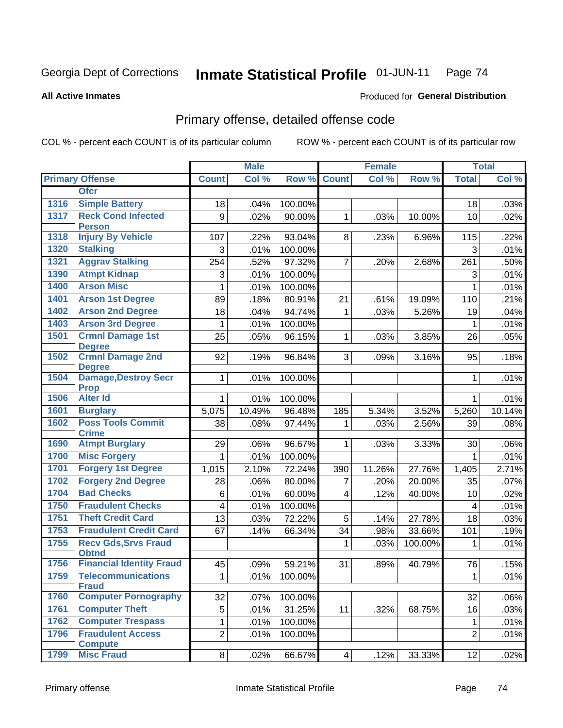Georgia Dept of Corrections **Inmate Statistical Profile** 01-JUN-11

**All Active Inmates**

Produced for **General Distribution**

## Primary offense, detailed offense code

COL % - percent each COUNT is of its particular column    ROW % - percent each COUNT is of its particular row

| Primary Offense | | Male | | | Female | | | Total | |
|---|---|---|---|---|---|---|---|---|---|
| | | Count | Col % | Row % | Count | Col % | Row % | Total | Col % |
| | Ofcr | | | | | | | | |
| 1316 | Simple Battery | 18 | .04% | 100.00% | | | | 18 | .03% |
| 1317 | Reck Cond Infected Person | 9 | .02% | 90.00% | 1 | .03% | 10.00% | 10 | .02% |
| 1318 | Injury By Vehicle | 107 | .22% | 93.04% | 8 | .23% | 6.96% | 115 | .22% |
| 1320 | Stalking | 3 | .01% | 100.00% | | | | 3 | .01% |
| 1321 | Aggrav Stalking | 254 | .52% | 97.32% | 7 | .20% | 2.68% | 261 | .50% |
| 1390 | Atmpt Kidnap | 3 | .01% | 100.00% | | | | 3 | .01% |
| 1400 | Arson Misc | 1 | .01% | 100.00% | | | | 1 | .01% |
| 1401 | Arson 1st Degree | 89 | .18% | 80.91% | 21 | .61% | 19.09% | 110 | .21% |
| 1402 | Arson 2nd Degree | 18 | .04% | 94.74% | 1 | .03% | 5.26% | 19 | .04% |
| 1403 | Arson 3rd Degree | 1 | .01% | 100.00% | | | | 1 | .01% |
| 1501 | Crmnl Damage 1st Degree | 25 | .05% | 96.15% | 1 | .03% | 3.85% | 26 | .05% |
| 1502 | Crmnl Damage 2nd Degree | 92 | .19% | 96.84% | 3 | .09% | 3.16% | 95 | .18% |
| 1504 | Damage,Destroy Secr Prop | 1 | .01% | 100.00% | | | | 1 | .01% |
| 1506 | Alter Id | 1 | .01% | 100.00% | | | | 1 | .01% |
| 1601 | Burglary | 5,075 | 10.49% | 96.48% | 185 | 5.34% | 3.52% | 5,260 | 10.14% |
| 1602 | Poss Tools Commit Crime | 38 | .08% | 97.44% | 1 | .03% | 2.56% | 39 | .08% |
| 1690 | Atmpt Burglary | 29 | .06% | 96.67% | 1 | .03% | 3.33% | 30 | .06% |
| 1700 | Misc Forgery | 1 | .01% | 100.00% | | | | 1 | .01% |
| 1701 | Forgery 1st Degree | 1,015 | 2.10% | 72.24% | 390 | 11.26% | 27.76% | 1,405 | 2.71% |
| 1702 | Forgery 2nd Degree | 28 | .06% | 80.00% | 7 | .20% | 20.00% | 35 | .07% |
| 1704 | Bad Checks | 6 | .01% | 60.00% | 4 | .12% | 40.00% | 10 | .02% |
| 1750 | Fraudulent Checks | 4 | .01% | 100.00% | | | | 4 | .01% |
| 1751 | Theft Credit Card | 13 | .03% | 72.22% | 5 | .14% | 27.78% | 18 | .03% |
| 1753 | Fraudulent Credit Card | 67 | .14% | 66.34% | 34 | .98% | 33.66% | 101 | .19% |
| 1755 | Recv Gds,Srvs Fraud Obtnd | | | | 1 | .03% | 100.00% | 1 | .01% |
| 1756 | Financial Identity Fraud | 45 | .09% | 59.21% | 31 | .89% | 40.79% | 76 | .15% |
| 1759 | Telecommunications Fraud | 1 | .01% | 100.00% | | | | 1 | .01% |
| 1760 | Computer Pornography | 32 | .07% | 100.00% | | | | 32 | .06% |
| 1761 | Computer Theft | 5 | .01% | 31.25% | 11 | .32% | 68.75% | 16 | .03% |
| 1762 | Computer Trespass | 1 | .01% | 100.00% | | | | 1 | .01% |
| 1796 | Fraudulent Access Compute | 2 | .01% | 100.00% | | | | 2 | .01% |
| 1799 | Misc Fraud | 8 | .02% | 66.67% | 4 | .12% | 33.33% | 12 | .02% |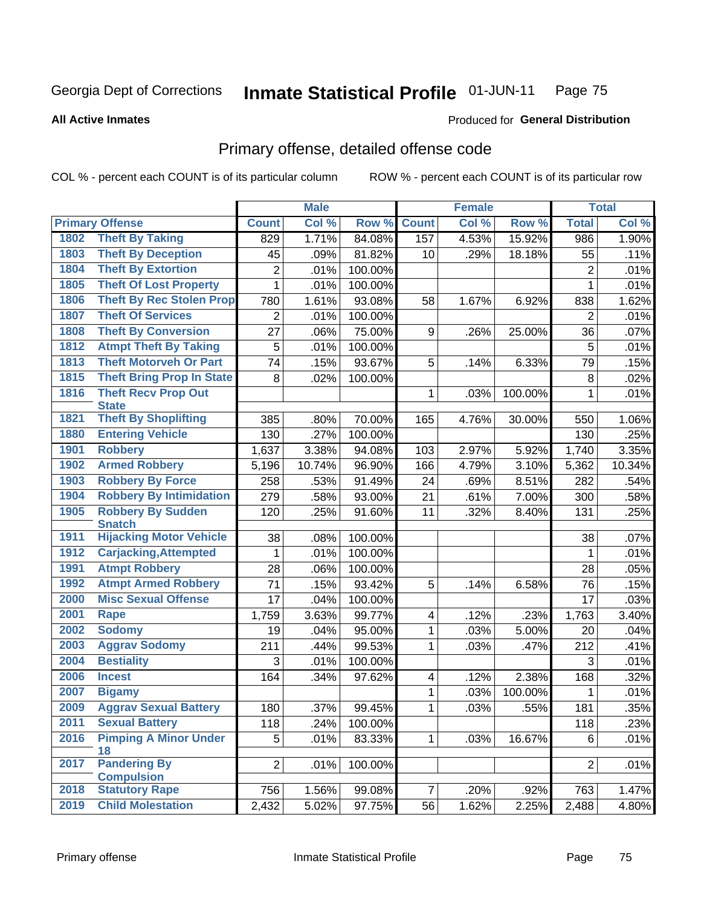Georgia Dept of Corrections **Inmate Statistical Profile** 01-JUN-11

**All Active Inmates**

Produced for **General Distribution**

## Primary offense, detailed offense code

COL % - percent each COUNT is of its particular column ROW % - percent each COUNT is of its particular row

| Primary Offense | | Male | | | Female | | | Total | |
|---|---|---|---|---|---|---|---|---|---|
| | | Count | Col % | Row % | Count | Col % | Row % | Total | Col % |
| 1802 | Theft By Taking | 829 | 1.71% | 84.08% | 157 | 4.53% | 15.92% | 986 | 1.90% |
| 1803 | Theft By Deception | 45 | .09% | 81.82% | 10 | .29% | 18.18% | 55 | .11% |
| 1804 | Theft By Extortion | 2 | .01% | 100.00% | | | | 2 | .01% |
| 1805 | Theft Of Lost Property | 1 | .01% | 100.00% | | | | 1 | .01% |
| 1806 | Theft By Rec Stolen Prop | 780 | 1.61% | 93.08% | 58 | 1.67% | 6.92% | 838 | 1.62% |
| 1807 | Theft Of Services | 2 | .01% | 100.00% | | | | 2 | .01% |
| 1808 | Theft By Conversion | 27 | .06% | 75.00% | 9 | .26% | 25.00% | 36 | .07% |
| 1812 | Atmpt Theft By Taking | 5 | .01% | 100.00% | | | | 5 | .01% |
| 1813 | Theft Motorveh Or Part | 74 | .15% | 93.67% | 5 | .14% | 6.33% | 79 | .15% |
| 1815 | Theft Bring Prop In State | 8 | .02% | 100.00% | | | | 8 | .02% |
| 1816 | Theft Recv Prop Out State | | | | 1 | .03% | 100.00% | 1 | .01% |
| 1821 | Theft By Shoplifting | 385 | .80% | 70.00% | 165 | 4.76% | 30.00% | 550 | 1.06% |
| 1880 | Entering Vehicle | 130 | .27% | 100.00% | | | | 130 | .25% |
| 1901 | Robbery | 1,637 | 3.38% | 94.08% | 103 | 2.97% | 5.92% | 1,740 | 3.35% |
| 1902 | Armed Robbery | 5,196 | 10.74% | 96.90% | 166 | 4.79% | 3.10% | 5,362 | 10.34% |
| 1903 | Robbery By Force | 258 | .53% | 91.49% | 24 | .69% | 8.51% | 282 | .54% |
| 1904 | Robbery By Intimidation | 279 | .58% | 93.00% | 21 | .61% | 7.00% | 300 | .58% |
| 1905 | Robbery By Sudden Snatch | 120 | .25% | 91.60% | 11 | .32% | 8.40% | 131 | .25% |
| 1911 | Hijacking Motor Vehicle | 38 | .08% | 100.00% | | | | 38 | .07% |
| 1912 | Carjacking,Attempted | 1 | .01% | 100.00% | | | | 1 | .01% |
| 1991 | Atmpt Robbery | 28 | .06% | 100.00% | | | | 28 | .05% |
| 1992 | Atmpt Armed Robbery | 71 | .15% | 93.42% | 5 | .14% | 6.58% | 76 | .15% |
| 2000 | Misc Sexual Offense | 17 | .04% | 100.00% | | | | 17 | .03% |
| 2001 | Rape | 1,759 | 3.63% | 99.77% | 4 | .12% | .23% | 1,763 | 3.40% |
| 2002 | Sodomy | 19 | .04% | 95.00% | 1 | .03% | 5.00% | 20 | .04% |
| 2003 | Aggrav Sodomy | 211 | .44% | 99.53% | 1 | .03% | .47% | 212 | .41% |
| 2004 | Bestiality | 3 | .01% | 100.00% | | | | 3 | .01% |
| 2006 | Incest | 164 | .34% | 97.62% | 4 | .12% | 2.38% | 168 | .32% |
| 2007 | Bigamy | | | | 1 | .03% | 100.00% | 1 | .01% |
| 2009 | Aggrav Sexual Battery | 180 | .37% | 99.45% | 1 | .03% | .55% | 181 | .35% |
| 2011 | Sexual Battery | 118 | .24% | 100.00% | | | | 118 | .23% |
| 2016 | Pimping A Minor Under 18 | 5 | .01% | 83.33% | 1 | .03% | 16.67% | 6 | .01% |
| 2017 | Pandering By Compulsion | 2 | .01% | 100.00% | | | | 2 | .01% |
| 2018 | Statutory Rape | 756 | 1.56% | 99.08% | 7 | .20% | .92% | 763 | 1.47% |
| 2019 | Child Molestation | 2,432 | 5.02% | 97.75% | 56 | 1.62% | 2.25% | 2,488 | 4.80% |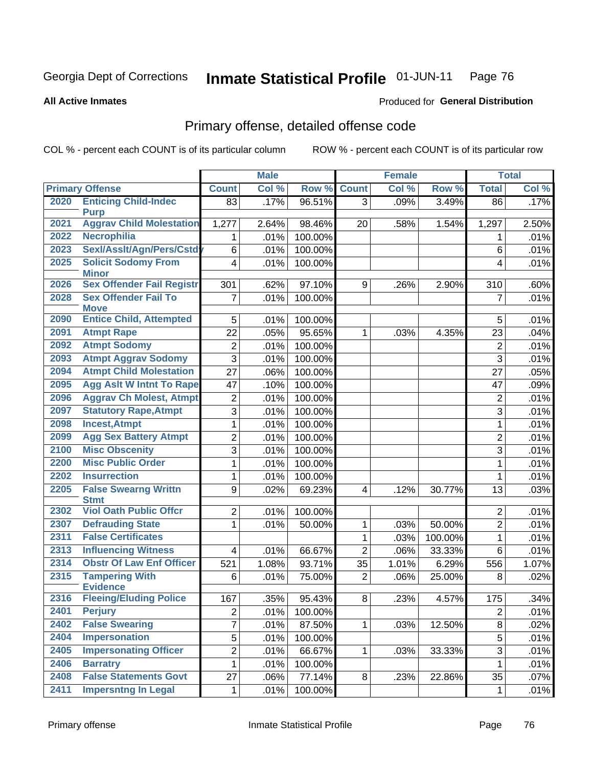Georgia Dept of Corrections **Inmate Statistical Profile** 01-JUN-11

**All Active Inmates**

Produced for **General Distribution**

## Primary offense, detailed offense code

COL % - percent each COUNT is of its particular column

ROW % - percent each COUNT is of its particular row

| Primary Offense | | Male | | | Female | | | Total | |
|---|---|---|---|---|---|---|---|---|---|
| | | Count | Col % | Row % | Count | Col % | Row % | Total | Col % |
| 2020 | Enticing Child-Indec Purp | 83 | .17% | 96.51% | 3 | .09% | 3.49% | 86 | .17% |
| 2021 | Aggrav Child Molestation | 1,277 | 2.64% | 98.46% | 20 | .58% | 1.54% | 1,297 | 2.50% |
| 2022 | Necrophilia | 1 | .01% | 100.00% | | | | 1 | .01% |
| 2023 | Sexl/Asslt/Agn/Pers/Cstdy | 6 | .01% | 100.00% | | | | 6 | .01% |
| 2025 | Solicit Sodomy From Minor | 4 | .01% | 100.00% | | | | 4 | .01% |
| 2026 | Sex Offender Fail Registr | 301 | .62% | 97.10% | 9 | .26% | 2.90% | 310 | .60% |
| 2028 | Sex Offender Fail To Move | 7 | .01% | 100.00% | | | | 7 | .01% |
| 2090 | Entice Child, Attempted | 5 | .01% | 100.00% | | | | 5 | .01% |
| 2091 | Atmpt Rape | 22 | .05% | 95.65% | 1 | .03% | 4.35% | 23 | .04% |
| 2092 | Atmpt Sodomy | 2 | .01% | 100.00% | | | | 2 | .01% |
| 2093 | Atmpt Aggrav Sodomy | 3 | .01% | 100.00% | | | | 3 | .01% |
| 2094 | Atmpt Child Molestation | 27 | .06% | 100.00% | | | | 27 | .05% |
| 2095 | Agg Aslt W Intnt To Rape | 47 | .10% | 100.00% | | | | 47 | .09% |
| 2096 | Aggrav Ch Molest, Atmpt | 2 | .01% | 100.00% | | | | 2 | .01% |
| 2097 | Statutory Rape,Atmpt | 3 | .01% | 100.00% | | | | 3 | .01% |
| 2098 | Incest,Atmpt | 1 | .01% | 100.00% | | | | 1 | .01% |
| 2099 | Agg Sex Battery Atmpt | 2 | .01% | 100.00% | | | | 2 | .01% |
| 2100 | Misc Obscenity | 3 | .01% | 100.00% | | | | 3 | .01% |
| 2200 | Misc Public Order | 1 | .01% | 100.00% | | | | 1 | .01% |
| 2202 | Insurrection | 1 | .01% | 100.00% | | | | 1 | .01% |
| 2205 | False Swearng Writtn Stmt | 9 | .02% | 69.23% | 4 | .12% | 30.77% | 13 | .03% |
| 2302 | Viol Oath Public Offcr | 2 | .01% | 100.00% | | | | 2 | .01% |
| 2307 | Defrauding State | 1 | .01% | 50.00% | 1 | .03% | 50.00% | 2 | .01% |
| 2311 | False Certificates | | | | 1 | .03% | 100.00% | 1 | .01% |
| 2313 | Influencing Witness | 4 | .01% | 66.67% | 2 | .06% | 33.33% | 6 | .01% |
| 2314 | Obstr Of Law Enf Officer | 521 | 1.08% | 93.71% | 35 | 1.01% | 6.29% | 556 | 1.07% |
| 2315 | Tampering With Evidence | 6 | .01% | 75.00% | 2 | .06% | 25.00% | 8 | .02% |
| 2316 | Fleeing/Eluding Police | 167 | .35% | 95.43% | 8 | .23% | 4.57% | 175 | .34% |
| 2401 | Perjury | 2 | .01% | 100.00% | | | | 2 | .01% |
| 2402 | False Swearing | 7 | .01% | 87.50% | 1 | .03% | 12.50% | 8 | .02% |
| 2404 | Impersonation | 5 | .01% | 100.00% | | | | 5 | .01% |
| 2405 | Impersonating Officer | 2 | .01% | 66.67% | 1 | .03% | 33.33% | 3 | .01% |
| 2406 | Barratry | 1 | .01% | 100.00% | | | | 1 | .01% |
| 2408 | False Statements Govt | 27 | .06% | 77.14% | 8 | .23% | 22.86% | 35 | .07% |
| 2411 | Impersntng In Legal | 1 | .01% | 100.00% | | | | 1 | .01% |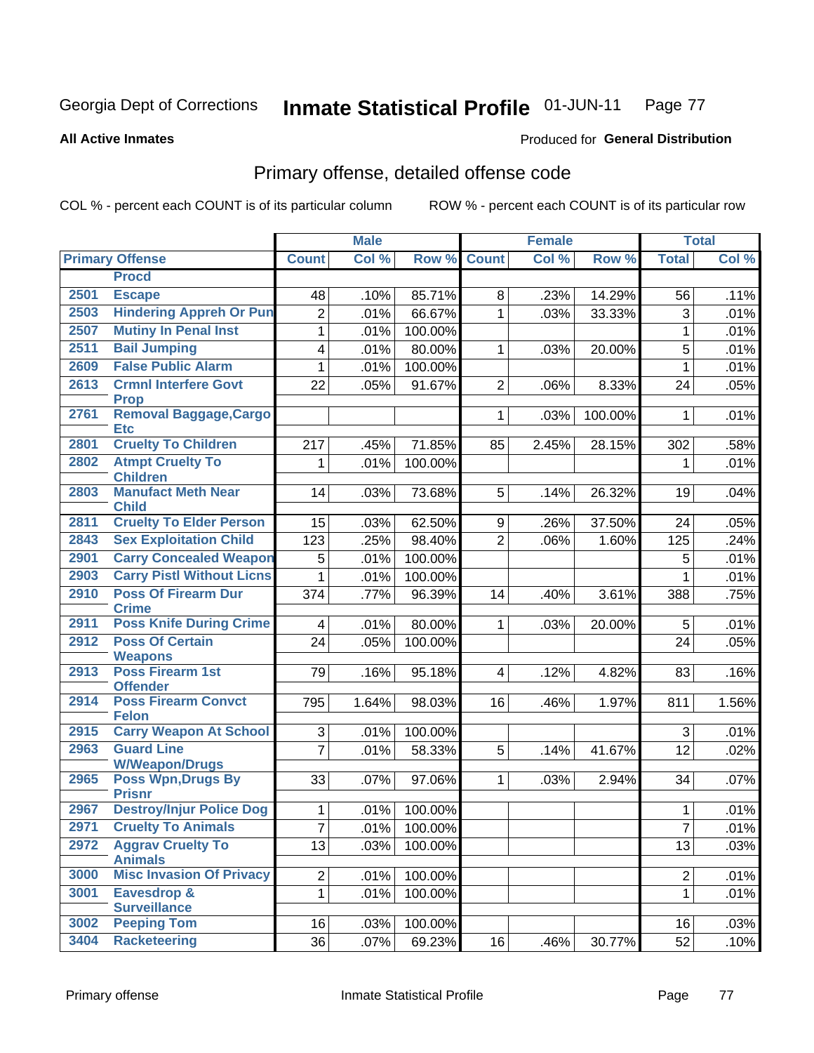Georgia Dept of Corrections **Inmate Statistical Profile** 01-JUN-11

**All Active Inmates**

Produced for **General Distribution**

## Primary offense, detailed offense code

COL % - percent each COUNT is of its particular column     ROW % - percent each COUNT is of its particular row

| Primary Offense | | Male | | | Female | | | Total | |
|---|---|---|---|---|---|---|---|---|---|
| | | Count | Col % | Row % | Count | Col % | Row % | Total | Col % |
| | Procd | | | | | | | | |
| 2501 | Escape | 48 | .10% | 85.71% | 8 | .23% | 14.29% | 56 | .11% |
| 2503 | Hindering Appreh Or Pun | 2 | .01% | 66.67% | 1 | .03% | 33.33% | 3 | .01% |
| 2507 | Mutiny In Penal Inst | 1 | .01% | 100.00% | | | | 1 | .01% |
| 2511 | Bail Jumping | 4 | .01% | 80.00% | 1 | .03% | 20.00% | 5 | .01% |
| 2609 | False Public Alarm | 1 | .01% | 100.00% | | | | 1 | .01% |
| 2613 | Crmnl Interfere Govt Prop | 22 | .05% | 91.67% | 2 | .06% | 8.33% | 24 | .05% |
| 2761 | Removal Baggage,Cargo Etc | | | | 1 | .03% | 100.00% | 1 | .01% |
| 2801 | Cruelty To Children | 217 | .45% | 71.85% | 85 | 2.45% | 28.15% | 302 | .58% |
| 2802 | Atmpt Cruelty To Children | 1 | .01% | 100.00% | | | | 1 | .01% |
| 2803 | Manufact Meth Near Child | 14 | .03% | 73.68% | 5 | .14% | 26.32% | 19 | .04% |
| 2811 | Cruelty To Elder Person | 15 | .03% | 62.50% | 9 | .26% | 37.50% | 24 | .05% |
| 2843 | Sex Exploitation Child | 123 | .25% | 98.40% | 2 | .06% | 1.60% | 125 | .24% |
| 2901 | Carry Concealed Weapon | 5 | .01% | 100.00% | | | | 5 | .01% |
| 2903 | Carry Pistl Without Licns | 1 | .01% | 100.00% | | | | 1 | .01% |
| 2910 | Poss Of Firearm Dur Crime | 374 | .77% | 96.39% | 14 | .40% | 3.61% | 388 | .75% |
| 2911 | Poss Knife During Crime | 4 | .01% | 80.00% | 1 | .03% | 20.00% | 5 | .01% |
| 2912 | Poss Of Certain Weapons | 24 | .05% | 100.00% | | | | 24 | .05% |
| 2913 | Poss Firearm 1st Offender | 79 | .16% | 95.18% | 4 | .12% | 4.82% | 83 | .16% |
| 2914 | Poss Firearm Convct Felon | 795 | 1.64% | 98.03% | 16 | .46% | 1.97% | 811 | 1.56% |
| 2915 | Carry Weapon At School | 3 | .01% | 100.00% | | | | 3 | .01% |
| 2963 | Guard Line W/Weapon/Drugs | 7 | .01% | 58.33% | 5 | .14% | 41.67% | 12 | .02% |
| 2965 | Poss Wpn,Drugs By Prisnr | 33 | .07% | 97.06% | 1 | .03% | 2.94% | 34 | .07% |
| 2967 | Destroy/Injur Police Dog | 1 | .01% | 100.00% | | | | 1 | .01% |
| 2971 | Cruelty To Animals | 7 | .01% | 100.00% | | | | 7 | .01% |
| 2972 | Aggrav Cruelty To Animals | 13 | .03% | 100.00% | | | | 13 | .03% |
| 3000 | Misc Invasion Of Privacy | 2 | .01% | 100.00% | | | | 2 | .01% |
| 3001 | Eavesdrop & Surveillance | 1 | .01% | 100.00% | | | | 1 | .01% |
| 3002 | Peeping Tom | 16 | .03% | 100.00% | | | | 16 | .03% |
| 3404 | Racketeering | 36 | .07% | 69.23% | 16 | .46% | 30.77% | 52 | .10% |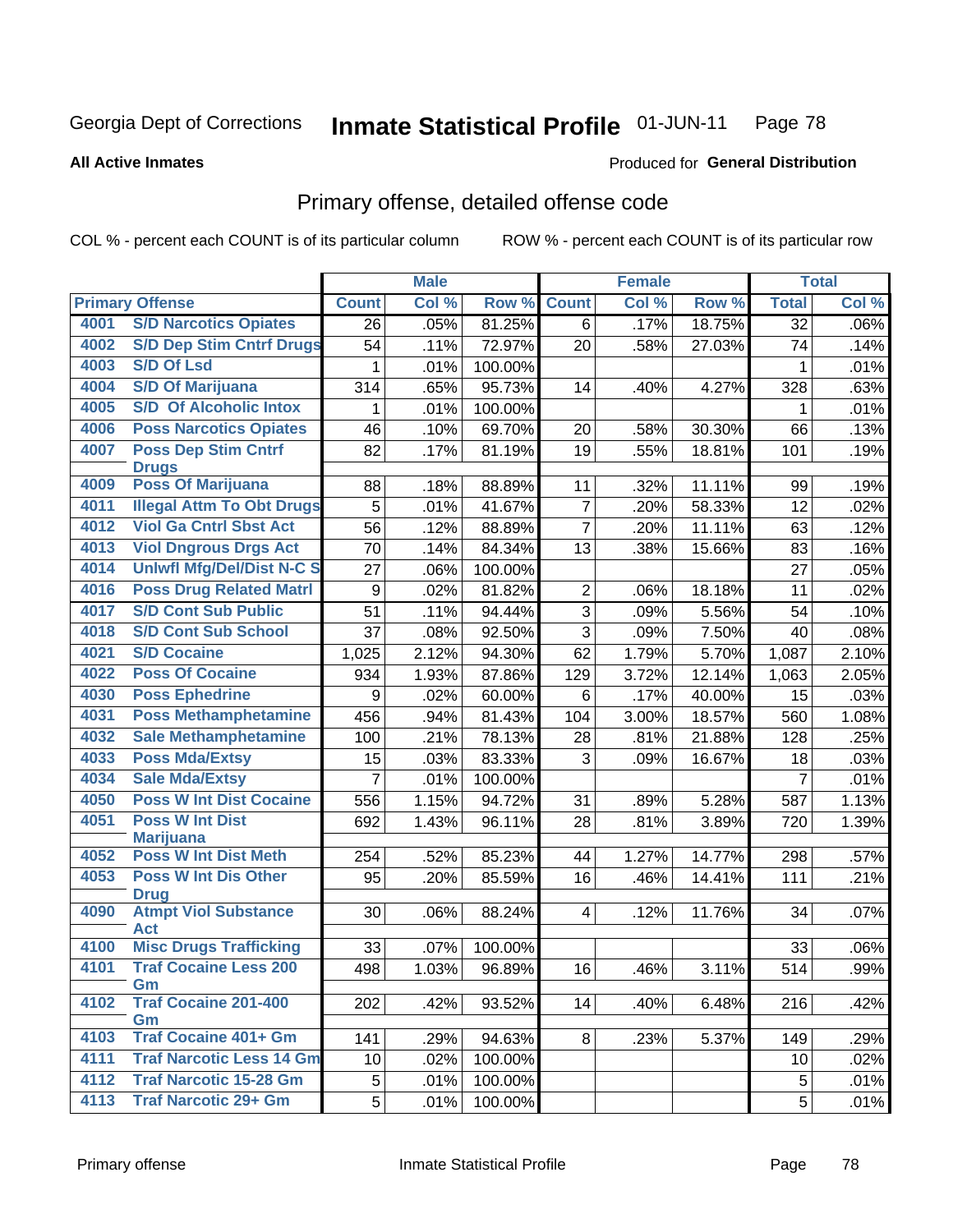Georgia Dept of Corrections **Inmate Statistical Profile** 01-JUN-11

**All Active Inmates**

Produced for **General Distribution**

## Primary offense, detailed offense code

COL % - percent each COUNT is of its particular column ROW % - percent each COUNT is of its particular row

| Primary Offense | | Male | | | Female | | | Total | |
|---|---|---|---|---|---|---|---|---|---|
| | | Count | Col % | Row % | Count | Col % | Row % | Total | Col % |
| 4001 | S/D Narcotics Opiates | 26 | .05% | 81.25% | 6 | .17% | 18.75% | 32 | .06% |
| 4002 | S/D Dep Stim Cntrf Drugs | 54 | .11% | 72.97% | 20 | .58% | 27.03% | 74 | .14% |
| 4003 | S/D Of Lsd | 1 | .01% | 100.00% | | | | 1 | .01% |
| 4004 | S/D Of Marijuana | 314 | .65% | 95.73% | 14 | .40% | 4.27% | 328 | .63% |
| 4005 | S/D Of Alcoholic Intox | 1 | .01% | 100.00% | | | | 1 | .01% |
| 4006 | Poss Narcotics Opiates | 46 | .10% | 69.70% | 20 | .58% | 30.30% | 66 | .13% |
| 4007 | Poss Dep Stim Cntrf Drugs | 82 | .17% | 81.19% | 19 | .55% | 18.81% | 101 | .19% |
| 4009 | Poss Of Marijuana | 88 | .18% | 88.89% | 11 | .32% | 11.11% | 99 | .19% |
| 4011 | Illegal Attm To Obt Drugs | 5 | .01% | 41.67% | 7 | .20% | 58.33% | 12 | .02% |
| 4012 | Viol Ga Cntrl Sbst Act | 56 | .12% | 88.89% | 7 | .20% | 11.11% | 63 | .12% |
| 4013 | Viol Dngrous Drgs Act | 70 | .14% | 84.34% | 13 | .38% | 15.66% | 83 | .16% |
| 4014 | Unlwfl Mfg/Del/Dist N-C S | 27 | .06% | 100.00% | | | | 27 | .05% |
| 4016 | Poss Drug Related Matrl | 9 | .02% | 81.82% | 2 | .06% | 18.18% | 11 | .02% |
| 4017 | S/D Cont Sub Public | 51 | .11% | 94.44% | 3 | .09% | 5.56% | 54 | .10% |
| 4018 | S/D Cont Sub School | 37 | .08% | 92.50% | 3 | .09% | 7.50% | 40 | .08% |
| 4021 | S/D Cocaine | 1,025 | 2.12% | 94.30% | 62 | 1.79% | 5.70% | 1,087 | 2.10% |
| 4022 | Poss Of Cocaine | 934 | 1.93% | 87.86% | 129 | 3.72% | 12.14% | 1,063 | 2.05% |
| 4030 | Poss Ephedrine | 9 | .02% | 60.00% | 6 | .17% | 40.00% | 15 | .03% |
| 4031 | Poss Methamphetamine | 456 | .94% | 81.43% | 104 | 3.00% | 18.57% | 560 | 1.08% |
| 4032 | Sale Methamphetamine | 100 | .21% | 78.13% | 28 | .81% | 21.88% | 128 | .25% |
| 4033 | Poss Mda/Extsy | 15 | .03% | 83.33% | 3 | .09% | 16.67% | 18 | .03% |
| 4034 | Sale Mda/Extsy | 7 | .01% | 100.00% | | | | 7 | .01% |
| 4050 | Poss W Int Dist Cocaine | 556 | 1.15% | 94.72% | 31 | .89% | 5.28% | 587 | 1.13% |
| 4051 | Poss W Int Dist Marijuana | 692 | 1.43% | 96.11% | 28 | .81% | 3.89% | 720 | 1.39% |
| 4052 | Poss W Int Dist Meth | 254 | .52% | 85.23% | 44 | 1.27% | 14.77% | 298 | .57% |
| 4053 | Poss W Int Dis Other Drug | 95 | .20% | 85.59% | 16 | .46% | 14.41% | 111 | .21% |
| 4090 | Atmpt Viol Substance Act | 30 | .06% | 88.24% | 4 | .12% | 11.76% | 34 | .07% |
| 4100 | Misc Drugs Trafficking | 33 | .07% | 100.00% | | | | 33 | .06% |
| 4101 | Traf Cocaine Less 200 Gm | 498 | 1.03% | 96.89% | 16 | .46% | 3.11% | 514 | .99% |
| 4102 | Traf Cocaine 201-400 Gm | 202 | .42% | 93.52% | 14 | .40% | 6.48% | 216 | .42% |
| 4103 | Traf Cocaine 401+ Gm | 141 | .29% | 94.63% | 8 | .23% | 5.37% | 149 | .29% |
| 4111 | Traf Narcotic Less 14 Gm | 10 | .02% | 100.00% | | | | 10 | .02% |
| 4112 | Traf Narcotic 15-28 Gm | 5 | .01% | 100.00% | | | | 5 | .01% |
| 4113 | Traf Narcotic 29+ Gm | 5 | .01% | 100.00% | | | | 5 | .01% |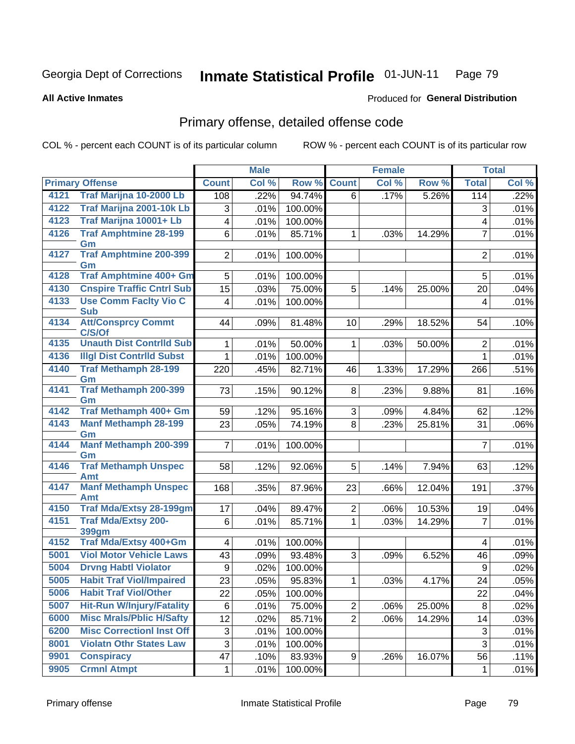Georgia Dept of Corrections **Inmate Statistical Profile** 01-JUN-11

**All Active Inmates**

Produced for **General Distribution**

## Primary offense, detailed offense code

COL % - percent each COUNT is of its particular column ROW % - percent each COUNT is of its particular row

| Primary Offense | | Male | | | Female | | | Total | |
|---|---|---|---|---|---|---|---|---|---|
| | | Count | Col % | Row % | Count | Col % | Row % | Total | Col % |
| 4121 | Traf Marijna 10-2000 Lb | 108 | .22% | 94.74% | 6 | .17% | 5.26% | 114 | .22% |
| 4122 | Traf Marijna 2001-10k Lb | 3 | .01% | 100.00% | | | | 3 | .01% |
| 4123 | Traf Marijna 10001+ Lb | 4 | .01% | 100.00% | | | | 4 | .01% |
| 4126 | Traf Amphtmine 28-199 Gm | 6 | .01% | 85.71% | 1 | .03% | 14.29% | 7 | .01% |
| 4127 | Traf Amphtmine 200-399 Gm | 2 | .01% | 100.00% | | | | 2 | .01% |
| 4128 | Traf Amphtmine 400+ Gm | 5 | .01% | 100.00% | | | | 5 | .01% |
| 4130 | Cnspire Traffic Cntrl Sub | 15 | .03% | 75.00% | 5 | .14% | 25.00% | 20 | .04% |
| 4133 | Use Comm Faclty Vio C Sub | 4 | .01% | 100.00% | | | | 4 | .01% |
| 4134 | Att/Consprcy Commt C/S/Of | 44 | .09% | 81.48% | 10 | .29% | 18.52% | 54 | .10% |
| 4135 | Unauth Dist Contrlld Sub | 1 | .01% | 50.00% | 1 | .03% | 50.00% | 2 | .01% |
| 4136 | Illgl Dist Contrlld Subst | 1 | .01% | 100.00% | | | | 1 | .01% |
| 4140 | Traf Methamph 28-199 Gm | 220 | .45% | 82.71% | 46 | 1.33% | 17.29% | 266 | .51% |
| 4141 | Traf Methamph 200-399 Gm | 73 | .15% | 90.12% | 8 | .23% | 9.88% | 81 | .16% |
| 4142 | Traf Methamph 400+ Gm | 59 | .12% | 95.16% | 3 | .09% | 4.84% | 62 | .12% |
| 4143 | Manf Methamph 28-199 Gm | 23 | .05% | 74.19% | 8 | .23% | 25.81% | 31 | .06% |
| 4144 | Manf Methamph 200-399 Gm | 7 | .01% | 100.00% | | | | 7 | .01% |
| 4146 | Traf Methamph Unspec Amt | 58 | .12% | 92.06% | 5 | .14% | 7.94% | 63 | .12% |
| 4147 | Manf Methamph Unspec Amt | 168 | .35% | 87.96% | 23 | .66% | 12.04% | 191 | .37% |
| 4150 | Traf Mda/Extsy 28-199gm | 17 | .04% | 89.47% | 2 | .06% | 10.53% | 19 | .04% |
| 4151 | Traf Mda/Extsy 200-399gm | 6 | .01% | 85.71% | 1 | .03% | 14.29% | 7 | .01% |
| 4152 | Traf Mda/Extsy 400+Gm | 4 | .01% | 100.00% | | | | 4 | .01% |
| 5001 | Viol Motor Vehicle Laws | 43 | .09% | 93.48% | 3 | .09% | 6.52% | 46 | .09% |
| 5004 | Drvng Habtl Violator | 9 | .02% | 100.00% | | | | 9 | .02% |
| 5005 | Habit Traf Viol/Impaired | 23 | .05% | 95.83% | 1 | .03% | 4.17% | 24 | .05% |
| 5006 | Habit Traf Viol/Other | 22 | .05% | 100.00% | | | | 22 | .04% |
| 5007 | Hit-Run W/Injury/Fatality | 6 | .01% | 75.00% | 2 | .06% | 25.00% | 8 | .02% |
| 6000 | Misc Mrals/Pblic H/Safty | 12 | .02% | 85.71% | 2 | .06% | 14.29% | 14 | .03% |
| 6200 | Misc Correctionl Inst Off | 3 | .01% | 100.00% | | | | 3 | .01% |
| 8001 | Violatn Othr States Law | 3 | .01% | 100.00% | | | | 3 | .01% |
| 9901 | Conspiracy | 47 | .10% | 83.93% | 9 | .26% | 16.07% | 56 | .11% |
| 9905 | Crmnl Atmpt | 1 | .01% | 100.00% | | | | 1 | .01% |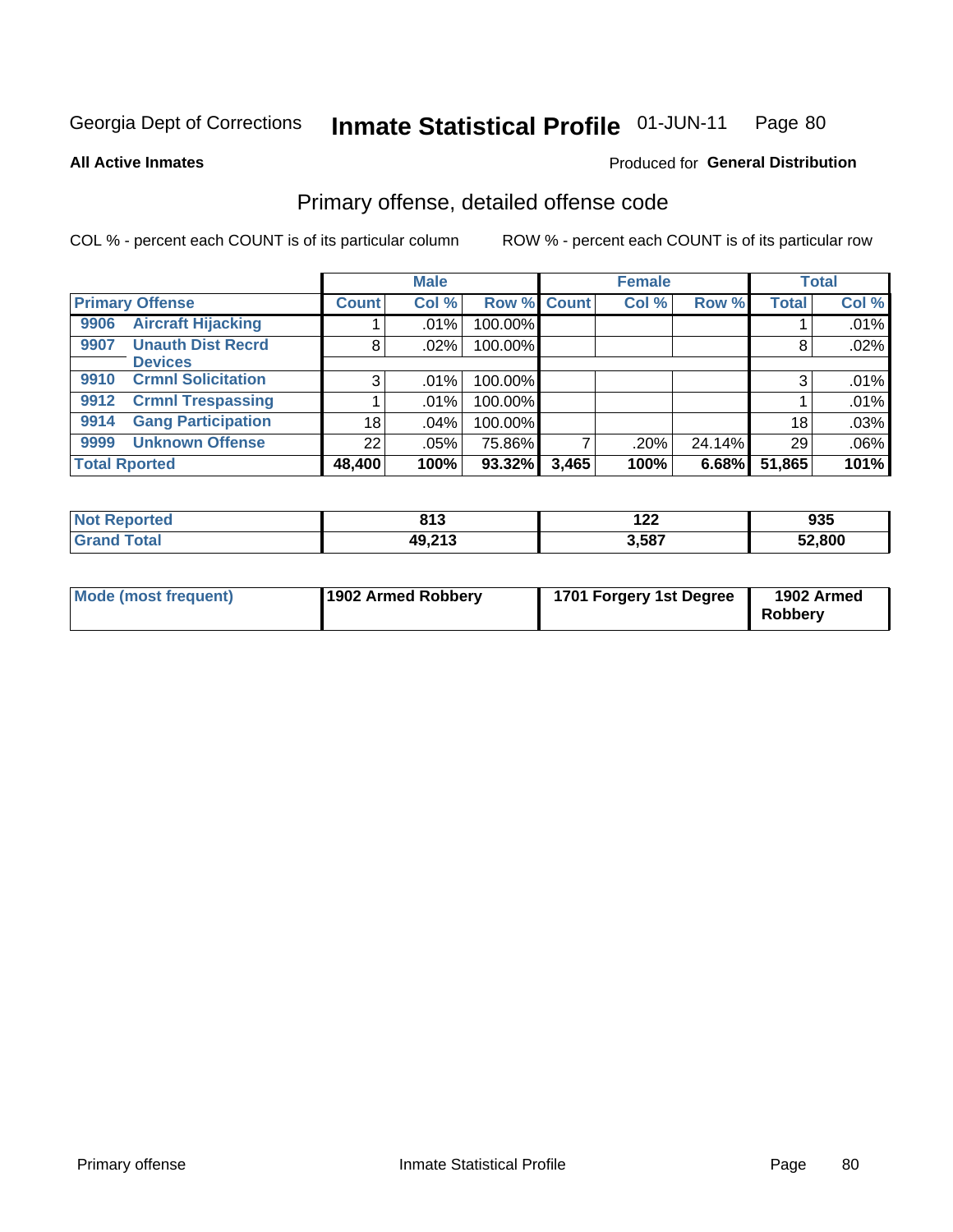Georgia Dept of Corrections **Inmate Statistical Profile** 01-JUN-11 Page 80

**All Active Inmates**

Produced for **General Distribution**

## Primary offense, detailed offense code

COL % - percent each COUNT is of its particular column    ROW % - percent each COUNT is of its particular row

| Primary Offense | Male | | | Female | | | Total | |
|---|---|---|---|---|---|---|---|---|
| | Count | Col % | Row % | Count | Col % | Row % | Total | Col % |
| 9906 Aircraft Hijacking | 1 | .01% | 100.00% | | | | 1 | .01% |
| 9907 Unauth Dist Recrd Devices | 8 | .02% | 100.00% | | | | 8 | .02% |
| 9910 Crmnl Solicitation | 3 | .01% | 100.00% | | | | 3 | .01% |
| 9912 Crmnl Trespassing | 1 | .01% | 100.00% | | | | 1 | .01% |
| 9914 Gang Participation | 18 | .04% | 100.00% | | | | 18 | .03% |
| 9999 Unknown Offense | 22 | .05% | 75.86% | 7 | .20% | 24.14% | 29 | .06% |
| **Total Rported** | **48,400** | **100%** | **93.32%** | **3,465** | **100%** | **6.68%** | **51,865** | **101%** |

| | Male | Female | Total |
|---|---|---|---|
| **Not Reported** | **813** | **122** | **935** |
| **Grand Total** | **49,213** | **3,587** | **52,800** |

| | Male | Female | Total |
|---|---|---|---|
| **Mode (most frequent)** | **1902 Armed Robbery** | **1701 Forgery 1st Degree** | **1902 Armed Robbery** |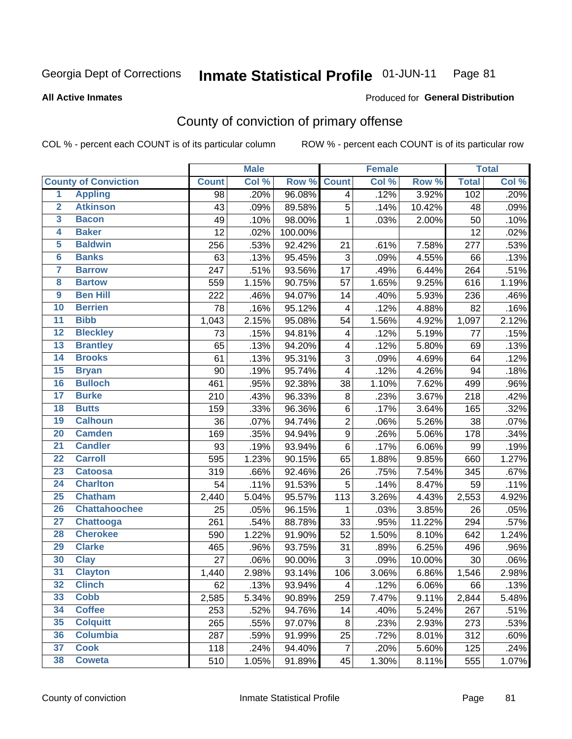Georgia Dept of Corrections **Inmate Statistical Profile** 01-JUN-11

**All Active Inmates**

Produced for **General Distribution**

## County of conviction of primary offense

COL % - percent each COUNT is of its particular column

ROW % - percent each COUNT is of its particular row

| County of Conviction | | Male | | | Female | | | Total | |
|---|---|---|---|---|---|---|---|---|---|
| | | Count | Col % | Row % | Count | Col % | Row % | Total | Col % |
| 1 | Appling | 98 | .20% | 96.08% | 4 | .12% | 3.92% | 102 | .20% |
| 2 | Atkinson | 43 | .09% | 89.58% | 5 | .14% | 10.42% | 48 | .09% |
| 3 | Bacon | 49 | .10% | 98.00% | 1 | .03% | 2.00% | 50 | .10% |
| 4 | Baker | 12 | .02% | 100.00% | | | | 12 | .02% |
| 5 | Baldwin | 256 | .53% | 92.42% | 21 | .61% | 7.58% | 277 | .53% |
| 6 | Banks | 63 | .13% | 95.45% | 3 | .09% | 4.55% | 66 | .13% |
| 7 | Barrow | 247 | .51% | 93.56% | 17 | .49% | 6.44% | 264 | .51% |
| 8 | Bartow | 559 | 1.15% | 90.75% | 57 | 1.65% | 9.25% | 616 | 1.19% |
| 9 | Ben Hill | 222 | .46% | 94.07% | 14 | .40% | 5.93% | 236 | .46% |
| 10 | Berrien | 78 | .16% | 95.12% | 4 | .12% | 4.88% | 82 | .16% |
| 11 | Bibb | 1,043 | 2.15% | 95.08% | 54 | 1.56% | 4.92% | 1,097 | 2.12% |
| 12 | Bleckley | 73 | .15% | 94.81% | 4 | .12% | 5.19% | 77 | .15% |
| 13 | Brantley | 65 | .13% | 94.20% | 4 | .12% | 5.80% | 69 | .13% |
| 14 | Brooks | 61 | .13% | 95.31% | 3 | .09% | 4.69% | 64 | .12% |
| 15 | Bryan | 90 | .19% | 95.74% | 4 | .12% | 4.26% | 94 | .18% |
| 16 | Bulloch | 461 | .95% | 92.38% | 38 | 1.10% | 7.62% | 499 | .96% |
| 17 | Burke | 210 | .43% | 96.33% | 8 | .23% | 3.67% | 218 | .42% |
| 18 | Butts | 159 | .33% | 96.36% | 6 | .17% | 3.64% | 165 | .32% |
| 19 | Calhoun | 36 | .07% | 94.74% | 2 | .06% | 5.26% | 38 | .07% |
| 20 | Camden | 169 | .35% | 94.94% | 9 | .26% | 5.06% | 178 | .34% |
| 21 | Candler | 93 | .19% | 93.94% | 6 | .17% | 6.06% | 99 | .19% |
| 22 | Carroll | 595 | 1.23% | 90.15% | 65 | 1.88% | 9.85% | 660 | 1.27% |
| 23 | Catoosa | 319 | .66% | 92.46% | 26 | .75% | 7.54% | 345 | .67% |
| 24 | Charlton | 54 | .11% | 91.53% | 5 | .14% | 8.47% | 59 | .11% |
| 25 | Chatham | 2,440 | 5.04% | 95.57% | 113 | 3.26% | 4.43% | 2,553 | 4.92% |
| 26 | Chattahoochee | 25 | .05% | 96.15% | 1 | .03% | 3.85% | 26 | .05% |
| 27 | Chattooga | 261 | .54% | 88.78% | 33 | .95% | 11.22% | 294 | .57% |
| 28 | Cherokee | 590 | 1.22% | 91.90% | 52 | 1.50% | 8.10% | 642 | 1.24% |
| 29 | Clarke | 465 | .96% | 93.75% | 31 | .89% | 6.25% | 496 | .96% |
| 30 | Clay | 27 | .06% | 90.00% | 3 | .09% | 10.00% | 30 | .06% |
| 31 | Clayton | 1,440 | 2.98% | 93.14% | 106 | 3.06% | 6.86% | 1,546 | 2.98% |
| 32 | Clinch | 62 | .13% | 93.94% | 4 | .12% | 6.06% | 66 | .13% |
| 33 | Cobb | 2,585 | 5.34% | 90.89% | 259 | 7.47% | 9.11% | 2,844 | 5.48% |
| 34 | Coffee | 253 | .52% | 94.76% | 14 | .40% | 5.24% | 267 | .51% |
| 35 | Colquitt | 265 | .55% | 97.07% | 8 | .23% | 2.93% | 273 | .53% |
| 36 | Columbia | 287 | .59% | 91.99% | 25 | .72% | 8.01% | 312 | .60% |
| 37 | Cook | 118 | .24% | 94.40% | 7 | .20% | 5.60% | 125 | .24% |
| 38 | Coweta | 510 | 1.05% | 91.89% | 45 | 1.30% | 8.11% | 555 | 1.07% |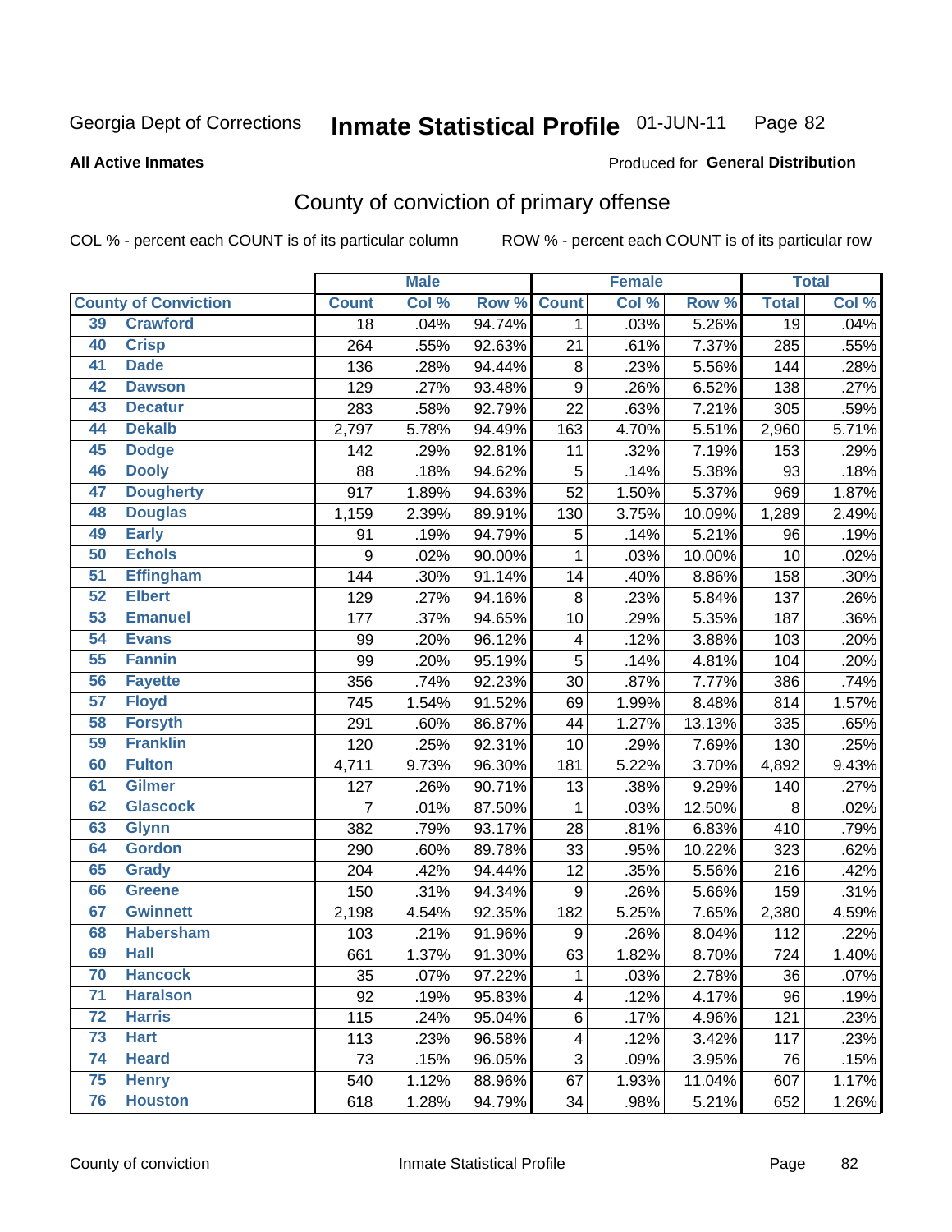Georgia Dept of Corrections **Inmate Statistical Profile** 01-JUN-11 Page 82

**All Active Inmates**

Produced for **General Distribution**

# County of conviction of primary offense

COL % - percent each COUNT is of its particular column ROW % - percent each COUNT is of its particular row

| County of Conviction | | Male | | | Female | | | Total | |
|---|---|---|---|---|---|---|---|---|---|
| | | Count | Col % | Row % | Count | Col % | Row % | Total | Col % |
| 39 | Crawford | 18 | .04% | 94.74% | 1 | .03% | 5.26% | 19 | .04% |
| 40 | Crisp | 264 | .55% | 92.63% | 21 | .61% | 7.37% | 285 | .55% |
| 41 | Dade | 136 | .28% | 94.44% | 8 | .23% | 5.56% | 144 | .28% |
| 42 | Dawson | 129 | .27% | 93.48% | 9 | .26% | 6.52% | 138 | .27% |
| 43 | Decatur | 283 | .58% | 92.79% | 22 | .63% | 7.21% | 305 | .59% |
| 44 | Dekalb | 2,797 | 5.78% | 94.49% | 163 | 4.70% | 5.51% | 2,960 | 5.71% |
| 45 | Dodge | 142 | .29% | 92.81% | 11 | .32% | 7.19% | 153 | .29% |
| 46 | Dooly | 88 | .18% | 94.62% | 5 | .14% | 5.38% | 93 | .18% |
| 47 | Dougherty | 917 | 1.89% | 94.63% | 52 | 1.50% | 5.37% | 969 | 1.87% |
| 48 | Douglas | 1,159 | 2.39% | 89.91% | 130 | 3.75% | 10.09% | 1,289 | 2.49% |
| 49 | Early | 91 | .19% | 94.79% | 5 | .14% | 5.21% | 96 | .19% |
| 50 | Echols | 9 | .02% | 90.00% | 1 | .03% | 10.00% | 10 | .02% |
| 51 | Effingham | 144 | .30% | 91.14% | 14 | .40% | 8.86% | 158 | .30% |
| 52 | Elbert | 129 | .27% | 94.16% | 8 | .23% | 5.84% | 137 | .26% |
| 53 | Emanuel | 177 | .37% | 94.65% | 10 | .29% | 5.35% | 187 | .36% |
| 54 | Evans | 99 | .20% | 96.12% | 4 | .12% | 3.88% | 103 | .20% |
| 55 | Fannin | 99 | .20% | 95.19% | 5 | .14% | 4.81% | 104 | .20% |
| 56 | Fayette | 356 | .74% | 92.23% | 30 | .87% | 7.77% | 386 | .74% |
| 57 | Floyd | 745 | 1.54% | 91.52% | 69 | 1.99% | 8.48% | 814 | 1.57% |
| 58 | Forsyth | 291 | .60% | 86.87% | 44 | 1.27% | 13.13% | 335 | .65% |
| 59 | Franklin | 120 | .25% | 92.31% | 10 | .29% | 7.69% | 130 | .25% |
| 60 | Fulton | 4,711 | 9.73% | 96.30% | 181 | 5.22% | 3.70% | 4,892 | 9.43% |
| 61 | Gilmer | 127 | .26% | 90.71% | 13 | .38% | 9.29% | 140 | .27% |
| 62 | Glascock | 7 | .01% | 87.50% | 1 | .03% | 12.50% | 8 | .02% |
| 63 | Glynn | 382 | .79% | 93.17% | 28 | .81% | 6.83% | 410 | .79% |
| 64 | Gordon | 290 | .60% | 89.78% | 33 | .95% | 10.22% | 323 | .62% |
| 65 | Grady | 204 | .42% | 94.44% | 12 | .35% | 5.56% | 216 | .42% |
| 66 | Greene | 150 | .31% | 94.34% | 9 | .26% | 5.66% | 159 | .31% |
| 67 | Gwinnett | 2,198 | 4.54% | 92.35% | 182 | 5.25% | 7.65% | 2,380 | 4.59% |
| 68 | Habersham | 103 | .21% | 91.96% | 9 | .26% | 8.04% | 112 | .22% |
| 69 | Hall | 661 | 1.37% | 91.30% | 63 | 1.82% | 8.70% | 724 | 1.40% |
| 70 | Hancock | 35 | .07% | 97.22% | 1 | .03% | 2.78% | 36 | .07% |
| 71 | Haralson | 92 | .19% | 95.83% | 4 | .12% | 4.17% | 96 | .19% |
| 72 | Harris | 115 | .24% | 95.04% | 6 | .17% | 4.96% | 121 | .23% |
| 73 | Hart | 113 | .23% | 96.58% | 4 | .12% | 3.42% | 117 | .23% |
| 74 | Heard | 73 | .15% | 96.05% | 3 | .09% | 3.95% | 76 | .15% |
| 75 | Henry | 540 | 1.12% | 88.96% | 67 | 1.93% | 11.04% | 607 | 1.17% |
| 76 | Houston | 618 | 1.28% | 94.79% | 34 | .98% | 5.21% | 652 | 1.26% |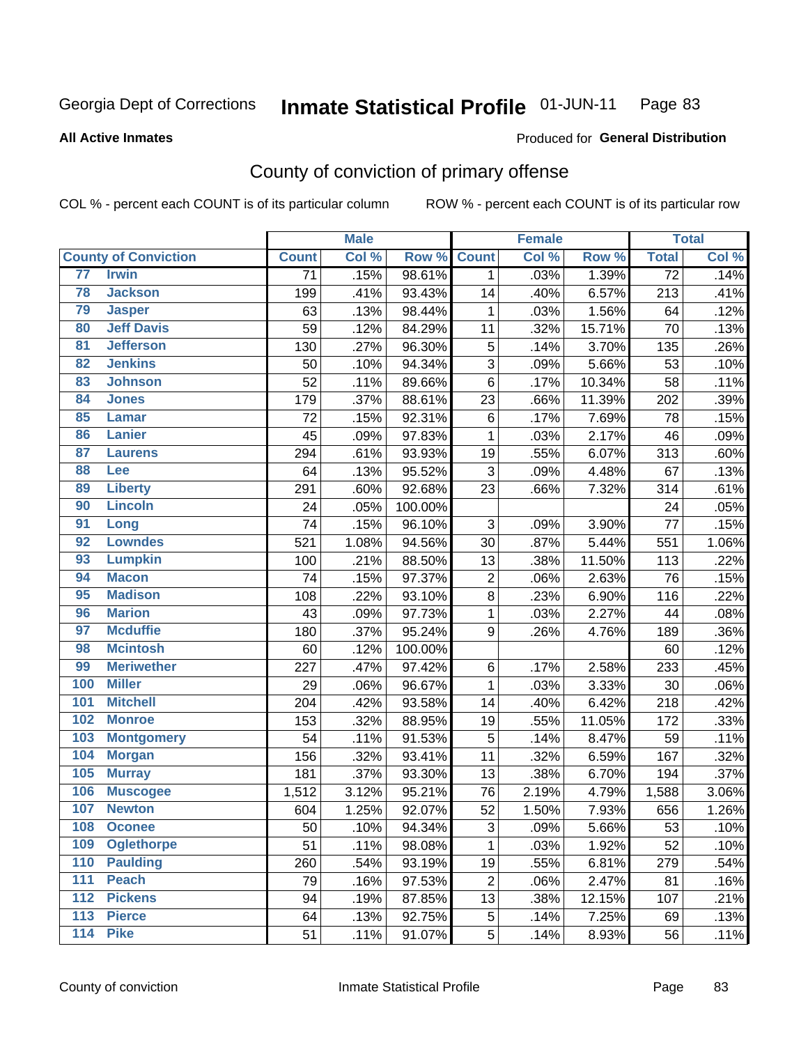Georgia Dept of Corrections **Inmate Statistical Profile** 01-JUN-11 Page 83

**All Active Inmates**

Produced for **General Distribution**

## County of conviction of primary offense

COL % - percent each COUNT is of its particular column

ROW % - percent each COUNT is of its particular row

| County of Conviction | | Male | | | Female | | | Total | |
|---|---|---|---|---|---|---|---|---|---|
| | | Count | Col % | Row % | Count | Col % | Row % | Total | Col % |
| 77 | Irwin | 71 | .15% | 98.61% | 1 | .03% | 1.39% | 72 | .14% |
| 78 | Jackson | 199 | .41% | 93.43% | 14 | .40% | 6.57% | 213 | .41% |
| 79 | Jasper | 63 | .13% | 98.44% | 1 | .03% | 1.56% | 64 | .12% |
| 80 | Jeff Davis | 59 | .12% | 84.29% | 11 | .32% | 15.71% | 70 | .13% |
| 81 | Jefferson | 130 | .27% | 96.30% | 5 | .14% | 3.70% | 135 | .26% |
| 82 | Jenkins | 50 | .10% | 94.34% | 3 | .09% | 5.66% | 53 | .10% |
| 83 | Johnson | 52 | .11% | 89.66% | 6 | .17% | 10.34% | 58 | .11% |
| 84 | Jones | 179 | .37% | 88.61% | 23 | .66% | 11.39% | 202 | .39% |
| 85 | Lamar | 72 | .15% | 92.31% | 6 | .17% | 7.69% | 78 | .15% |
| 86 | Lanier | 45 | .09% | 97.83% | 1 | .03% | 2.17% | 46 | .09% |
| 87 | Laurens | 294 | .61% | 93.93% | 19 | .55% | 6.07% | 313 | .60% |
| 88 | Lee | 64 | .13% | 95.52% | 3 | .09% | 4.48% | 67 | .13% |
| 89 | Liberty | 291 | .60% | 92.68% | 23 | .66% | 7.32% | 314 | .61% |
| 90 | Lincoln | 24 | .05% | 100.00% | | | | 24 | .05% |
| 91 | Long | 74 | .15% | 96.10% | 3 | .09% | 3.90% | 77 | .15% |
| 92 | Lowndes | 521 | 1.08% | 94.56% | 30 | .87% | 5.44% | 551 | 1.06% |
| 93 | Lumpkin | 100 | .21% | 88.50% | 13 | .38% | 11.50% | 113 | .22% |
| 94 | Macon | 74 | .15% | 97.37% | 2 | .06% | 2.63% | 76 | .15% |
| 95 | Madison | 108 | .22% | 93.10% | 8 | .23% | 6.90% | 116 | .22% |
| 96 | Marion | 43 | .09% | 97.73% | 1 | .03% | 2.27% | 44 | .08% |
| 97 | Mcduffie | 180 | .37% | 95.24% | 9 | .26% | 4.76% | 189 | .36% |
| 98 | Mcintosh | 60 | .12% | 100.00% | | | | 60 | .12% |
| 99 | Meriwether | 227 | .47% | 97.42% | 6 | .17% | 2.58% | 233 | .45% |
| 100 | Miller | 29 | .06% | 96.67% | 1 | .03% | 3.33% | 30 | .06% |
| 101 | Mitchell | 204 | .42% | 93.58% | 14 | .40% | 6.42% | 218 | .42% |
| 102 | Monroe | 153 | .32% | 88.95% | 19 | .55% | 11.05% | 172 | .33% |
| 103 | Montgomery | 54 | .11% | 91.53% | 5 | .14% | 8.47% | 59 | .11% |
| 104 | Morgan | 156 | .32% | 93.41% | 11 | .32% | 6.59% | 167 | .32% |
| 105 | Murray | 181 | .37% | 93.30% | 13 | .38% | 6.70% | 194 | .37% |
| 106 | Muscogee | 1,512 | 3.12% | 95.21% | 76 | 2.19% | 4.79% | 1,588 | 3.06% |
| 107 | Newton | 604 | 1.25% | 92.07% | 52 | 1.50% | 7.93% | 656 | 1.26% |
| 108 | Oconee | 50 | .10% | 94.34% | 3 | .09% | 5.66% | 53 | .10% |
| 109 | Oglethorpe | 51 | .11% | 98.08% | 1 | .03% | 1.92% | 52 | .10% |
| 110 | Paulding | 260 | .54% | 93.19% | 19 | .55% | 6.81% | 279 | .54% |
| 111 | Peach | 79 | .16% | 97.53% | 2 | .06% | 2.47% | 81 | .16% |
| 112 | Pickens | 94 | .19% | 87.85% | 13 | .38% | 12.15% | 107 | .21% |
| 113 | Pierce | 64 | .13% | 92.75% | 5 | .14% | 7.25% | 69 | .13% |
| 114 | Pike | 51 | .11% | 91.07% | 5 | .14% | 8.93% | 56 | .11% |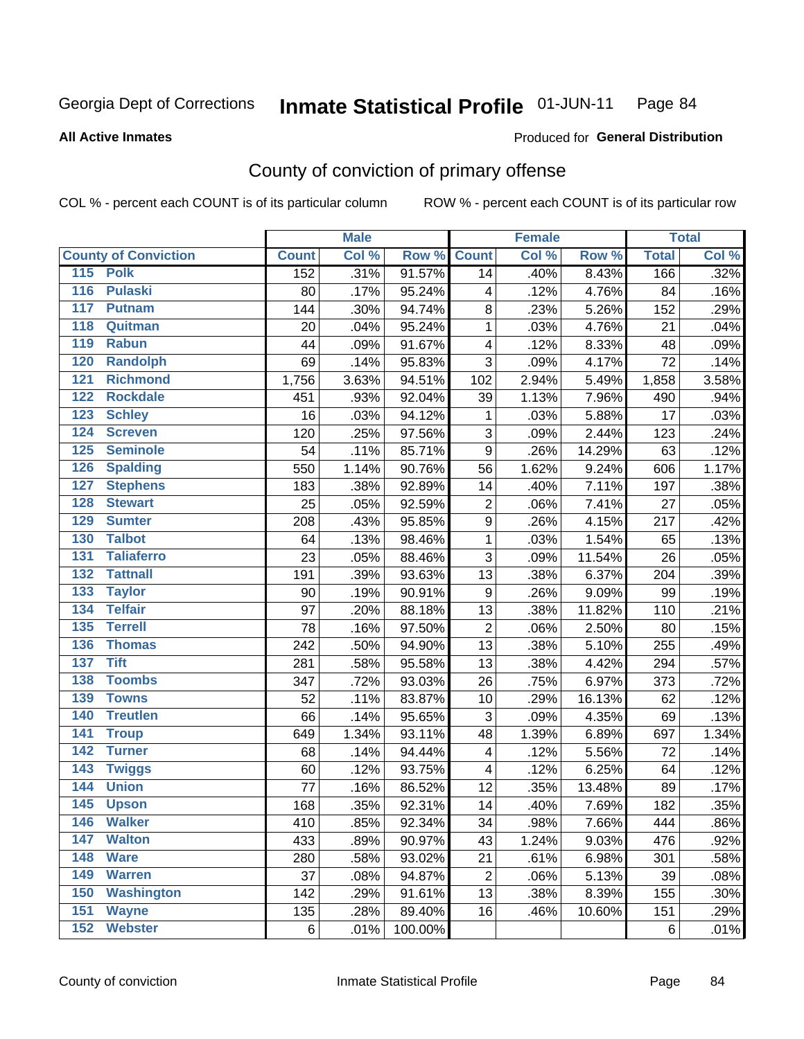Georgia Dept of Corrections **Inmate Statistical Profile** 01-JUN-11 Page 84

**All Active Inmates**

Produced for **General Distribution**

## County of conviction of primary offense

COL % - percent each COUNT is of its particular column ROW % - percent each COUNT is of its particular row

| County of Conviction | Male | | | Female | | | Total | |
|---|---|---|---|---|---|---|---|---|
| | Count | Col % | Row % | Count | Col % | Row % | Total | Col % |
| 115 Polk | 152 | .31% | 91.57% | 14 | .40% | 8.43% | 166 | .32% |
| 116 Pulaski | 80 | .17% | 95.24% | 4 | .12% | 4.76% | 84 | .16% |
| 117 Putnam | 144 | .30% | 94.74% | 8 | .23% | 5.26% | 152 | .29% |
| 118 Quitman | 20 | .04% | 95.24% | 1 | .03% | 4.76% | 21 | .04% |
| 119 Rabun | 44 | .09% | 91.67% | 4 | .12% | 8.33% | 48 | .09% |
| 120 Randolph | 69 | .14% | 95.83% | 3 | .09% | 4.17% | 72 | .14% |
| 121 Richmond | 1,756 | 3.63% | 94.51% | 102 | 2.94% | 5.49% | 1,858 | 3.58% |
| 122 Rockdale | 451 | .93% | 92.04% | 39 | 1.13% | 7.96% | 490 | .94% |
| 123 Schley | 16 | .03% | 94.12% | 1 | .03% | 5.88% | 17 | .03% |
| 124 Screven | 120 | .25% | 97.56% | 3 | .09% | 2.44% | 123 | .24% |
| 125 Seminole | 54 | .11% | 85.71% | 9 | .26% | 14.29% | 63 | .12% |
| 126 Spalding | 550 | 1.14% | 90.76% | 56 | 1.62% | 9.24% | 606 | 1.17% |
| 127 Stephens | 183 | .38% | 92.89% | 14 | .40% | 7.11% | 197 | .38% |
| 128 Stewart | 25 | .05% | 92.59% | 2 | .06% | 7.41% | 27 | .05% |
| 129 Sumter | 208 | .43% | 95.85% | 9 | .26% | 4.15% | 217 | .42% |
| 130 Talbot | 64 | .13% | 98.46% | 1 | .03% | 1.54% | 65 | .13% |
| 131 Taliaferro | 23 | .05% | 88.46% | 3 | .09% | 11.54% | 26 | .05% |
| 132 Tattnall | 191 | .39% | 93.63% | 13 | .38% | 6.37% | 204 | .39% |
| 133 Taylor | 90 | .19% | 90.91% | 9 | .26% | 9.09% | 99 | .19% |
| 134 Telfair | 97 | .20% | 88.18% | 13 | .38% | 11.82% | 110 | .21% |
| 135 Terrell | 78 | .16% | 97.50% | 2 | .06% | 2.50% | 80 | .15% |
| 136 Thomas | 242 | .50% | 94.90% | 13 | .38% | 5.10% | 255 | .49% |
| 137 Tift | 281 | .58% | 95.58% | 13 | .38% | 4.42% | 294 | .57% |
| 138 Toombs | 347 | .72% | 93.03% | 26 | .75% | 6.97% | 373 | .72% |
| 139 Towns | 52 | .11% | 83.87% | 10 | .29% | 16.13% | 62 | .12% |
| 140 Treutlen | 66 | .14% | 95.65% | 3 | .09% | 4.35% | 69 | .13% |
| 141 Troup | 649 | 1.34% | 93.11% | 48 | 1.39% | 6.89% | 697 | 1.34% |
| 142 Turner | 68 | .14% | 94.44% | 4 | .12% | 5.56% | 72 | .14% |
| 143 Twiggs | 60 | .12% | 93.75% | 4 | .12% | 6.25% | 64 | .12% |
| 144 Union | 77 | .16% | 86.52% | 12 | .35% | 13.48% | 89 | .17% |
| 145 Upson | 168 | .35% | 92.31% | 14 | .40% | 7.69% | 182 | .35% |
| 146 Walker | 410 | .85% | 92.34% | 34 | .98% | 7.66% | 444 | .86% |
| 147 Walton | 433 | .89% | 90.97% | 43 | 1.24% | 9.03% | 476 | .92% |
| 148 Ware | 280 | .58% | 93.02% | 21 | .61% | 6.98% | 301 | .58% |
| 149 Warren | 37 | .08% | 94.87% | 2 | .06% | 5.13% | 39 | .08% |
| 150 Washington | 142 | .29% | 91.61% | 13 | .38% | 8.39% | 155 | .30% |
| 151 Wayne | 135 | .28% | 89.40% | 16 | .46% | 10.60% | 151 | .29% |
| 152 Webster | 6 | .01% | 100.00% | | | | 6 | .01% |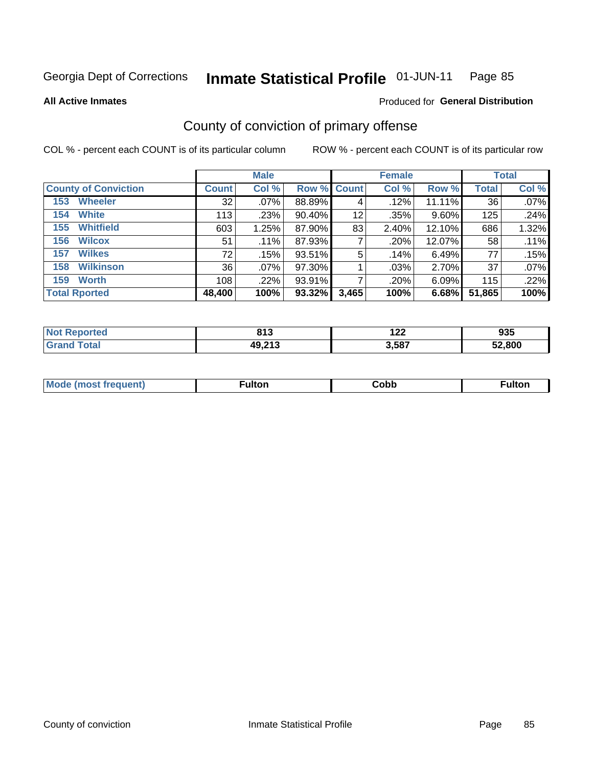Georgia Dept of Corrections **Inmate Statistical Profile** 01-JUN-11

**All Active Inmates**

Produced for **General Distribution**

## County of conviction of primary offense

COL % - percent each COUNT is of its particular column

ROW % - percent each COUNT is of its particular row

| | Male | | | Female | | | Total | |
|---|---|---|---|---|---|---|---|---|
| **County of Conviction** | **Count** | **Col %** | **Row %** | **Count** | **Col %** | **Row %** | **Total** | **Col %** |
| 153 Wheeler | 32 | .07% | 88.89% | 4 | .12% | 11.11% | 36 | .07% |
| 154 White | 113 | .23% | 90.40% | 12 | .35% | 9.60% | 125 | .24% |
| 155 Whitfield | 603 | 1.25% | 87.90% | 83 | 2.40% | 12.10% | 686 | 1.32% |
| 156 Wilcox | 51 | .11% | 87.93% | 7 | .20% | 12.07% | 58 | .11% |
| 157 Wilkes | 72 | .15% | 93.51% | 5 | .14% | 6.49% | 77 | .15% |
| 158 Wilkinson | 36 | .07% | 97.30% | 1 | .03% | 2.70% | 37 | .07% |
| 159 Worth | 108 | .22% | 93.91% | 7 | .20% | 6.09% | 115 | .22% |
| **Total Rported** | **48,400** | **100%** | **93.32%** | **3,465** | **100%** | **6.68%** | **51,865** | **100%** |

| | Male | Female | Total |
|---|---|---|---|
| **Not Reported** | **813** | **122** | **935** |
| **Grand Total** | **49,213** | **3,587** | **52,800** |

| | Male | Female | Total |
|---|---|---|---|
| **Mode (most frequent)** | **Fulton** | **Cobb** | **Fulton** |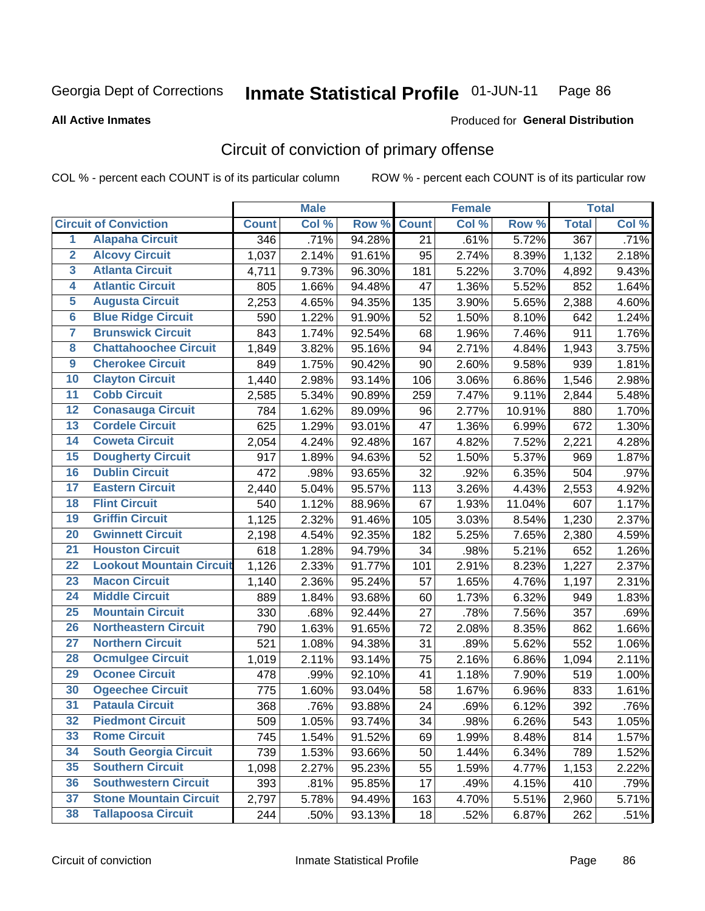Georgia Dept of Corrections **Inmate Statistical Profile** 01-JUN-11

**All Active Inmates**

Produced for **General Distribution**

## Circuit of conviction of primary offense

COL % - percent each COUNT is of its particular column ROW % - percent each COUNT is of its particular row

| | | Male | | | Female | | | Total | |
|---|---|---|---|---|---|---|---|---|---|
| **Circuit of Conviction** | | **Count** | **Col %** | **Row %** | **Count** | **Col %** | **Row %** | **Total** | **Col %** |
| 1 | Alapaha Circuit | 346 | .71% | 94.28% | 21 | .61% | 5.72% | 367 | .71% |
| 2 | Alcovy Circuit | 1,037 | 2.14% | 91.61% | 95 | 2.74% | 8.39% | 1,132 | 2.18% |
| 3 | Atlanta Circuit | 4,711 | 9.73% | 96.30% | 181 | 5.22% | 3.70% | 4,892 | 9.43% |
| 4 | Atlantic Circuit | 805 | 1.66% | 94.48% | 47 | 1.36% | 5.52% | 852 | 1.64% |
| 5 | Augusta Circuit | 2,253 | 4.65% | 94.35% | 135 | 3.90% | 5.65% | 2,388 | 4.60% |
| 6 | Blue Ridge Circuit | 590 | 1.22% | 91.90% | 52 | 1.50% | 8.10% | 642 | 1.24% |
| 7 | Brunswick Circuit | 843 | 1.74% | 92.54% | 68 | 1.96% | 7.46% | 911 | 1.76% |
| 8 | Chattahoochee Circuit | 1,849 | 3.82% | 95.16% | 94 | 2.71% | 4.84% | 1,943 | 3.75% |
| 9 | Cherokee Circuit | 849 | 1.75% | 90.42% | 90 | 2.60% | 9.58% | 939 | 1.81% |
| 10 | Clayton Circuit | 1,440 | 2.98% | 93.14% | 106 | 3.06% | 6.86% | 1,546 | 2.98% |
| 11 | Cobb Circuit | 2,585 | 5.34% | 90.89% | 259 | 7.47% | 9.11% | 2,844 | 5.48% |
| 12 | Conasauga Circuit | 784 | 1.62% | 89.09% | 96 | 2.77% | 10.91% | 880 | 1.70% |
| 13 | Cordele Circuit | 625 | 1.29% | 93.01% | 47 | 1.36% | 6.99% | 672 | 1.30% |
| 14 | Coweta Circuit | 2,054 | 4.24% | 92.48% | 167 | 4.82% | 7.52% | 2,221 | 4.28% |
| 15 | Dougherty Circuit | 917 | 1.89% | 94.63% | 52 | 1.50% | 5.37% | 969 | 1.87% |
| 16 | Dublin Circuit | 472 | .98% | 93.65% | 32 | .92% | 6.35% | 504 | .97% |
| 17 | Eastern Circuit | 2,440 | 5.04% | 95.57% | 113 | 3.26% | 4.43% | 2,553 | 4.92% |
| 18 | Flint Circuit | 540 | 1.12% | 88.96% | 67 | 1.93% | 11.04% | 607 | 1.17% |
| 19 | Griffin Circuit | 1,125 | 2.32% | 91.46% | 105 | 3.03% | 8.54% | 1,230 | 2.37% |
| 20 | Gwinnett Circuit | 2,198 | 4.54% | 92.35% | 182 | 5.25% | 7.65% | 2,380 | 4.59% |
| 21 | Houston Circuit | 618 | 1.28% | 94.79% | 34 | .98% | 5.21% | 652 | 1.26% |
| 22 | Lookout Mountain Circuit | 1,126 | 2.33% | 91.77% | 101 | 2.91% | 8.23% | 1,227 | 2.37% |
| 23 | Macon Circuit | 1,140 | 2.36% | 95.24% | 57 | 1.65% | 4.76% | 1,197 | 2.31% |
| 24 | Middle Circuit | 889 | 1.84% | 93.68% | 60 | 1.73% | 6.32% | 949 | 1.83% |
| 25 | Mountain Circuit | 330 | .68% | 92.44% | 27 | .78% | 7.56% | 357 | .69% |
| 26 | Northeastern Circuit | 790 | 1.63% | 91.65% | 72 | 2.08% | 8.35% | 862 | 1.66% |
| 27 | Northern Circuit | 521 | 1.08% | 94.38% | 31 | .89% | 5.62% | 552 | 1.06% |
| 28 | Ocmulgee Circuit | 1,019 | 2.11% | 93.14% | 75 | 2.16% | 6.86% | 1,094 | 2.11% |
| 29 | Oconee Circuit | 478 | .99% | 92.10% | 41 | 1.18% | 7.90% | 519 | 1.00% |
| 30 | Ogeechee Circuit | 775 | 1.60% | 93.04% | 58 | 1.67% | 6.96% | 833 | 1.61% |
| 31 | Pataula Circuit | 368 | .76% | 93.88% | 24 | .69% | 6.12% | 392 | .76% |
| 32 | Piedmont Circuit | 509 | 1.05% | 93.74% | 34 | .98% | 6.26% | 543 | 1.05% |
| 33 | Rome Circuit | 745 | 1.54% | 91.52% | 69 | 1.99% | 8.48% | 814 | 1.57% |
| 34 | South Georgia Circuit | 739 | 1.53% | 93.66% | 50 | 1.44% | 6.34% | 789 | 1.52% |
| 35 | Southern Circuit | 1,098 | 2.27% | 95.23% | 55 | 1.59% | 4.77% | 1,153 | 2.22% |
| 36 | Southwestern Circuit | 393 | .81% | 95.85% | 17 | .49% | 4.15% | 410 | .79% |
| 37 | Stone Mountain Circuit | 2,797 | 5.78% | 94.49% | 163 | 4.70% | 5.51% | 2,960 | 5.71% |
| 38 | Tallapoosa Circuit | 244 | .50% | 93.13% | 18 | .52% | 6.87% | 262 | .51% |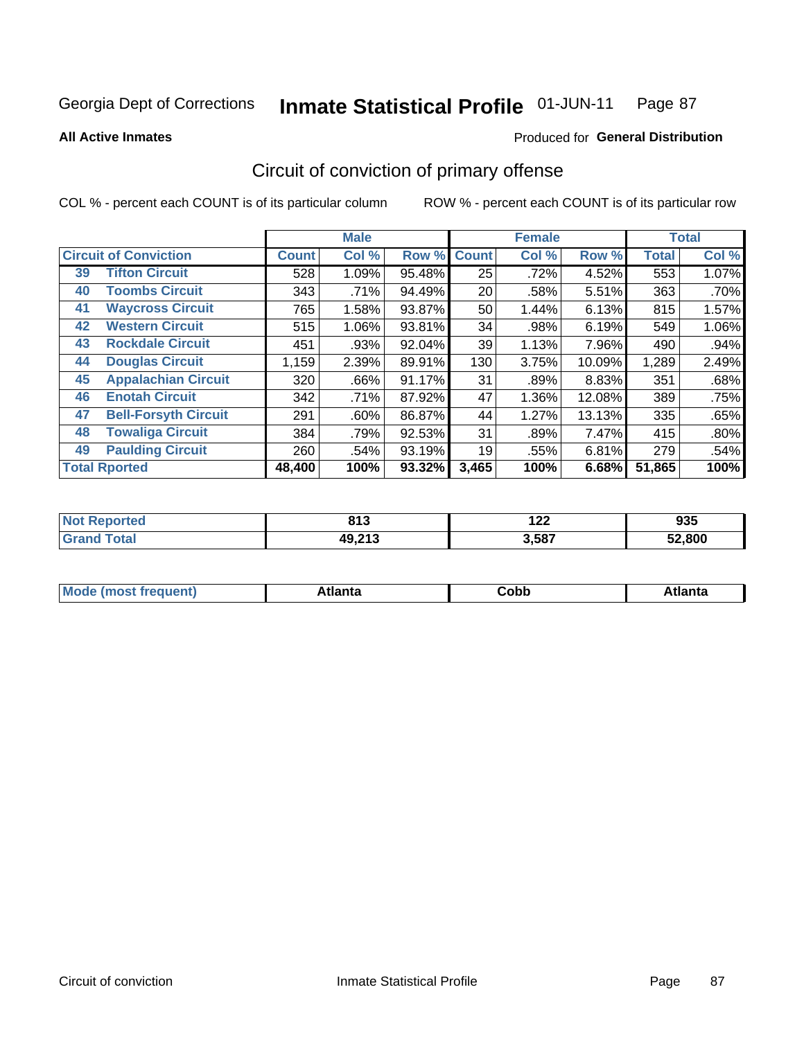Georgia Dept of Corrections **Inmate Statistical Profile** 01-JUN-11

**All Active Inmates**

Produced for **General Distribution**

## Circuit of conviction of primary offense

COL % - percent each COUNT is of its particular column ROW % - percent each COUNT is of its particular row

| Circuit of Conviction | | Male | | | Female | | | Total | |
|---|---|---|---|---|---|---|---|---|---|
| | | Count | Col % | Row % | Count | Col % | Row % | Total | Col % |
| 39 | Tifton Circuit | 528 | 1.09% | 95.48% | 25 | .72% | 4.52% | 553 | 1.07% |
| 40 | Toombs Circuit | 343 | .71% | 94.49% | 20 | .58% | 5.51% | 363 | .70% |
| 41 | Waycross Circuit | 765 | 1.58% | 93.87% | 50 | 1.44% | 6.13% | 815 | 1.57% |
| 42 | Western Circuit | 515 | 1.06% | 93.81% | 34 | .98% | 6.19% | 549 | 1.06% |
| 43 | Rockdale Circuit | 451 | .93% | 92.04% | 39 | 1.13% | 7.96% | 490 | .94% |
| 44 | Douglas Circuit | 1,159 | 2.39% | 89.91% | 130 | 3.75% | 10.09% | 1,289 | 2.49% |
| 45 | Appalachian Circuit | 320 | .66% | 91.17% | 31 | .89% | 8.83% | 351 | .68% |
| 46 | Enotah Circuit | 342 | .71% | 87.92% | 47 | 1.36% | 12.08% | 389 | .75% |
| 47 | Bell-Forsyth Circuit | 291 | .60% | 86.87% | 44 | 1.27% | 13.13% | 335 | .65% |
| 48 | Towaliga Circuit | 384 | .79% | 92.53% | 31 | .89% | 7.47% | 415 | .80% |
| 49 | Paulding Circuit | 260 | .54% | 93.19% | 19 | .55% | 6.81% | 279 | .54% |
| Total Rported | | 48,400 | 100% | 93.32% | 3,465 | 100% | 6.68% | 51,865 | 100% |

| | Male | Female | Total |
|---|---|---|---|
| Not Reported | 813 | 122 | 935 |
| Grand Total | 49,213 | 3,587 | 52,800 |

| | Male | Female | Total |
|---|---|---|---|
| Mode (most frequent) | Atlanta | Cobb | Atlanta |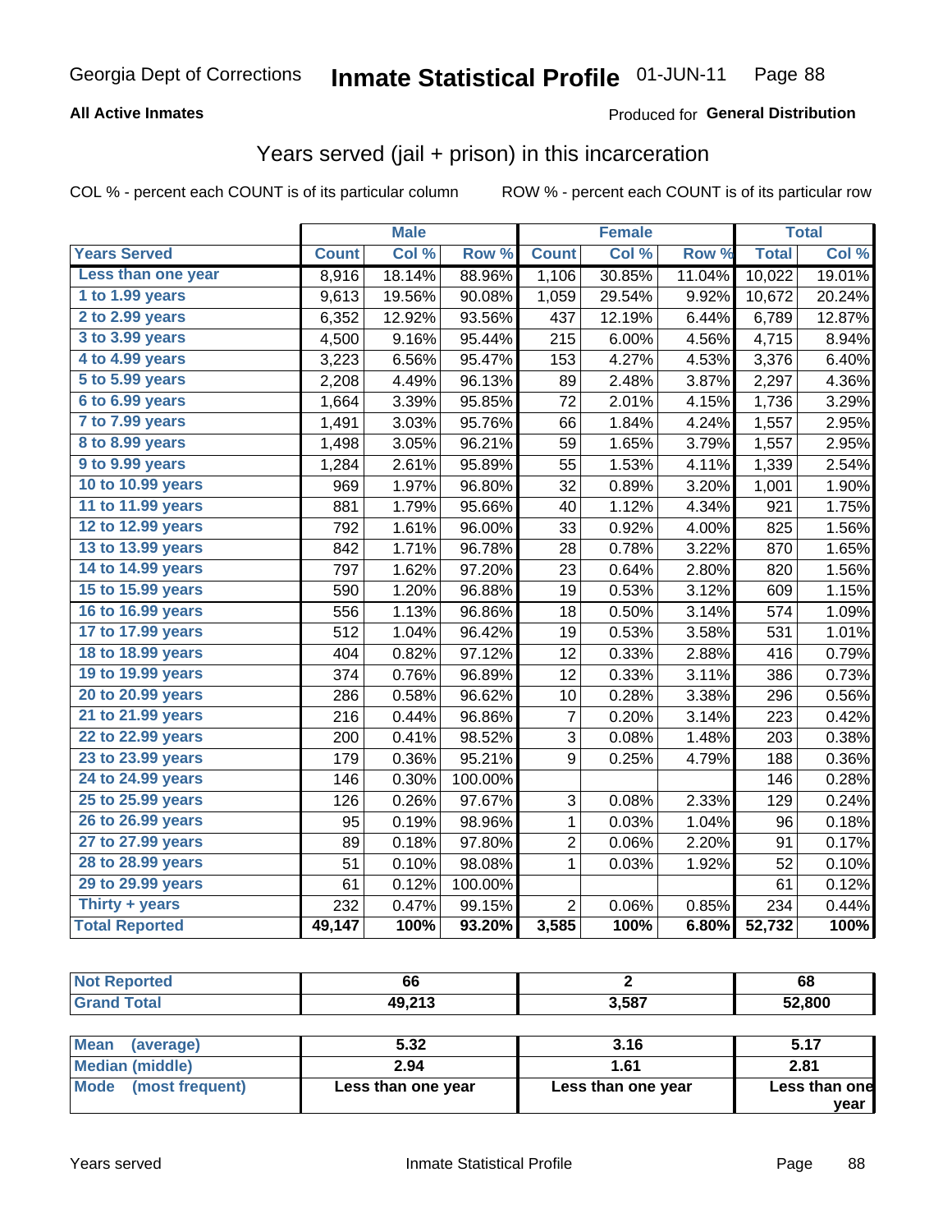Georgia Dept of Corrections **Inmate Statistical Profile** 01-JUN-11

**All Active Inmates**

Produced for **General Distribution**

## Years served (jail + prison) in this incarceration

COL % - percent each COUNT is of its particular column

ROW % - percent each COUNT is of its particular row

| | Male | | | Female | | | Total | |
|---|---|---|---|---|---|---|---|---|
| **Years Served** | **Count** | **Col %** | **Row %** | **Count** | **Col %** | **Row %** | **Total** | **Col %** |
| Less than one year | 8,916 | 18.14% | 88.96% | 1,106 | 30.85% | 11.04% | 10,022 | 19.01% |
| 1 to 1.99 years | 9,613 | 19.56% | 90.08% | 1,059 | 29.54% | 9.92% | 10,672 | 20.24% |
| 2 to 2.99 years | 6,352 | 12.92% | 93.56% | 437 | 12.19% | 6.44% | 6,789 | 12.87% |
| 3 to 3.99 years | 4,500 | 9.16% | 95.44% | 215 | 6.00% | 4.56% | 4,715 | 8.94% |
| 4 to 4.99 years | 3,223 | 6.56% | 95.47% | 153 | 4.27% | 4.53% | 3,376 | 6.40% |
| 5 to 5.99 years | 2,208 | 4.49% | 96.13% | 89 | 2.48% | 3.87% | 2,297 | 4.36% |
| 6 to 6.99 years | 1,664 | 3.39% | 95.85% | 72 | 2.01% | 4.15% | 1,736 | 3.29% |
| 7 to 7.99 years | 1,491 | 3.03% | 95.76% | 66 | 1.84% | 4.24% | 1,557 | 2.95% |
| 8 to 8.99 years | 1,498 | 3.05% | 96.21% | 59 | 1.65% | 3.79% | 1,557 | 2.95% |
| 9 to 9.99 years | 1,284 | 2.61% | 95.89% | 55 | 1.53% | 4.11% | 1,339 | 2.54% |
| 10 to 10.99 years | 969 | 1.97% | 96.80% | 32 | 0.89% | 3.20% | 1,001 | 1.90% |
| 11 to 11.99 years | 881 | 1.79% | 95.66% | 40 | 1.12% | 4.34% | 921 | 1.75% |
| 12 to 12.99 years | 792 | 1.61% | 96.00% | 33 | 0.92% | 4.00% | 825 | 1.56% |
| 13 to 13.99 years | 842 | 1.71% | 96.78% | 28 | 0.78% | 3.22% | 870 | 1.65% |
| 14 to 14.99 years | 797 | 1.62% | 97.20% | 23 | 0.64% | 2.80% | 820 | 1.56% |
| 15 to 15.99 years | 590 | 1.20% | 96.88% | 19 | 0.53% | 3.12% | 609 | 1.15% |
| 16 to 16.99 years | 556 | 1.13% | 96.86% | 18 | 0.50% | 3.14% | 574 | 1.09% |
| 17 to 17.99 years | 512 | 1.04% | 96.42% | 19 | 0.53% | 3.58% | 531 | 1.01% |
| 18 to 18.99 years | 404 | 0.82% | 97.12% | 12 | 0.33% | 2.88% | 416 | 0.79% |
| 19 to 19.99 years | 374 | 0.76% | 96.89% | 12 | 0.33% | 3.11% | 386 | 0.73% |
| 20 to 20.99 years | 286 | 0.58% | 96.62% | 10 | 0.28% | 3.38% | 296 | 0.56% |
| 21 to 21.99 years | 216 | 0.44% | 96.86% | 7 | 0.20% | 3.14% | 223 | 0.42% |
| 22 to 22.99 years | 200 | 0.41% | 98.52% | 3 | 0.08% | 1.48% | 203 | 0.38% |
| 23 to 23.99 years | 179 | 0.36% | 95.21% | 9 | 0.25% | 4.79% | 188 | 0.36% |
| 24 to 24.99 years | 146 | 0.30% | 100.00% | | | | 146 | 0.28% |
| 25 to 25.99 years | 126 | 0.26% | 97.67% | 3 | 0.08% | 2.33% | 129 | 0.24% |
| 26 to 26.99 years | 95 | 0.19% | 98.96% | 1 | 0.03% | 1.04% | 96 | 0.18% |
| 27 to 27.99 years | 89 | 0.18% | 97.80% | 2 | 0.06% | 2.20% | 91 | 0.17% |
| 28 to 28.99 years | 51 | 0.10% | 98.08% | 1 | 0.03% | 1.92% | 52 | 0.10% |
| 29 to 29.99 years | 61 | 0.12% | 100.00% | | | | 61 | 0.12% |
| Thirty + years | 232 | 0.47% | 99.15% | 2 | 0.06% | 0.85% | 234 | 0.44% |
| **Total Reported** | **49,147** | **100%** | **93.20%** | **3,585** | **100%** | **6.80%** | **52,732** | **100%** |

| | Male | Female | Total |
|---|---|---|---|
| Not Reported | 66 | 2 | 68 |
| Grand Total | 49,213 | 3,587 | 52,800 |

| | Male | Female | Total |
|---|---|---|---|
| Mean (average) | 5.32 | 3.16 | 5.17 |
| Median (middle) | 2.94 | 1.61 | 2.81 |
| Mode (most frequent) | Less than one year | Less than one year | Less than one year |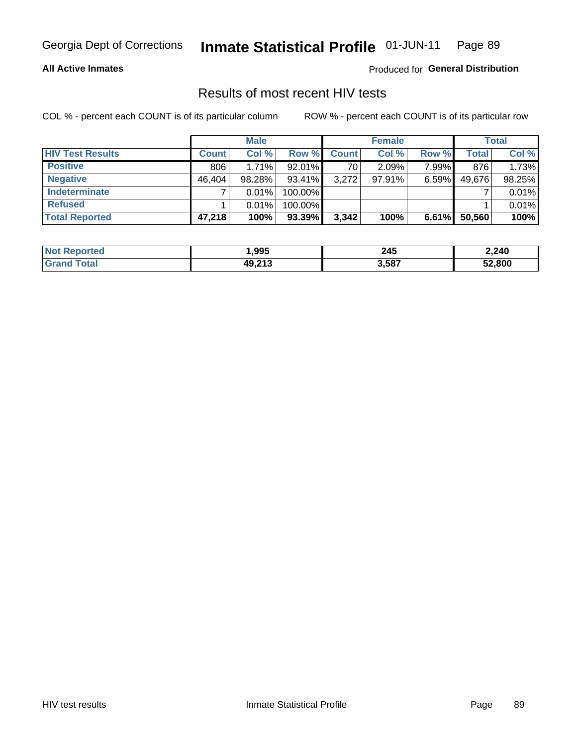Georgia Dept of Corrections **Inmate Statistical Profile** 01-JUN-11

**All Active Inmates**

Produced for **General Distribution**

## Results of most recent HIV tests

COL % - percent each COUNT is of its particular column

ROW % - percent each COUNT is of its particular row

| | Male | | | Female | | | Total | |
|---|---|---|---|---|---|---|---|---|
| **HIV Test Results** | **Count** | **Col %** | **Row %** | **Count** | **Col %** | **Row %** | **Total** | **Col %** |
| **Positive** | 806 | 1.71% | 92.01% | 70 | 2.09% | 7.99% | 876 | 1.73% |
| **Negative** | 46,404 | 98.28% | 93.41% | 3,272 | 97.91% | 6.59% | 49,676 | 98.25% |
| **Indeterminate** | 7 | 0.01% | 100.00% | | | | 7 | 0.01% |
| **Refused** | 1 | 0.01% | 100.00% | | | | 1 | 0.01% |
| **Total Reported** | **47,218** | **100%** | **93.39%** | **3,342** | **100%** | **6.61%** | **50,560** | **100%** |

| | Male | Female | Total |
|---|---|---|---|
| **Not Reported** | **1,995** | **245** | **2,240** |
| **Grand Total** | **49,213** | **3,587** | **52,800** |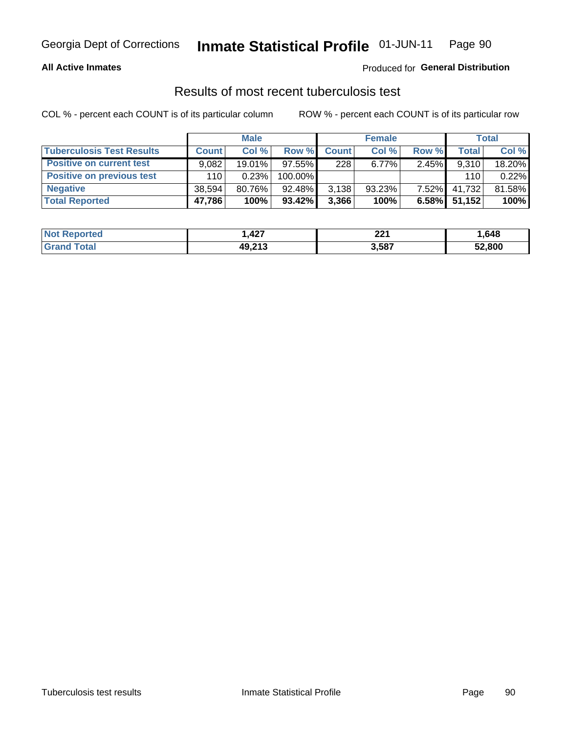Georgia Dept of Corrections **Inmate Statistical Profile** 01-JUN-11

**All Active Inmates**

Produced for **General Distribution**

## Results of most recent tuberculosis test

COL % - percent each COUNT is of its particular column

ROW % - percent each COUNT is of its particular row

| | Male | | | Female | | | Total | |
|---|---|---|---|---|---|---|---|---|
| **Tuberculosis Test Results** | **Count** | **Col %** | **Row %** | **Count** | **Col %** | **Row %** | **Total** | **Col %** |
| **Positive on current test** | 9,082 | 19.01% | 97.55% | 228 | 6.77% | 2.45% | 9,310 | 18.20% |
| **Positive on previous test** | 110 | 0.23% | 100.00% | | | | 110 | 0.22% |
| **Negative** | 38,594 | 80.76% | 92.48% | 3,138 | 93.23% | 7.52% | 41,732 | 81.58% |
| **Total Reported** | **47,786** | **100%** | **93.42%** | **3,366** | **100%** | **6.58%** | **51,152** | **100%** |

| | Male | Female | Total |
|---|---|---|---|
| **Not Reported** | **1,427** | **221** | **1,648** |
| **Grand Total** | **49,213** | **3,587** | **52,800** |

Tuberculosis test results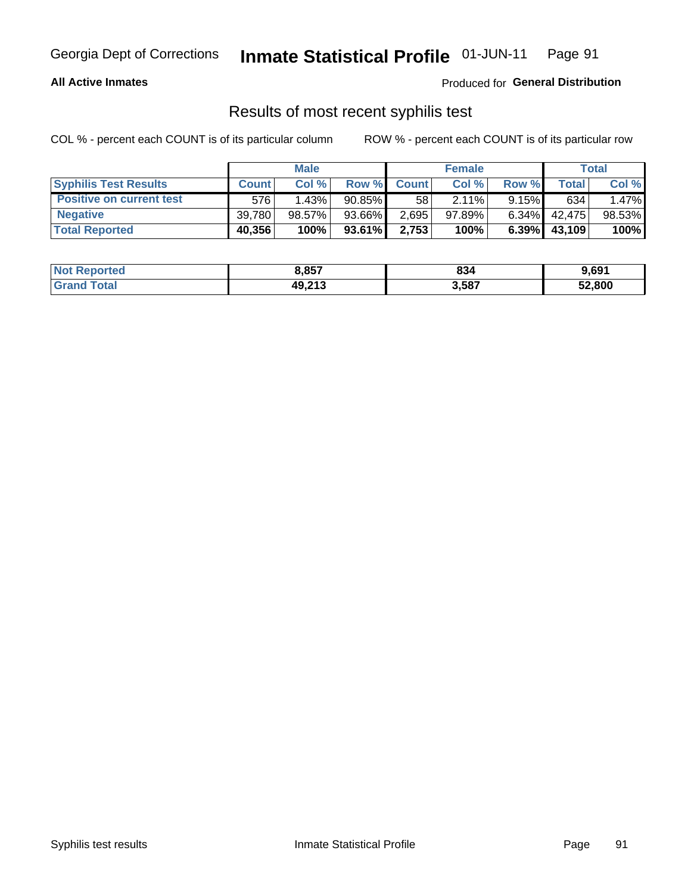**All Active Inmates**

Produced for **General Distribution**

## Results of most recent syphilis test

COL % - percent each COUNT is of its particular column

ROW % - percent each COUNT is of its particular row

| | Male | | | Female | | | Total | |
|---|---|---|---|---|---|---|---|---|
| **Syphilis Test Results** | **Count** | **Col %** | **Row %** | **Count** | **Col %** | **Row %** | **Total** | **Col %** |
| **Positive on current test** | 576 | 1.43% | 90.85% | 58 | 2.11% | 9.15% | 634 | 1.47% |
| **Negative** | 39,780 | 98.57% | 93.66% | 2,695 | 97.89% | 6.34% | 42,475 | 98.53% |
| **Total Reported** | **40,356** | **100%** | **93.61%** | **2,753** | **100%** | **6.39%** | **43,109** | **100%** |

| | Male | Female | Total |
|---|---|---|---|
| **Not Reported** | **8,857** | **834** | **9,691** |
| **Grand Total** | **49,213** | **3,587** | **52,800** |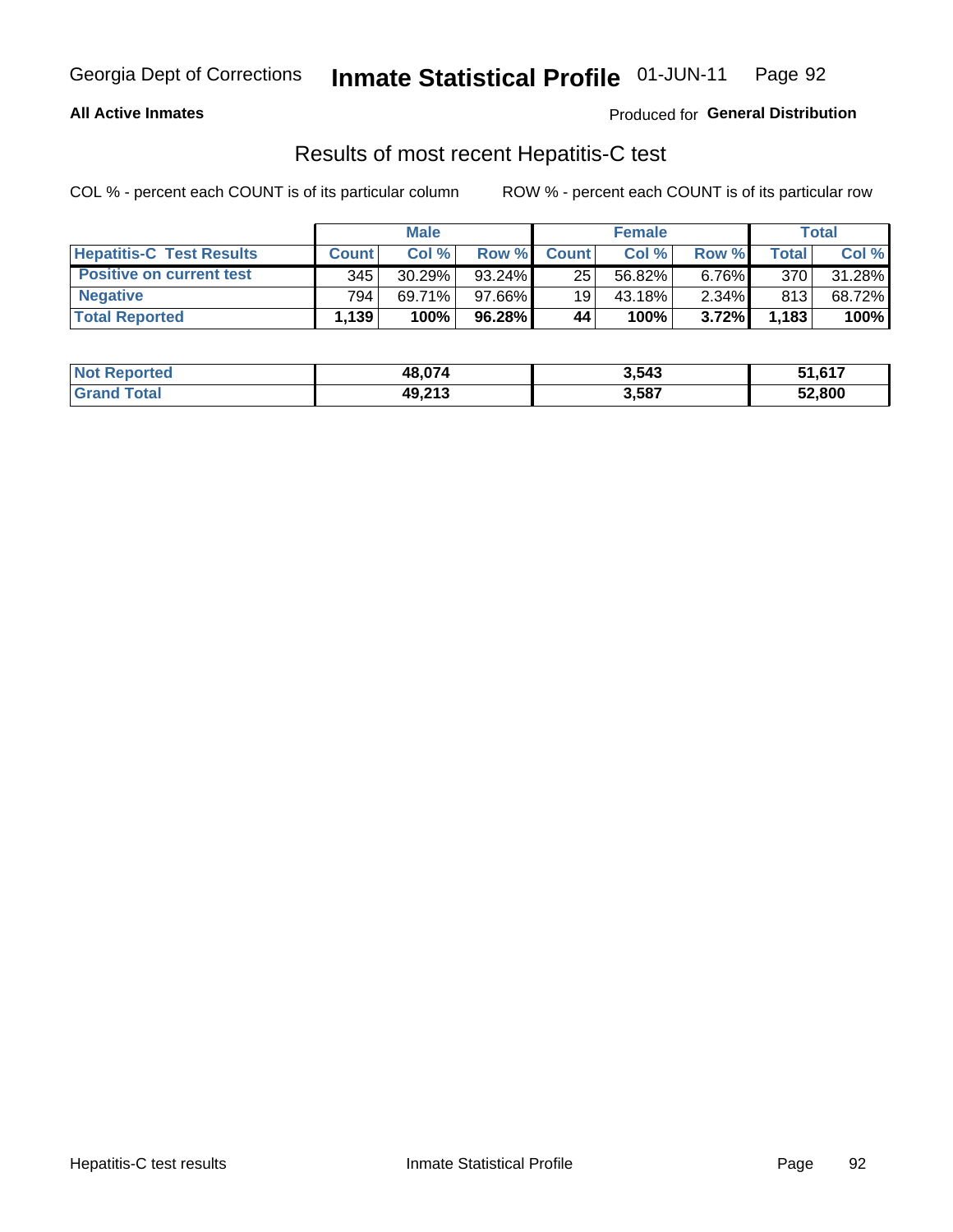Georgia Dept of Corrections **Inmate Statistical Profile** 01-JUN-11

**All Active Inmates**

Produced for **General Distribution**

## Results of most recent Hepatitis-C test

COL % - percent each COUNT is of its particular column ROW % - percent each COUNT is of its particular row

| | Male | | | Female | | | Total | |
|---|---|---|---|---|---|---|---|---|
| **Hepatitis-C Test Results** | **Count** | **Col %** | **Row %** | **Count** | **Col %** | **Row %** | **Total** | **Col %** |
| **Positive on current test** | 345 | 30.29% | 93.24% | 25 | 56.82% | 6.76% | 370 | 31.28% |
| **Negative** | 794 | 69.71% | 97.66% | 19 | 43.18% | 2.34% | 813 | 68.72% |
| **Total Reported** | **1,139** | **100%** | **96.28%** | **44** | **100%** | **3.72%** | **1,183** | **100%** |

| | Male | Female | Total |
|---|---|---|---|
| **Not Reported** | **48,074** | **3,543** | **51,617** |
| **Grand Total** | **49,213** | **3,587** | **52,800** |

Hepatitis-C test results